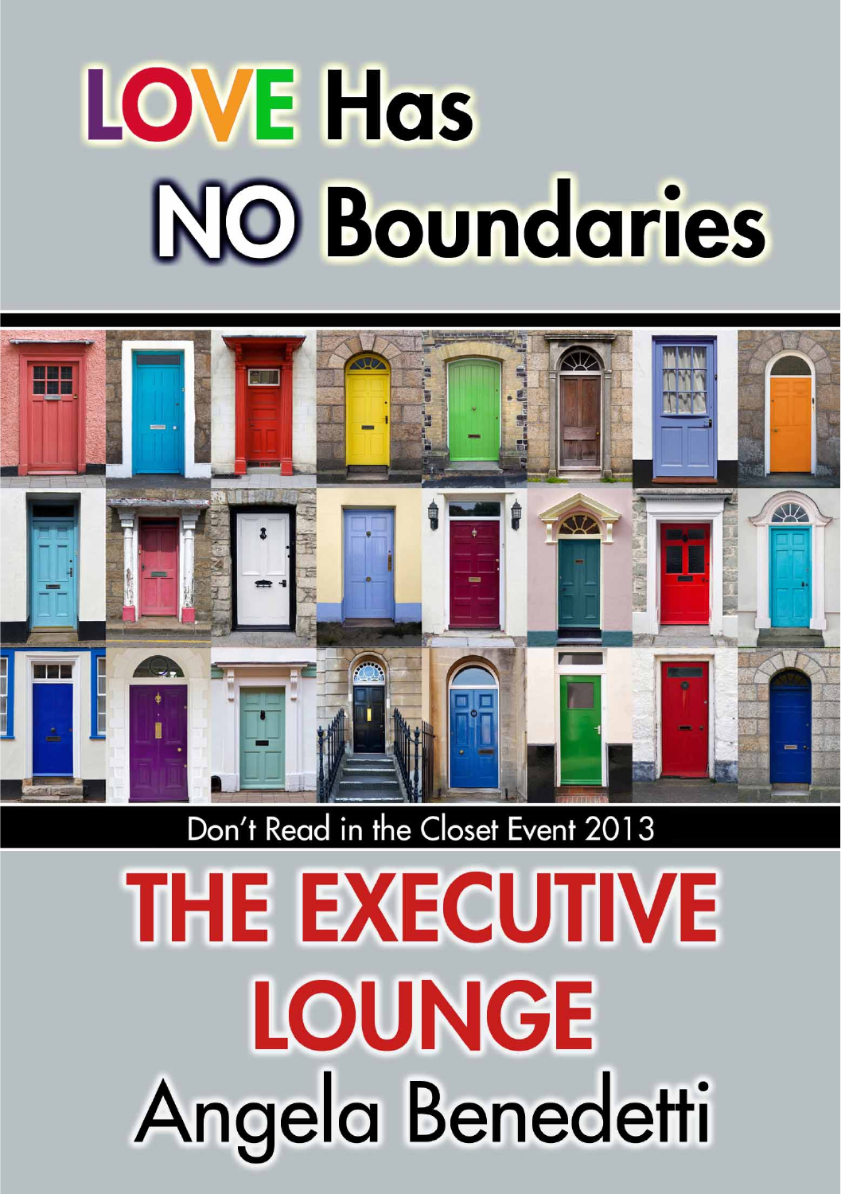# LOVE Has NO Boundaries

Don't Read in the Closet Event 2013

# THE EXECUTIVE LOUNGE

Angela Benedetti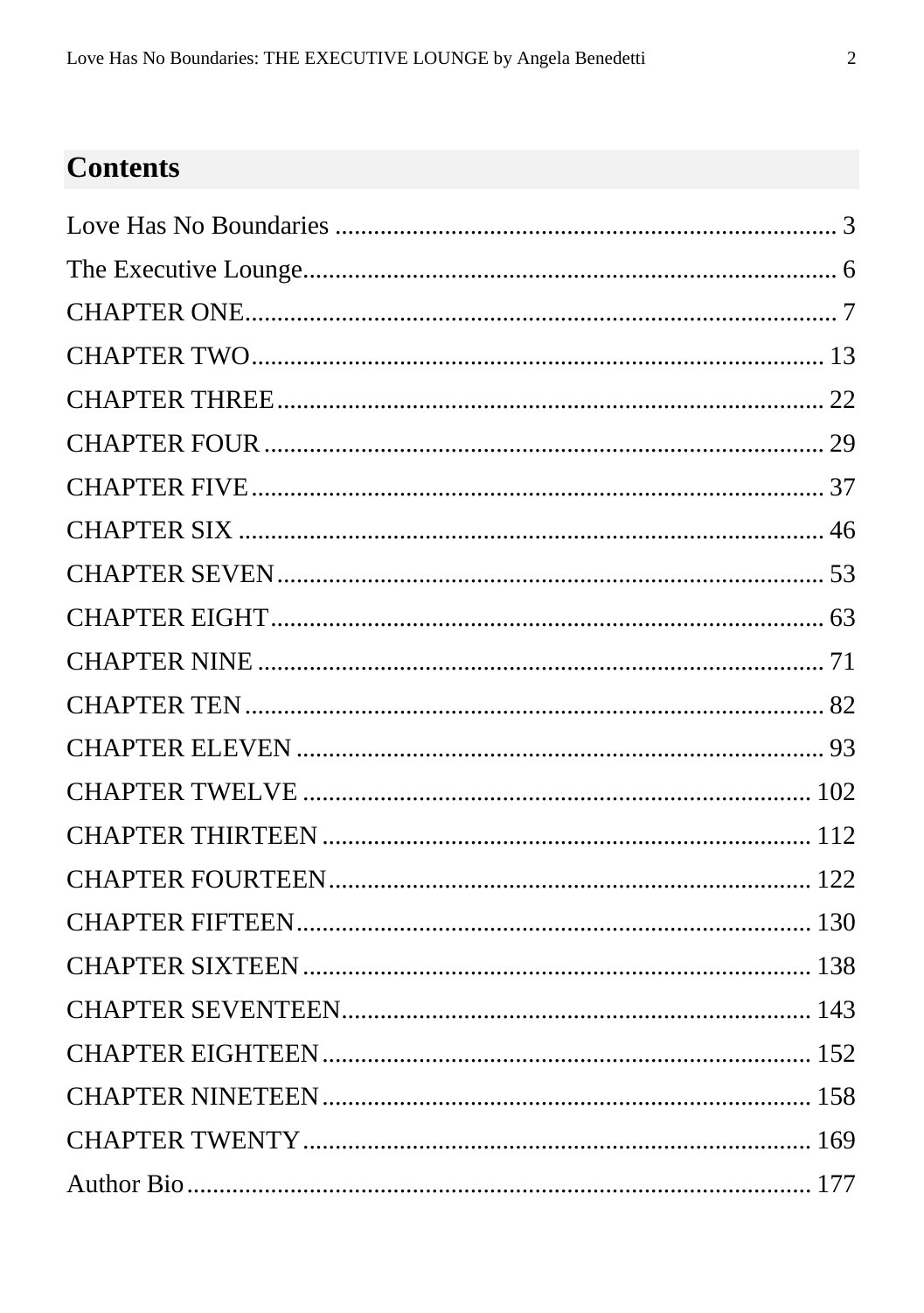## Contents

Love Has No Boundaries ........................................................................... 3
The Executive Lounge.................................................................................. 6
CHAPTER ONE........................................................................................... 7
CHAPTER TWO........................................................................................ 13
CHAPTER THREE.................................................................................... 22
CHAPTER FOUR ...................................................................................... 29
CHAPTER FIVE........................................................................................ 37
CHAPTER SIX .......................................................................................... 46
CHAPTER SEVEN.................................................................................... 53
CHAPTER EIGHT..................................................................................... 63
CHAPTER NINE ....................................................................................... 71
CHAPTER TEN.......................................................................................... 82
CHAPTER ELEVEN ................................................................................. 93
CHAPTER TWELVE ............................................................................... 102
CHAPTER THIRTEEN ............................................................................ 112
CHAPTER FOURTEEN............................................................................ 122
CHAPTER FIFTEEN................................................................................ 130
CHAPTER SIXTEEN ............................................................................... 138
CHAPTER SEVENTEEN......................................................................... 143
CHAPTER EIGHTEEN............................................................................ 152
CHAPTER NINETEEN............................................................................ 158
CHAPTER TWENTY............................................................................... 169
Author Bio.................................................................................................. 177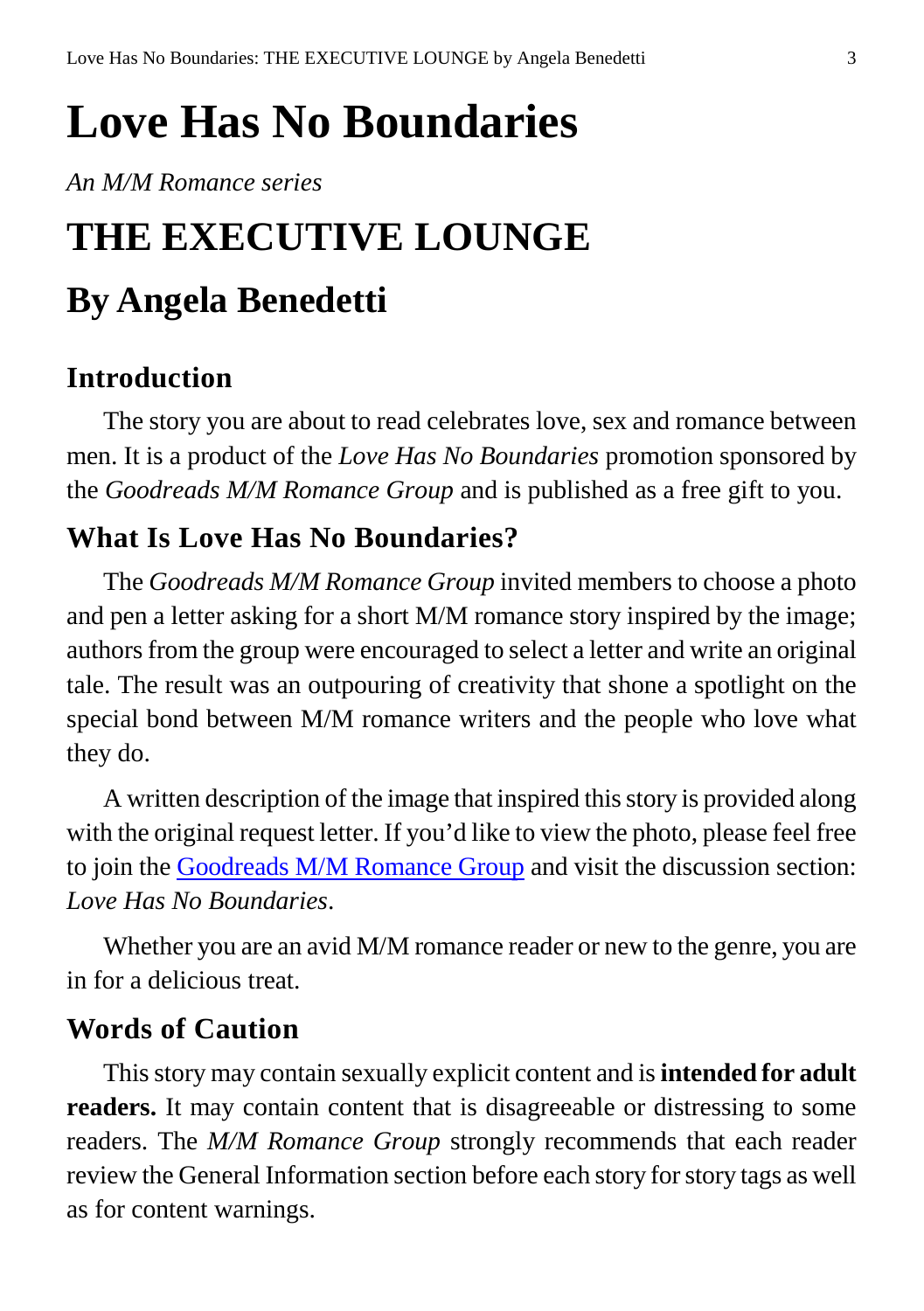# Love Has No Boundaries

*An M/M Romance series*

# THE EXECUTIVE LOUNGE

## By Angela Benedetti

### Introduction

The story you are about to read celebrates love, sex and romance between men. It is a product of the *Love Has No Boundaries* promotion sponsored by the *Goodreads M/M Romance Group* and is published as a free gift to you.

### What Is Love Has No Boundaries?

The *Goodreads M/M Romance Group* invited members to choose a photo and pen a letter asking for a short M/M romance story inspired by the image; authors from the group were encouraged to select a letter and write an original tale. The result was an outpouring of creativity that shone a spotlight on the special bond between M/M romance writers and the people who love what they do.

A written description of the image that inspired this story is provided along with the original request letter. If you'd like to view the photo, please feel free to join the Goodreads M/M Romance Group and visit the discussion section: *Love Has No Boundaries*.

Whether you are an avid M/M romance reader or new to the genre, you are in for a delicious treat.

### Words of Caution

This story may contain sexually explicit content and is **intended for adult readers.** It may contain content that is disagreeable or distressing to some readers. The *M/M Romance Group* strongly recommends that each reader review the General Information section before each story for story tags as well as for content warnings.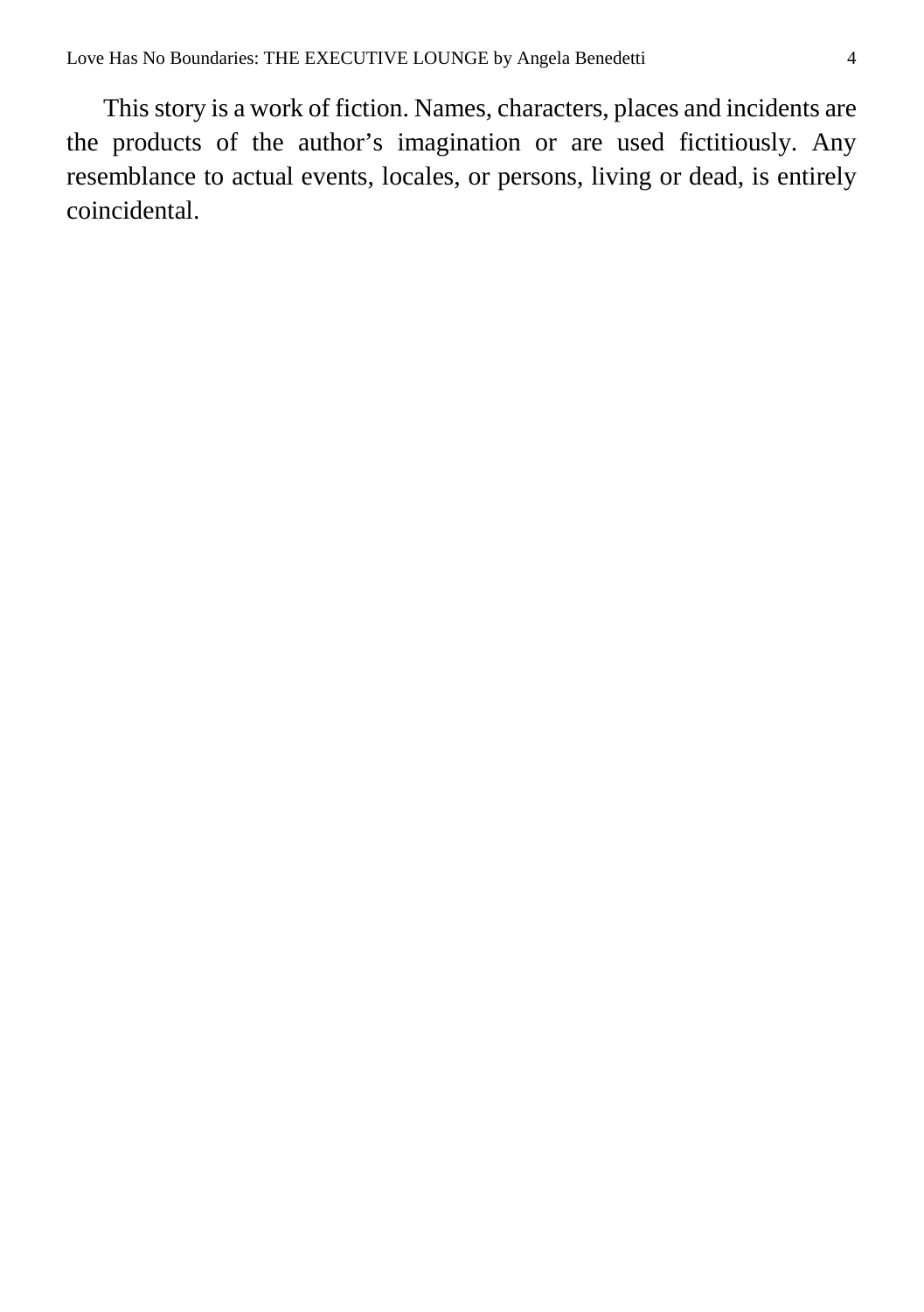This story is a work of fiction. Names, characters, places and incidents are the products of the author's imagination or are used fictitiously. Any resemblance to actual events, locales, or persons, living or dead, is entirely coincidental.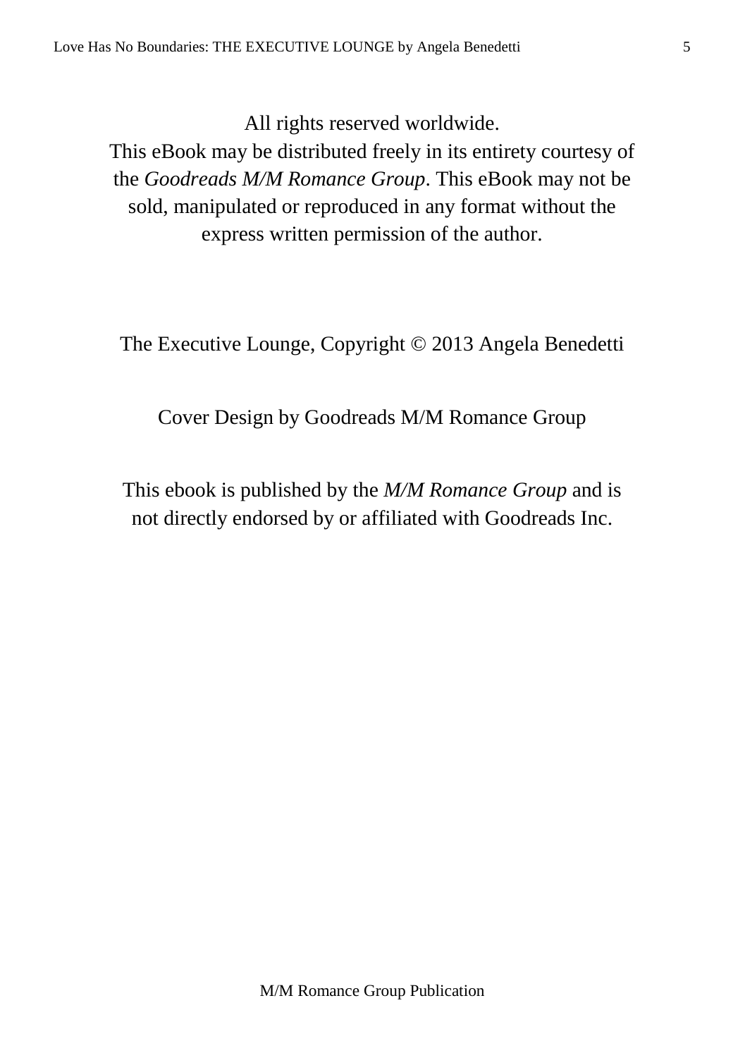All rights reserved worldwide.
This eBook may be distributed freely in its entirety courtesy of the *Goodreads M/M Romance Group*. This eBook may not be sold, manipulated or reproduced in any format without the express written permission of the author.

The Executive Lounge, Copyright © 2013 Angela Benedetti

Cover Design by Goodreads M/M Romance Group

This ebook is published by the *M/M Romance Group* and is not directly endorsed by or affiliated with Goodreads Inc.

M/M Romance Group Publication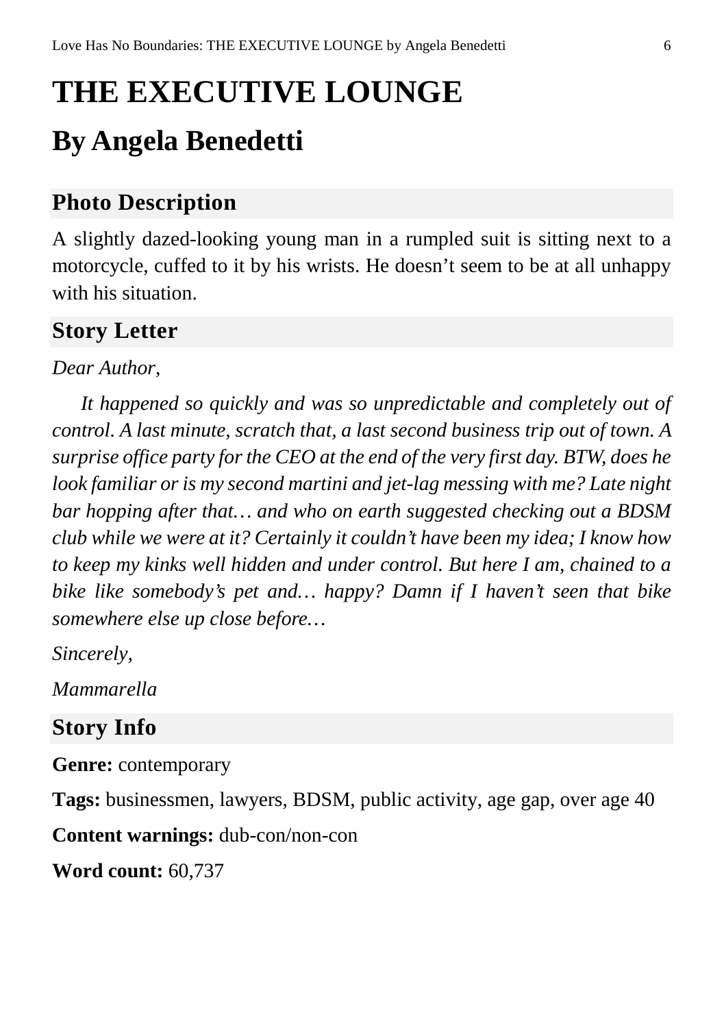# THE EXECUTIVE LOUNGE

## By Angela Benedetti

### Photo Description

A slightly dazed-looking young man in a rumpled suit is sitting next to a motorcycle, cuffed to it by his wrists. He doesn't seem to be at all unhappy with his situation.

### Story Letter

*Dear Author,*

*It happened so quickly and was so unpredictable and completely out of control. A last minute, scratch that, a last second business trip out of town. A surprise office party for the CEO at the end of the very first day. BTW, does he look familiar or is my second martini and jet-lag messing with me? Late night bar hopping after that… and who on earth suggested checking out a BDSM club while we were at it? Certainly it couldn't have been my idea; I know how to keep my kinks well hidden and under control. But here I am, chained to a bike like somebody's pet and… happy? Damn if I haven't seen that bike somewhere else up close before…*

*Sincerely,*

*Mammarella*

### Story Info

**Genre:** contemporary

**Tags:** businessmen, lawyers, BDSM, public activity, age gap, over age 40

**Content warnings:** dub-con/non-con

**Word count:** 60,737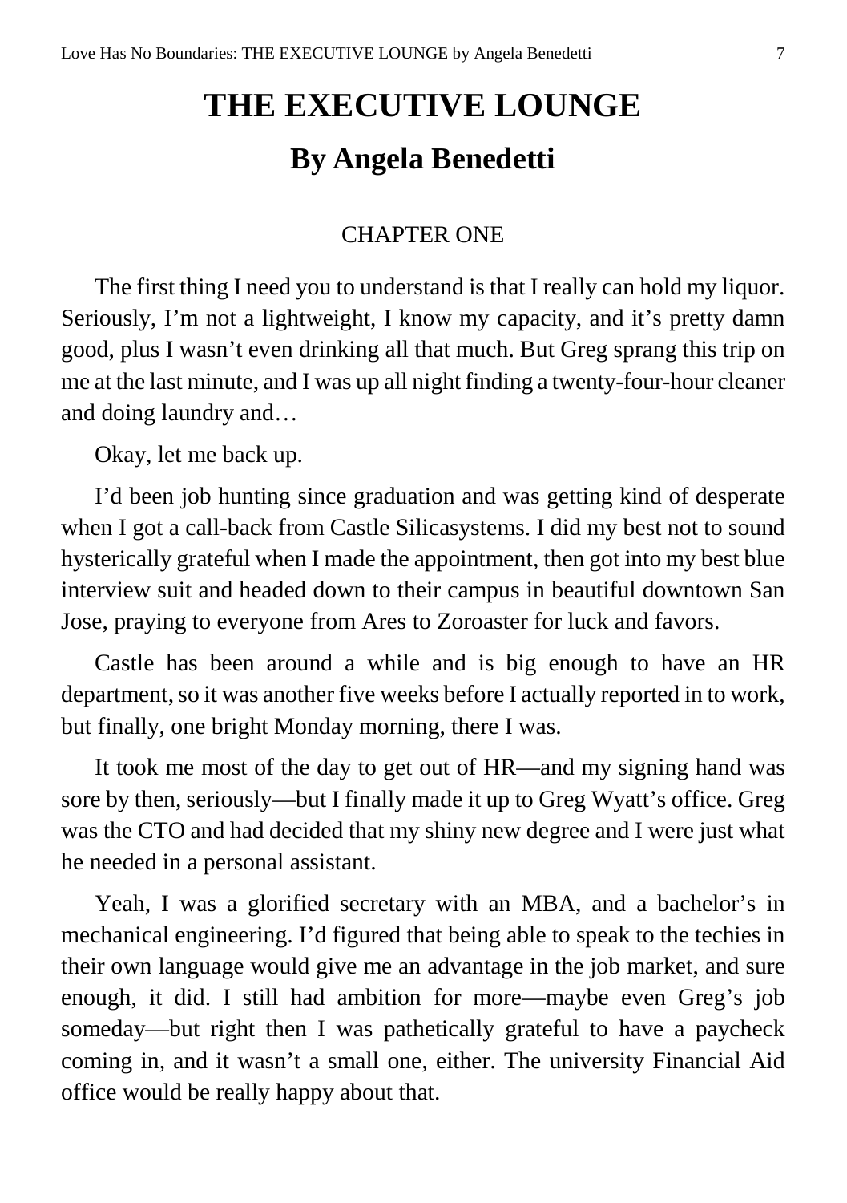# THE EXECUTIVE LOUNGE

## By Angela Benedetti

CHAPTER ONE

The first thing I need you to understand is that I really can hold my liquor. Seriously, I'm not a lightweight, I know my capacity, and it's pretty damn good, plus I wasn't even drinking all that much. But Greg sprang this trip on me at the last minute, and I was up all night finding a twenty-four-hour cleaner and doing laundry and…

Okay, let me back up.

I'd been job hunting since graduation and was getting kind of desperate when I got a call-back from Castle Silicasystems. I did my best not to sound hysterically grateful when I made the appointment, then got into my best blue interview suit and headed down to their campus in beautiful downtown San Jose, praying to everyone from Ares to Zoroaster for luck and favors.

Castle has been around a while and is big enough to have an HR department, so it was another five weeks before I actually reported in to work, but finally, one bright Monday morning, there I was.

It took me most of the day to get out of HR—and my signing hand was sore by then, seriously—but I finally made it up to Greg Wyatt's office. Greg was the CTO and had decided that my shiny new degree and I were just what he needed in a personal assistant.

Yeah, I was a glorified secretary with an MBA, and a bachelor's in mechanical engineering. I'd figured that being able to speak to the techies in their own language would give me an advantage in the job market, and sure enough, it did. I still had ambition for more—maybe even Greg's job someday—but right then I was pathetically grateful to have a paycheck coming in, and it wasn't a small one, either. The university Financial Aid office would be really happy about that.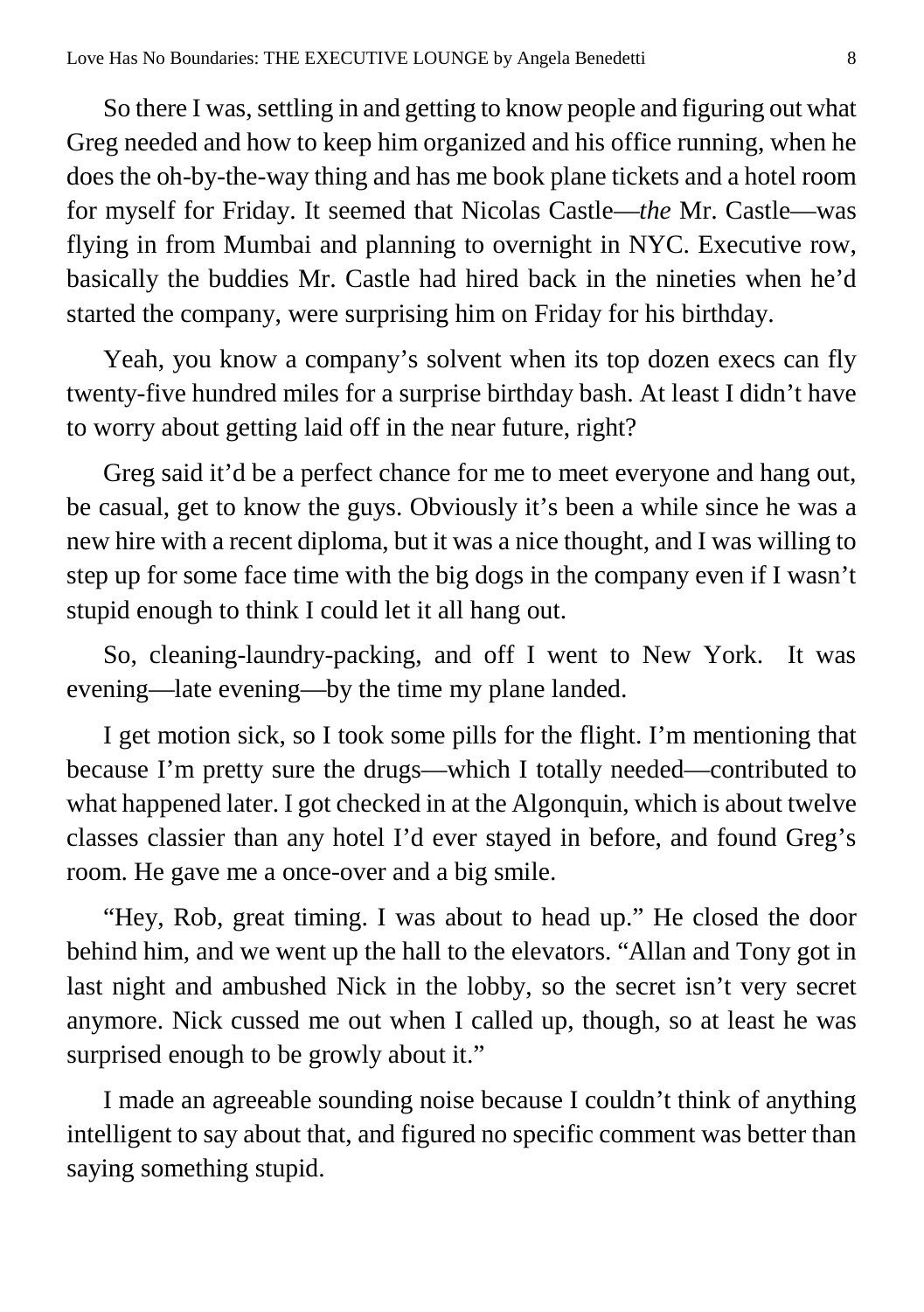So there I was, settling in and getting to know people and figuring out what Greg needed and how to keep him organized and his office running, when he does the oh-by-the-way thing and has me book plane tickets and a hotel room for myself for Friday. It seemed that Nicolas Castle—*the* Mr. Castle—was flying in from Mumbai and planning to overnight in NYC. Executive row, basically the buddies Mr. Castle had hired back in the nineties when he'd started the company, were surprising him on Friday for his birthday.

Yeah, you know a company's solvent when its top dozen execs can fly twenty-five hundred miles for a surprise birthday bash. At least I didn't have to worry about getting laid off in the near future, right?

Greg said it'd be a perfect chance for me to meet everyone and hang out, be casual, get to know the guys. Obviously it's been a while since he was a new hire with a recent diploma, but it was a nice thought, and I was willing to step up for some face time with the big dogs in the company even if I wasn't stupid enough to think I could let it all hang out.

So, cleaning-laundry-packing, and off I went to New York. It was evening—late evening—by the time my plane landed.

I get motion sick, so I took some pills for the flight. I'm mentioning that because I'm pretty sure the drugs—which I totally needed—contributed to what happened later. I got checked in at the Algonquin, which is about twelve classes classier than any hotel I'd ever stayed in before, and found Greg's room. He gave me a once-over and a big smile.

"Hey, Rob, great timing. I was about to head up." He closed the door behind him, and we went up the hall to the elevators. "Allan and Tony got in last night and ambushed Nick in the lobby, so the secret isn't very secret anymore. Nick cussed me out when I called up, though, so at least he was surprised enough to be growly about it."

I made an agreeable sounding noise because I couldn't think of anything intelligent to say about that, and figured no specific comment was better than saying something stupid.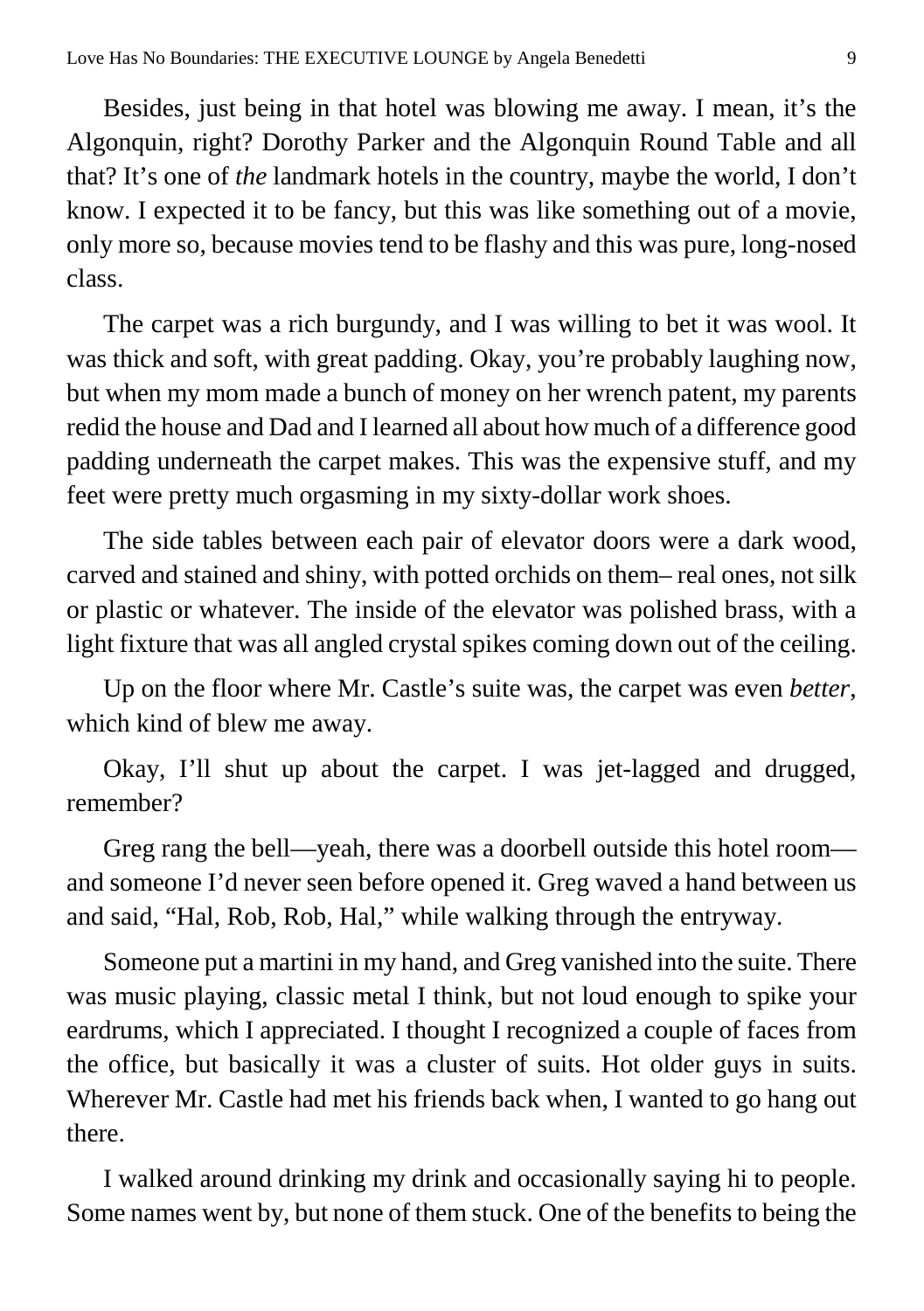Besides, just being in that hotel was blowing me away. I mean, it's the Algonquin, right? Dorothy Parker and the Algonquin Round Table and all that? It's one of *the* landmark hotels in the country, maybe the world, I don't know. I expected it to be fancy, but this was like something out of a movie, only more so, because movies tend to be flashy and this was pure, long-nosed class.

The carpet was a rich burgundy, and I was willing to bet it was wool. It was thick and soft, with great padding. Okay, you're probably laughing now, but when my mom made a bunch of money on her wrench patent, my parents redid the house and Dad and I learned all about how much of a difference good padding underneath the carpet makes. This was the expensive stuff, and my feet were pretty much orgasming in my sixty-dollar work shoes.

The side tables between each pair of elevator doors were a dark wood, carved and stained and shiny, with potted orchids on them– real ones, not silk or plastic or whatever. The inside of the elevator was polished brass, with a light fixture that was all angled crystal spikes coming down out of the ceiling.

Up on the floor where Mr. Castle's suite was, the carpet was even *better*, which kind of blew me away.

Okay, I'll shut up about the carpet. I was jet-lagged and drugged, remember?

Greg rang the bell—yeah, there was a doorbell outside this hotel room—and someone I'd never seen before opened it. Greg waved a hand between us and said, "Hal, Rob, Rob, Hal," while walking through the entryway.

Someone put a martini in my hand, and Greg vanished into the suite. There was music playing, classic metal I think, but not loud enough to spike your eardrums, which I appreciated. I thought I recognized a couple of faces from the office, but basically it was a cluster of suits. Hot older guys in suits. Wherever Mr. Castle had met his friends back when, I wanted to go hang out there.

I walked around drinking my drink and occasionally saying hi to people. Some names went by, but none of them stuck. One of the benefits to being the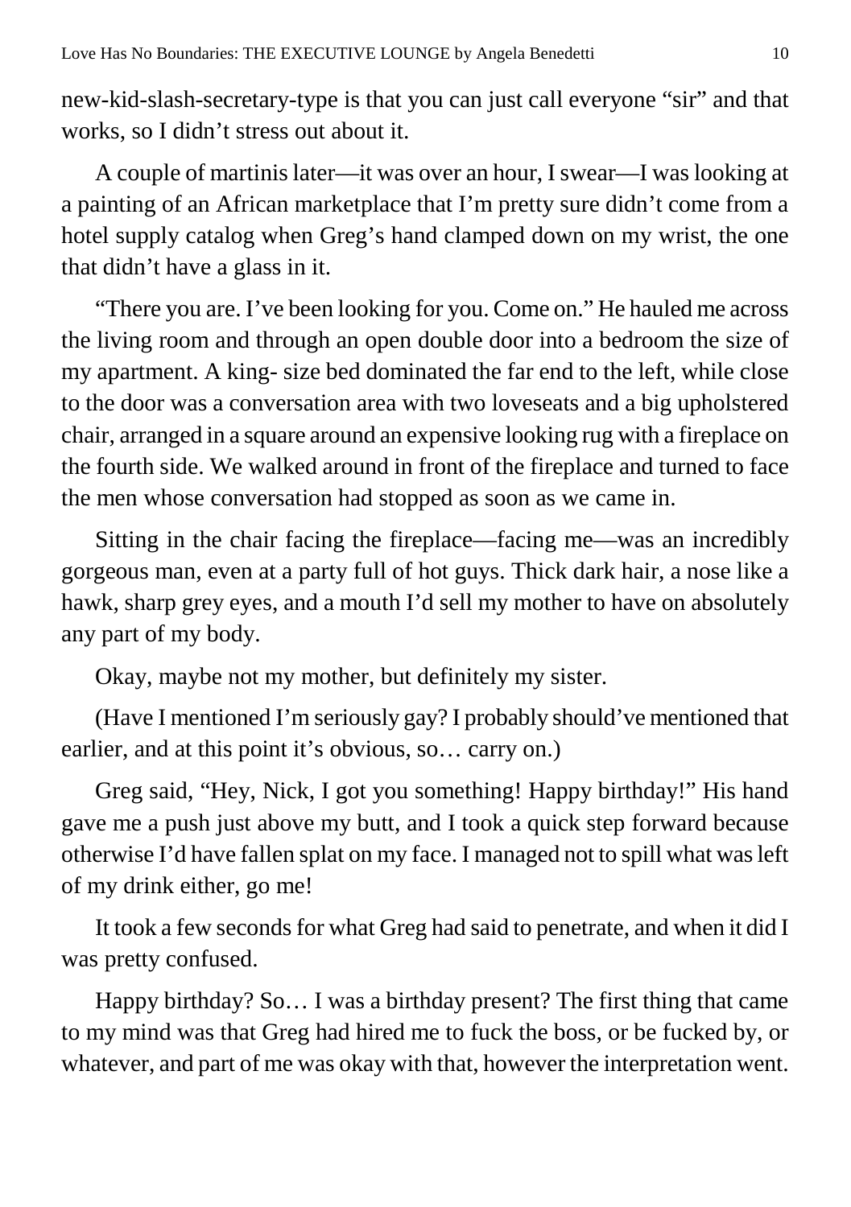new-kid-slash-secretary-type is that you can just call everyone "sir" and that works, so I didn't stress out about it.

A couple of martinis later—it was over an hour, I swear—I was looking at a painting of an African marketplace that I'm pretty sure didn't come from a hotel supply catalog when Greg's hand clamped down on my wrist, the one that didn't have a glass in it.

"There you are. I've been looking for you. Come on." He hauled me across the living room and through an open double door into a bedroom the size of my apartment. A king- size bed dominated the far end to the left, while close to the door was a conversation area with two loveseats and a big upholstered chair, arranged in a square around an expensive looking rug with a fireplace on the fourth side. We walked around in front of the fireplace and turned to face the men whose conversation had stopped as soon as we came in.

Sitting in the chair facing the fireplace—facing me—was an incredibly gorgeous man, even at a party full of hot guys. Thick dark hair, a nose like a hawk, sharp grey eyes, and a mouth I'd sell my mother to have on absolutely any part of my body.

Okay, maybe not my mother, but definitely my sister.

(Have I mentioned I'm seriously gay? I probably should've mentioned that earlier, and at this point it's obvious, so… carry on.)

Greg said, "Hey, Nick, I got you something! Happy birthday!" His hand gave me a push just above my butt, and I took a quick step forward because otherwise I'd have fallen splat on my face. I managed not to spill what was left of my drink either, go me!

It took a few seconds for what Greg had said to penetrate, and when it did I was pretty confused.

Happy birthday? So… I was a birthday present? The first thing that came to my mind was that Greg had hired me to fuck the boss, or be fucked by, or whatever, and part of me was okay with that, however the interpretation went.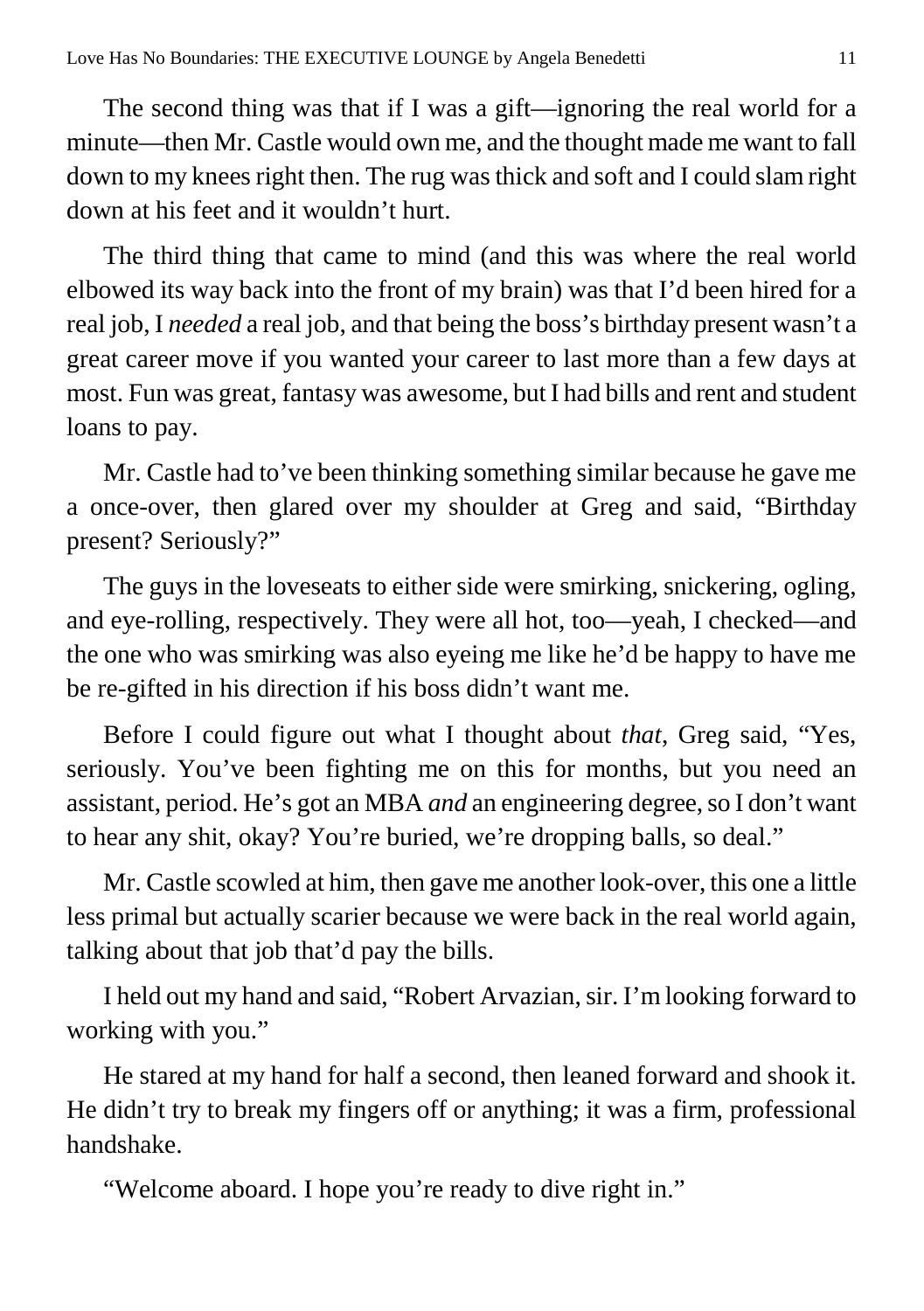The second thing was that if I was a gift—ignoring the real world for a minute—then Mr. Castle would own me, and the thought made me want to fall down to my knees right then. The rug was thick and soft and I could slam right down at his feet and it wouldn't hurt.

The third thing that came to mind (and this was where the real world elbowed its way back into the front of my brain) was that I'd been hired for a real job, I *needed* a real job, and that being the boss's birthday present wasn't a great career move if you wanted your career to last more than a few days at most. Fun was great, fantasy was awesome, but I had bills and rent and student loans to pay.

Mr. Castle had to've been thinking something similar because he gave me a once-over, then glared over my shoulder at Greg and said, "Birthday present? Seriously?"

The guys in the loveseats to either side were smirking, snickering, ogling, and eye-rolling, respectively. They were all hot, too—yeah, I checked—and the one who was smirking was also eyeing me like he'd be happy to have me be re-gifted in his direction if his boss didn't want me.

Before I could figure out what I thought about *that*, Greg said, "Yes, seriously. You've been fighting me on this for months, but you need an assistant, period. He's got an MBA *and* an engineering degree, so I don't want to hear any shit, okay? You're buried, we're dropping balls, so deal."

Mr. Castle scowled at him, then gave me another look-over, this one a little less primal but actually scarier because we were back in the real world again, talking about that job that'd pay the bills.

I held out my hand and said, "Robert Arvazian, sir. I'm looking forward to working with you."

He stared at my hand for half a second, then leaned forward and shook it. He didn't try to break my fingers off or anything; it was a firm, professional handshake.

"Welcome aboard. I hope you're ready to dive right in."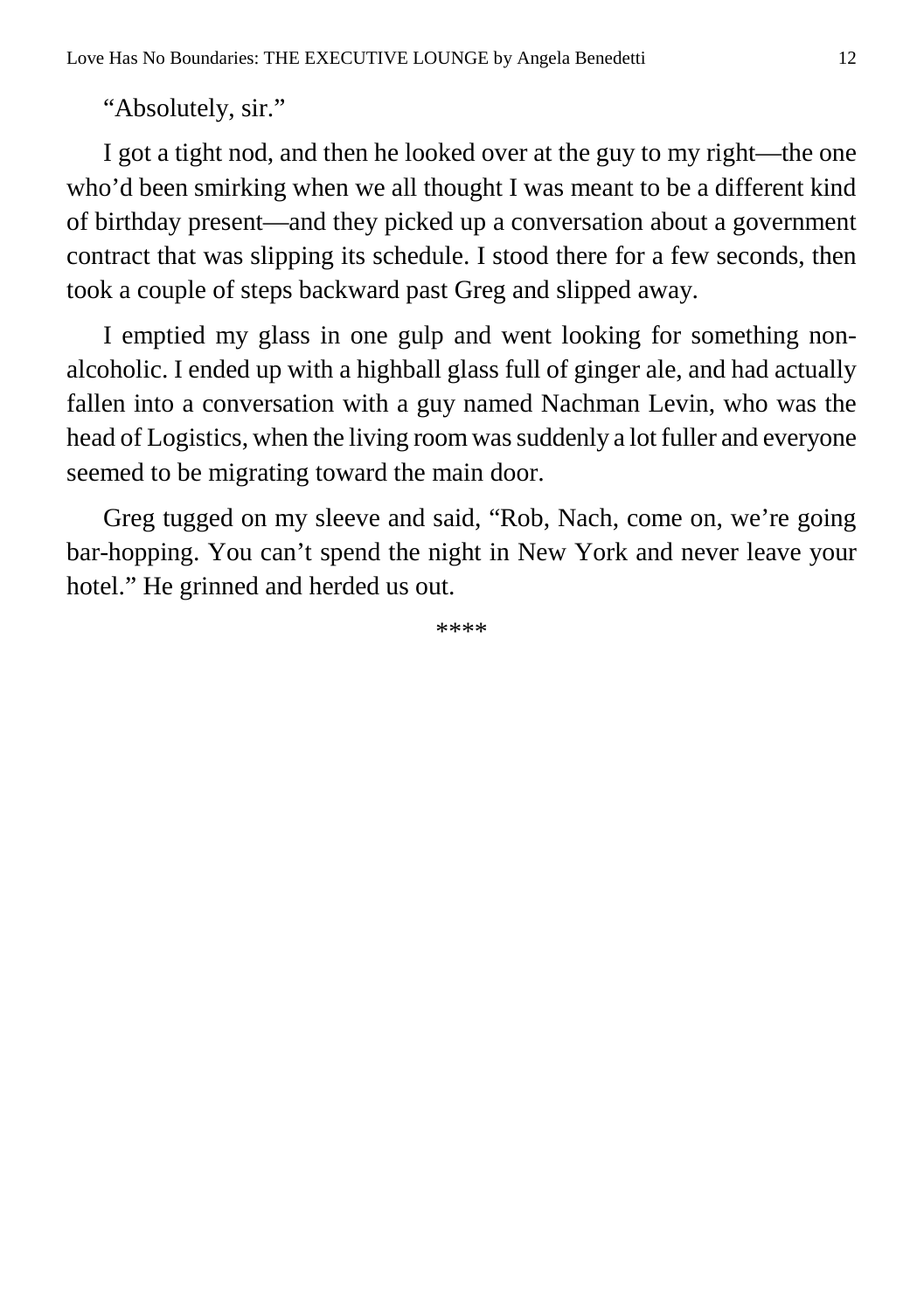“Absolutely, sir.”

I got a tight nod, and then he looked over at the guy to my right—the one who’d been smirking when we all thought I was meant to be a different kind of birthday present—and they picked up a conversation about a government contract that was slipping its schedule. I stood there for a few seconds, then took a couple of steps backward past Greg and slipped away.

I emptied my glass in one gulp and went looking for something non-alcoholic. I ended up with a highball glass full of ginger ale, and had actually fallen into a conversation with a guy named Nachman Levin, who was the head of Logistics, when the living room was suddenly a lot fuller and everyone seemed to be migrating toward the main door.

Greg tugged on my sleeve and said, “Rob, Nach, come on, we’re going bar-hopping. You can’t spend the night in New York and never leave your hotel.” He grinned and herded us out.

****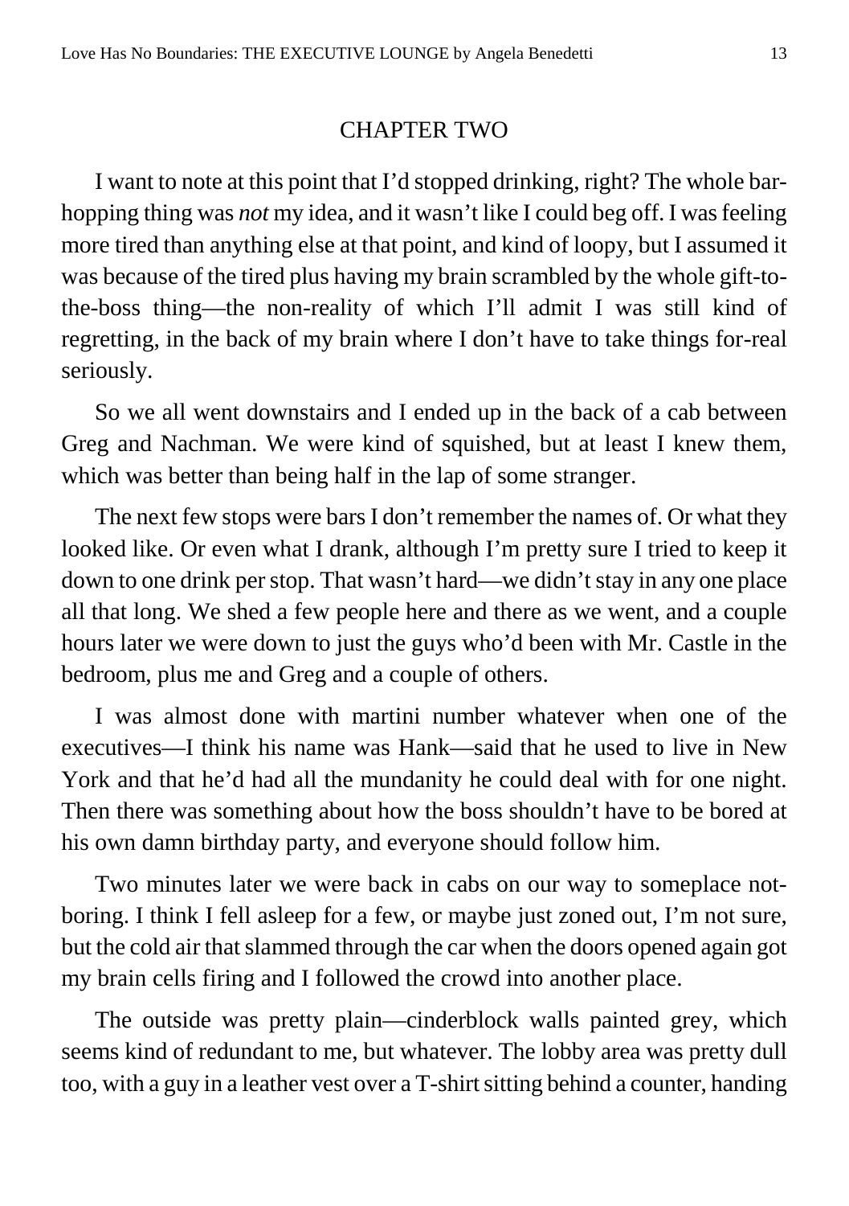## CHAPTER TWO

I want to note at this point that I'd stopped drinking, right? The whole bar-hopping thing was *not* my idea, and it wasn't like I could beg off. I was feeling more tired than anything else at that point, and kind of loopy, but I assumed it was because of the tired plus having my brain scrambled by the whole gift-to-the-boss thing—the non-reality of which I'll admit I was still kind of regretting, in the back of my brain where I don't have to take things for-real seriously.

So we all went downstairs and I ended up in the back of a cab between Greg and Nachman. We were kind of squished, but at least I knew them, which was better than being half in the lap of some stranger.

The next few stops were bars I don't remember the names of. Or what they looked like. Or even what I drank, although I'm pretty sure I tried to keep it down to one drink per stop. That wasn't hard—we didn't stay in any one place all that long. We shed a few people here and there as we went, and a couple hours later we were down to just the guys who'd been with Mr. Castle in the bedroom, plus me and Greg and a couple of others.

I was almost done with martini number whatever when one of the executives—I think his name was Hank—said that he used to live in New York and that he'd had all the mundanity he could deal with for one night. Then there was something about how the boss shouldn't have to be bored at his own damn birthday party, and everyone should follow him.

Two minutes later we were back in cabs on our way to someplace not-boring. I think I fell asleep for a few, or maybe just zoned out, I'm not sure, but the cold air that slammed through the car when the doors opened again got my brain cells firing and I followed the crowd into another place.

The outside was pretty plain—cinderblock walls painted grey, which seems kind of redundant to me, but whatever. The lobby area was pretty dull too, with a guy in a leather vest over a T-shirt sitting behind a counter, handing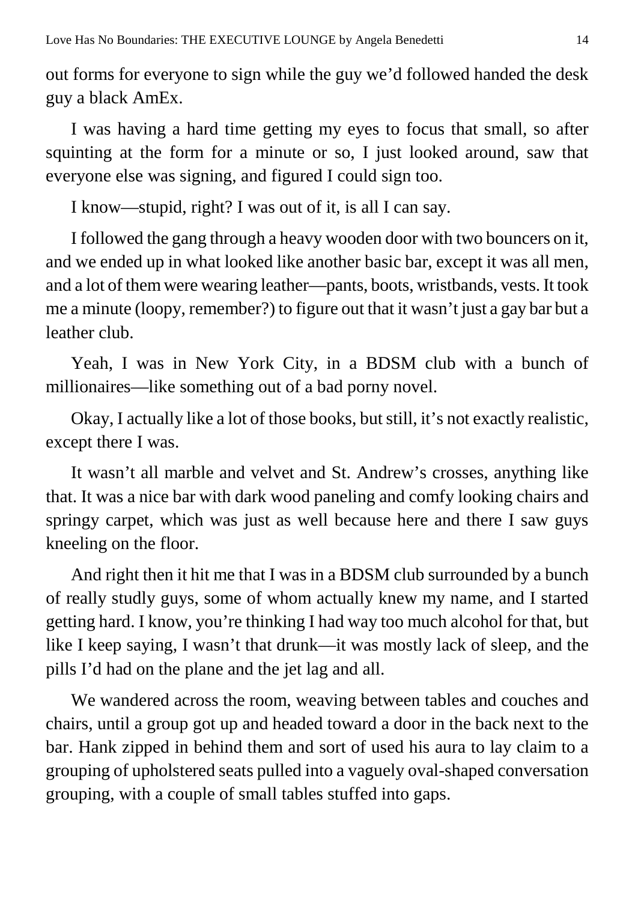out forms for everyone to sign while the guy we'd followed handed the desk guy a black AmEx.

I was having a hard time getting my eyes to focus that small, so after squinting at the form for a minute or so, I just looked around, saw that everyone else was signing, and figured I could sign too.

I know—stupid, right? I was out of it, is all I can say.

I followed the gang through a heavy wooden door with two bouncers on it, and we ended up in what looked like another basic bar, except it was all men, and a lot of them were wearing leather—pants, boots, wristbands, vests. It took me a minute (loopy, remember?) to figure out that it wasn't just a gay bar but a leather club.

Yeah, I was in New York City, in a BDSM club with a bunch of millionaires—like something out of a bad porny novel.

Okay, I actually like a lot of those books, but still, it's not exactly realistic, except there I was.

It wasn't all marble and velvet and St. Andrew's crosses, anything like that. It was a nice bar with dark wood paneling and comfy looking chairs and springy carpet, which was just as well because here and there I saw guys kneeling on the floor.

And right then it hit me that I was in a BDSM club surrounded by a bunch of really studly guys, some of whom actually knew my name, and I started getting hard. I know, you're thinking I had way too much alcohol for that, but like I keep saying, I wasn't that drunk—it was mostly lack of sleep, and the pills I'd had on the plane and the jet lag and all.

We wandered across the room, weaving between tables and couches and chairs, until a group got up and headed toward a door in the back next to the bar. Hank zipped in behind them and sort of used his aura to lay claim to a grouping of upholstered seats pulled into a vaguely oval-shaped conversation grouping, with a couple of small tables stuffed into gaps.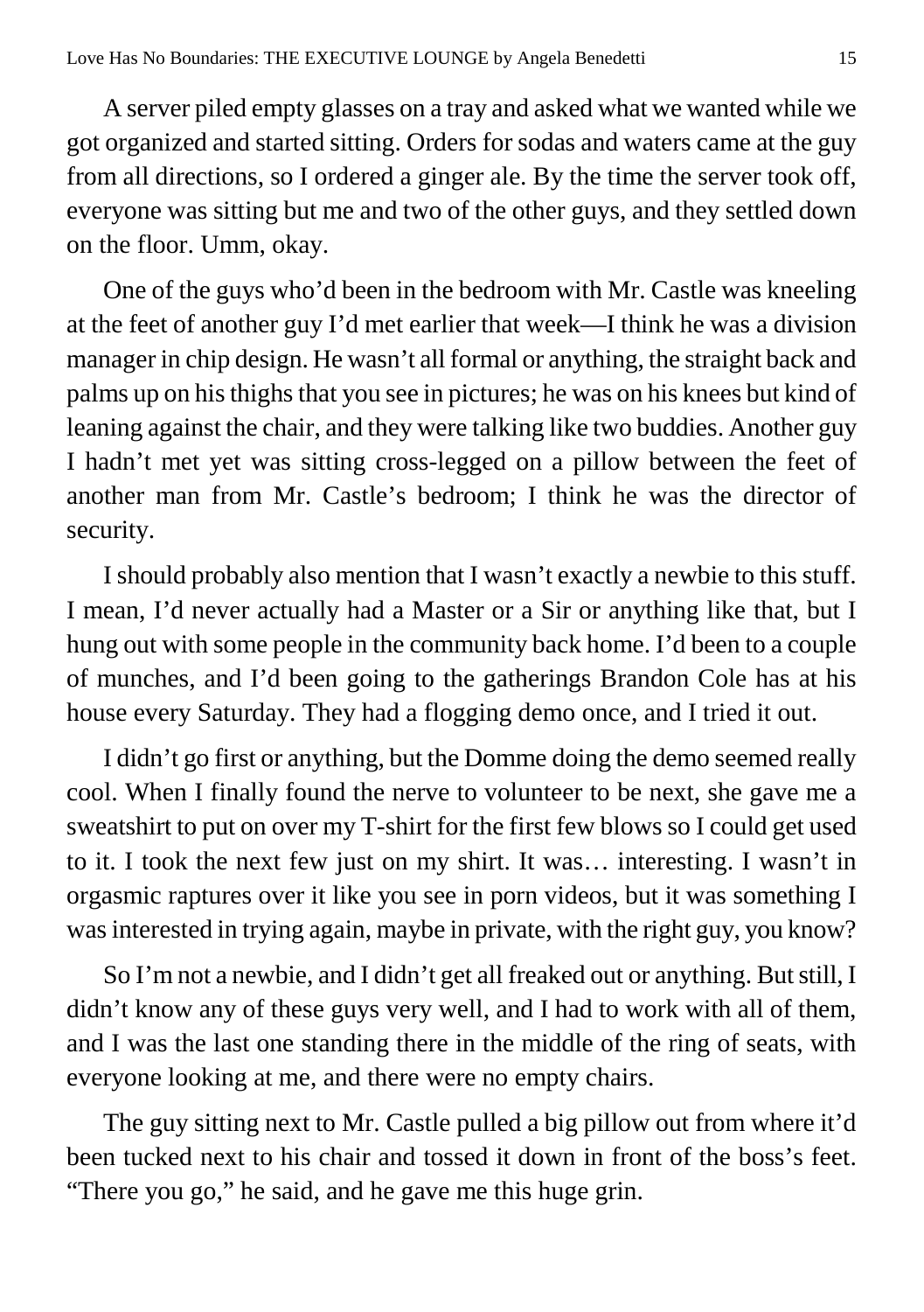A server piled empty glasses on a tray and asked what we wanted while we got organized and started sitting. Orders for sodas and waters came at the guy from all directions, so I ordered a ginger ale. By the time the server took off, everyone was sitting but me and two of the other guys, and they settled down on the floor. Umm, okay.

One of the guys who'd been in the bedroom with Mr. Castle was kneeling at the feet of another guy I'd met earlier that week—I think he was a division manager in chip design. He wasn't all formal or anything, the straight back and palms up on his thighs that you see in pictures; he was on his knees but kind of leaning against the chair, and they were talking like two buddies. Another guy I hadn't met yet was sitting cross-legged on a pillow between the feet of another man from Mr. Castle's bedroom; I think he was the director of security.

I should probably also mention that I wasn't exactly a newbie to this stuff. I mean, I'd never actually had a Master or a Sir or anything like that, but I hung out with some people in the community back home. I'd been to a couple of munches, and I'd been going to the gatherings Brandon Cole has at his house every Saturday. They had a flogging demo once, and I tried it out.

I didn't go first or anything, but the Domme doing the demo seemed really cool. When I finally found the nerve to volunteer to be next, she gave me a sweatshirt to put on over my T-shirt for the first few blows so I could get used to it. I took the next few just on my shirt. It was… interesting. I wasn't in orgasmic raptures over it like you see in porn videos, but it was something I was interested in trying again, maybe in private, with the right guy, you know?

So I'm not a newbie, and I didn't get all freaked out or anything. But still, I didn't know any of these guys very well, and I had to work with all of them, and I was the last one standing there in the middle of the ring of seats, with everyone looking at me, and there were no empty chairs.

The guy sitting next to Mr. Castle pulled a big pillow out from where it'd been tucked next to his chair and tossed it down in front of the boss's feet. "There you go," he said, and he gave me this huge grin.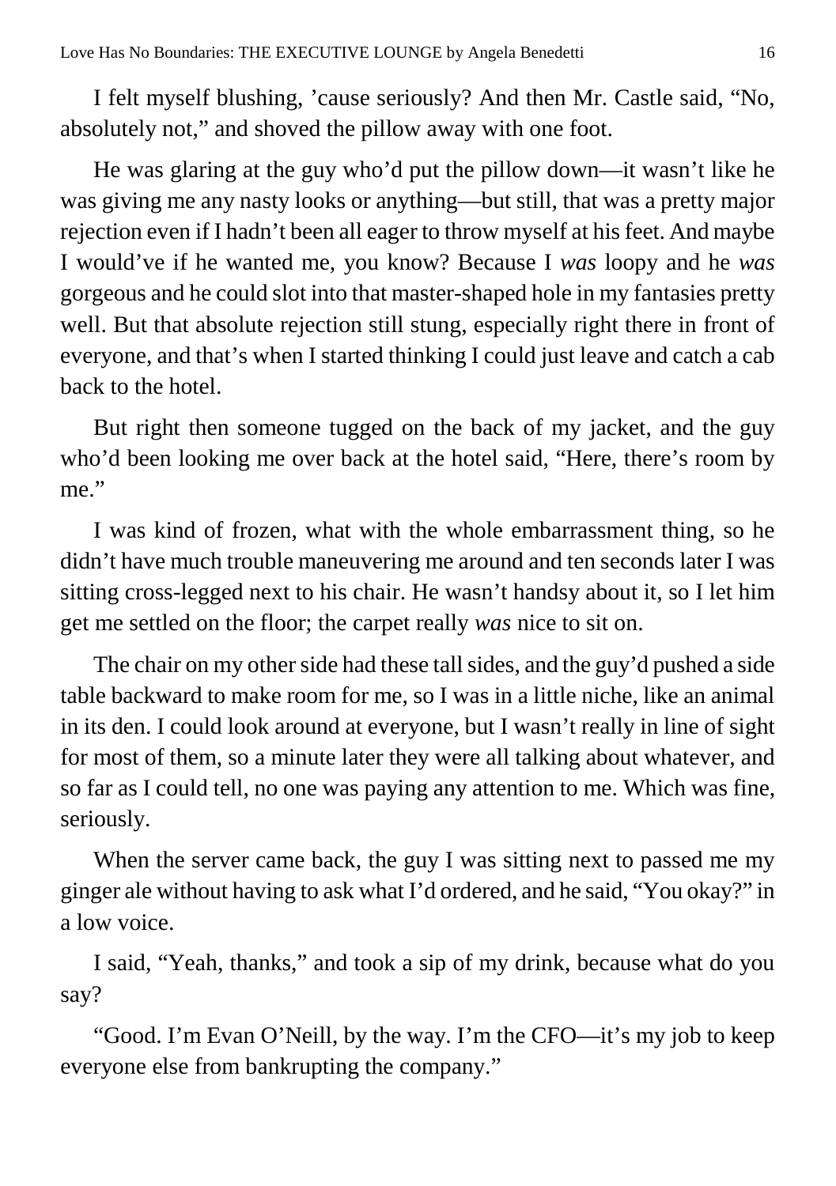I felt myself blushing, ’cause seriously? And then Mr. Castle said, “No, absolutely not,” and shoved the pillow away with one foot.

He was glaring at the guy who’d put the pillow down—it wasn’t like he was giving me any nasty looks or anything—but still, that was a pretty major rejection even if I hadn’t been all eager to throw myself at his feet. And maybe I would’ve if he wanted me, you know? Because I *was* loopy and he *was* gorgeous and he could slot into that master-shaped hole in my fantasies pretty well. But that absolute rejection still stung, especially right there in front of everyone, and that’s when I started thinking I could just leave and catch a cab back to the hotel.

But right then someone tugged on the back of my jacket, and the guy who’d been looking me over back at the hotel said, “Here, there’s room by me.”

I was kind of frozen, what with the whole embarrassment thing, so he didn’t have much trouble maneuvering me around and ten seconds later I was sitting cross-legged next to his chair. He wasn’t handsy about it, so I let him get me settled on the floor; the carpet really *was* nice to sit on.

The chair on my other side had these tall sides, and the guy’d pushed a side table backward to make room for me, so I was in a little niche, like an animal in its den. I could look around at everyone, but I wasn’t really in line of sight for most of them, so a minute later they were all talking about whatever, and so far as I could tell, no one was paying any attention to me. Which was fine, seriously.

When the server came back, the guy I was sitting next to passed me my ginger ale without having to ask what I’d ordered, and he said, “You okay?” in a low voice.

I said, “Yeah, thanks,” and took a sip of my drink, because what do you say?

“Good. I’m Evan O’Neill, by the way. I’m the CFO—it’s my job to keep everyone else from bankrupting the company.”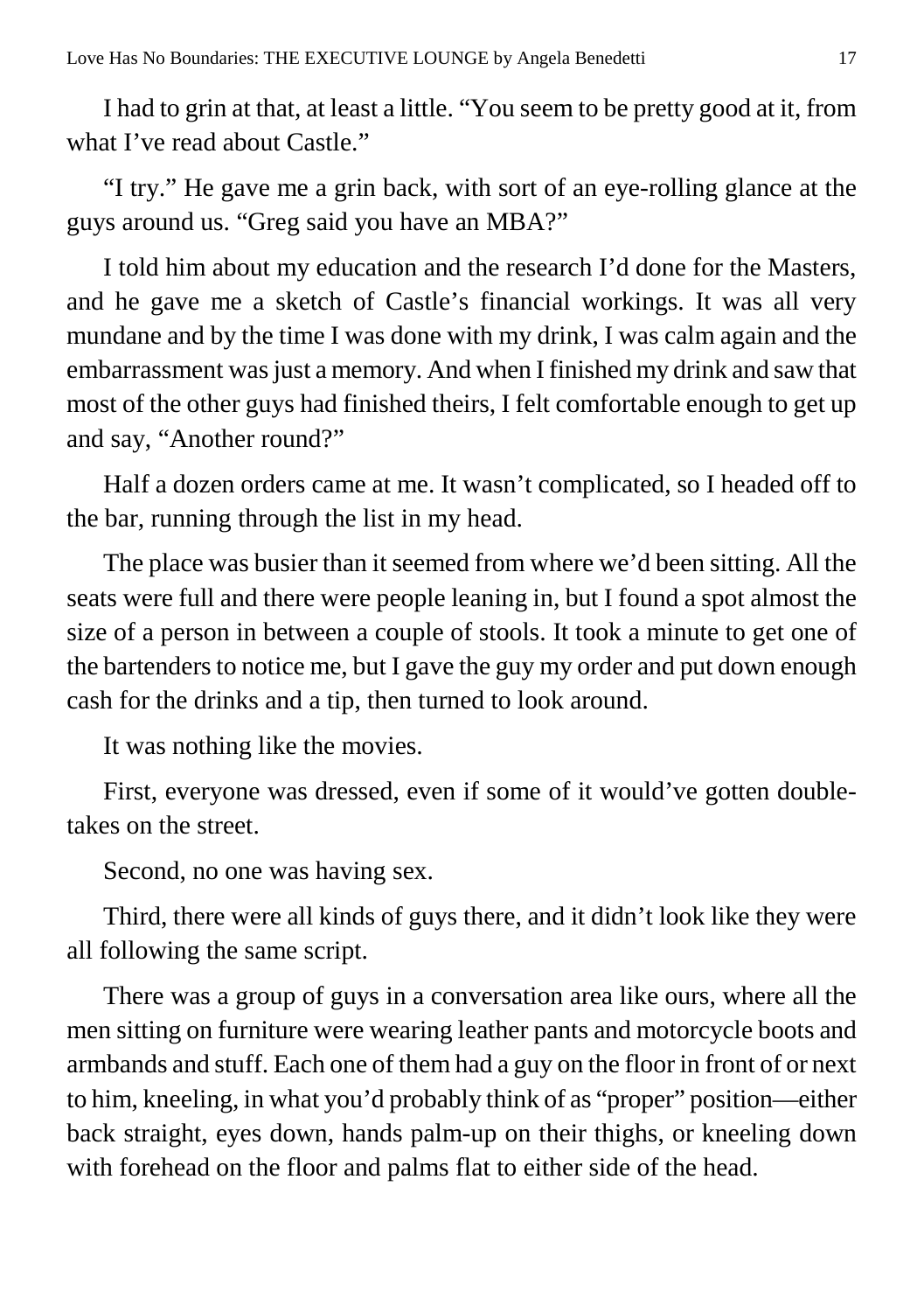I had to grin at that, at least a little. "You seem to be pretty good at it, from what I've read about Castle."

"I try." He gave me a grin back, with sort of an eye-rolling glance at the guys around us. "Greg said you have an MBA?"

I told him about my education and the research I'd done for the Masters, and he gave me a sketch of Castle's financial workings. It was all very mundane and by the time I was done with my drink, I was calm again and the embarrassment was just a memory. And when I finished my drink and saw that most of the other guys had finished theirs, I felt comfortable enough to get up and say, "Another round?"

Half a dozen orders came at me. It wasn't complicated, so I headed off to the bar, running through the list in my head.

The place was busier than it seemed from where we'd been sitting. All the seats were full and there were people leaning in, but I found a spot almost the size of a person in between a couple of stools. It took a minute to get one of the bartenders to notice me, but I gave the guy my order and put down enough cash for the drinks and a tip, then turned to look around.

It was nothing like the movies.

First, everyone was dressed, even if some of it would've gotten double-takes on the street.

Second, no one was having sex.

Third, there were all kinds of guys there, and it didn't look like they were all following the same script.

There was a group of guys in a conversation area like ours, where all the men sitting on furniture were wearing leather pants and motorcycle boots and armbands and stuff. Each one of them had a guy on the floor in front of or next to him, kneeling, in what you'd probably think of as "proper" position—either back straight, eyes down, hands palm-up on their thighs, or kneeling down with forehead on the floor and palms flat to either side of the head.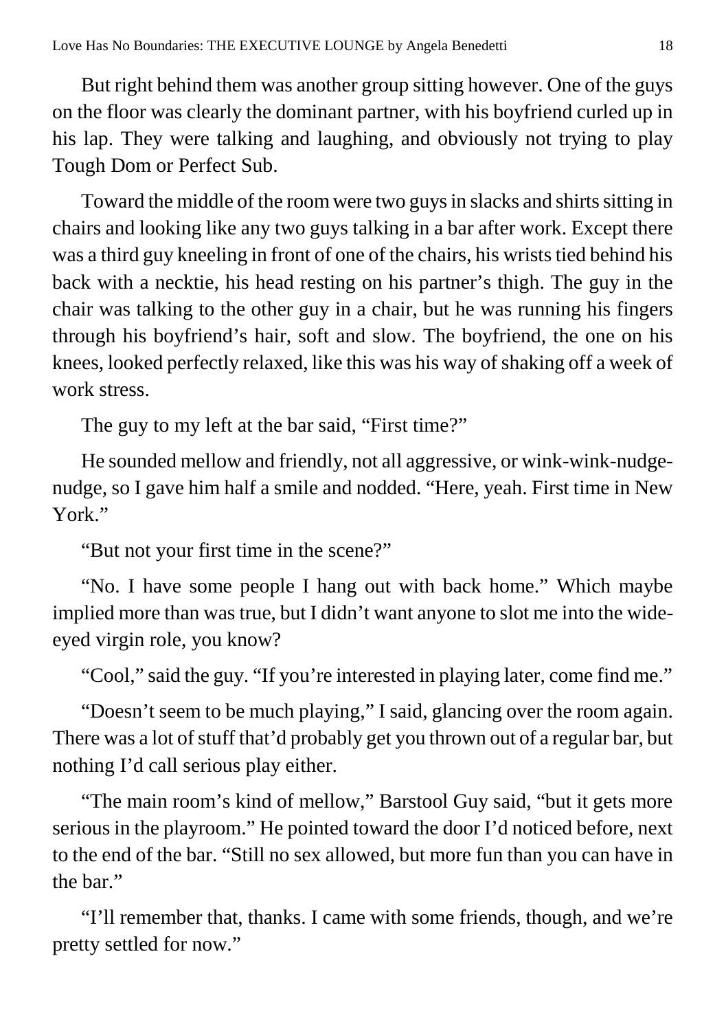But right behind them was another group sitting however. One of the guys on the floor was clearly the dominant partner, with his boyfriend curled up in his lap. They were talking and laughing, and obviously not trying to play Tough Dom or Perfect Sub.

Toward the middle of the room were two guys in slacks and shirts sitting in chairs and looking like any two guys talking in a bar after work. Except there was a third guy kneeling in front of one of the chairs, his wrists tied behind his back with a necktie, his head resting on his partner's thigh. The guy in the chair was talking to the other guy in a chair, but he was running his fingers through his boyfriend's hair, soft and slow. The boyfriend, the one on his knees, looked perfectly relaxed, like this was his way of shaking off a week of work stress.

The guy to my left at the bar said, "First time?"

He sounded mellow and friendly, not all aggressive, or wink-wink-nudge-nudge, so I gave him half a smile and nodded. "Here, yeah. First time in New York."

"But not your first time in the scene?"

"No. I have some people I hang out with back home." Which maybe implied more than was true, but I didn't want anyone to slot me into the wide-eyed virgin role, you know?

"Cool," said the guy. "If you're interested in playing later, come find me."

"Doesn't seem to be much playing," I said, glancing over the room again. There was a lot of stuff that'd probably get you thrown out of a regular bar, but nothing I'd call serious play either.

"The main room's kind of mellow," Barstool Guy said, "but it gets more serious in the playroom." He pointed toward the door I'd noticed before, next to the end of the bar. "Still no sex allowed, but more fun than you can have in the bar."

"I'll remember that, thanks. I came with some friends, though, and we're pretty settled for now."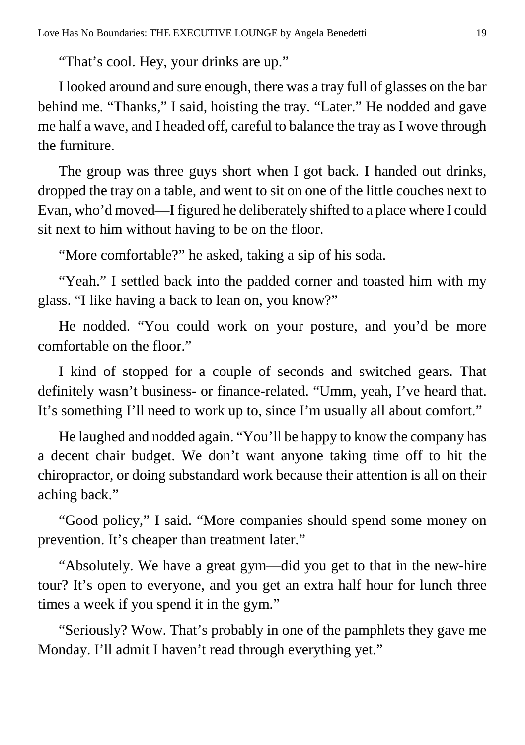"That's cool. Hey, your drinks are up."

I looked around and sure enough, there was a tray full of glasses on the bar behind me. "Thanks," I said, hoisting the tray. "Later." He nodded and gave me half a wave, and I headed off, careful to balance the tray as I wove through the furniture.

The group was three guys short when I got back. I handed out drinks, dropped the tray on a table, and went to sit on one of the little couches next to Evan, who'd moved—I figured he deliberately shifted to a place where I could sit next to him without having to be on the floor.

"More comfortable?" he asked, taking a sip of his soda.

"Yeah." I settled back into the padded corner and toasted him with my glass. "I like having a back to lean on, you know?"

He nodded. "You could work on your posture, and you'd be more comfortable on the floor."

I kind of stopped for a couple of seconds and switched gears. That definitely wasn't business- or finance-related. "Umm, yeah, I've heard that. It's something I'll need to work up to, since I'm usually all about comfort."

He laughed and nodded again. "You'll be happy to know the company has a decent chair budget. We don't want anyone taking time off to hit the chiropractor, or doing substandard work because their attention is all on their aching back."

"Good policy," I said. "More companies should spend some money on prevention. It's cheaper than treatment later."

"Absolutely. We have a great gym—did you get to that in the new-hire tour? It's open to everyone, and you get an extra half hour for lunch three times a week if you spend it in the gym."

"Seriously? Wow. That's probably in one of the pamphlets they gave me Monday. I'll admit I haven't read through everything yet."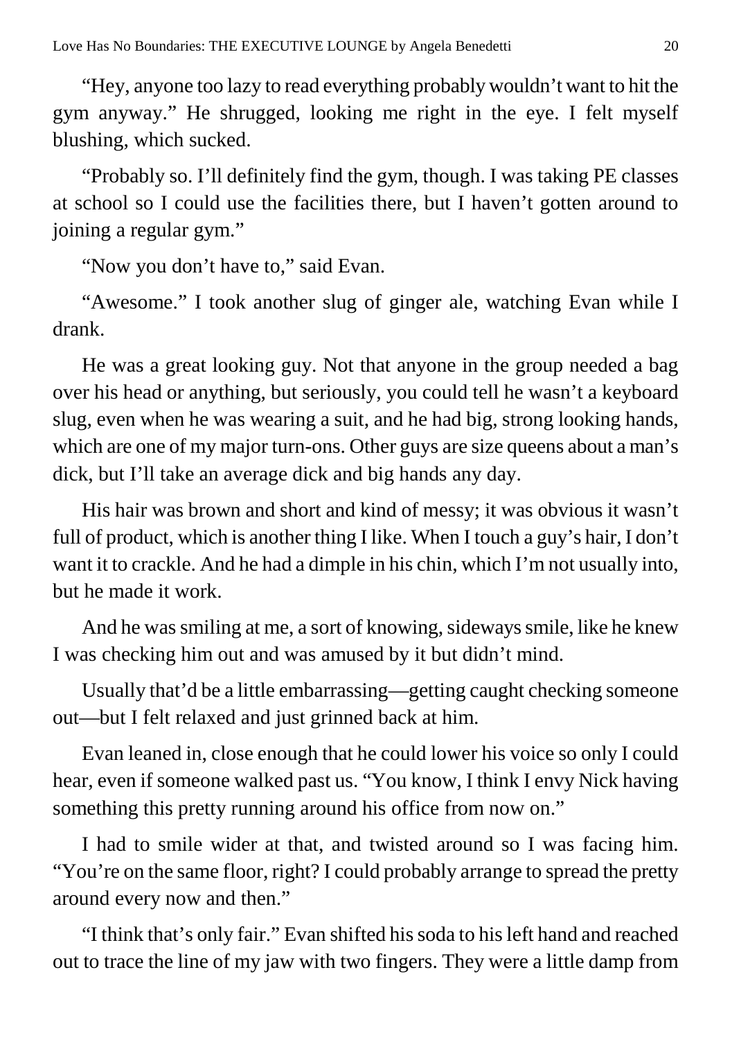"Hey, anyone too lazy to read everything probably wouldn't want to hit the gym anyway." He shrugged, looking me right in the eye. I felt myself blushing, which sucked.

"Probably so. I'll definitely find the gym, though. I was taking PE classes at school so I could use the facilities there, but I haven't gotten around to joining a regular gym."

"Now you don't have to," said Evan.

"Awesome." I took another slug of ginger ale, watching Evan while I drank.

He was a great looking guy. Not that anyone in the group needed a bag over his head or anything, but seriously, you could tell he wasn't a keyboard slug, even when he was wearing a suit, and he had big, strong looking hands, which are one of my major turn-ons. Other guys are size queens about a man's dick, but I'll take an average dick and big hands any day.

His hair was brown and short and kind of messy; it was obvious it wasn't full of product, which is another thing I like. When I touch a guy's hair, I don't want it to crackle. And he had a dimple in his chin, which I'm not usually into, but he made it work.

And he was smiling at me, a sort of knowing, sideways smile, like he knew I was checking him out and was amused by it but didn't mind.

Usually that'd be a little embarrassing—getting caught checking someone out—but I felt relaxed and just grinned back at him.

Evan leaned in, close enough that he could lower his voice so only I could hear, even if someone walked past us. "You know, I think I envy Nick having something this pretty running around his office from now on."

I had to smile wider at that, and twisted around so I was facing him. "You're on the same floor, right? I could probably arrange to spread the pretty around every now and then."

"I think that's only fair." Evan shifted his soda to his left hand and reached out to trace the line of my jaw with two fingers. They were a little damp from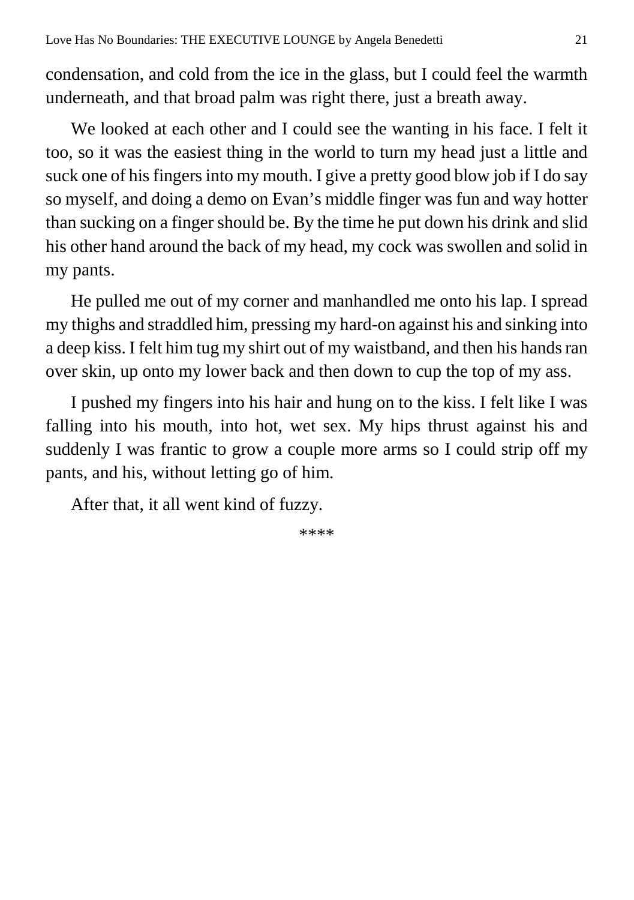condensation, and cold from the ice in the glass, but I could feel the warmth underneath, and that broad palm was right there, just a breath away.

We looked at each other and I could see the wanting in his face. I felt it too, so it was the easiest thing in the world to turn my head just a little and suck one of his fingers into my mouth. I give a pretty good blow job if I do say so myself, and doing a demo on Evan's middle finger was fun and way hotter than sucking on a finger should be. By the time he put down his drink and slid his other hand around the back of my head, my cock was swollen and solid in my pants.

He pulled me out of my corner and manhandled me onto his lap. I spread my thighs and straddled him, pressing my hard-on against his and sinking into a deep kiss. I felt him tug my shirt out of my waistband, and then his hands ran over skin, up onto my lower back and then down to cup the top of my ass.

I pushed my fingers into his hair and hung on to the kiss. I felt like I was falling into his mouth, into hot, wet sex. My hips thrust against his and suddenly I was frantic to grow a couple more arms so I could strip off my pants, and his, without letting go of him.

After that, it all went kind of fuzzy.

****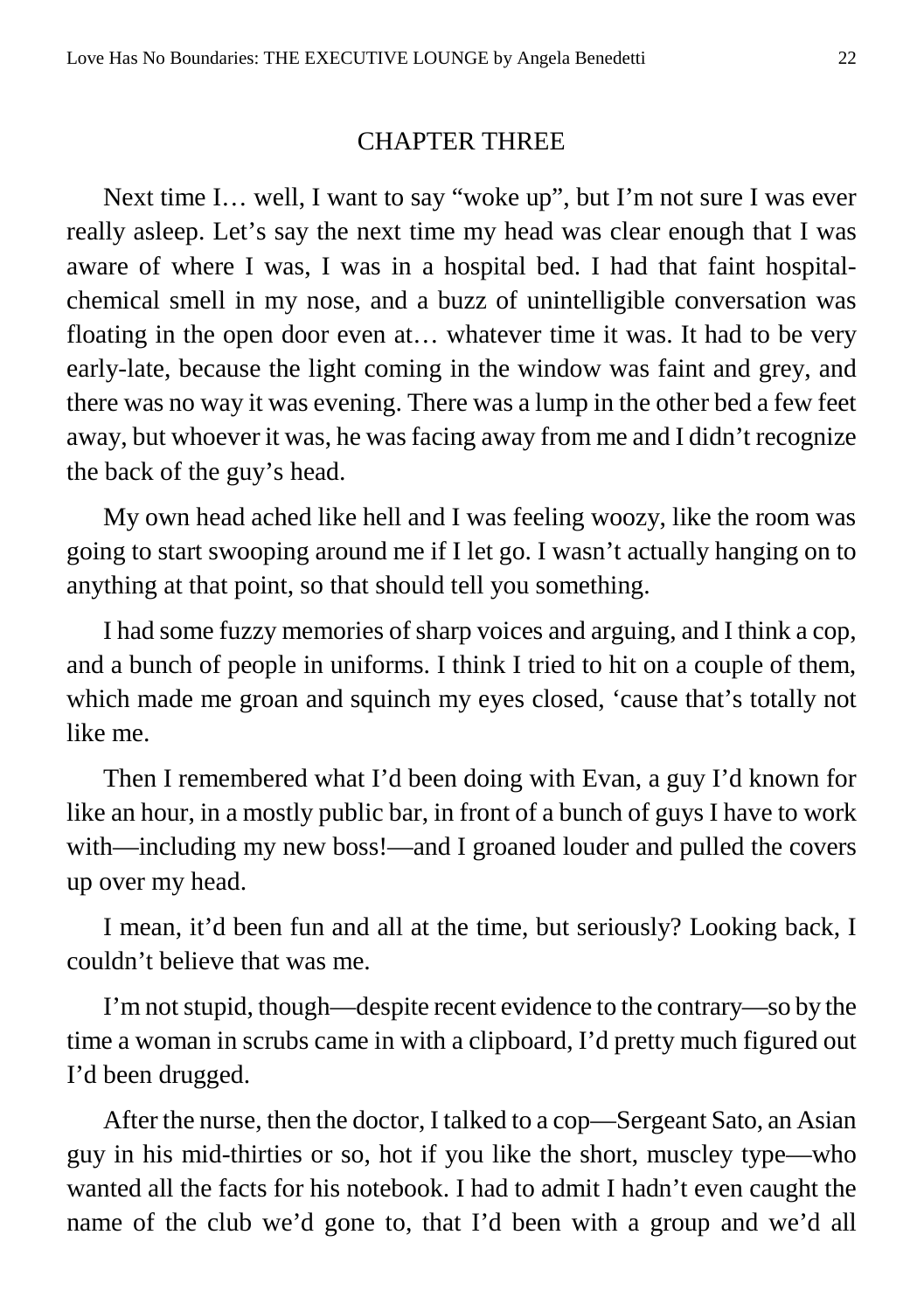## CHAPTER THREE

Next time I… well, I want to say "woke up", but I'm not sure I was ever really asleep. Let's say the next time my head was clear enough that I was aware of where I was, I was in a hospital bed. I had that faint hospital-chemical smell in my nose, and a buzz of unintelligible conversation was floating in the open door even at… whatever time it was. It had to be very early-late, because the light coming in the window was faint and grey, and there was no way it was evening. There was a lump in the other bed a few feet away, but whoever it was, he was facing away from me and I didn't recognize the back of the guy's head.

My own head ached like hell and I was feeling woozy, like the room was going to start swooping around me if I let go. I wasn't actually hanging on to anything at that point, so that should tell you something.

I had some fuzzy memories of sharp voices and arguing, and I think a cop, and a bunch of people in uniforms. I think I tried to hit on a couple of them, which made me groan and squinch my eyes closed, 'cause that's totally not like me.

Then I remembered what I'd been doing with Evan, a guy I'd known for like an hour, in a mostly public bar, in front of a bunch of guys I have to work with—including my new boss!—and I groaned louder and pulled the covers up over my head.

I mean, it'd been fun and all at the time, but seriously? Looking back, I couldn't believe that was me.

I'm not stupid, though—despite recent evidence to the contrary—so by the time a woman in scrubs came in with a clipboard, I'd pretty much figured out I'd been drugged.

After the nurse, then the doctor, I talked to a cop—Sergeant Sato, an Asian guy in his mid-thirties or so, hot if you like the short, muscley type—who wanted all the facts for his notebook. I had to admit I hadn't even caught the name of the club we'd gone to, that I'd been with a group and we'd all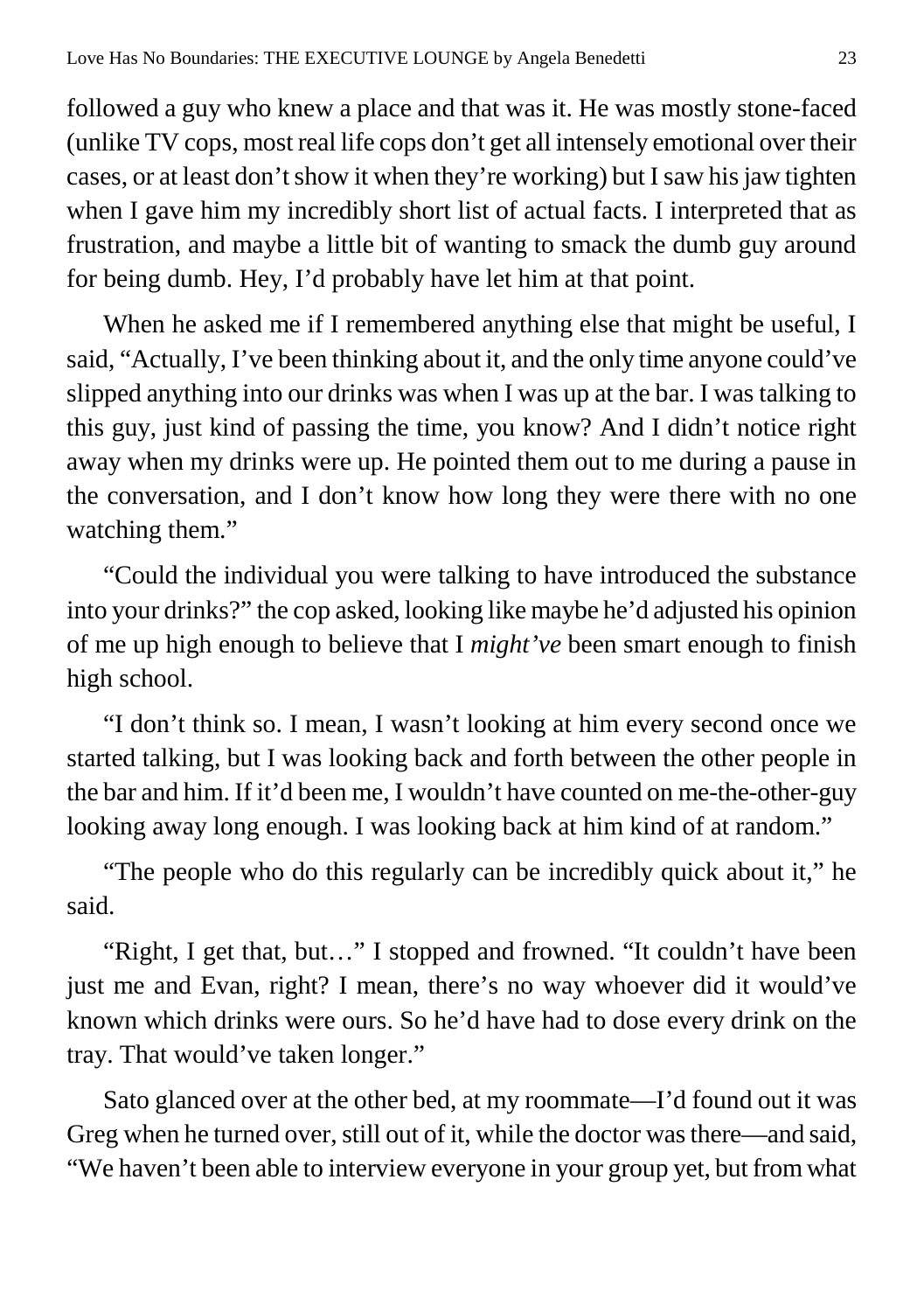followed a guy who knew a place and that was it. He was mostly stone-faced (unlike TV cops, most real life cops don't get all intensely emotional over their cases, or at least don't show it when they're working) but I saw his jaw tighten when I gave him my incredibly short list of actual facts. I interpreted that as frustration, and maybe a little bit of wanting to smack the dumb guy around for being dumb. Hey, I'd probably have let him at that point.

When he asked me if I remembered anything else that might be useful, I said, "Actually, I've been thinking about it, and the only time anyone could've slipped anything into our drinks was when I was up at the bar. I was talking to this guy, just kind of passing the time, you know? And I didn't notice right away when my drinks were up. He pointed them out to me during a pause in the conversation, and I don't know how long they were there with no one watching them."

"Could the individual you were talking to have introduced the substance into your drinks?" the cop asked, looking like maybe he'd adjusted his opinion of me up high enough to believe that I *might've* been smart enough to finish high school.

"I don't think so. I mean, I wasn't looking at him every second once we started talking, but I was looking back and forth between the other people in the bar and him. If it'd been me, I wouldn't have counted on me-the-other-guy looking away long enough. I was looking back at him kind of at random."

"The people who do this regularly can be incredibly quick about it," he said.

"Right, I get that, but…" I stopped and frowned. "It couldn't have been just me and Evan, right? I mean, there's no way whoever did it would've known which drinks were ours. So he'd have had to dose every drink on the tray. That would've taken longer."

Sato glanced over at the other bed, at my roommate—I'd found out it was Greg when he turned over, still out of it, while the doctor was there—and said, "We haven't been able to interview everyone in your group yet, but from what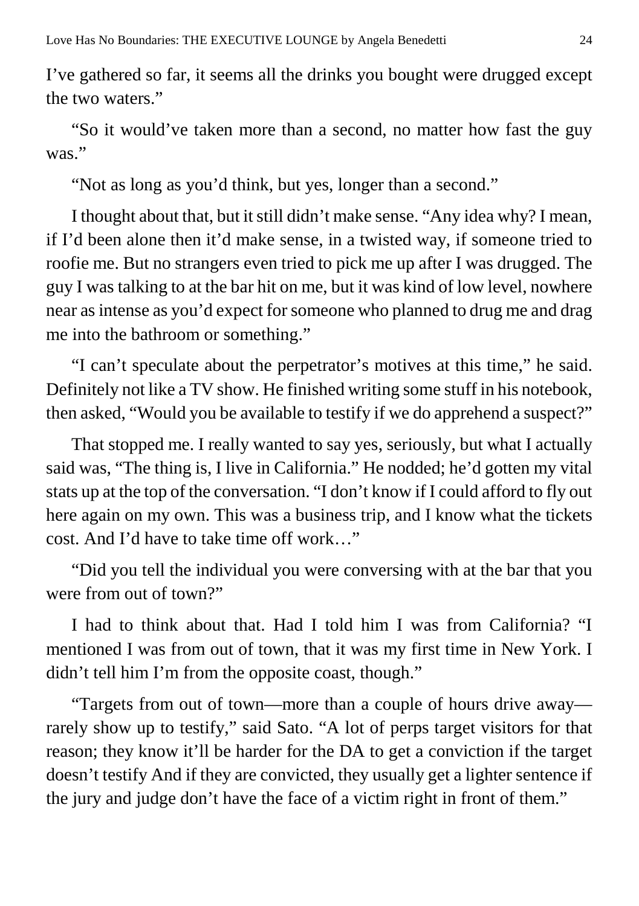I've gathered so far, it seems all the drinks you bought were drugged except the two waters."

"So it would've taken more than a second, no matter how fast the guy was."

"Not as long as you'd think, but yes, longer than a second."

I thought about that, but it still didn't make sense. "Any idea why? I mean, if I'd been alone then it'd make sense, in a twisted way, if someone tried to roofie me. But no strangers even tried to pick me up after I was drugged. The guy I was talking to at the bar hit on me, but it was kind of low level, nowhere near as intense as you'd expect for someone who planned to drug me and drag me into the bathroom or something."

"I can't speculate about the perpetrator's motives at this time," he said. Definitely not like a TV show. He finished writing some stuff in his notebook, then asked, "Would you be available to testify if we do apprehend a suspect?"

That stopped me. I really wanted to say yes, seriously, but what I actually said was, "The thing is, I live in California." He nodded; he'd gotten my vital stats up at the top of the conversation. "I don't know if I could afford to fly out here again on my own. This was a business trip, and I know what the tickets cost. And I'd have to take time off work…"

"Did you tell the individual you were conversing with at the bar that you were from out of town?"

I had to think about that. Had I told him I was from California? "I mentioned I was from out of town, that it was my first time in New York. I didn't tell him I'm from the opposite coast, though."

"Targets from out of town—more than a couple of hours drive away—rarely show up to testify," said Sato. "A lot of perps target visitors for that reason; they know it'll be harder for the DA to get a conviction if the target doesn't testify And if they are convicted, they usually get a lighter sentence if the jury and judge don't have the face of a victim right in front of them."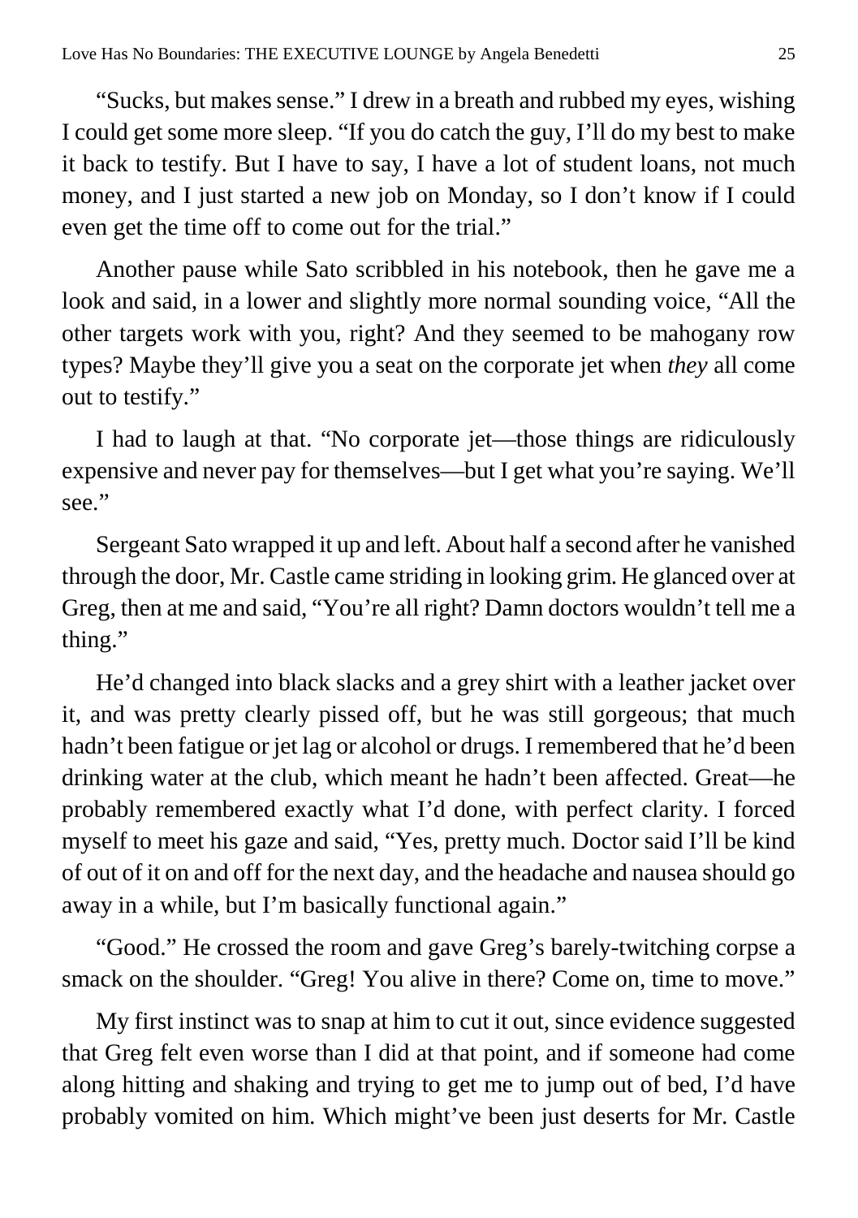"Sucks, but makes sense." I drew in a breath and rubbed my eyes, wishing I could get some more sleep. "If you do catch the guy, I'll do my best to make it back to testify. But I have to say, I have a lot of student loans, not much money, and I just started a new job on Monday, so I don't know if I could even get the time off to come out for the trial."

Another pause while Sato scribbled in his notebook, then he gave me a look and said, in a lower and slightly more normal sounding voice, "All the other targets work with you, right? And they seemed to be mahogany row types? Maybe they'll give you a seat on the corporate jet when *they* all come out to testify."

I had to laugh at that. "No corporate jet—those things are ridiculously expensive and never pay for themselves—but I get what you're saying. We'll see."

Sergeant Sato wrapped it up and left. About half a second after he vanished through the door, Mr. Castle came striding in looking grim. He glanced over at Greg, then at me and said, "You're all right? Damn doctors wouldn't tell me a thing."

He'd changed into black slacks and a grey shirt with a leather jacket over it, and was pretty clearly pissed off, but he was still gorgeous; that much hadn't been fatigue or jet lag or alcohol or drugs. I remembered that he'd been drinking water at the club, which meant he hadn't been affected. Great—he probably remembered exactly what I'd done, with perfect clarity. I forced myself to meet his gaze and said, "Yes, pretty much. Doctor said I'll be kind of out of it on and off for the next day, and the headache and nausea should go away in a while, but I'm basically functional again."

"Good." He crossed the room and gave Greg's barely-twitching corpse a smack on the shoulder. "Greg! You alive in there? Come on, time to move."

My first instinct was to snap at him to cut it out, since evidence suggested that Greg felt even worse than I did at that point, and if someone had come along hitting and shaking and trying to get me to jump out of bed, I'd have probably vomited on him. Which might've been just deserts for Mr. Castle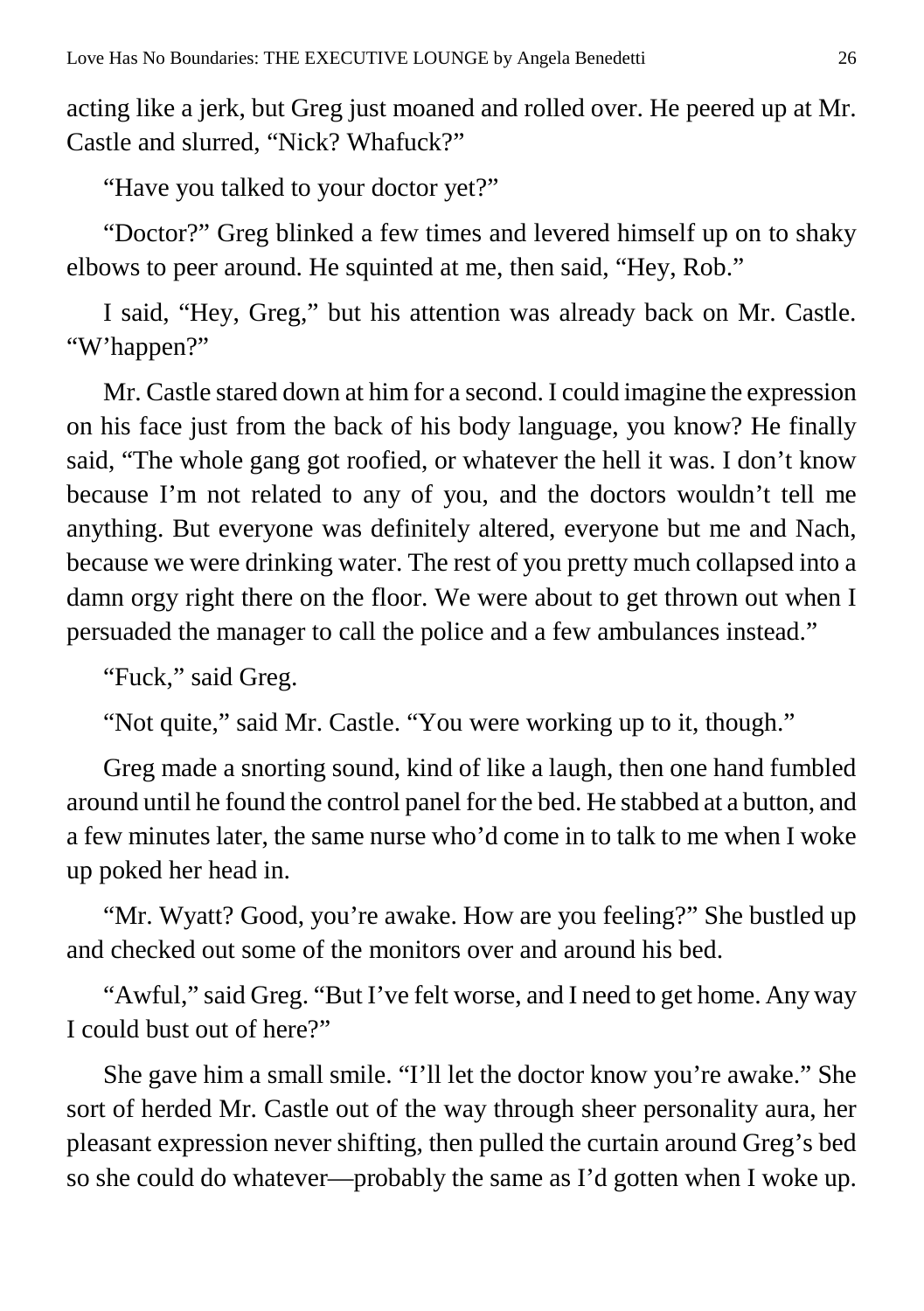acting like a jerk, but Greg just moaned and rolled over. He peered up at Mr. Castle and slurred, "Nick? Whafuck?"

"Have you talked to your doctor yet?"

"Doctor?" Greg blinked a few times and levered himself up on to shaky elbows to peer around. He squinted at me, then said, "Hey, Rob."

I said, "Hey, Greg," but his attention was already back on Mr. Castle. "W'happen?"

Mr. Castle stared down at him for a second. I could imagine the expression on his face just from the back of his body language, you know? He finally said, "The whole gang got roofied, or whatever the hell it was. I don't know because I'm not related to any of you, and the doctors wouldn't tell me anything. But everyone was definitely altered, everyone but me and Nach, because we were drinking water. The rest of you pretty much collapsed into a damn orgy right there on the floor. We were about to get thrown out when I persuaded the manager to call the police and a few ambulances instead."

"Fuck," said Greg.

"Not quite," said Mr. Castle. "You were working up to it, though."

Greg made a snorting sound, kind of like a laugh, then one hand fumbled around until he found the control panel for the bed. He stabbed at a button, and a few minutes later, the same nurse who'd come in to talk to me when I woke up poked her head in.

"Mr. Wyatt? Good, you're awake. How are you feeling?" She bustled up and checked out some of the monitors over and around his bed.

"Awful," said Greg. "But I've felt worse, and I need to get home. Any way I could bust out of here?"

She gave him a small smile. "I'll let the doctor know you're awake." She sort of herded Mr. Castle out of the way through sheer personality aura, her pleasant expression never shifting, then pulled the curtain around Greg's bed so she could do whatever—probably the same as I'd gotten when I woke up.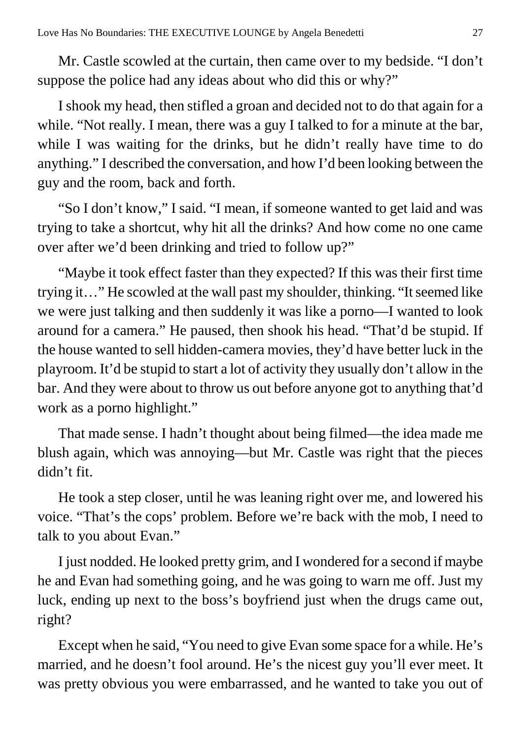Mr. Castle scowled at the curtain, then came over to my bedside. "I don't suppose the police had any ideas about who did this or why?"

I shook my head, then stifled a groan and decided not to do that again for a while. "Not really. I mean, there was a guy I talked to for a minute at the bar, while I was waiting for the drinks, but he didn't really have time to do anything." I described the conversation, and how I'd been looking between the guy and the room, back and forth.

"So I don't know," I said. "I mean, if someone wanted to get laid and was trying to take a shortcut, why hit all the drinks? And how come no one came over after we'd been drinking and tried to follow up?"

"Maybe it took effect faster than they expected? If this was their first time trying it…" He scowled at the wall past my shoulder, thinking. "It seemed like we were just talking and then suddenly it was like a porno—I wanted to look around for a camera." He paused, then shook his head. "That'd be stupid. If the house wanted to sell hidden-camera movies, they'd have better luck in the playroom. It'd be stupid to start a lot of activity they usually don't allow in the bar. And they were about to throw us out before anyone got to anything that'd work as a porno highlight."

That made sense. I hadn't thought about being filmed—the idea made me blush again, which was annoying—but Mr. Castle was right that the pieces didn't fit.

He took a step closer, until he was leaning right over me, and lowered his voice. "That's the cops' problem. Before we're back with the mob, I need to talk to you about Evan."

I just nodded. He looked pretty grim, and I wondered for a second if maybe he and Evan had something going, and he was going to warn me off. Just my luck, ending up next to the boss's boyfriend just when the drugs came out, right?

Except when he said, "You need to give Evan some space for a while. He's married, and he doesn't fool around. He's the nicest guy you'll ever meet. It was pretty obvious you were embarrassed, and he wanted to take you out of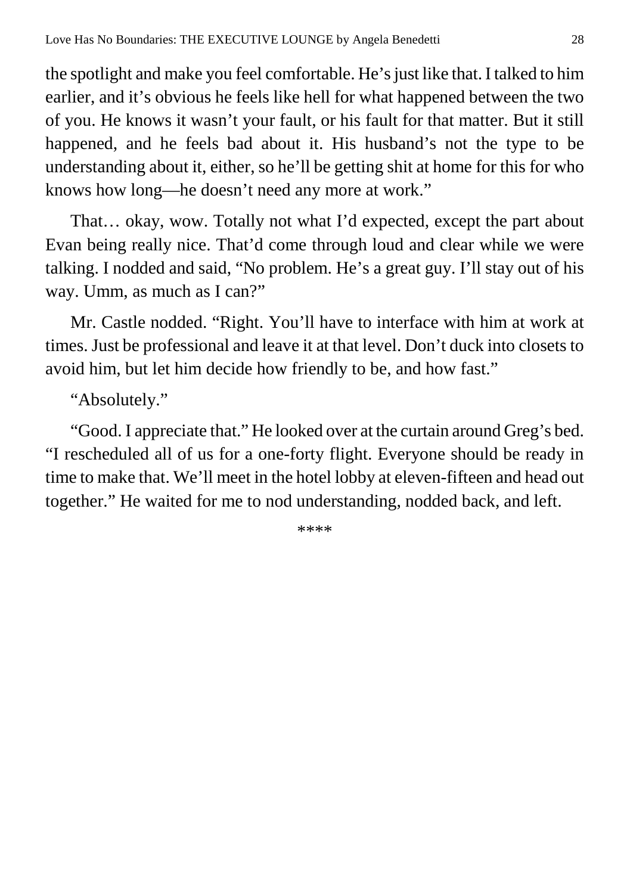the spotlight and make you feel comfortable. He's just like that. I talked to him earlier, and it's obvious he feels like hell for what happened between the two of you. He knows it wasn't your fault, or his fault for that matter. But it still happened, and he feels bad about it. His husband's not the type to be understanding about it, either, so he'll be getting shit at home for this for who knows how long—he doesn't need any more at work."

That… okay, wow. Totally not what I'd expected, except the part about Evan being really nice. That'd come through loud and clear while we were talking. I nodded and said, "No problem. He's a great guy. I'll stay out of his way. Umm, as much as I can?"

Mr. Castle nodded. "Right. You'll have to interface with him at work at times. Just be professional and leave it at that level. Don't duck into closets to avoid him, but let him decide how friendly to be, and how fast."

"Absolutely."

"Good. I appreciate that." He looked over at the curtain around Greg's bed. "I rescheduled all of us for a one-forty flight. Everyone should be ready in time to make that. We'll meet in the hotel lobby at eleven-fifteen and head out together." He waited for me to nod understanding, nodded back, and left.

****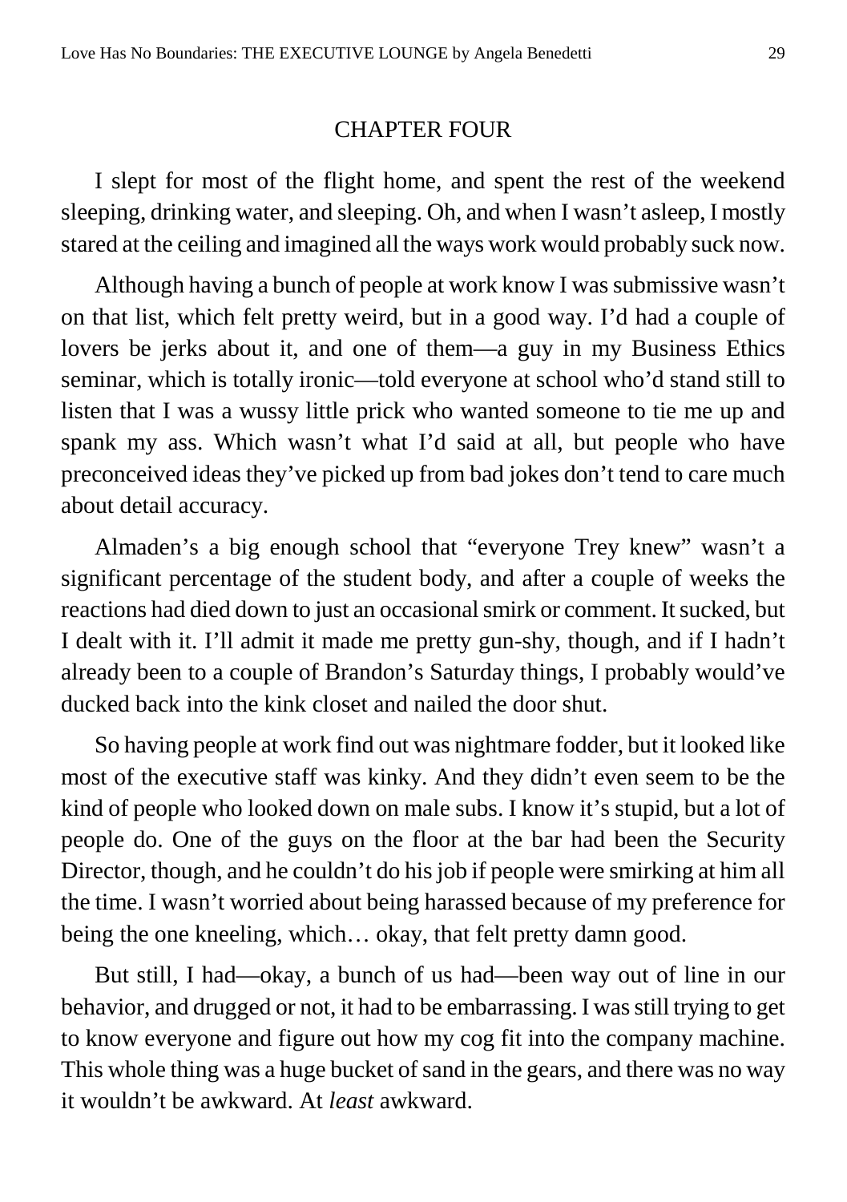## CHAPTER FOUR

I slept for most of the flight home, and spent the rest of the weekend sleeping, drinking water, and sleeping. Oh, and when I wasn't asleep, I mostly stared at the ceiling and imagined all the ways work would probably suck now.

Although having a bunch of people at work know I was submissive wasn't on that list, which felt pretty weird, but in a good way. I'd had a couple of lovers be jerks about it, and one of them—a guy in my Business Ethics seminar, which is totally ironic—told everyone at school who'd stand still to listen that I was a wussy little prick who wanted someone to tie me up and spank my ass. Which wasn't what I'd said at all, but people who have preconceived ideas they've picked up from bad jokes don't tend to care much about detail accuracy.

Almaden's a big enough school that "everyone Trey knew" wasn't a significant percentage of the student body, and after a couple of weeks the reactions had died down to just an occasional smirk or comment. It sucked, but I dealt with it. I'll admit it made me pretty gun-shy, though, and if I hadn't already been to a couple of Brandon's Saturday things, I probably would've ducked back into the kink closet and nailed the door shut.

So having people at work find out was nightmare fodder, but it looked like most of the executive staff was kinky. And they didn't even seem to be the kind of people who looked down on male subs. I know it's stupid, but a lot of people do. One of the guys on the floor at the bar had been the Security Director, though, and he couldn't do his job if people were smirking at him all the time. I wasn't worried about being harassed because of my preference for being the one kneeling, which… okay, that felt pretty damn good.

But still, I had—okay, a bunch of us had—been way out of line in our behavior, and drugged or not, it had to be embarrassing. I was still trying to get to know everyone and figure out how my cog fit into the company machine. This whole thing was a huge bucket of sand in the gears, and there was no way it wouldn't be awkward. At *least* awkward.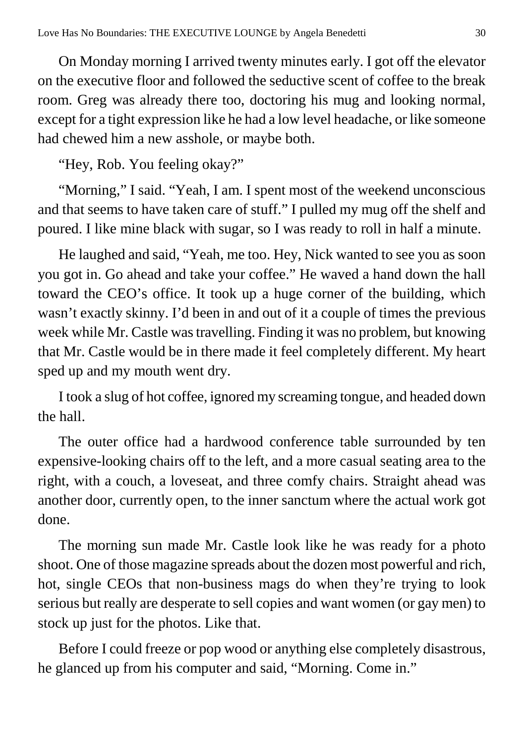On Monday morning I arrived twenty minutes early. I got off the elevator on the executive floor and followed the seductive scent of coffee to the break room. Greg was already there too, doctoring his mug and looking normal, except for a tight expression like he had a low level headache, or like someone had chewed him a new asshole, or maybe both.

"Hey, Rob. You feeling okay?"

"Morning," I said. "Yeah, I am. I spent most of the weekend unconscious and that seems to have taken care of stuff." I pulled my mug off the shelf and poured. I like mine black with sugar, so I was ready to roll in half a minute.

He laughed and said, "Yeah, me too. Hey, Nick wanted to see you as soon you got in. Go ahead and take your coffee." He waved a hand down the hall toward the CEO's office. It took up a huge corner of the building, which wasn't exactly skinny. I'd been in and out of it a couple of times the previous week while Mr. Castle was travelling. Finding it was no problem, but knowing that Mr. Castle would be in there made it feel completely different. My heart sped up and my mouth went dry.

I took a slug of hot coffee, ignored my screaming tongue, and headed down the hall.

The outer office had a hardwood conference table surrounded by ten expensive-looking chairs off to the left, and a more casual seating area to the right, with a couch, a loveseat, and three comfy chairs. Straight ahead was another door, currently open, to the inner sanctum where the actual work got done.

The morning sun made Mr. Castle look like he was ready for a photo shoot. One of those magazine spreads about the dozen most powerful and rich, hot, single CEOs that non-business mags do when they're trying to look serious but really are desperate to sell copies and want women (or gay men) to stock up just for the photos. Like that.

Before I could freeze or pop wood or anything else completely disastrous, he glanced up from his computer and said, "Morning. Come in."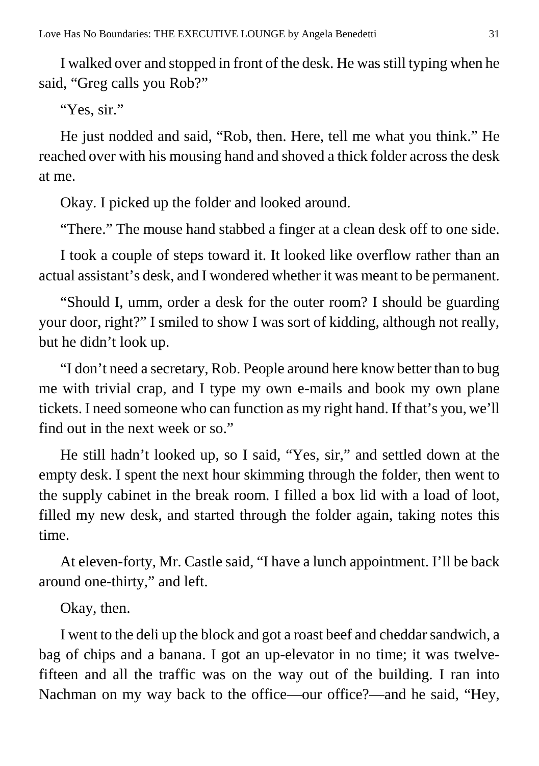I walked over and stopped in front of the desk. He was still typing when he said, "Greg calls you Rob?"

"Yes, sir."

He just nodded and said, "Rob, then. Here, tell me what you think." He reached over with his mousing hand and shoved a thick folder across the desk at me.

Okay. I picked up the folder and looked around.

"There." The mouse hand stabbed a finger at a clean desk off to one side.

I took a couple of steps toward it. It looked like overflow rather than an actual assistant's desk, and I wondered whether it was meant to be permanent.

"Should I, umm, order a desk for the outer room? I should be guarding your door, right?" I smiled to show I was sort of kidding, although not really, but he didn't look up.

"I don't need a secretary, Rob. People around here know better than to bug me with trivial crap, and I type my own e-mails and book my own plane tickets. I need someone who can function as my right hand. If that's you, we'll find out in the next week or so."

He still hadn't looked up, so I said, "Yes, sir," and settled down at the empty desk. I spent the next hour skimming through the folder, then went to the supply cabinet in the break room. I filled a box lid with a load of loot, filled my new desk, and started through the folder again, taking notes this time.

At eleven-forty, Mr. Castle said, "I have a lunch appointment. I'll be back around one-thirty," and left.

Okay, then.

I went to the deli up the block and got a roast beef and cheddar sandwich, a bag of chips and a banana. I got an up-elevator in no time; it was twelve-fifteen and all the traffic was on the way out of the building. I ran into Nachman on my way back to the office—our office?—and he said, "Hey,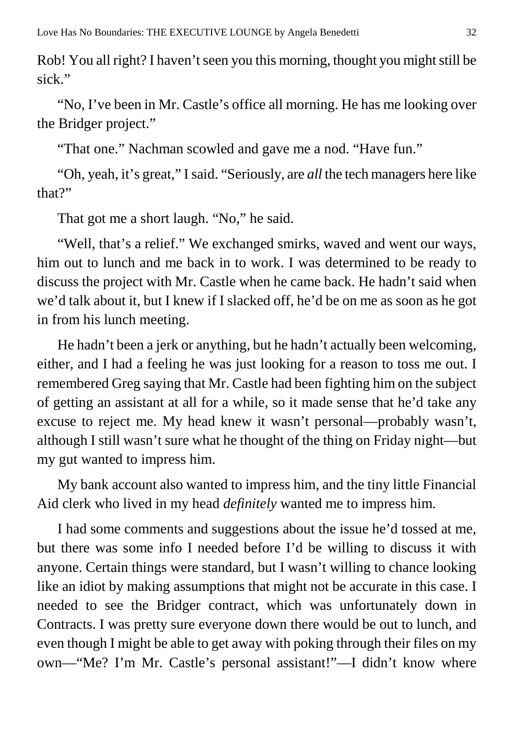Rob! You all right? I haven't seen you this morning, thought you might still be sick."

"No, I've been in Mr. Castle's office all morning. He has me looking over the Bridger project."

"That one." Nachman scowled and gave me a nod. "Have fun."

"Oh, yeah, it's great," I said. "Seriously, are *all* the tech managers here like that?"

That got me a short laugh. "No," he said.

"Well, that's a relief." We exchanged smirks, waved and went our ways, him out to lunch and me back in to work. I was determined to be ready to discuss the project with Mr. Castle when he came back. He hadn't said when we'd talk about it, but I knew if I slacked off, he'd be on me as soon as he got in from his lunch meeting.

He hadn't been a jerk or anything, but he hadn't actually been welcoming, either, and I had a feeling he was just looking for a reason to toss me out. I remembered Greg saying that Mr. Castle had been fighting him on the subject of getting an assistant at all for a while, so it made sense that he'd take any excuse to reject me. My head knew it wasn't personal—probably wasn't, although I still wasn't sure what he thought of the thing on Friday night—but my gut wanted to impress him.

My bank account also wanted to impress him, and the tiny little Financial Aid clerk who lived in my head *definitely* wanted me to impress him.

I had some comments and suggestions about the issue he'd tossed at me, but there was some info I needed before I'd be willing to discuss it with anyone. Certain things were standard, but I wasn't willing to chance looking like an idiot by making assumptions that might not be accurate in this case. I needed to see the Bridger contract, which was unfortunately down in Contracts. I was pretty sure everyone down there would be out to lunch, and even though I might be able to get away with poking through their files on my own—"Me? I'm Mr. Castle's personal assistant!"—I didn't know where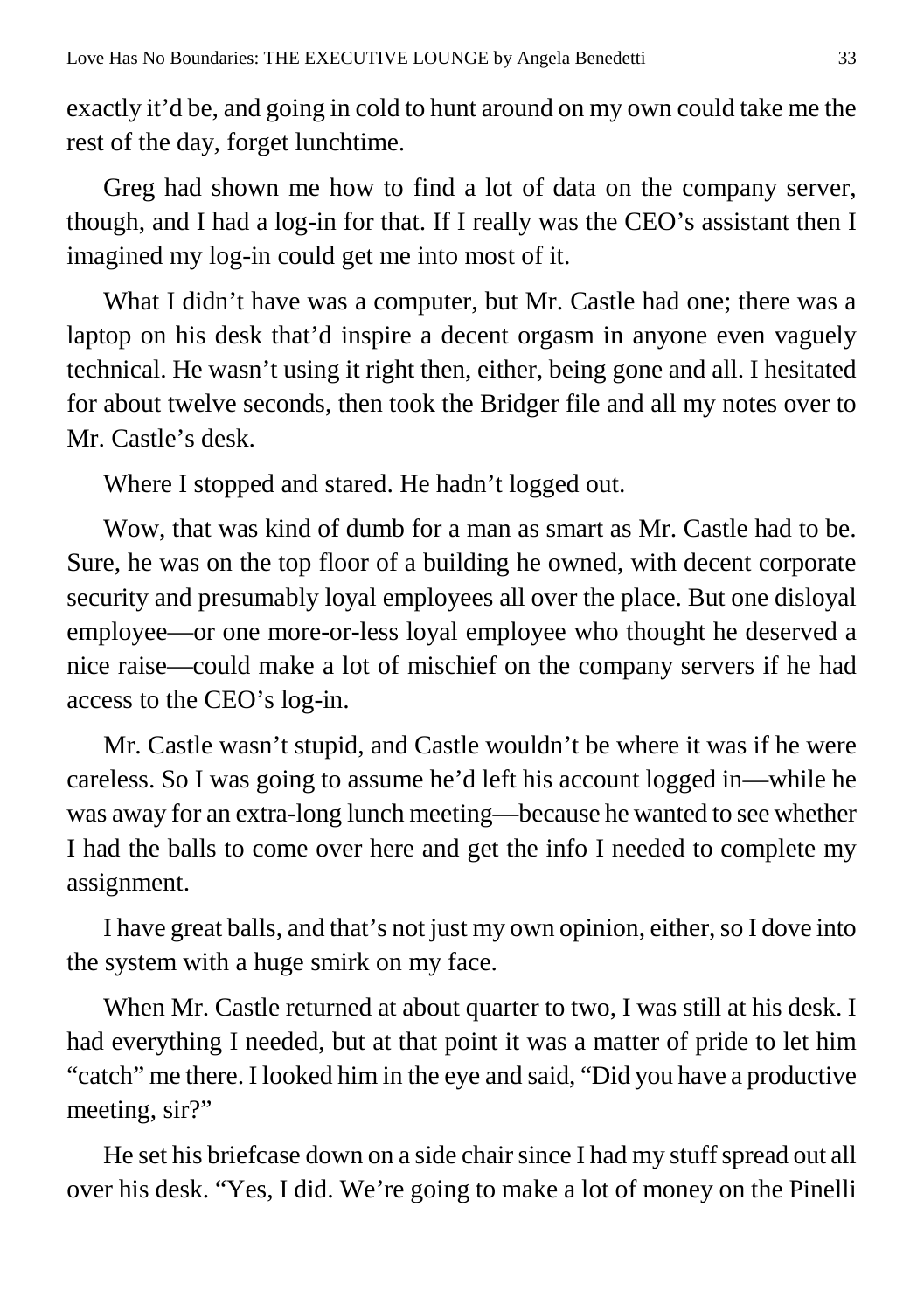exactly it'd be, and going in cold to hunt around on my own could take me the rest of the day, forget lunchtime.

Greg had shown me how to find a lot of data on the company server, though, and I had a log-in for that. If I really was the CEO's assistant then I imagined my log-in could get me into most of it.

What I didn't have was a computer, but Mr. Castle had one; there was a laptop on his desk that'd inspire a decent orgasm in anyone even vaguely technical. He wasn't using it right then, either, being gone and all. I hesitated for about twelve seconds, then took the Bridger file and all my notes over to Mr. Castle's desk.

Where I stopped and stared. He hadn't logged out.

Wow, that was kind of dumb for a man as smart as Mr. Castle had to be. Sure, he was on the top floor of a building he owned, with decent corporate security and presumably loyal employees all over the place. But one disloyal employee—or one more-or-less loyal employee who thought he deserved a nice raise—could make a lot of mischief on the company servers if he had access to the CEO's log-in.

Mr. Castle wasn't stupid, and Castle wouldn't be where it was if he were careless. So I was going to assume he'd left his account logged in—while he was away for an extra-long lunch meeting—because he wanted to see whether I had the balls to come over here and get the info I needed to complete my assignment.

I have great balls, and that's not just my own opinion, either, so I dove into the system with a huge smirk on my face.

When Mr. Castle returned at about quarter to two, I was still at his desk. I had everything I needed, but at that point it was a matter of pride to let him "catch" me there. I looked him in the eye and said, "Did you have a productive meeting, sir?"

He set his briefcase down on a side chair since I had my stuff spread out all over his desk. "Yes, I did. We're going to make a lot of money on the Pinelli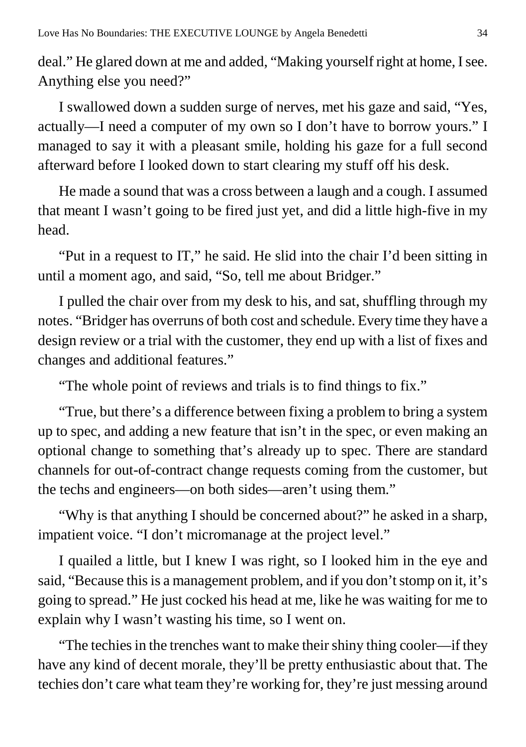deal." He glared down at me and added, "Making yourself right at home, I see. Anything else you need?"

I swallowed down a sudden surge of nerves, met his gaze and said, "Yes, actually—I need a computer of my own so I don't have to borrow yours." I managed to say it with a pleasant smile, holding his gaze for a full second afterward before I looked down to start clearing my stuff off his desk.

He made a sound that was a cross between a laugh and a cough. I assumed that meant I wasn't going to be fired just yet, and did a little high-five in my head.

"Put in a request to IT," he said. He slid into the chair I'd been sitting in until a moment ago, and said, "So, tell me about Bridger."

I pulled the chair over from my desk to his, and sat, shuffling through my notes. "Bridger has overruns of both cost and schedule. Every time they have a design review or a trial with the customer, they end up with a list of fixes and changes and additional features."

"The whole point of reviews and trials is to find things to fix."

"True, but there's a difference between fixing a problem to bring a system up to spec, and adding a new feature that isn't in the spec, or even making an optional change to something that's already up to spec. There are standard channels for out-of-contract change requests coming from the customer, but the techs and engineers—on both sides—aren't using them."

"Why is that anything I should be concerned about?" he asked in a sharp, impatient voice. "I don't micromanage at the project level."

I quailed a little, but I knew I was right, so I looked him in the eye and said, "Because this is a management problem, and if you don't stomp on it, it's going to spread." He just cocked his head at me, like he was waiting for me to explain why I wasn't wasting his time, so I went on.

"The techies in the trenches want to make their shiny thing cooler—if they have any kind of decent morale, they'll be pretty enthusiastic about that. The techies don't care what team they're working for, they're just messing around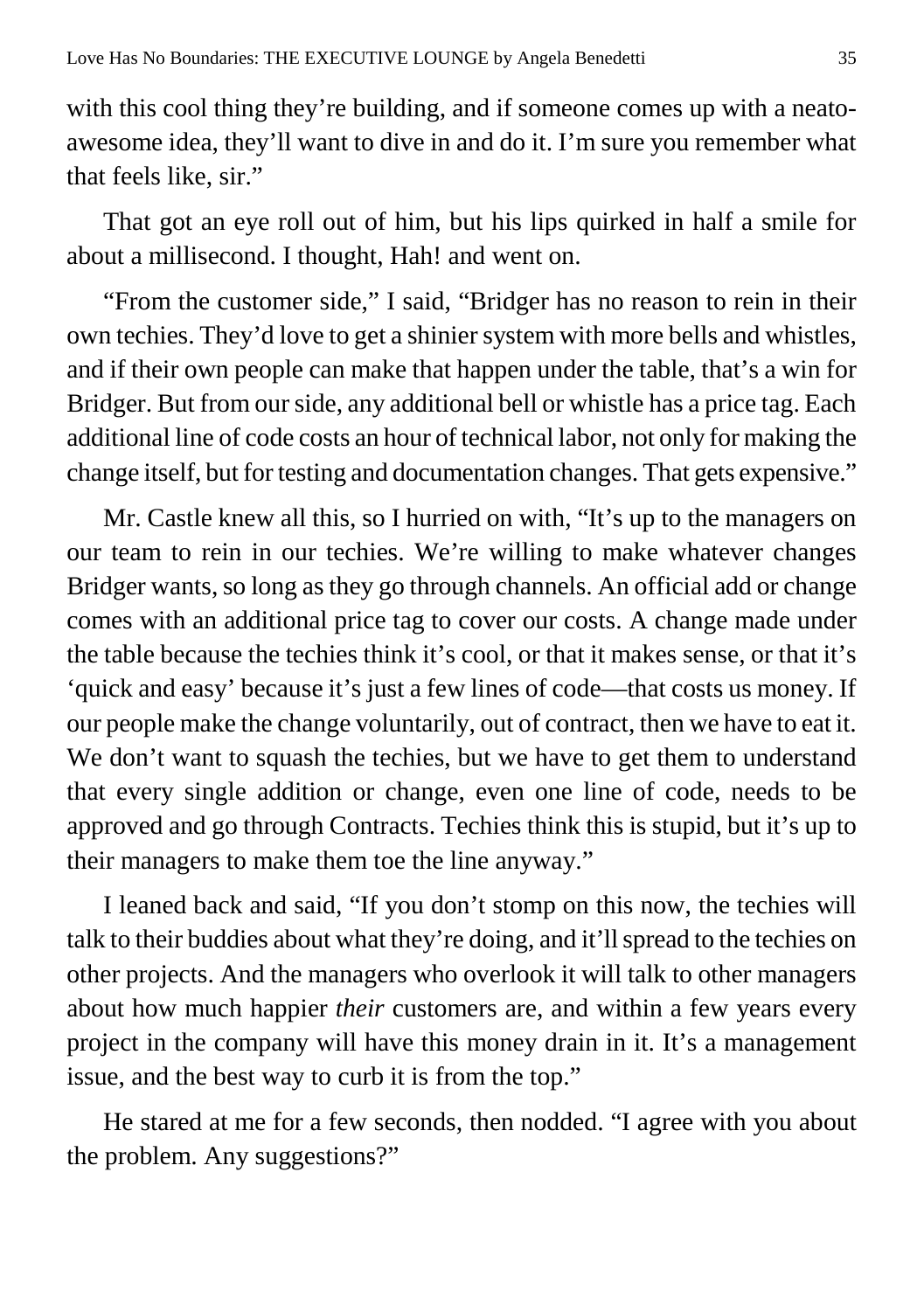with this cool thing they're building, and if someone comes up with a neato-awesome idea, they'll want to dive in and do it. I'm sure you remember what that feels like, sir."

That got an eye roll out of him, but his lips quirked in half a smile for about a millisecond. I thought, Hah! and went on.

"From the customer side," I said, "Bridger has no reason to rein in their own techies. They'd love to get a shinier system with more bells and whistles, and if their own people can make that happen under the table, that's a win for Bridger. But from our side, any additional bell or whistle has a price tag. Each additional line of code costs an hour of technical labor, not only for making the change itself, but for testing and documentation changes. That gets expensive."

Mr. Castle knew all this, so I hurried on with, "It's up to the managers on our team to rein in our techies. We're willing to make whatever changes Bridger wants, so long as they go through channels. An official add or change comes with an additional price tag to cover our costs. A change made under the table because the techies think it's cool, or that it makes sense, or that it's 'quick and easy' because it's just a few lines of code—that costs us money. If our people make the change voluntarily, out of contract, then we have to eat it. We don't want to squash the techies, but we have to get them to understand that every single addition or change, even one line of code, needs to be approved and go through Contracts. Techies think this is stupid, but it's up to their managers to make them toe the line anyway."

I leaned back and said, "If you don't stomp on this now, the techies will talk to their buddies about what they're doing, and it'll spread to the techies on other projects. And the managers who overlook it will talk to other managers about how much happier *their* customers are, and within a few years every project in the company will have this money drain in it. It's a management issue, and the best way to curb it is from the top."

He stared at me for a few seconds, then nodded. "I agree with you about the problem. Any suggestions?"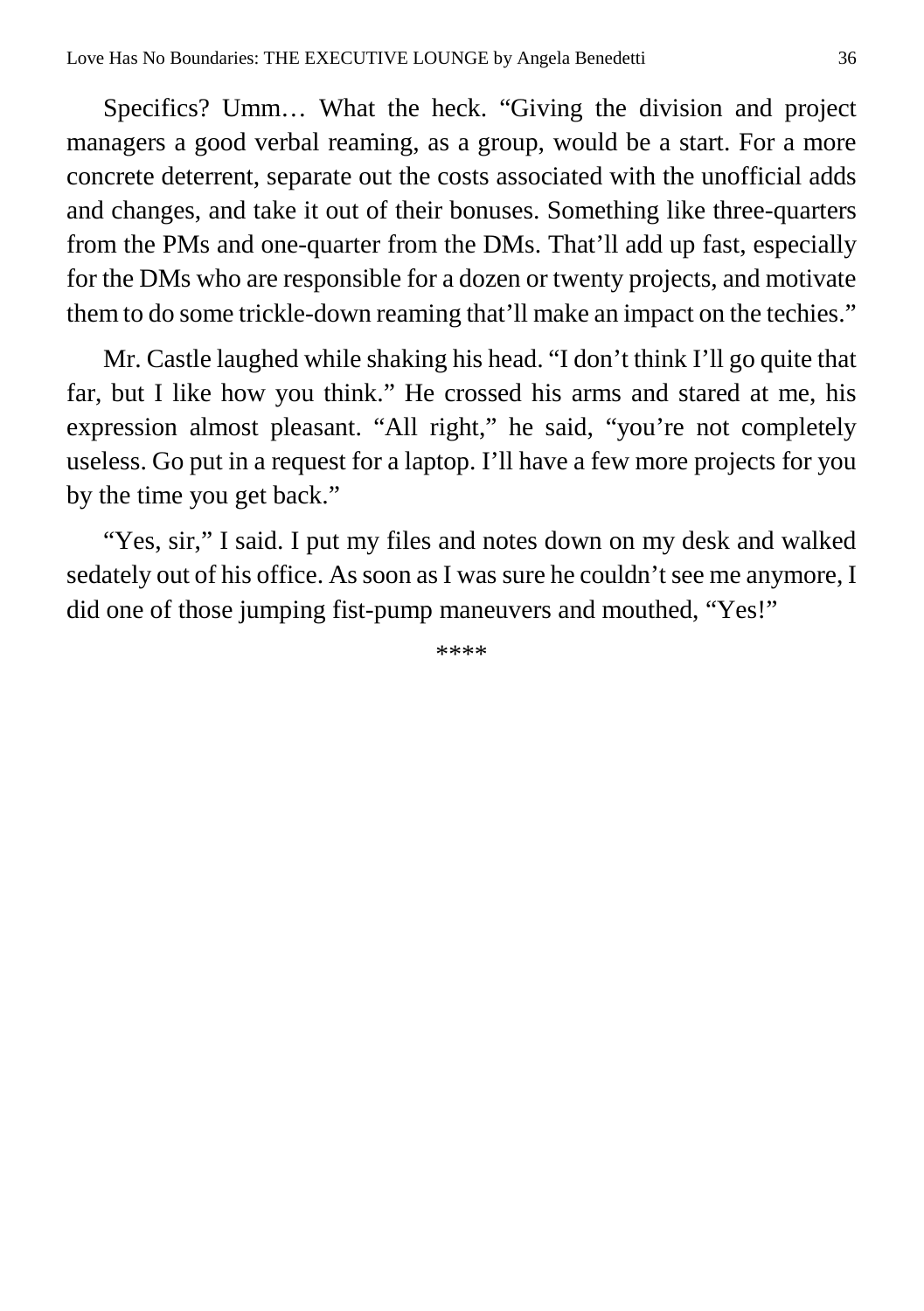Specifics? Umm… What the heck. “Giving the division and project managers a good verbal reaming, as a group, would be a start. For a more concrete deterrent, separate out the costs associated with the unofficial adds and changes, and take it out of their bonuses. Something like three-quarters from the PMs and one-quarter from the DMs. That’ll add up fast, especially for the DMs who are responsible for a dozen or twenty projects, and motivate them to do some trickle-down reaming that’ll make an impact on the techies.”

Mr. Castle laughed while shaking his head. “I don’t think I’ll go quite that far, but I like how you think.” He crossed his arms and stared at me, his expression almost pleasant. “All right,” he said, “you’re not completely useless. Go put in a request for a laptop. I’ll have a few more projects for you by the time you get back.”

“Yes, sir,” I said. I put my files and notes down on my desk and walked sedately out of his office. As soon as I was sure he couldn’t see me anymore, I did one of those jumping fist-pump maneuvers and mouthed, “Yes!”

****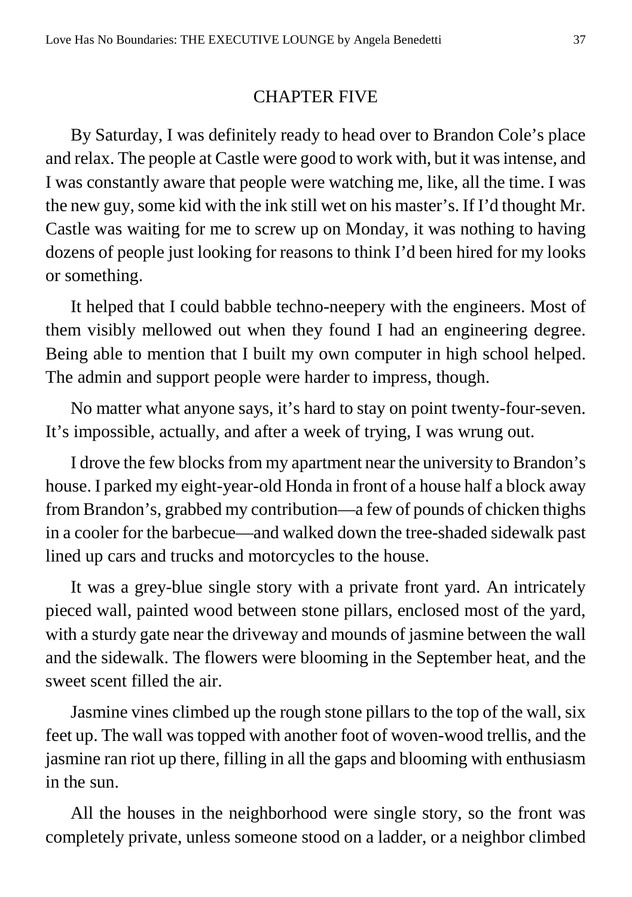## CHAPTER FIVE

By Saturday, I was definitely ready to head over to Brandon Cole's place and relax. The people at Castle were good to work with, but it was intense, and I was constantly aware that people were watching me, like, all the time. I was the new guy, some kid with the ink still wet on his master's. If I'd thought Mr. Castle was waiting for me to screw up on Monday, it was nothing to having dozens of people just looking for reasons to think I'd been hired for my looks or something.

It helped that I could babble techno-neepery with the engineers. Most of them visibly mellowed out when they found I had an engineering degree. Being able to mention that I built my own computer in high school helped. The admin and support people were harder to impress, though.

No matter what anyone says, it's hard to stay on point twenty-four-seven. It's impossible, actually, and after a week of trying, I was wrung out.

I drove the few blocks from my apartment near the university to Brandon's house. I parked my eight-year-old Honda in front of a house half a block away from Brandon's, grabbed my contribution—a few of pounds of chicken thighs in a cooler for the barbecue—and walked down the tree-shaded sidewalk past lined up cars and trucks and motorcycles to the house.

It was a grey-blue single story with a private front yard. An intricately pieced wall, painted wood between stone pillars, enclosed most of the yard, with a sturdy gate near the driveway and mounds of jasmine between the wall and the sidewalk. The flowers were blooming in the September heat, and the sweet scent filled the air.

Jasmine vines climbed up the rough stone pillars to the top of the wall, six feet up. The wall was topped with another foot of woven-wood trellis, and the jasmine ran riot up there, filling in all the gaps and blooming with enthusiasm in the sun.

All the houses in the neighborhood were single story, so the front was completely private, unless someone stood on a ladder, or a neighbor climbed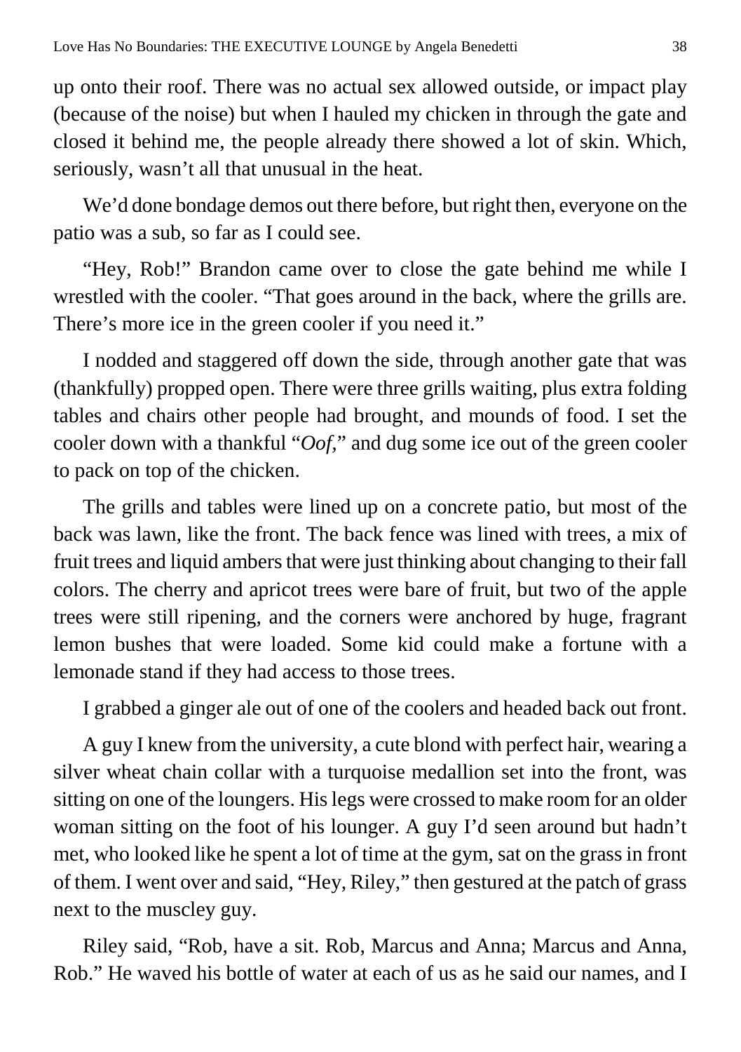up onto their roof. There was no actual sex allowed outside, or impact play (because of the noise) but when I hauled my chicken in through the gate and closed it behind me, the people already there showed a lot of skin. Which, seriously, wasn't all that unusual in the heat.

We'd done bondage demos out there before, but right then, everyone on the patio was a sub, so far as I could see.

"Hey, Rob!" Brandon came over to close the gate behind me while I wrestled with the cooler. "That goes around in the back, where the grills are. There's more ice in the green cooler if you need it."

I nodded and staggered off down the side, through another gate that was (thankfully) propped open. There were three grills waiting, plus extra folding tables and chairs other people had brought, and mounds of food. I set the cooler down with a thankful "*Oof*," and dug some ice out of the green cooler to pack on top of the chicken.

The grills and tables were lined up on a concrete patio, but most of the back was lawn, like the front. The back fence was lined with trees, a mix of fruit trees and liquid ambers that were just thinking about changing to their fall colors. The cherry and apricot trees were bare of fruit, but two of the apple trees were still ripening, and the corners were anchored by huge, fragrant lemon bushes that were loaded. Some kid could make a fortune with a lemonade stand if they had access to those trees.

I grabbed a ginger ale out of one of the coolers and headed back out front.

A guy I knew from the university, a cute blond with perfect hair, wearing a silver wheat chain collar with a turquoise medallion set into the front, was sitting on one of the loungers. His legs were crossed to make room for an older woman sitting on the foot of his lounger. A guy I'd seen around but hadn't met, who looked like he spent a lot of time at the gym, sat on the grass in front of them. I went over and said, "Hey, Riley," then gestured at the patch of grass next to the muscley guy.

Riley said, "Rob, have a sit. Rob, Marcus and Anna; Marcus and Anna, Rob." He waved his bottle of water at each of us as he said our names, and I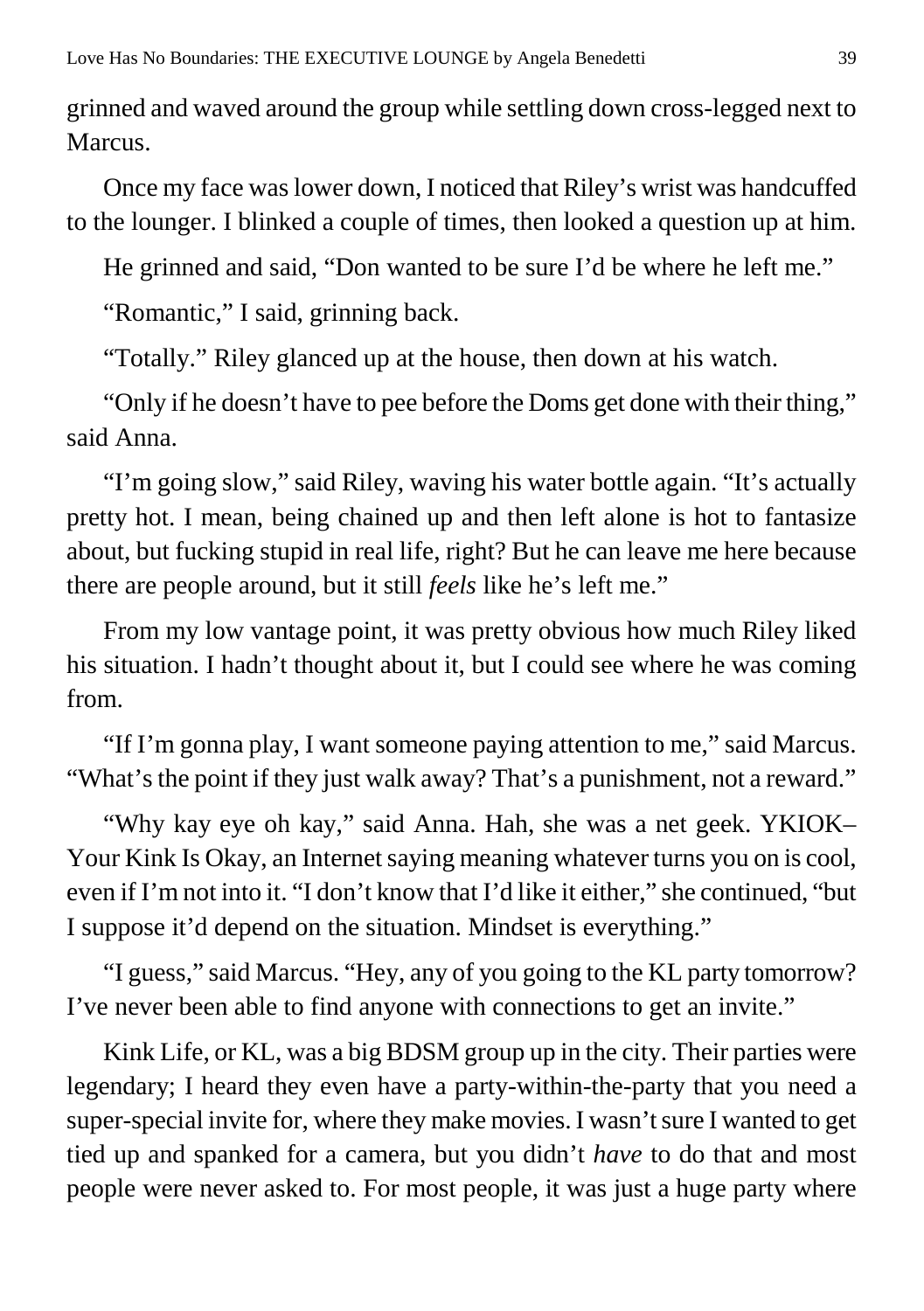grinned and waved around the group while settling down cross-legged next to Marcus.

Once my face was lower down, I noticed that Riley's wrist was handcuffed to the lounger. I blinked a couple of times, then looked a question up at him.

He grinned and said, "Don wanted to be sure I'd be where he left me."

"Romantic," I said, grinning back.

"Totally." Riley glanced up at the house, then down at his watch.

"Only if he doesn't have to pee before the Doms get done with their thing," said Anna.

"I'm going slow," said Riley, waving his water bottle again. "It's actually pretty hot. I mean, being chained up and then left alone is hot to fantasize about, but fucking stupid in real life, right? But he can leave me here because there are people around, but it still *feels* like he's left me."

From my low vantage point, it was pretty obvious how much Riley liked his situation. I hadn't thought about it, but I could see where he was coming from.

"If I'm gonna play, I want someone paying attention to me," said Marcus. "What's the point if they just walk away? That's a punishment, not a reward."

"Why kay eye oh kay," said Anna. Hah, she was a net geek. YKIOK–Your Kink Is Okay, an Internet saying meaning whatever turns you on is cool, even if I'm not into it. "I don't know that I'd like it either," she continued, "but I suppose it'd depend on the situation. Mindset is everything."

"I guess," said Marcus. "Hey, any of you going to the KL party tomorrow? I've never been able to find anyone with connections to get an invite."

Kink Life, or KL, was a big BDSM group up in the city. Their parties were legendary; I heard they even have a party-within-the-party that you need a super-special invite for, where they make movies. I wasn't sure I wanted to get tied up and spanked for a camera, but you didn't *have* to do that and most people were never asked to. For most people, it was just a huge party where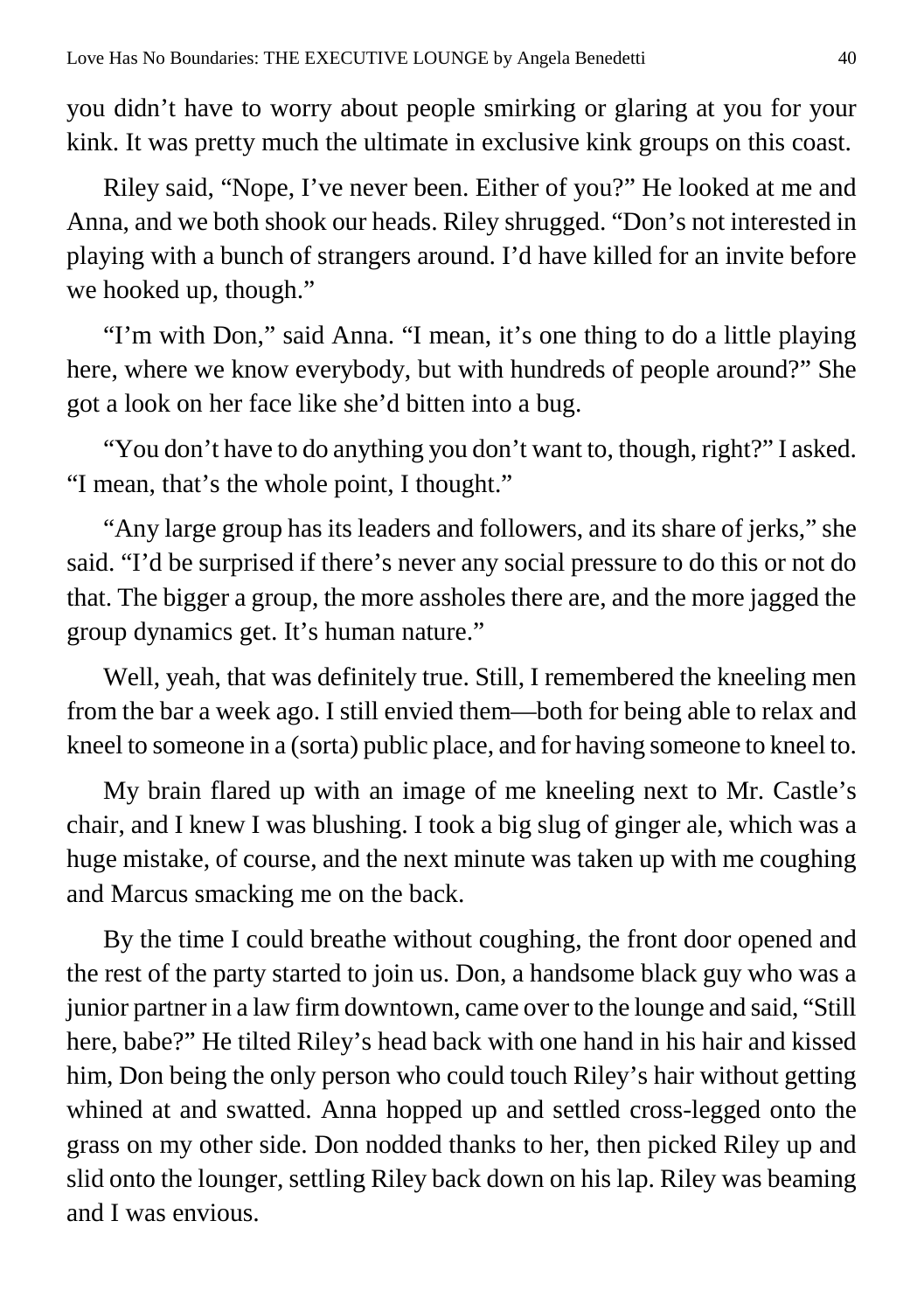you didn’t have to worry about people smirking or glaring at you for your kink. It was pretty much the ultimate in exclusive kink groups on this coast.

Riley said, “Nope, I’ve never been. Either of you?” He looked at me and Anna, and we both shook our heads. Riley shrugged. “Don’s not interested in playing with a bunch of strangers around. I’d have killed for an invite before we hooked up, though.”

“I’m with Don,” said Anna. “I mean, it’s one thing to do a little playing here, where we know everybody, but with hundreds of people around?” She got a look on her face like she’d bitten into a bug.

“You don’t have to do anything you don’t want to, though, right?” I asked. “I mean, that’s the whole point, I thought.”

“Any large group has its leaders and followers, and its share of jerks,” she said. “I’d be surprised if there’s never any social pressure to do this or not do that. The bigger a group, the more assholes there are, and the more jagged the group dynamics get. It’s human nature.”

Well, yeah, that was definitely true. Still, I remembered the kneeling men from the bar a week ago. I still envied them—both for being able to relax and kneel to someone in a (sorta) public place, and for having someone to kneel to.

My brain flared up with an image of me kneeling next to Mr. Castle’s chair, and I knew I was blushing. I took a big slug of ginger ale, which was a huge mistake, of course, and the next minute was taken up with me coughing and Marcus smacking me on the back.

By the time I could breathe without coughing, the front door opened and the rest of the party started to join us. Don, a handsome black guy who was a junior partner in a law firm downtown, came over to the lounge and said, “Still here, babe?” He tilted Riley’s head back with one hand in his hair and kissed him, Don being the only person who could touch Riley’s hair without getting whined at and swatted. Anna hopped up and settled cross-legged onto the grass on my other side. Don nodded thanks to her, then picked Riley up and slid onto the lounger, settling Riley back down on his lap. Riley was beaming and I was envious.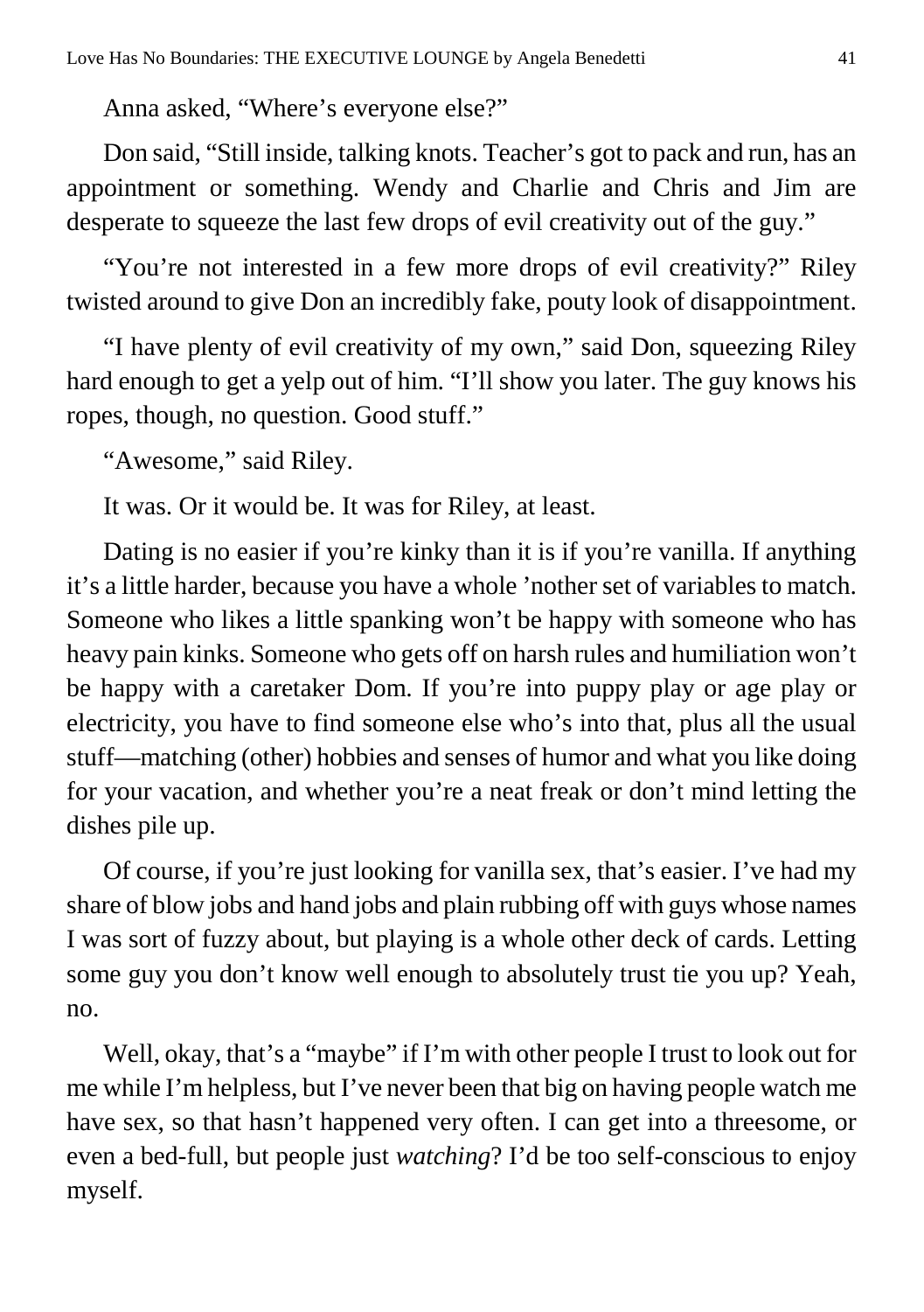Anna asked, “Where’s everyone else?”

Don said, “Still inside, talking knots. Teacher’s got to pack and run, has an appointment or something. Wendy and Charlie and Chris and Jim are desperate to squeeze the last few drops of evil creativity out of the guy.”

“You’re not interested in a few more drops of evil creativity?” Riley twisted around to give Don an incredibly fake, pouty look of disappointment.

“I have plenty of evil creativity of my own,” said Don, squeezing Riley hard enough to get a yelp out of him. “I’ll show you later. The guy knows his ropes, though, no question. Good stuff.”

“Awesome,” said Riley.

It was. Or it would be. It was for Riley, at least.

Dating is no easier if you’re kinky than it is if you’re vanilla. If anything it’s a little harder, because you have a whole ’nother set of variables to match. Someone who likes a little spanking won’t be happy with someone who has heavy pain kinks. Someone who gets off on harsh rules and humiliation won’t be happy with a caretaker Dom. If you’re into puppy play or age play or electricity, you have to find someone else who’s into that, plus all the usual stuff—matching (other) hobbies and senses of humor and what you like doing for your vacation, and whether you’re a neat freak or don’t mind letting the dishes pile up.

Of course, if you’re just looking for vanilla sex, that’s easier. I’ve had my share of blow jobs and hand jobs and plain rubbing off with guys whose names I was sort of fuzzy about, but playing is a whole other deck of cards. Letting some guy you don’t know well enough to absolutely trust tie you up? Yeah, no.

Well, okay, that’s a “maybe” if I’m with other people I trust to look out for me while I’m helpless, but I’ve never been that big on having people watch me have sex, so that hasn’t happened very often. I can get into a threesome, or even a bed-full, but people just *watching*? I’d be too self-conscious to enjoy myself.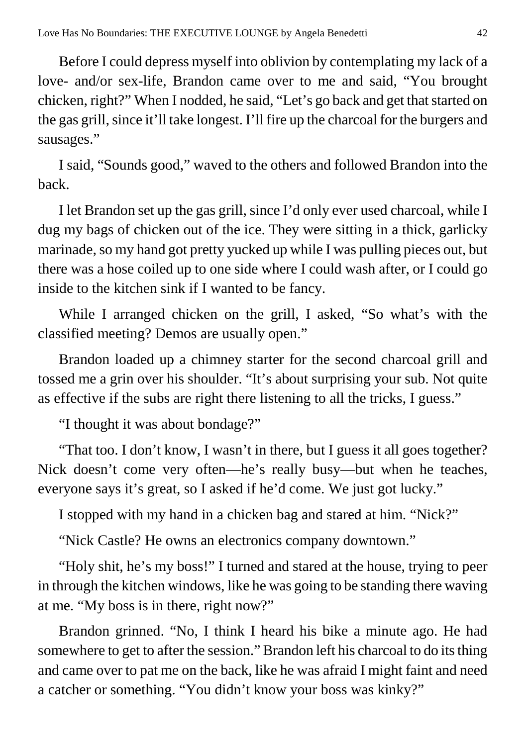Before I could depress myself into oblivion by contemplating my lack of a love- and/or sex-life, Brandon came over to me and said, "You brought chicken, right?" When I nodded, he said, "Let's go back and get that started on the gas grill, since it'll take longest. I'll fire up the charcoal for the burgers and sausages."

I said, "Sounds good," waved to the others and followed Brandon into the back.

I let Brandon set up the gas grill, since I'd only ever used charcoal, while I dug my bags of chicken out of the ice. They were sitting in a thick, garlicky marinade, so my hand got pretty yucked up while I was pulling pieces out, but there was a hose coiled up to one side where I could wash after, or I could go inside to the kitchen sink if I wanted to be fancy.

While I arranged chicken on the grill, I asked, "So what's with the classified meeting? Demos are usually open."

Brandon loaded up a chimney starter for the second charcoal grill and tossed me a grin over his shoulder. "It's about surprising your sub. Not quite as effective if the subs are right there listening to all the tricks, I guess."

"I thought it was about bondage?"

"That too. I don't know, I wasn't in there, but I guess it all goes together? Nick doesn't come very often—he's really busy—but when he teaches, everyone says it's great, so I asked if he'd come. We just got lucky."

I stopped with my hand in a chicken bag and stared at him. "Nick?"

"Nick Castle? He owns an electronics company downtown."

"Holy shit, he's my boss!" I turned and stared at the house, trying to peer in through the kitchen windows, like he was going to be standing there waving at me. "My boss is in there, right now?"

Brandon grinned. "No, I think I heard his bike a minute ago. He had somewhere to get to after the session." Brandon left his charcoal to do its thing and came over to pat me on the back, like he was afraid I might faint and need a catcher or something. "You didn't know your boss was kinky?"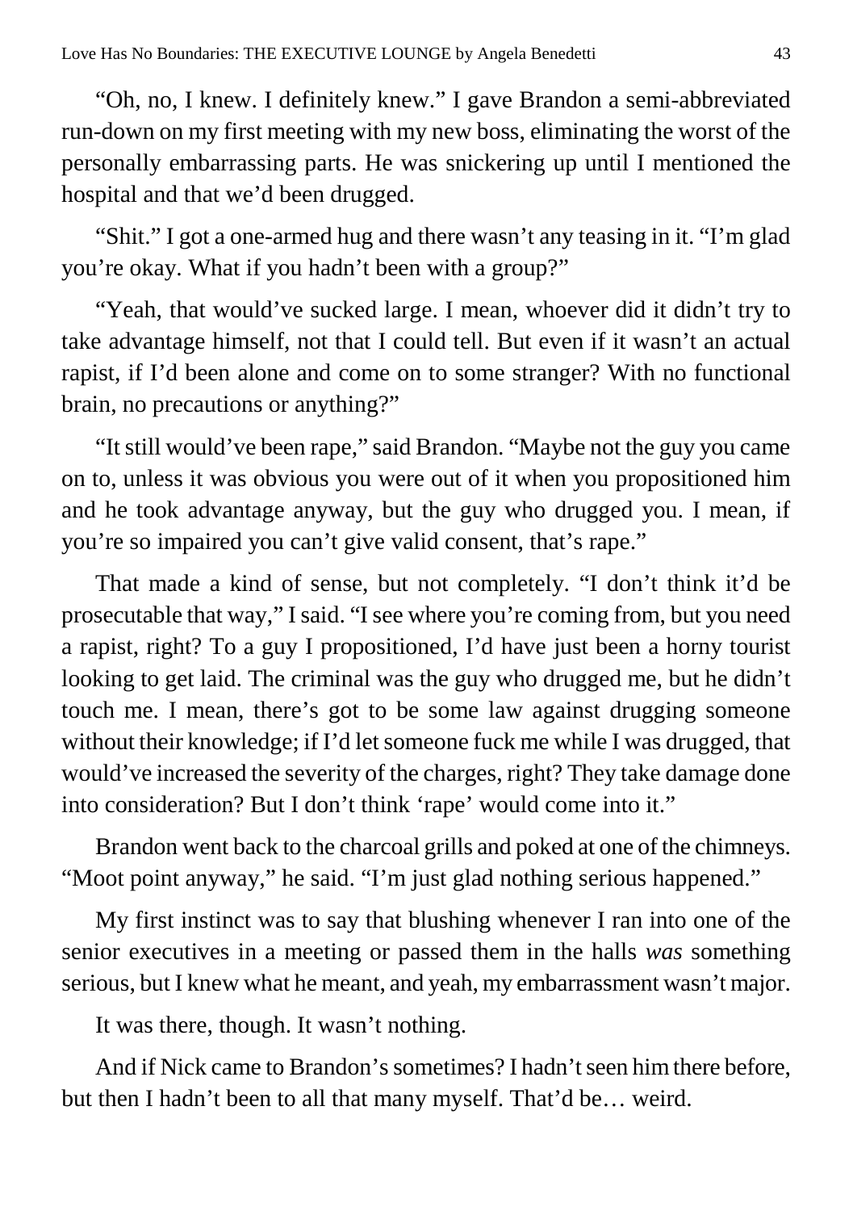"Oh, no, I knew. I definitely knew." I gave Brandon a semi-abbreviated run-down on my first meeting with my new boss, eliminating the worst of the personally embarrassing parts. He was snickering up until I mentioned the hospital and that we'd been drugged.

"Shit." I got a one-armed hug and there wasn't any teasing in it. "I'm glad you're okay. What if you hadn't been with a group?"

"Yeah, that would've sucked large. I mean, whoever did it didn't try to take advantage himself, not that I could tell. But even if it wasn't an actual rapist, if I'd been alone and come on to some stranger? With no functional brain, no precautions or anything?"

"It still would've been rape," said Brandon. "Maybe not the guy you came on to, unless it was obvious you were out of it when you propositioned him and he took advantage anyway, but the guy who drugged you. I mean, if you're so impaired you can't give valid consent, that's rape."

That made a kind of sense, but not completely. "I don't think it'd be prosecutable that way," I said. "I see where you're coming from, but you need a rapist, right? To a guy I propositioned, I'd have just been a horny tourist looking to get laid. The criminal was the guy who drugged me, but he didn't touch me. I mean, there's got to be some law against drugging someone without their knowledge; if I'd let someone fuck me while I was drugged, that would've increased the severity of the charges, right? They take damage done into consideration? But I don't think 'rape' would come into it."

Brandon went back to the charcoal grills and poked at one of the chimneys. "Moot point anyway," he said. "I'm just glad nothing serious happened."

My first instinct was to say that blushing whenever I ran into one of the senior executives in a meeting or passed them in the halls *was* something serious, but I knew what he meant, and yeah, my embarrassment wasn't major.

It was there, though. It wasn't nothing.

And if Nick came to Brandon's sometimes? I hadn't seen him there before, but then I hadn't been to all that many myself. That'd be… weird.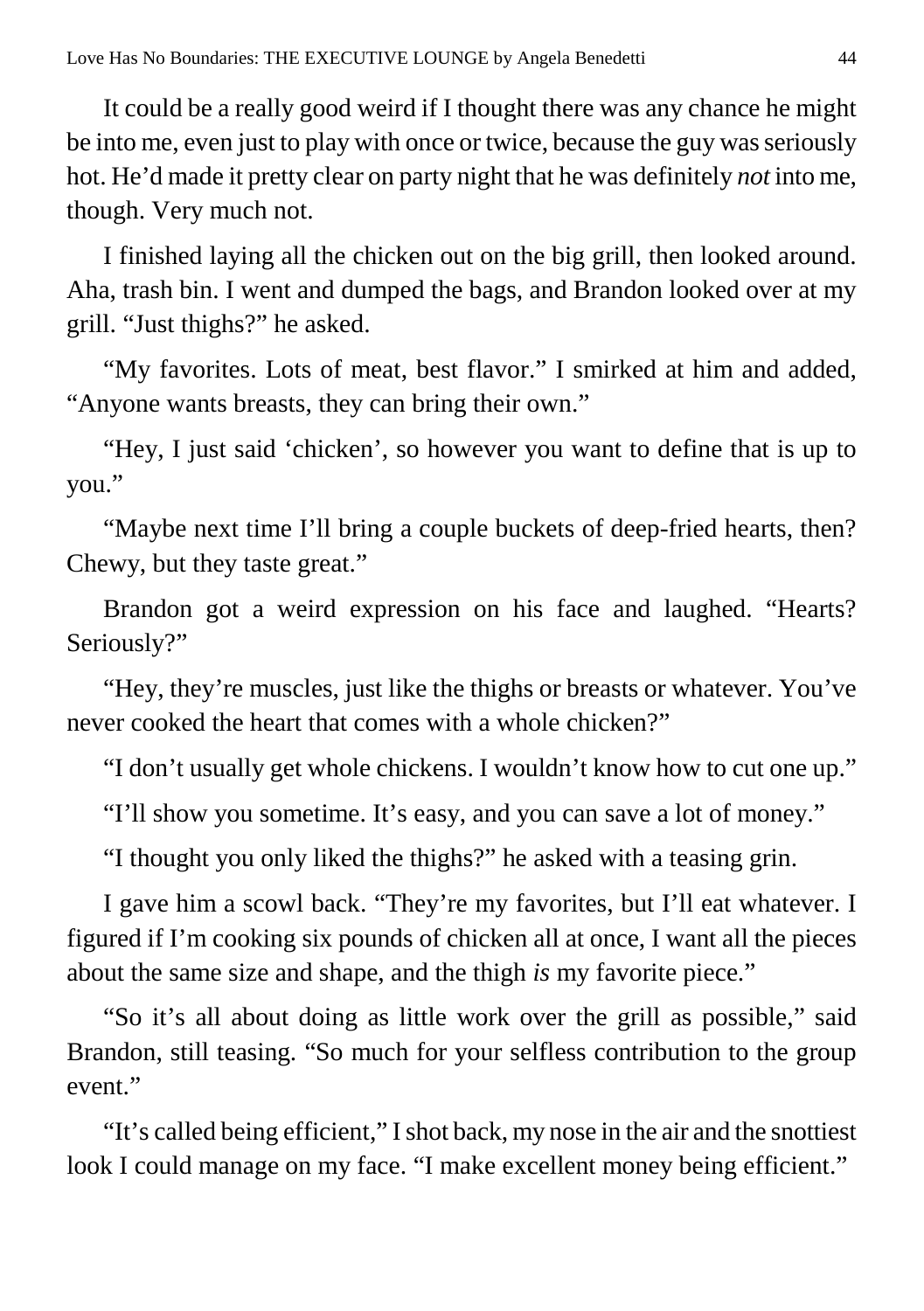It could be a really good weird if I thought there was any chance he might be into me, even just to play with once or twice, because the guy was seriously hot. He'd made it pretty clear on party night that he was definitely *not* into me, though. Very much not.

I finished laying all the chicken out on the big grill, then looked around. Aha, trash bin. I went and dumped the bags, and Brandon looked over at my grill. "Just thighs?" he asked.

"My favorites. Lots of meat, best flavor." I smirked at him and added, "Anyone wants breasts, they can bring their own."

"Hey, I just said 'chicken', so however you want to define that is up to you."

"Maybe next time I'll bring a couple buckets of deep-fried hearts, then? Chewy, but they taste great."

Brandon got a weird expression on his face and laughed. "Hearts? Seriously?"

"Hey, they're muscles, just like the thighs or breasts or whatever. You've never cooked the heart that comes with a whole chicken?"

"I don't usually get whole chickens. I wouldn't know how to cut one up."

"I'll show you sometime. It's easy, and you can save a lot of money."

"I thought you only liked the thighs?" he asked with a teasing grin.

I gave him a scowl back. "They're my favorites, but I'll eat whatever. I figured if I'm cooking six pounds of chicken all at once, I want all the pieces about the same size and shape, and the thigh *is* my favorite piece."

"So it's all about doing as little work over the grill as possible," said Brandon, still teasing. "So much for your selfless contribution to the group event."

"It's called being efficient," I shot back, my nose in the air and the snottiest look I could manage on my face. "I make excellent money being efficient."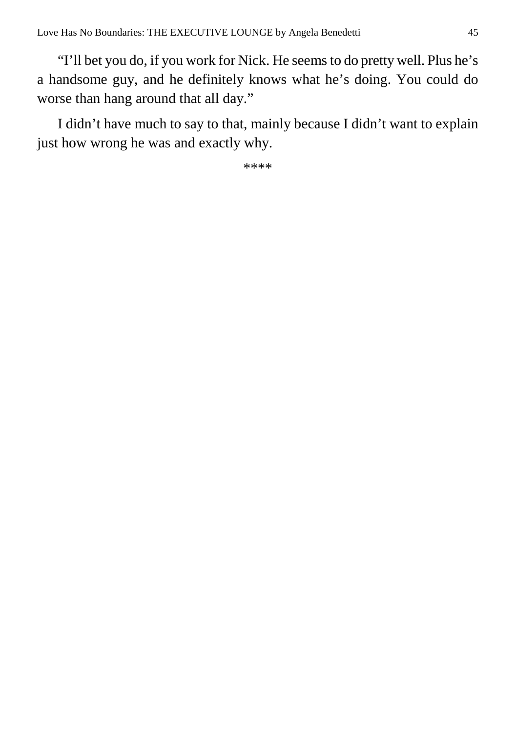“I’ll bet you do, if you work for Nick. He seems to do pretty well. Plus he’s a handsome guy, and he definitely knows what he’s doing. You could do worse than hang around that all day.”

I didn’t have much to say to that, mainly because I didn’t want to explain just how wrong he was and exactly why.

****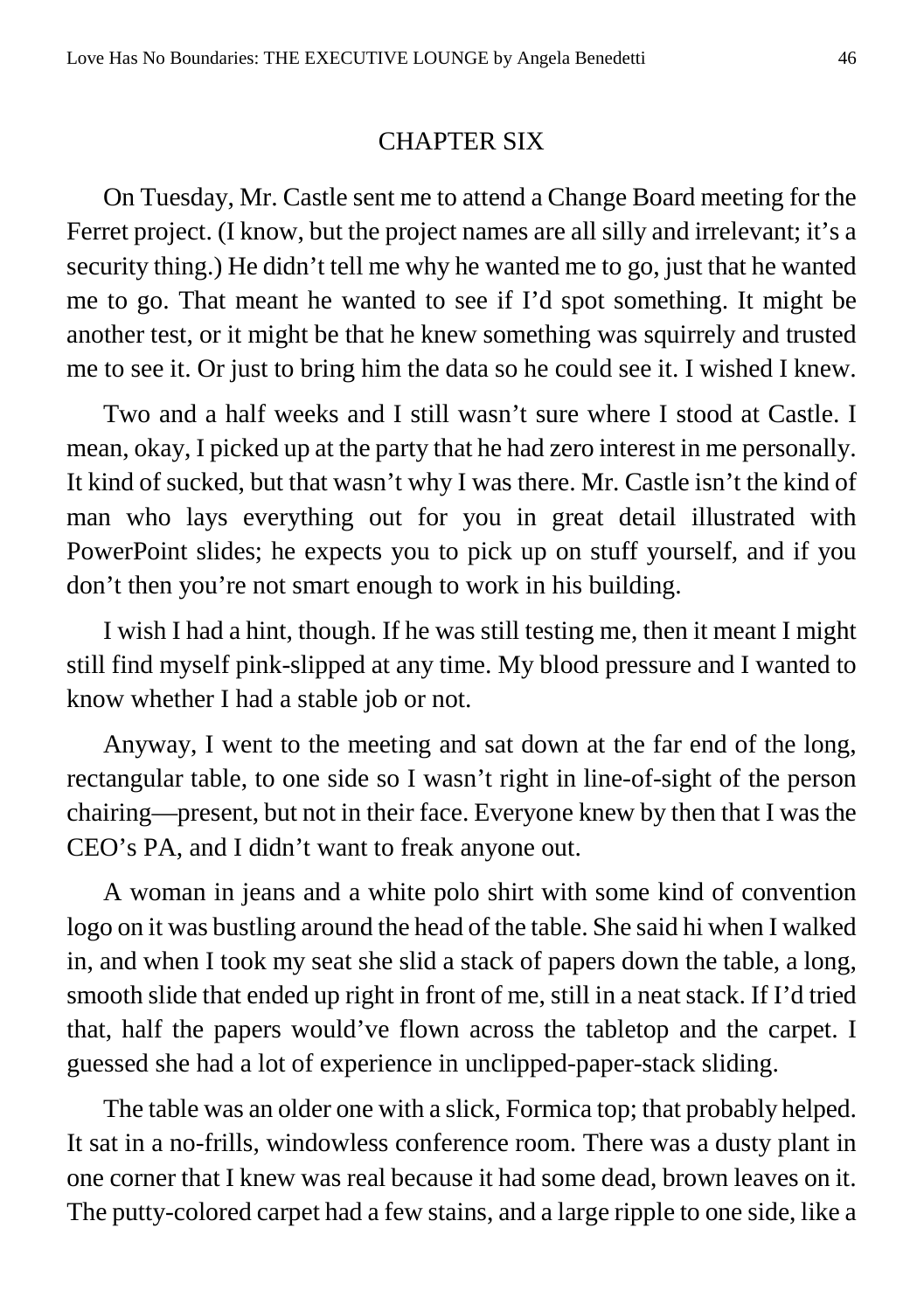## CHAPTER SIX

On Tuesday, Mr. Castle sent me to attend a Change Board meeting for the Ferret project. (I know, but the project names are all silly and irrelevant; it's a security thing.) He didn't tell me why he wanted me to go, just that he wanted me to go. That meant he wanted to see if I'd spot something. It might be another test, or it might be that he knew something was squirrely and trusted me to see it. Or just to bring him the data so he could see it. I wished I knew.

Two and a half weeks and I still wasn't sure where I stood at Castle. I mean, okay, I picked up at the party that he had zero interest in me personally. It kind of sucked, but that wasn't why I was there. Mr. Castle isn't the kind of man who lays everything out for you in great detail illustrated with PowerPoint slides; he expects you to pick up on stuff yourself, and if you don't then you're not smart enough to work in his building.

I wish I had a hint, though. If he was still testing me, then it meant I might still find myself pink-slipped at any time. My blood pressure and I wanted to know whether I had a stable job or not.

Anyway, I went to the meeting and sat down at the far end of the long, rectangular table, to one side so I wasn't right in line-of-sight of the person chairing—present, but not in their face. Everyone knew by then that I was the CEO's PA, and I didn't want to freak anyone out.

A woman in jeans and a white polo shirt with some kind of convention logo on it was bustling around the head of the table. She said hi when I walked in, and when I took my seat she slid a stack of papers down the table, a long, smooth slide that ended up right in front of me, still in a neat stack. If I'd tried that, half the papers would've flown across the tabletop and the carpet. I guessed she had a lot of experience in unclipped-paper-stack sliding.

The table was an older one with a slick, Formica top; that probably helped. It sat in a no-frills, windowless conference room. There was a dusty plant in one corner that I knew was real because it had some dead, brown leaves on it. The putty-colored carpet had a few stains, and a large ripple to one side, like a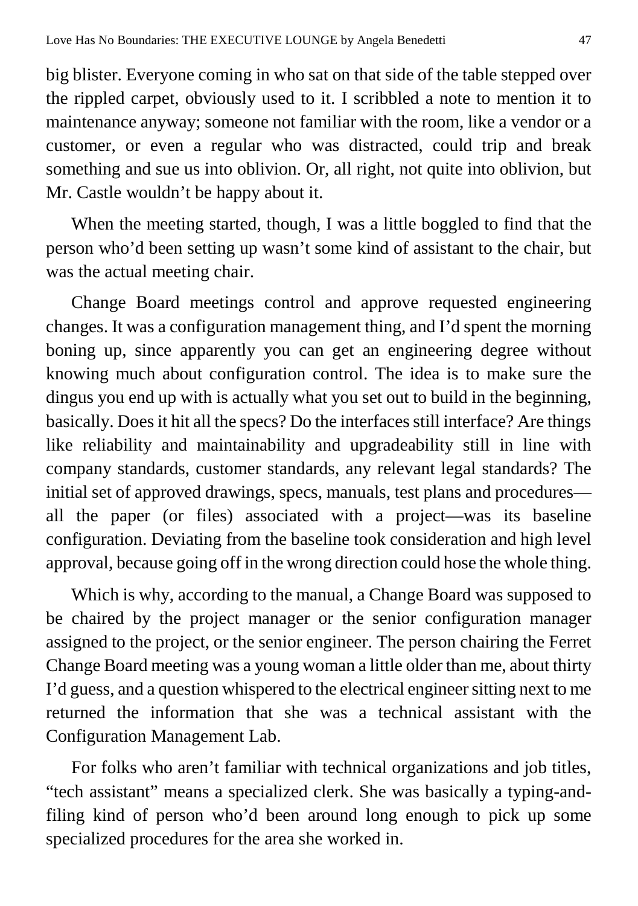big blister. Everyone coming in who sat on that side of the table stepped over the rippled carpet, obviously used to it. I scribbled a note to mention it to maintenance anyway; someone not familiar with the room, like a vendor or a customer, or even a regular who was distracted, could trip and break something and sue us into oblivion. Or, all right, not quite into oblivion, but Mr. Castle wouldn't be happy about it.

When the meeting started, though, I was a little boggled to find that the person who'd been setting up wasn't some kind of assistant to the chair, but was the actual meeting chair.

Change Board meetings control and approve requested engineering changes. It was a configuration management thing, and I'd spent the morning boning up, since apparently you can get an engineering degree without knowing much about configuration control. The idea is to make sure the dingus you end up with is actually what you set out to build in the beginning, basically. Does it hit all the specs? Do the interfaces still interface? Are things like reliability and maintainability and upgradeability still in line with company standards, customer standards, any relevant legal standards? The initial set of approved drawings, specs, manuals, test plans and procedures—all the paper (or files) associated with a project—was its baseline configuration. Deviating from the baseline took consideration and high level approval, because going off in the wrong direction could hose the whole thing.

Which is why, according to the manual, a Change Board was supposed to be chaired by the project manager or the senior configuration manager assigned to the project, or the senior engineer. The person chairing the Ferret Change Board meeting was a young woman a little older than me, about thirty I'd guess, and a question whispered to the electrical engineer sitting next to me returned the information that she was a technical assistant with the Configuration Management Lab.

For folks who aren't familiar with technical organizations and job titles, "tech assistant" means a specialized clerk. She was basically a typing-and-filing kind of person who'd been around long enough to pick up some specialized procedures for the area she worked in.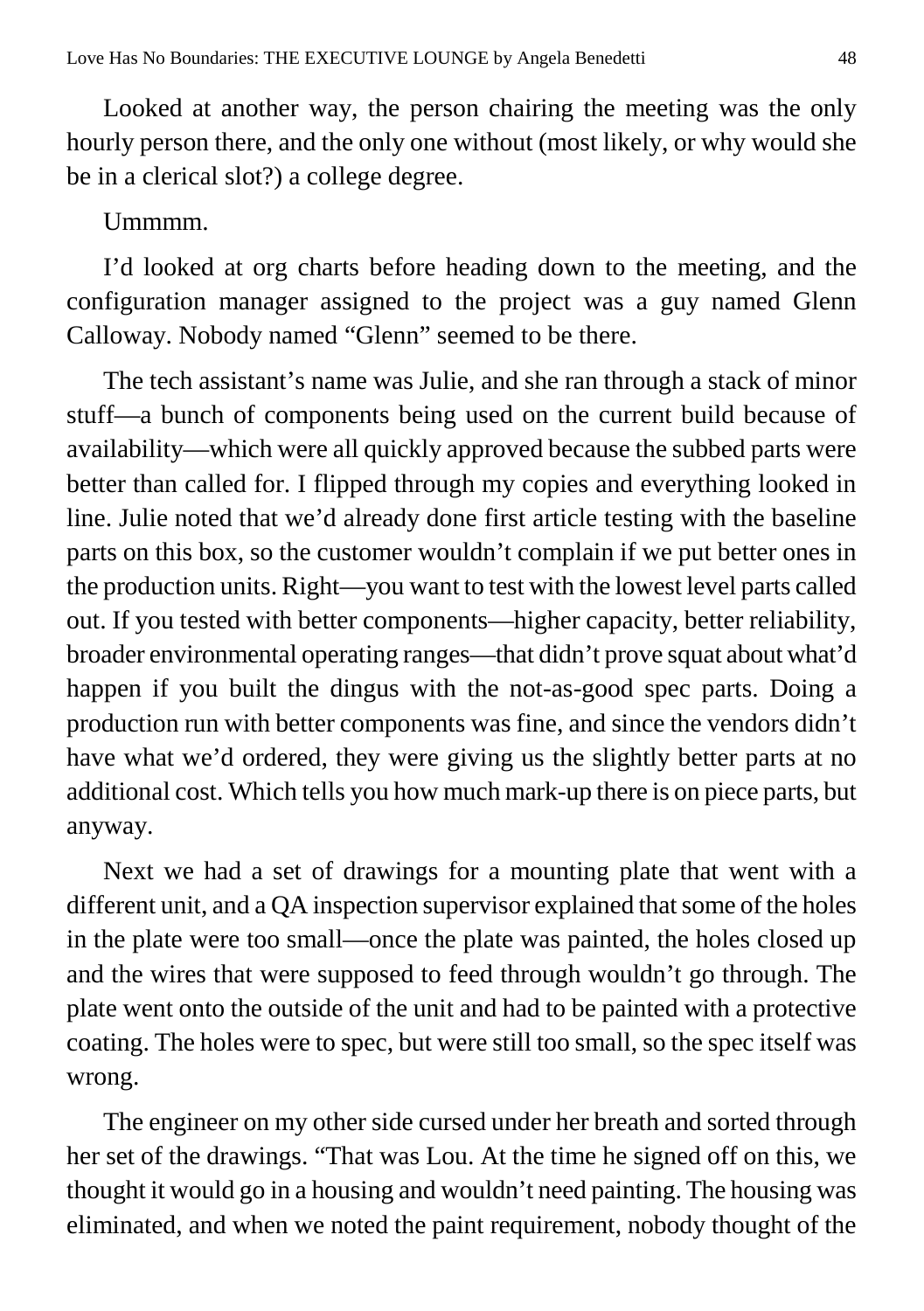Looked at another way, the person chairing the meeting was the only hourly person there, and the only one without (most likely, or why would she be in a clerical slot?) a college degree.

Ummmm.

I'd looked at org charts before heading down to the meeting, and the configuration manager assigned to the project was a guy named Glenn Calloway. Nobody named "Glenn" seemed to be there.

The tech assistant's name was Julie, and she ran through a stack of minor stuff—a bunch of components being used on the current build because of availability—which were all quickly approved because the subbed parts were better than called for. I flipped through my copies and everything looked in line. Julie noted that we'd already done first article testing with the baseline parts on this box, so the customer wouldn't complain if we put better ones in the production units. Right—you want to test with the lowest level parts called out. If you tested with better components—higher capacity, better reliability, broader environmental operating ranges—that didn't prove squat about what'd happen if you built the dingus with the not-as-good spec parts. Doing a production run with better components was fine, and since the vendors didn't have what we'd ordered, they were giving us the slightly better parts at no additional cost. Which tells you how much mark-up there is on piece parts, but anyway.

Next we had a set of drawings for a mounting plate that went with a different unit, and a QA inspection supervisor explained that some of the holes in the plate were too small—once the plate was painted, the holes closed up and the wires that were supposed to feed through wouldn't go through. The plate went onto the outside of the unit and had to be painted with a protective coating. The holes were to spec, but were still too small, so the spec itself was wrong.

The engineer on my other side cursed under her breath and sorted through her set of the drawings. "That was Lou. At the time he signed off on this, we thought it would go in a housing and wouldn't need painting. The housing was eliminated, and when we noted the paint requirement, nobody thought of the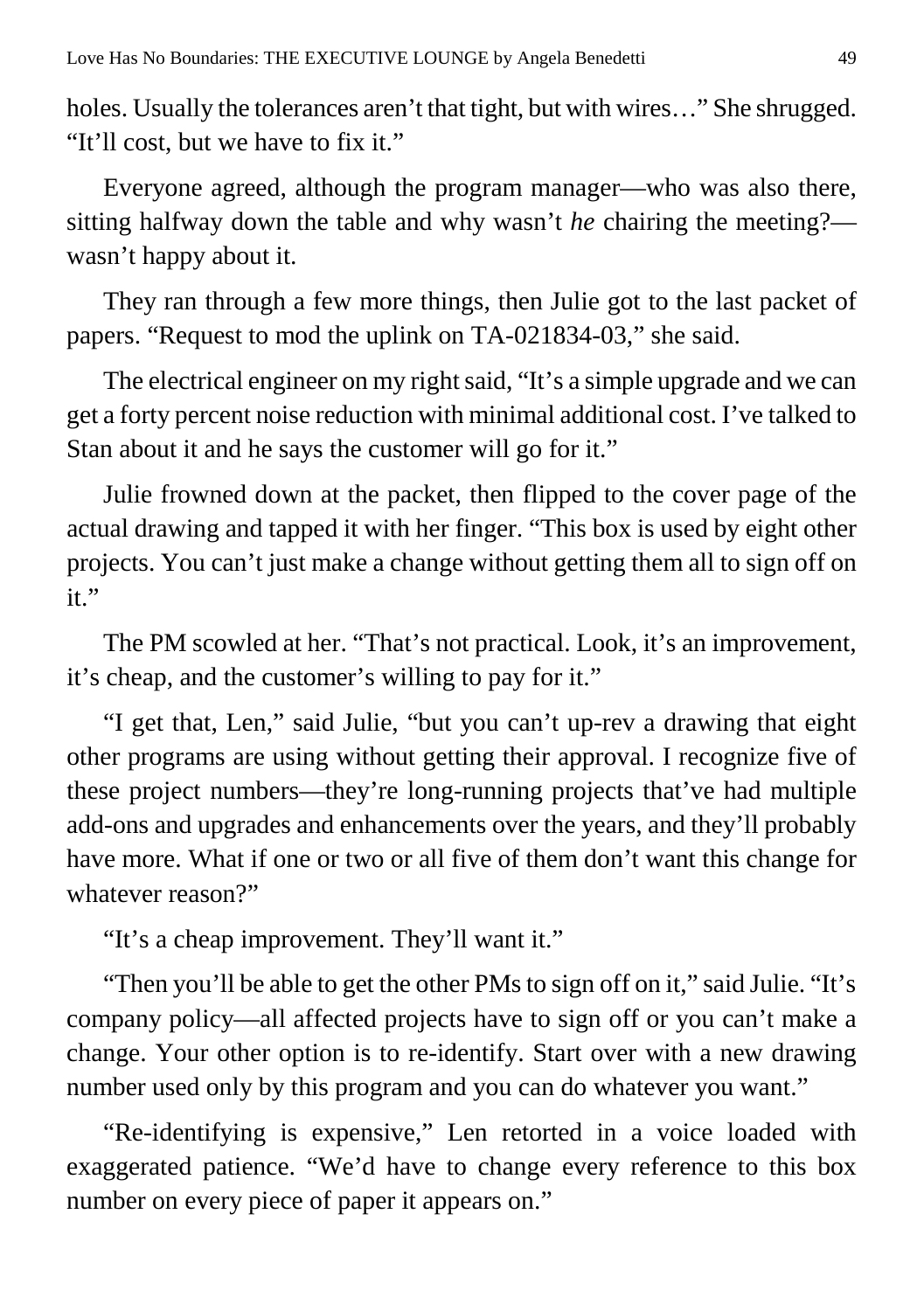holes. Usually the tolerances aren't that tight, but with wires…" She shrugged. "It'll cost, but we have to fix it."

Everyone agreed, although the program manager—who was also there, sitting halfway down the table and why wasn't *he* chairing the meeting?—wasn't happy about it.

They ran through a few more things, then Julie got to the last packet of papers. "Request to mod the uplink on TA-021834-03," she said.

The electrical engineer on my right said, "It's a simple upgrade and we can get a forty percent noise reduction with minimal additional cost. I've talked to Stan about it and he says the customer will go for it."

Julie frowned down at the packet, then flipped to the cover page of the actual drawing and tapped it with her finger. "This box is used by eight other projects. You can't just make a change without getting them all to sign off on it."

The PM scowled at her. "That's not practical. Look, it's an improvement, it's cheap, and the customer's willing to pay for it."

"I get that, Len," said Julie, "but you can't up-rev a drawing that eight other programs are using without getting their approval. I recognize five of these project numbers—they're long-running projects that've had multiple add-ons and upgrades and enhancements over the years, and they'll probably have more. What if one or two or all five of them don't want this change for whatever reason?"

"It's a cheap improvement. They'll want it."

"Then you'll be able to get the other PMs to sign off on it," said Julie. "It's company policy—all affected projects have to sign off or you can't make a change. Your other option is to re-identify. Start over with a new drawing number used only by this program and you can do whatever you want."

"Re-identifying is expensive," Len retorted in a voice loaded with exaggerated patience. "We'd have to change every reference to this box number on every piece of paper it appears on."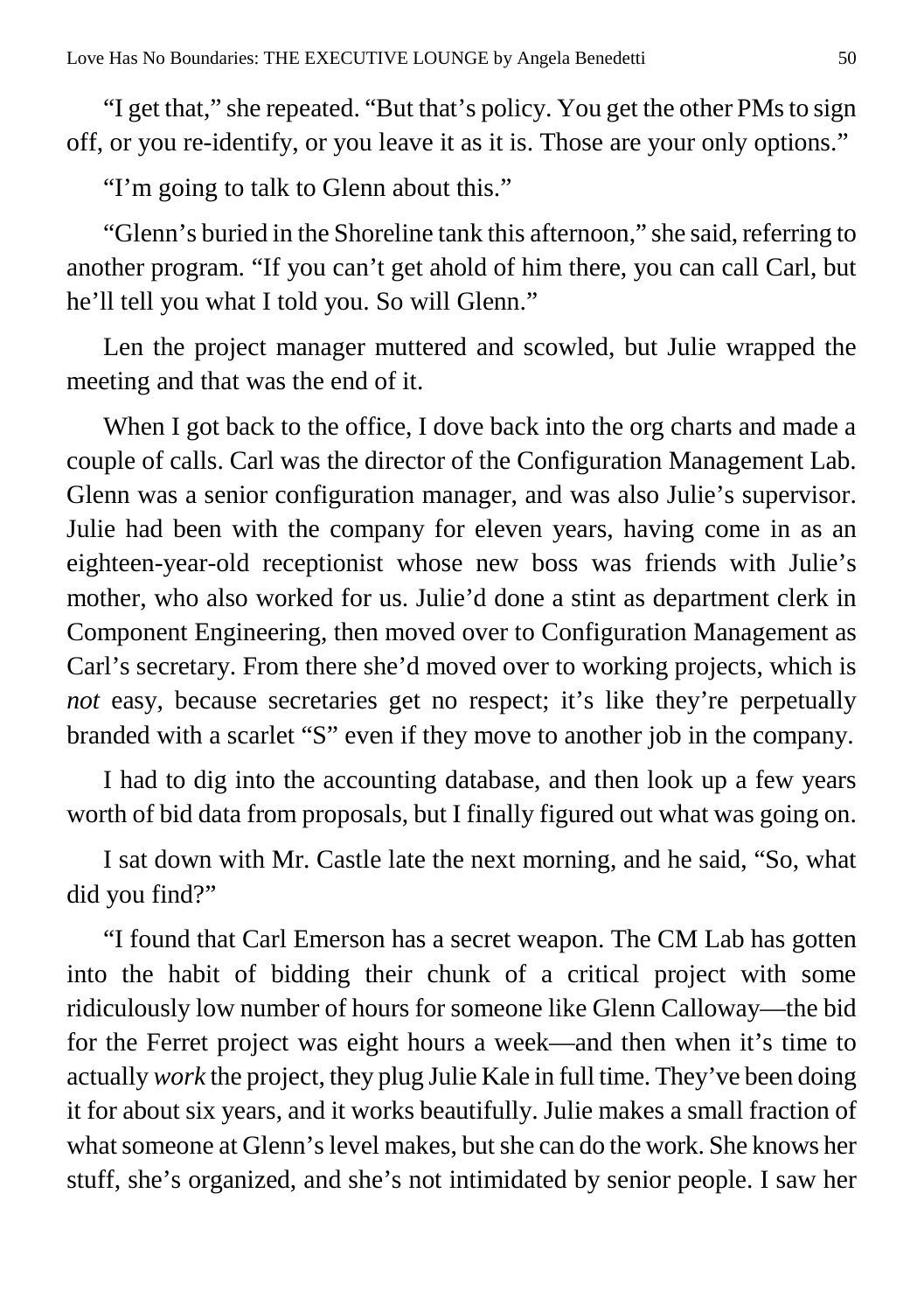"I get that," she repeated. "But that's policy. You get the other PMs to sign off, or you re-identify, or you leave it as it is. Those are your only options."

"I'm going to talk to Glenn about this."

"Glenn's buried in the Shoreline tank this afternoon," she said, referring to another program. "If you can't get ahold of him there, you can call Carl, but he'll tell you what I told you. So will Glenn."

Len the project manager muttered and scowled, but Julie wrapped the meeting and that was the end of it.

When I got back to the office, I dove back into the org charts and made a couple of calls. Carl was the director of the Configuration Management Lab. Glenn was a senior configuration manager, and was also Julie's supervisor. Julie had been with the company for eleven years, having come in as an eighteen-year-old receptionist whose new boss was friends with Julie's mother, who also worked for us. Julie'd done a stint as department clerk in Component Engineering, then moved over to Configuration Management as Carl's secretary. From there she'd moved over to working projects, which is *not* easy, because secretaries get no respect; it's like they're perpetually branded with a scarlet "S" even if they move to another job in the company.

I had to dig into the accounting database, and then look up a few years worth of bid data from proposals, but I finally figured out what was going on.

I sat down with Mr. Castle late the next morning, and he said, "So, what did you find?"

"I found that Carl Emerson has a secret weapon. The CM Lab has gotten into the habit of bidding their chunk of a critical project with some ridiculously low number of hours for someone like Glenn Calloway—the bid for the Ferret project was eight hours a week—and then when it's time to actually *work* the project, they plug Julie Kale in full time. They've been doing it for about six years, and it works beautifully. Julie makes a small fraction of what someone at Glenn's level makes, but she can do the work. She knows her stuff, she's organized, and she's not intimidated by senior people. I saw her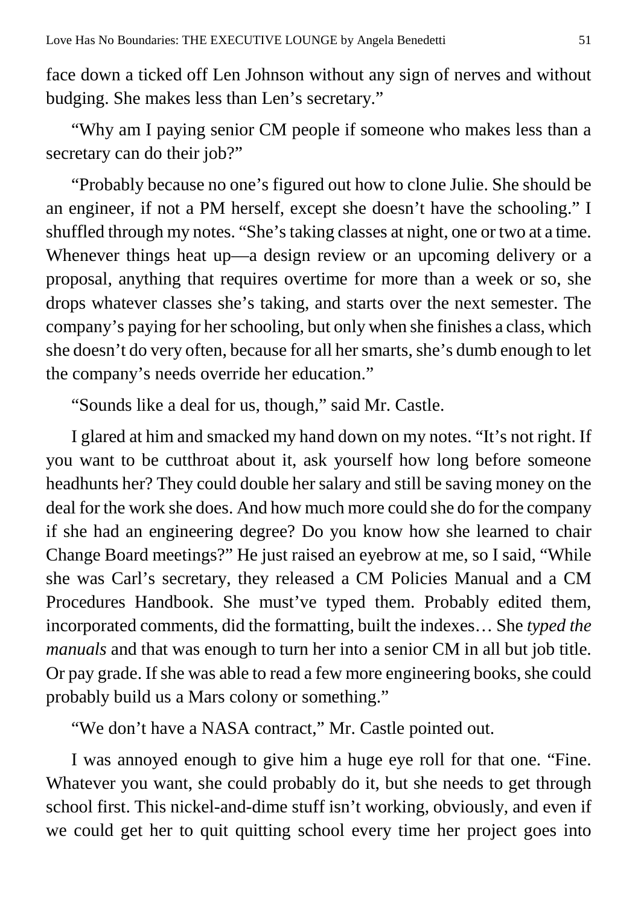face down a ticked off Len Johnson without any sign of nerves and without budging. She makes less than Len's secretary."

"Why am I paying senior CM people if someone who makes less than a secretary can do their job?"

"Probably because no one's figured out how to clone Julie. She should be an engineer, if not a PM herself, except she doesn't have the schooling." I shuffled through my notes. "She's taking classes at night, one or two at a time. Whenever things heat up—a design review or an upcoming delivery or a proposal, anything that requires overtime for more than a week or so, she drops whatever classes she's taking, and starts over the next semester. The company's paying for her schooling, but only when she finishes a class, which she doesn't do very often, because for all her smarts, she's dumb enough to let the company's needs override her education."

"Sounds like a deal for us, though," said Mr. Castle.

I glared at him and smacked my hand down on my notes. "It's not right. If you want to be cutthroat about it, ask yourself how long before someone headhunts her? They could double her salary and still be saving money on the deal for the work she does. And how much more could she do for the company if she had an engineering degree? Do you know how she learned to chair Change Board meetings?" He just raised an eyebrow at me, so I said, "While she was Carl's secretary, they released a CM Policies Manual and a CM Procedures Handbook. She must've typed them. Probably edited them, incorporated comments, did the formatting, built the indexes… She *typed the manuals* and that was enough to turn her into a senior CM in all but job title. Or pay grade. If she was able to read a few more engineering books, she could probably build us a Mars colony or something."

"We don't have a NASA contract," Mr. Castle pointed out.

I was annoyed enough to give him a huge eye roll for that one. "Fine. Whatever you want, she could probably do it, but she needs to get through school first. This nickel-and-dime stuff isn't working, obviously, and even if we could get her to quit quitting school every time her project goes into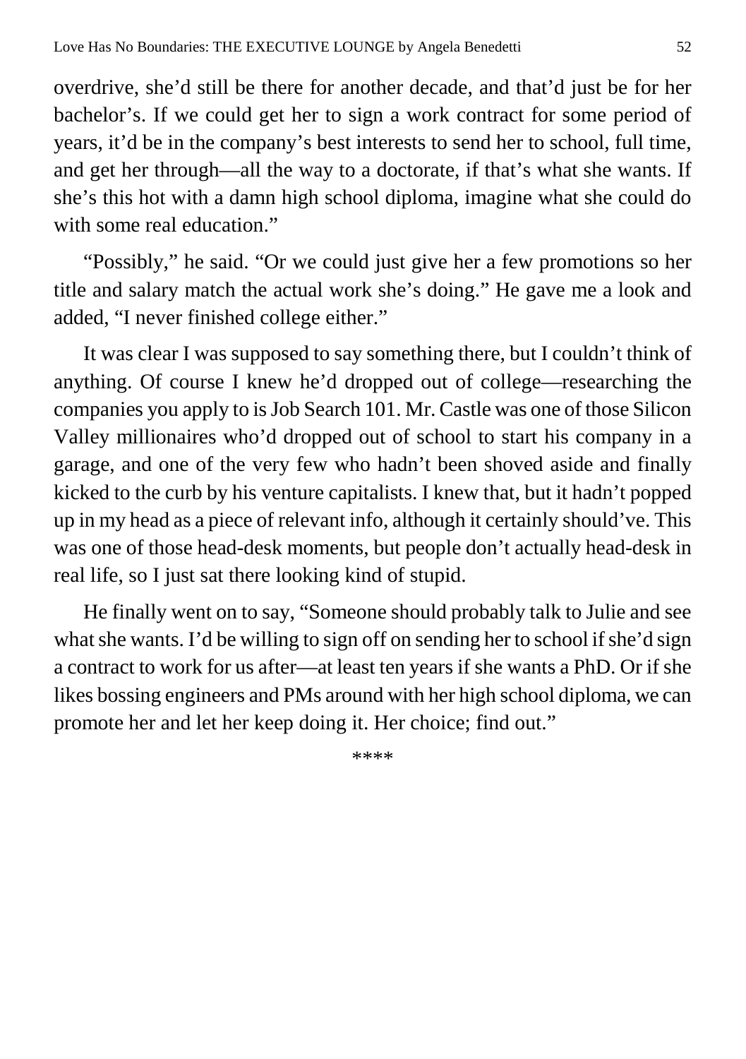overdrive, she'd still be there for another decade, and that'd just be for her bachelor's. If we could get her to sign a work contract for some period of years, it'd be in the company's best interests to send her to school, full time, and get her through—all the way to a doctorate, if that's what she wants. If she's this hot with a damn high school diploma, imagine what she could do with some real education."

"Possibly," he said. "Or we could just give her a few promotions so her title and salary match the actual work she's doing." He gave me a look and added, "I never finished college either."

It was clear I was supposed to say something there, but I couldn't think of anything. Of course I knew he'd dropped out of college—researching the companies you apply to is Job Search 101. Mr. Castle was one of those Silicon Valley millionaires who'd dropped out of school to start his company in a garage, and one of the very few who hadn't been shoved aside and finally kicked to the curb by his venture capitalists. I knew that, but it hadn't popped up in my head as a piece of relevant info, although it certainly should've. This was one of those head-desk moments, but people don't actually head-desk in real life, so I just sat there looking kind of stupid.

He finally went on to say, "Someone should probably talk to Julie and see what she wants. I'd be willing to sign off on sending her to school if she'd sign a contract to work for us after—at least ten years if she wants a PhD. Or if she likes bossing engineers and PMs around with her high school diploma, we can promote her and let her keep doing it. Her choice; find out."

****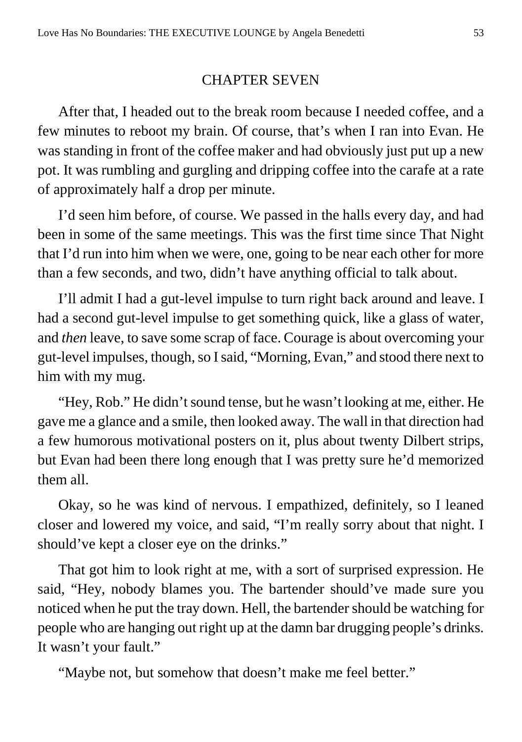# CHAPTER SEVEN

After that, I headed out to the break room because I needed coffee, and a few minutes to reboot my brain. Of course, that's when I ran into Evan. He was standing in front of the coffee maker and had obviously just put up a new pot. It was rumbling and gurgling and dripping coffee into the carafe at a rate of approximately half a drop per minute.

I'd seen him before, of course. We passed in the halls every day, and had been in some of the same meetings. This was the first time since That Night that I'd run into him when we were, one, going to be near each other for more than a few seconds, and two, didn't have anything official to talk about.

I'll admit I had a gut-level impulse to turn right back around and leave. I had a second gut-level impulse to get something quick, like a glass of water, and *then* leave, to save some scrap of face. Courage is about overcoming your gut-level impulses, though, so I said, "Morning, Evan," and stood there next to him with my mug.

"Hey, Rob." He didn't sound tense, but he wasn't looking at me, either. He gave me a glance and a smile, then looked away. The wall in that direction had a few humorous motivational posters on it, plus about twenty Dilbert strips, but Evan had been there long enough that I was pretty sure he'd memorized them all.

Okay, so he was kind of nervous. I empathized, definitely, so I leaned closer and lowered my voice, and said, "I'm really sorry about that night. I should've kept a closer eye on the drinks."

That got him to look right at me, with a sort of surprised expression. He said, "Hey, nobody blames you. The bartender should've made sure you noticed when he put the tray down. Hell, the bartender should be watching for people who are hanging out right up at the damn bar drugging people's drinks. It wasn't your fault."

"Maybe not, but somehow that doesn't make me feel better."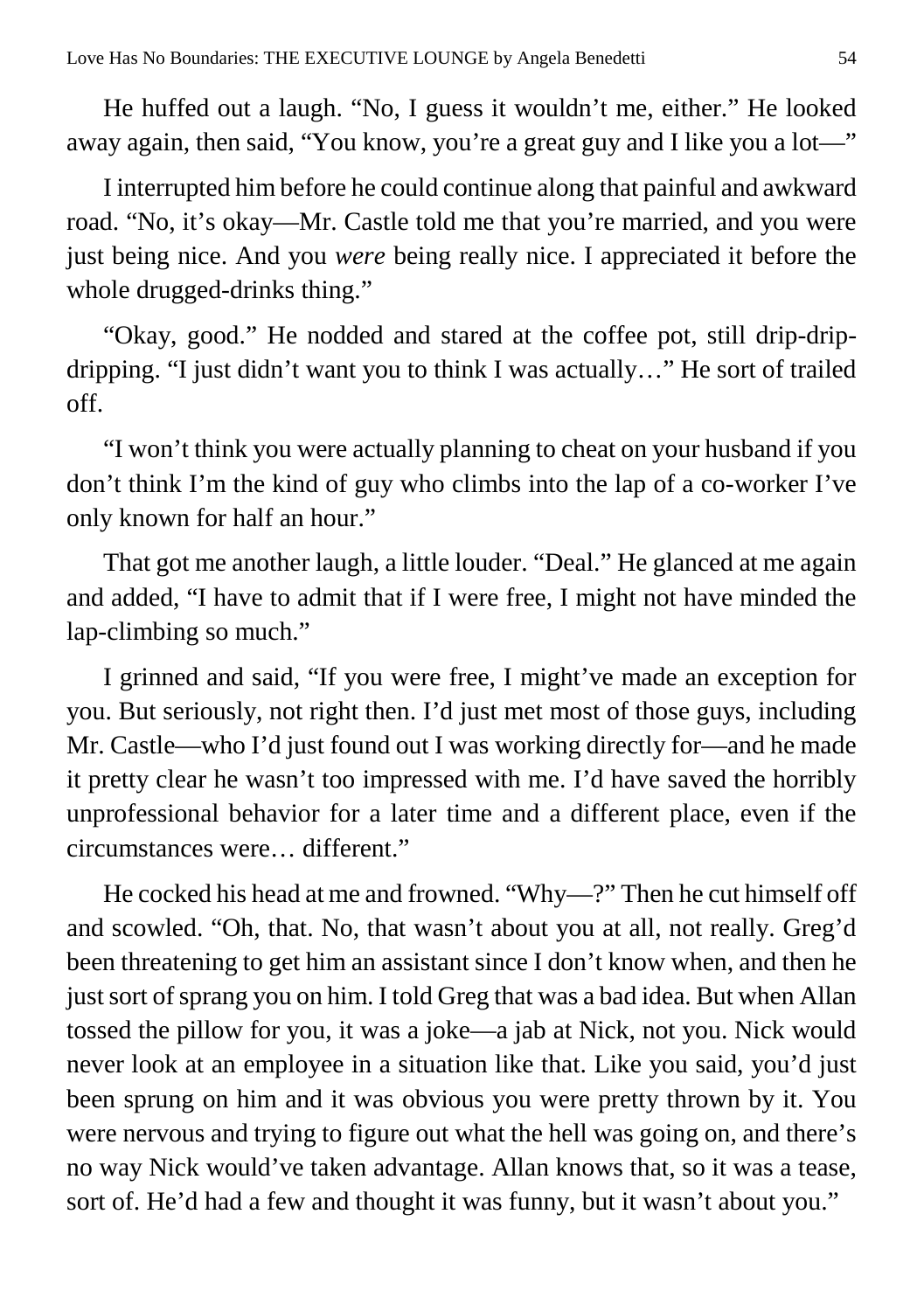He huffed out a laugh. "No, I guess it wouldn't me, either." He looked away again, then said, "You know, you're a great guy and I like you a lot—"

I interrupted him before he could continue along that painful and awkward road. "No, it's okay—Mr. Castle told me that you're married, and you were just being nice. And you *were* being really nice. I appreciated it before the whole drugged-drinks thing."

"Okay, good." He nodded and stared at the coffee pot, still drip-drip-dripping. "I just didn't want you to think I was actually…" He sort of trailed off.

"I won't think you were actually planning to cheat on your husband if you don't think I'm the kind of guy who climbs into the lap of a co-worker I've only known for half an hour."

That got me another laugh, a little louder. "Deal." He glanced at me again and added, "I have to admit that if I were free, I might not have minded the lap-climbing so much."

I grinned and said, "If you were free, I might've made an exception for you. But seriously, not right then. I'd just met most of those guys, including Mr. Castle—who I'd just found out I was working directly for—and he made it pretty clear he wasn't too impressed with me. I'd have saved the horribly unprofessional behavior for a later time and a different place, even if the circumstances were… different."

He cocked his head at me and frowned. "Why—?" Then he cut himself off and scowled. "Oh, that. No, that wasn't about you at all, not really. Greg'd been threatening to get him an assistant since I don't know when, and then he just sort of sprang you on him. I told Greg that was a bad idea. But when Allan tossed the pillow for you, it was a joke—a jab at Nick, not you. Nick would never look at an employee in a situation like that. Like you said, you'd just been sprung on him and it was obvious you were pretty thrown by it. You were nervous and trying to figure out what the hell was going on, and there's no way Nick would've taken advantage. Allan knows that, so it was a tease, sort of. He'd had a few and thought it was funny, but it wasn't about you."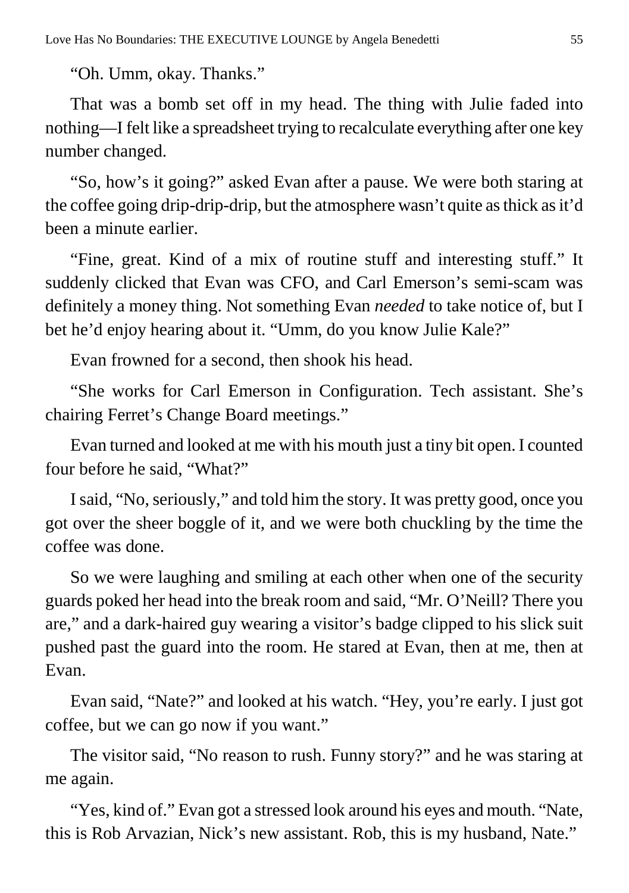"Oh. Umm, okay. Thanks."

That was a bomb set off in my head. The thing with Julie faded into nothing—I felt like a spreadsheet trying to recalculate everything after one key number changed.

"So, how's it going?" asked Evan after a pause. We were both staring at the coffee going drip-drip-drip, but the atmosphere wasn't quite as thick as it'd been a minute earlier.

"Fine, great. Kind of a mix of routine stuff and interesting stuff." It suddenly clicked that Evan was CFO, and Carl Emerson's semi-scam was definitely a money thing. Not something Evan *needed* to take notice of, but I bet he'd enjoy hearing about it. "Umm, do you know Julie Kale?"

Evan frowned for a second, then shook his head.

"She works for Carl Emerson in Configuration. Tech assistant. She's chairing Ferret's Change Board meetings."

Evan turned and looked at me with his mouth just a tiny bit open. I counted four before he said, "What?"

I said, "No, seriously," and told him the story. It was pretty good, once you got over the sheer boggle of it, and we were both chuckling by the time the coffee was done.

So we were laughing and smiling at each other when one of the security guards poked her head into the break room and said, "Mr. O'Neill? There you are," and a dark-haired guy wearing a visitor's badge clipped to his slick suit pushed past the guard into the room. He stared at Evan, then at me, then at Evan.

Evan said, "Nate?" and looked at his watch. "Hey, you're early. I just got coffee, but we can go now if you want."

The visitor said, "No reason to rush. Funny story?" and he was staring at me again.

"Yes, kind of." Evan got a stressed look around his eyes and mouth. "Nate, this is Rob Arvazian, Nick's new assistant. Rob, this is my husband, Nate."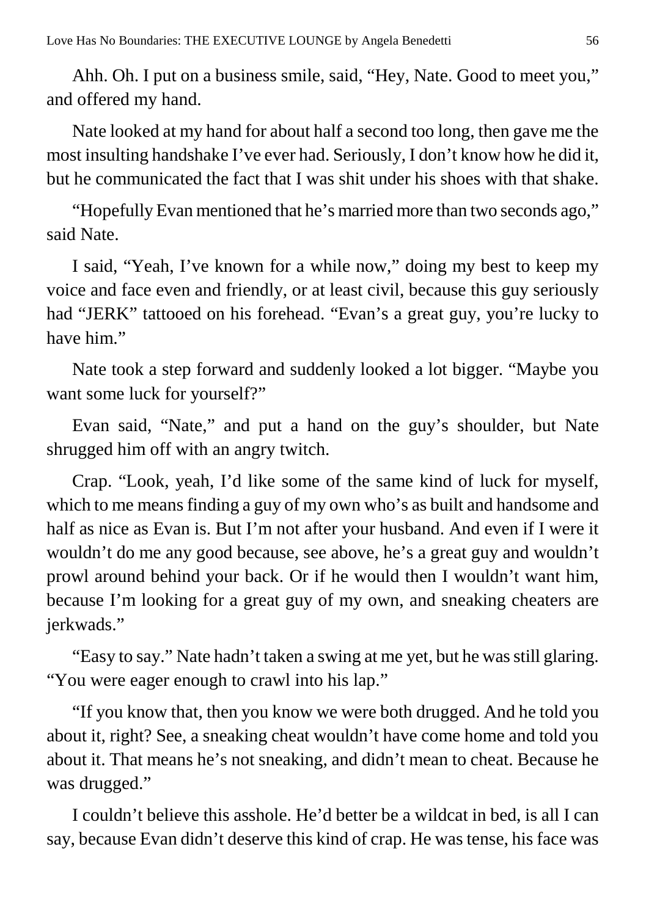Ahh. Oh. I put on a business smile, said, “Hey, Nate. Good to meet you,” and offered my hand.

Nate looked at my hand for about half a second too long, then gave me the most insulting handshake I’ve ever had. Seriously, I don’t know how he did it, but he communicated the fact that I was shit under his shoes with that shake.

“Hopefully Evan mentioned that he’s married more than two seconds ago,” said Nate.

I said, “Yeah, I’ve known for a while now,” doing my best to keep my voice and face even and friendly, or at least civil, because this guy seriously had “JERK” tattooed on his forehead. “Evan’s a great guy, you’re lucky to have him.”

Nate took a step forward and suddenly looked a lot bigger. “Maybe you want some luck for yourself?”

Evan said, “Nate,” and put a hand on the guy’s shoulder, but Nate shrugged him off with an angry twitch.

Crap. “Look, yeah, I’d like some of the same kind of luck for myself, which to me means finding a guy of my own who’s as built and handsome and half as nice as Evan is. But I’m not after your husband. And even if I were it wouldn’t do me any good because, see above, he’s a great guy and wouldn’t prowl around behind your back. Or if he would then I wouldn’t want him, because I’m looking for a great guy of my own, and sneaking cheaters are jerkwads.”

“Easy to say.” Nate hadn’t taken a swing at me yet, but he was still glaring. “You were eager enough to crawl into his lap.”

“If you know that, then you know we were both drugged. And he told you about it, right? See, a sneaking cheat wouldn’t have come home and told you about it. That means he’s not sneaking, and didn’t mean to cheat. Because he was drugged.”

I couldn’t believe this asshole. He’d better be a wildcat in bed, is all I can say, because Evan didn’t deserve this kind of crap. He was tense, his face was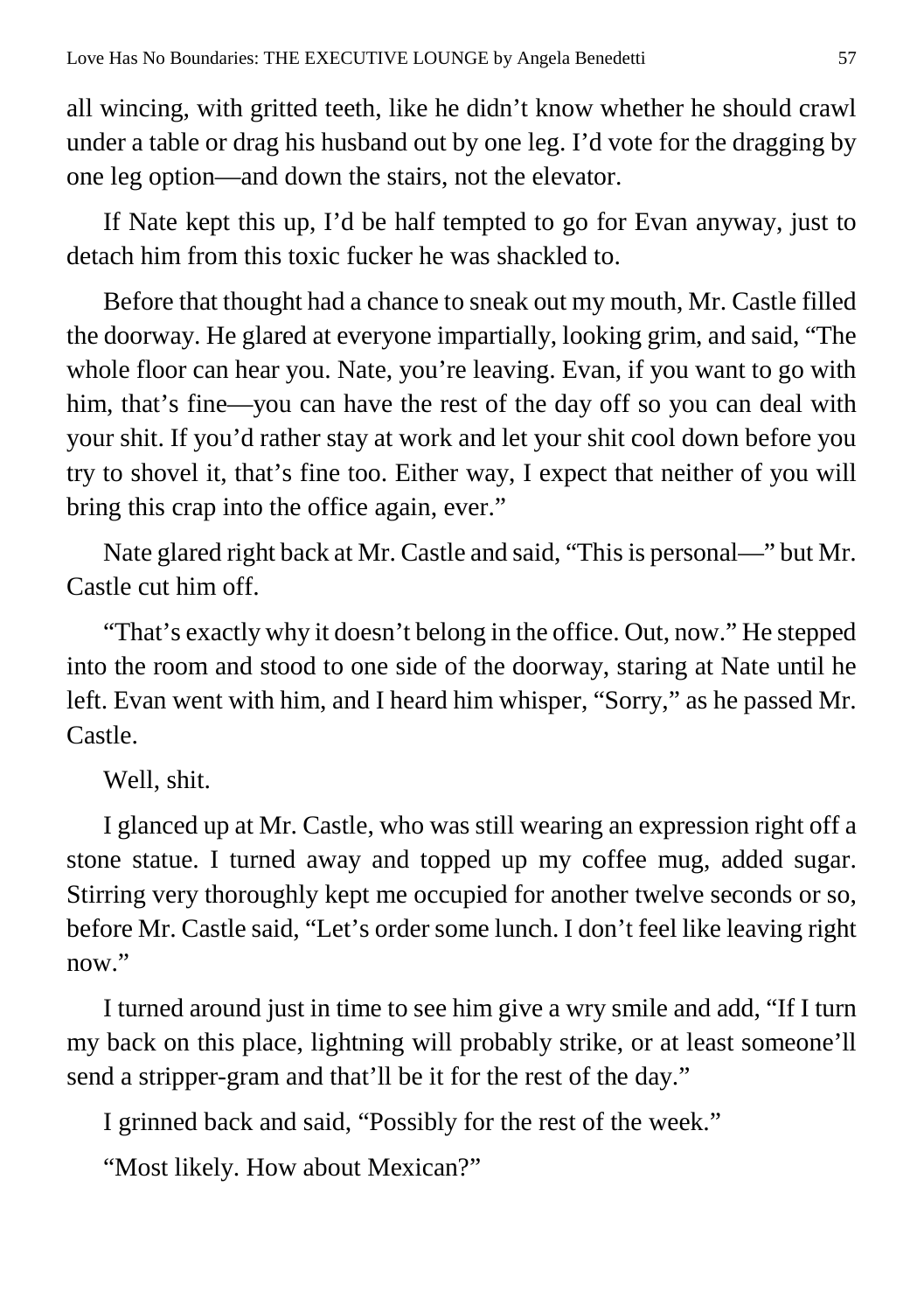all wincing, with gritted teeth, like he didn't know whether he should crawl under a table or drag his husband out by one leg. I'd vote for the dragging by one leg option—and down the stairs, not the elevator.

If Nate kept this up, I'd be half tempted to go for Evan anyway, just to detach him from this toxic fucker he was shackled to.

Before that thought had a chance to sneak out my mouth, Mr. Castle filled the doorway. He glared at everyone impartially, looking grim, and said, "The whole floor can hear you. Nate, you're leaving. Evan, if you want to go with him, that's fine—you can have the rest of the day off so you can deal with your shit. If you'd rather stay at work and let your shit cool down before you try to shovel it, that's fine too. Either way, I expect that neither of you will bring this crap into the office again, ever."

Nate glared right back at Mr. Castle and said, "This is personal—" but Mr. Castle cut him off.

"That's exactly why it doesn't belong in the office. Out, now." He stepped into the room and stood to one side of the doorway, staring at Nate until he left. Evan went with him, and I heard him whisper, "Sorry," as he passed Mr. Castle.

Well, shit.

I glanced up at Mr. Castle, who was still wearing an expression right off a stone statue. I turned away and topped up my coffee mug, added sugar. Stirring very thoroughly kept me occupied for another twelve seconds or so, before Mr. Castle said, "Let's order some lunch. I don't feel like leaving right now."

I turned around just in time to see him give a wry smile and add, "If I turn my back on this place, lightning will probably strike, or at least someone'll send a stripper-gram and that'll be it for the rest of the day."

I grinned back and said, "Possibly for the rest of the week."

"Most likely. How about Mexican?"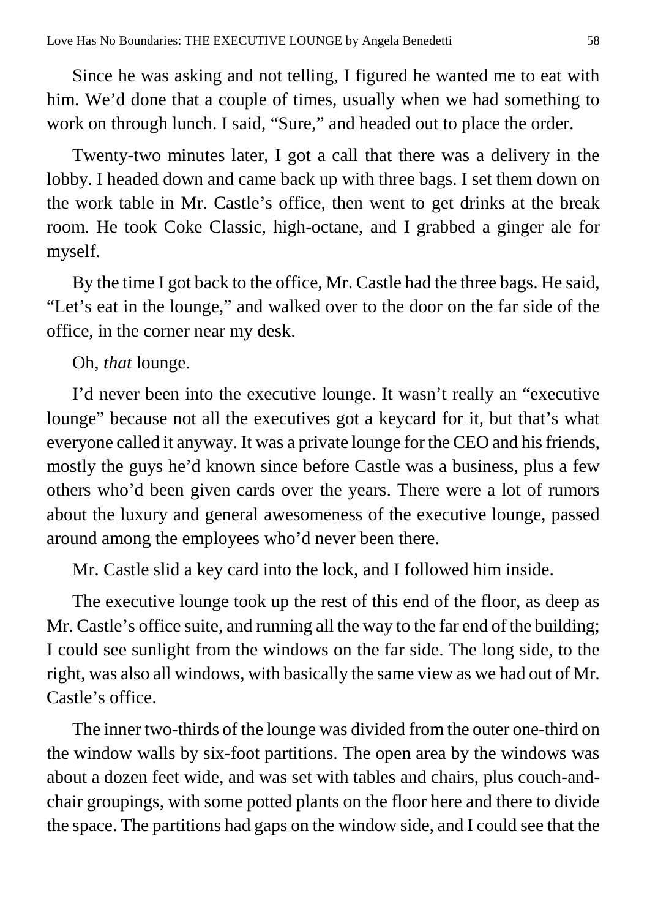Since he was asking and not telling, I figured he wanted me to eat with him. We'd done that a couple of times, usually when we had something to work on through lunch. I said, "Sure," and headed out to place the order.

Twenty-two minutes later, I got a call that there was a delivery in the lobby. I headed down and came back up with three bags. I set them down on the work table in Mr. Castle's office, then went to get drinks at the break room. He took Coke Classic, high-octane, and I grabbed a ginger ale for myself.

By the time I got back to the office, Mr. Castle had the three bags. He said, "Let's eat in the lounge," and walked over to the door on the far side of the office, in the corner near my desk.

Oh, *that* lounge.

I'd never been into the executive lounge. It wasn't really an "executive lounge" because not all the executives got a keycard for it, but that's what everyone called it anyway. It was a private lounge for the CEO and his friends, mostly the guys he'd known since before Castle was a business, plus a few others who'd been given cards over the years. There were a lot of rumors about the luxury and general awesomeness of the executive lounge, passed around among the employees who'd never been there.

Mr. Castle slid a key card into the lock, and I followed him inside.

The executive lounge took up the rest of this end of the floor, as deep as Mr. Castle's office suite, and running all the way to the far end of the building; I could see sunlight from the windows on the far side. The long side, to the right, was also all windows, with basically the same view as we had out of Mr. Castle's office.

The inner two-thirds of the lounge was divided from the outer one-third on the window walls by six-foot partitions. The open area by the windows was about a dozen feet wide, and was set with tables and chairs, plus couch-and-chair groupings, with some potted plants on the floor here and there to divide the space. The partitions had gaps on the window side, and I could see that the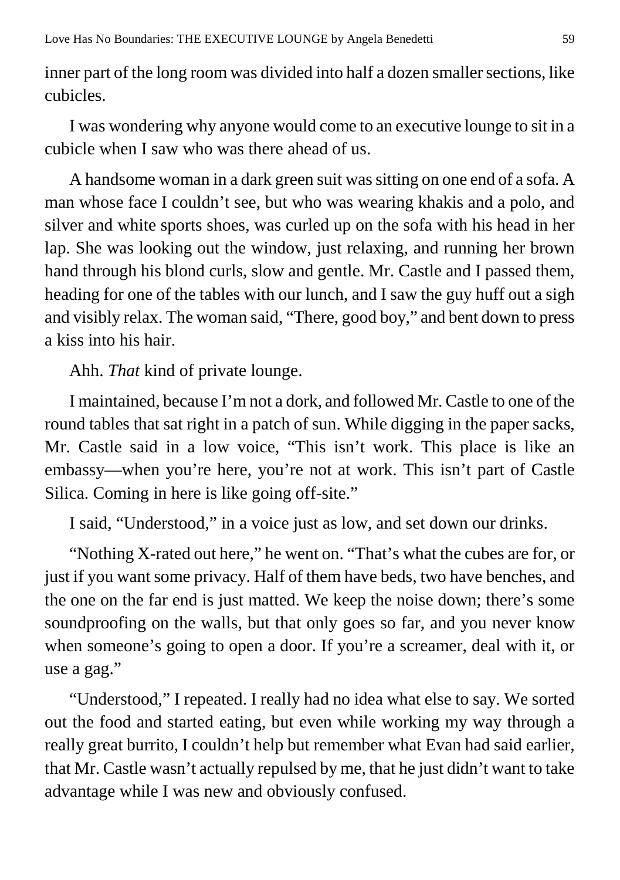inner part of the long room was divided into half a dozen smaller sections, like cubicles.

I was wondering why anyone would come to an executive lounge to sit in a cubicle when I saw who was there ahead of us.

A handsome woman in a dark green suit was sitting on one end of a sofa. A man whose face I couldn't see, but who was wearing khakis and a polo, and silver and white sports shoes, was curled up on the sofa with his head in her lap. She was looking out the window, just relaxing, and running her brown hand through his blond curls, slow and gentle. Mr. Castle and I passed them, heading for one of the tables with our lunch, and I saw the guy huff out a sigh and visibly relax. The woman said, "There, good boy," and bent down to press a kiss into his hair.

Ahh. *That* kind of private lounge.

I maintained, because I'm not a dork, and followed Mr. Castle to one of the round tables that sat right in a patch of sun. While digging in the paper sacks, Mr. Castle said in a low voice, "This isn't work. This place is like an embassy—when you're here, you're not at work. This isn't part of Castle Silica. Coming in here is like going off-site."

I said, "Understood," in a voice just as low, and set down our drinks.

"Nothing X-rated out here," he went on. "That's what the cubes are for, or just if you want some privacy. Half of them have beds, two have benches, and the one on the far end is just matted. We keep the noise down; there's some soundproofing on the walls, but that only goes so far, and you never know when someone's going to open a door. If you're a screamer, deal with it, or use a gag."

"Understood," I repeated. I really had no idea what else to say. We sorted out the food and started eating, but even while working my way through a really great burrito, I couldn't help but remember what Evan had said earlier, that Mr. Castle wasn't actually repulsed by me, that he just didn't want to take advantage while I was new and obviously confused.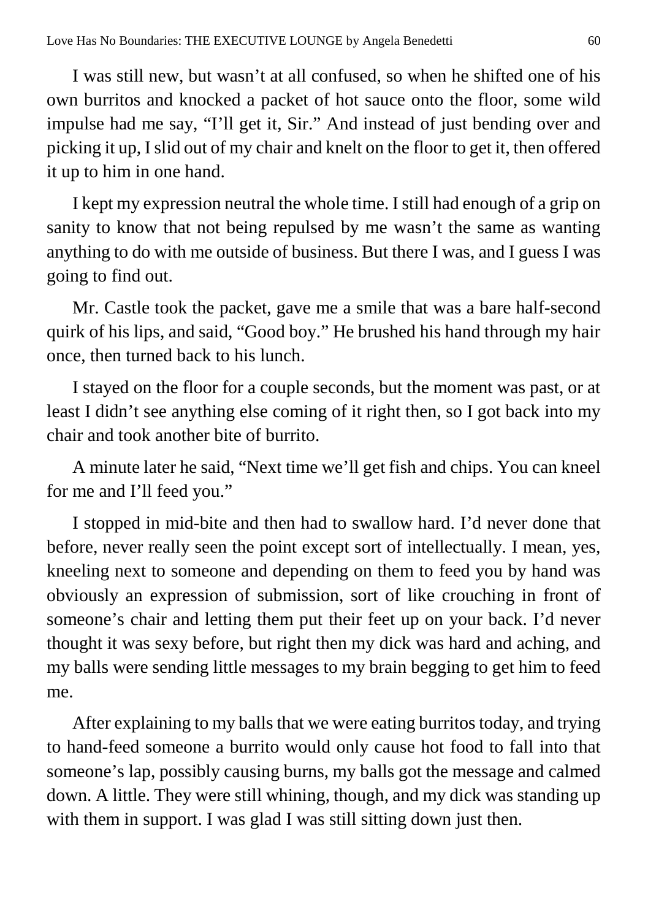I was still new, but wasn't at all confused, so when he shifted one of his own burritos and knocked a packet of hot sauce onto the floor, some wild impulse had me say, "I'll get it, Sir." And instead of just bending over and picking it up, I slid out of my chair and knelt on the floor to get it, then offered it up to him in one hand.

I kept my expression neutral the whole time. I still had enough of a grip on sanity to know that not being repulsed by me wasn't the same as wanting anything to do with me outside of business. But there I was, and I guess I was going to find out.

Mr. Castle took the packet, gave me a smile that was a bare half-second quirk of his lips, and said, "Good boy." He brushed his hand through my hair once, then turned back to his lunch.

I stayed on the floor for a couple seconds, but the moment was past, or at least I didn't see anything else coming of it right then, so I got back into my chair and took another bite of burrito.

A minute later he said, "Next time we'll get fish and chips. You can kneel for me and I'll feed you."

I stopped in mid-bite and then had to swallow hard. I'd never done that before, never really seen the point except sort of intellectually. I mean, yes, kneeling next to someone and depending on them to feed you by hand was obviously an expression of submission, sort of like crouching in front of someone's chair and letting them put their feet up on your back. I'd never thought it was sexy before, but right then my dick was hard and aching, and my balls were sending little messages to my brain begging to get him to feed me.

After explaining to my balls that we were eating burritos today, and trying to hand-feed someone a burrito would only cause hot food to fall into that someone's lap, possibly causing burns, my balls got the message and calmed down. A little. They were still whining, though, and my dick was standing up with them in support. I was glad I was still sitting down just then.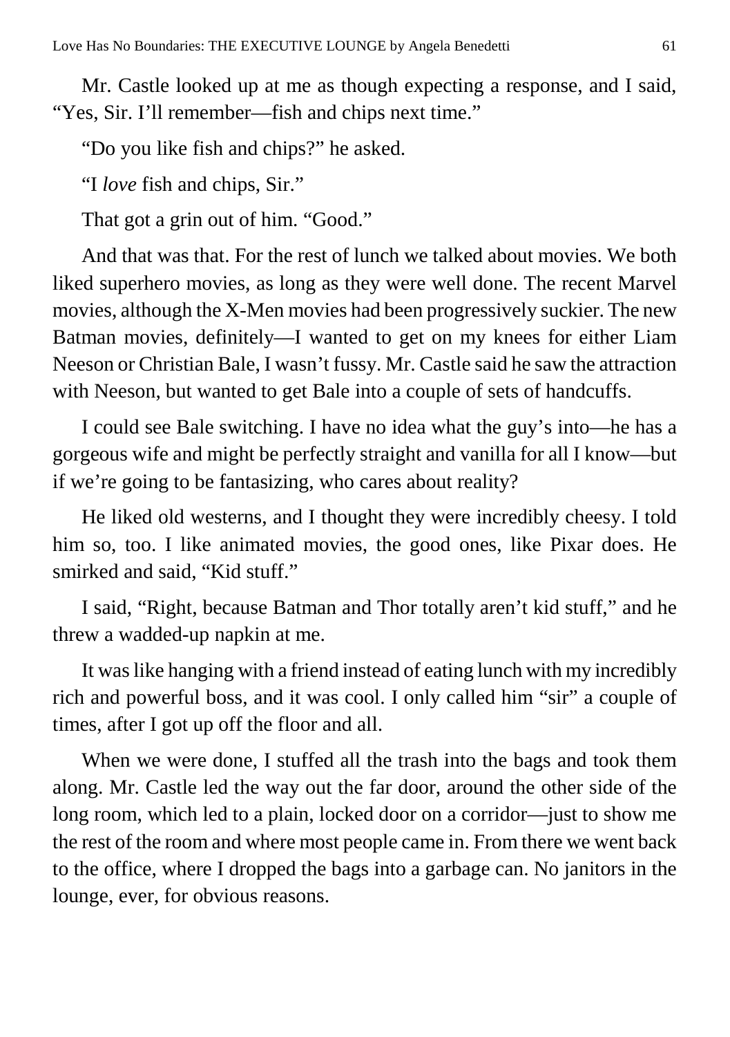Mr. Castle looked up at me as though expecting a response, and I said, "Yes, Sir. I'll remember—fish and chips next time."

"Do you like fish and chips?" he asked.

"I *love* fish and chips, Sir."

That got a grin out of him. "Good."

And that was that. For the rest of lunch we talked about movies. We both liked superhero movies, as long as they were well done. The recent Marvel movies, although the X-Men movies had been progressively suckier. The new Batman movies, definitely—I wanted to get on my knees for either Liam Neeson or Christian Bale, I wasn't fussy. Mr. Castle said he saw the attraction with Neeson, but wanted to get Bale into a couple of sets of handcuffs.

I could see Bale switching. I have no idea what the guy's into—he has a gorgeous wife and might be perfectly straight and vanilla for all I know—but if we're going to be fantasizing, who cares about reality?

He liked old westerns, and I thought they were incredibly cheesy. I told him so, too. I like animated movies, the good ones, like Pixar does. He smirked and said, "Kid stuff."

I said, "Right, because Batman and Thor totally aren't kid stuff," and he threw a wadded-up napkin at me.

It was like hanging with a friend instead of eating lunch with my incredibly rich and powerful boss, and it was cool. I only called him "sir" a couple of times, after I got up off the floor and all.

When we were done, I stuffed all the trash into the bags and took them along. Mr. Castle led the way out the far door, around the other side of the long room, which led to a plain, locked door on a corridor—just to show me the rest of the room and where most people came in. From there we went back to the office, where I dropped the bags into a garbage can. No janitors in the lounge, ever, for obvious reasons.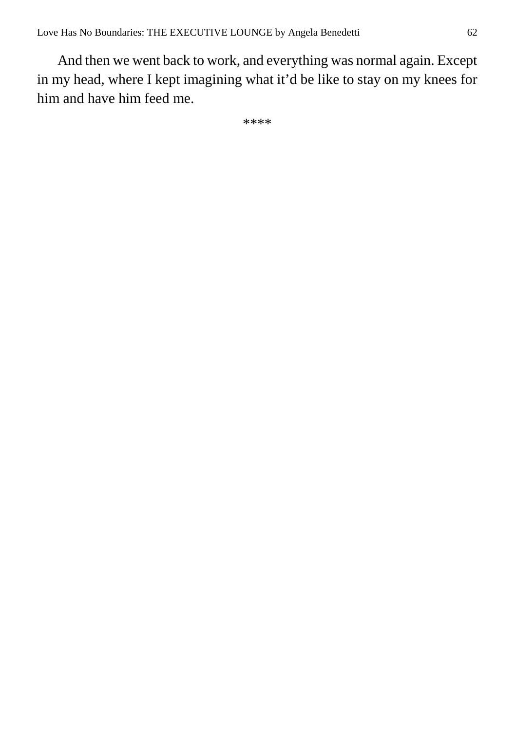And then we went back to work, and everything was normal again. Except in my head, where I kept imagining what it'd be like to stay on my knees for him and have him feed me.

****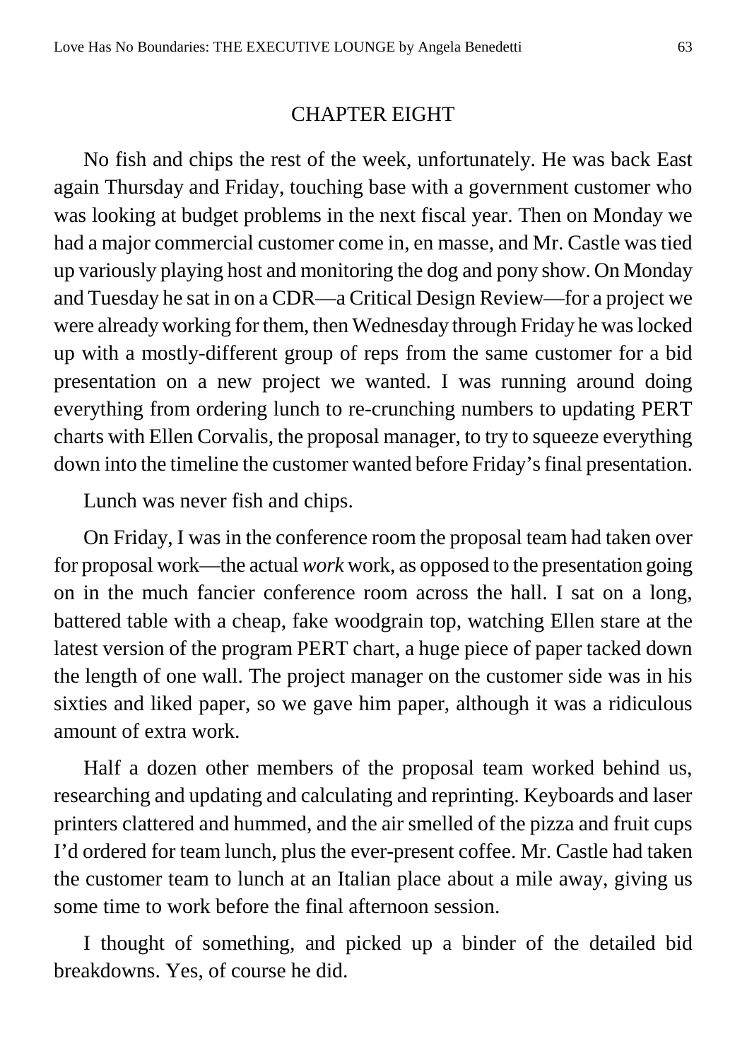## CHAPTER EIGHT

No fish and chips the rest of the week, unfortunately. He was back East again Thursday and Friday, touching base with a government customer who was looking at budget problems in the next fiscal year. Then on Monday we had a major commercial customer come in, en masse, and Mr. Castle was tied up variously playing host and monitoring the dog and pony show. On Monday and Tuesday he sat in on a CDR—a Critical Design Review—for a project we were already working for them, then Wednesday through Friday he was locked up with a mostly-different group of reps from the same customer for a bid presentation on a new project we wanted. I was running around doing everything from ordering lunch to re-crunching numbers to updating PERT charts with Ellen Corvalis, the proposal manager, to try to squeeze everything down into the timeline the customer wanted before Friday's final presentation.

Lunch was never fish and chips.

On Friday, I was in the conference room the proposal team had taken over for proposal work—the actual *work* work, as opposed to the presentation going on in the much fancier conference room across the hall. I sat on a long, battered table with a cheap, fake woodgrain top, watching Ellen stare at the latest version of the program PERT chart, a huge piece of paper tacked down the length of one wall. The project manager on the customer side was in his sixties and liked paper, so we gave him paper, although it was a ridiculous amount of extra work.

Half a dozen other members of the proposal team worked behind us, researching and updating and calculating and reprinting. Keyboards and laser printers clattered and hummed, and the air smelled of the pizza and fruit cups I'd ordered for team lunch, plus the ever-present coffee. Mr. Castle had taken the customer team to lunch at an Italian place about a mile away, giving us some time to work before the final afternoon session.

I thought of something, and picked up a binder of the detailed bid breakdowns. Yes, of course he did.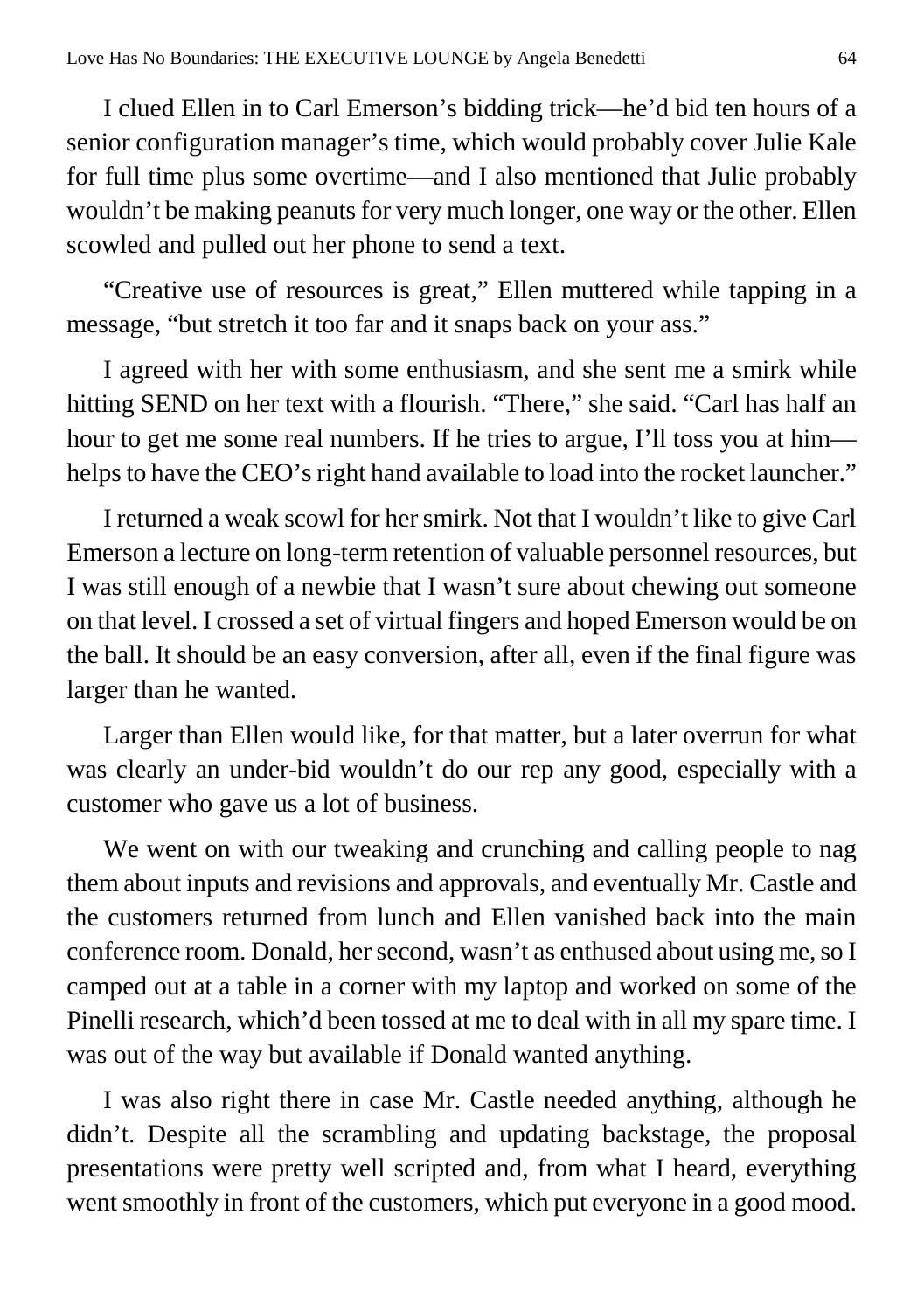I clued Ellen in to Carl Emerson's bidding trick—he'd bid ten hours of a senior configuration manager's time, which would probably cover Julie Kale for full time plus some overtime—and I also mentioned that Julie probably wouldn't be making peanuts for very much longer, one way or the other. Ellen scowled and pulled out her phone to send a text.

"Creative use of resources is great," Ellen muttered while tapping in a message, "but stretch it too far and it snaps back on your ass."

I agreed with her with some enthusiasm, and she sent me a smirk while hitting SEND on her text with a flourish. "There," she said. "Carl has half an hour to get me some real numbers. If he tries to argue, I'll toss you at him—helps to have the CEO's right hand available to load into the rocket launcher."

I returned a weak scowl for her smirk. Not that I wouldn't like to give Carl Emerson a lecture on long-term retention of valuable personnel resources, but I was still enough of a newbie that I wasn't sure about chewing out someone on that level. I crossed a set of virtual fingers and hoped Emerson would be on the ball. It should be an easy conversion, after all, even if the final figure was larger than he wanted.

Larger than Ellen would like, for that matter, but a later overrun for what was clearly an under-bid wouldn't do our rep any good, especially with a customer who gave us a lot of business.

We went on with our tweaking and crunching and calling people to nag them about inputs and revisions and approvals, and eventually Mr. Castle and the customers returned from lunch and Ellen vanished back into the main conference room. Donald, her second, wasn't as enthused about using me, so I camped out at a table in a corner with my laptop and worked on some of the Pinelli research, which'd been tossed at me to deal with in all my spare time. I was out of the way but available if Donald wanted anything.

I was also right there in case Mr. Castle needed anything, although he didn't. Despite all the scrambling and updating backstage, the proposal presentations were pretty well scripted and, from what I heard, everything went smoothly in front of the customers, which put everyone in a good mood.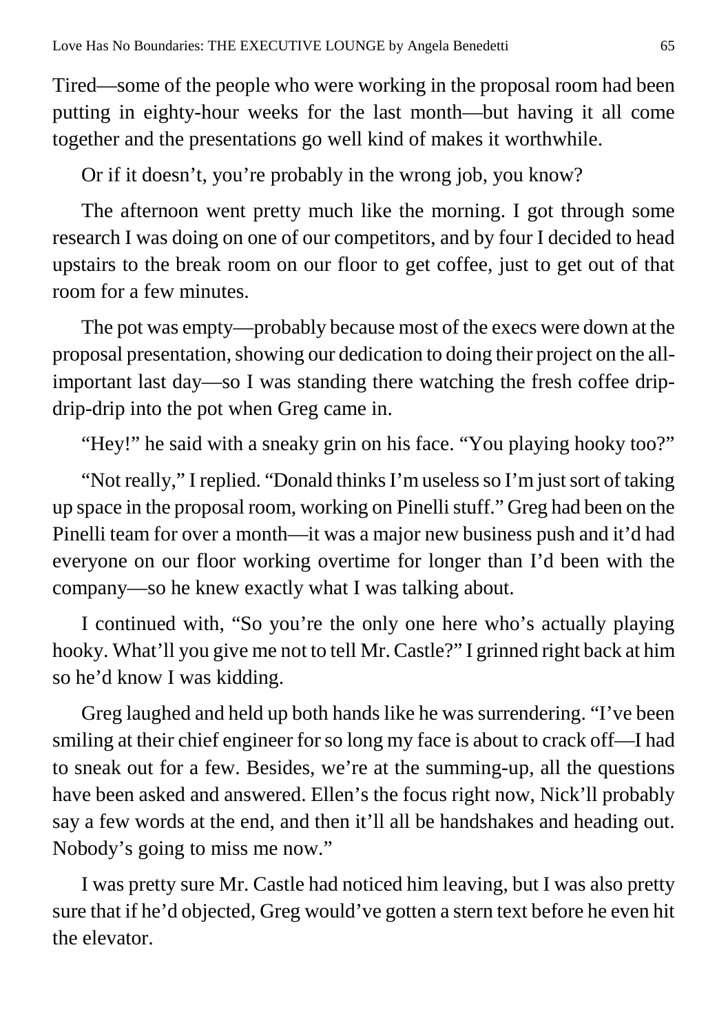Tired—some of the people who were working in the proposal room had been putting in eighty-hour weeks for the last month—but having it all come together and the presentations go well kind of makes it worthwhile.

Or if it doesn't, you're probably in the wrong job, you know?

The afternoon went pretty much like the morning. I got through some research I was doing on one of our competitors, and by four I decided to head upstairs to the break room on our floor to get coffee, just to get out of that room for a few minutes.

The pot was empty—probably because most of the execs were down at the proposal presentation, showing our dedication to doing their project on the all-important last day—so I was standing there watching the fresh coffee drip-drip-drip into the pot when Greg came in.

"Hey!" he said with a sneaky grin on his face. "You playing hooky too?"

"Not really," I replied. "Donald thinks I'm useless so I'm just sort of taking up space in the proposal room, working on Pinelli stuff." Greg had been on the Pinelli team for over a month—it was a major new business push and it'd had everyone on our floor working overtime for longer than I'd been with the company—so he knew exactly what I was talking about.

I continued with, "So you're the only one here who's actually playing hooky. What'll you give me not to tell Mr. Castle?" I grinned right back at him so he'd know I was kidding.

Greg laughed and held up both hands like he was surrendering. "I've been smiling at their chief engineer for so long my face is about to crack off—I had to sneak out for a few. Besides, we're at the summing-up, all the questions have been asked and answered. Ellen's the focus right now, Nick'll probably say a few words at the end, and then it'll all be handshakes and heading out. Nobody's going to miss me now."

I was pretty sure Mr. Castle had noticed him leaving, but I was also pretty sure that if he'd objected, Greg would've gotten a stern text before he even hit the elevator.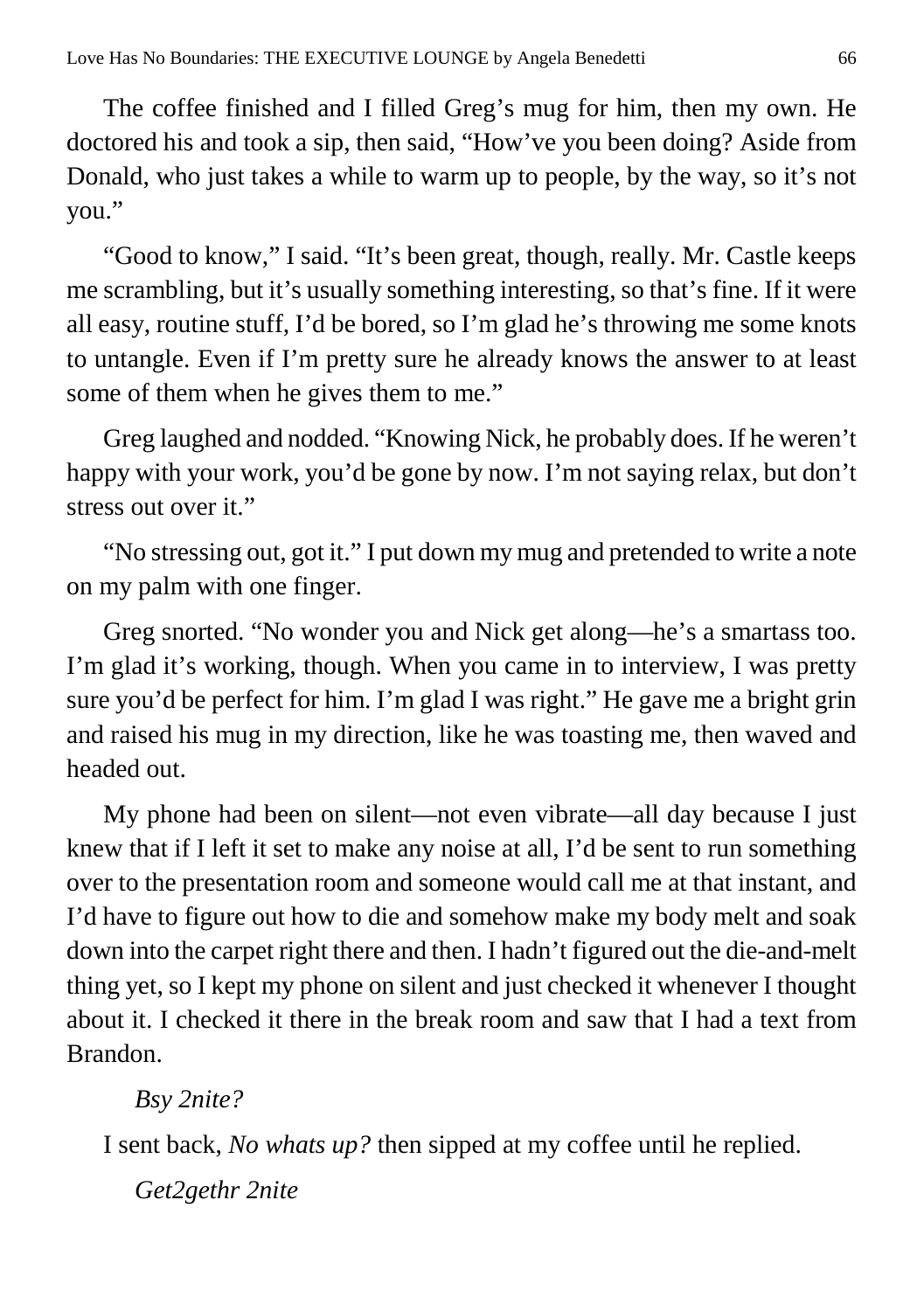The coffee finished and I filled Greg's mug for him, then my own. He doctored his and took a sip, then said, "How've you been doing? Aside from Donald, who just takes a while to warm up to people, by the way, so it's not you."

"Good to know," I said. "It's been great, though, really. Mr. Castle keeps me scrambling, but it's usually something interesting, so that's fine. If it were all easy, routine stuff, I'd be bored, so I'm glad he's throwing me some knots to untangle. Even if I'm pretty sure he already knows the answer to at least some of them when he gives them to me."

Greg laughed and nodded. "Knowing Nick, he probably does. If he weren't happy with your work, you'd be gone by now. I'm not saying relax, but don't stress out over it."

"No stressing out, got it." I put down my mug and pretended to write a note on my palm with one finger.

Greg snorted. "No wonder you and Nick get along—he's a smartass too. I'm glad it's working, though. When you came in to interview, I was pretty sure you'd be perfect for him. I'm glad I was right." He gave me a bright grin and raised his mug in my direction, like he was toasting me, then waved and headed out.

My phone had been on silent—not even vibrate—all day because I just knew that if I left it set to make any noise at all, I'd be sent to run something over to the presentation room and someone would call me at that instant, and I'd have to figure out how to die and somehow make my body melt and soak down into the carpet right there and then. I hadn't figured out the die-and-melt thing yet, so I kept my phone on silent and just checked it whenever I thought about it. I checked it there in the break room and saw that I had a text from Brandon.

*Bsy 2nite?*

I sent back, *No whats up?* then sipped at my coffee until he replied.

*Get2gethr 2nite*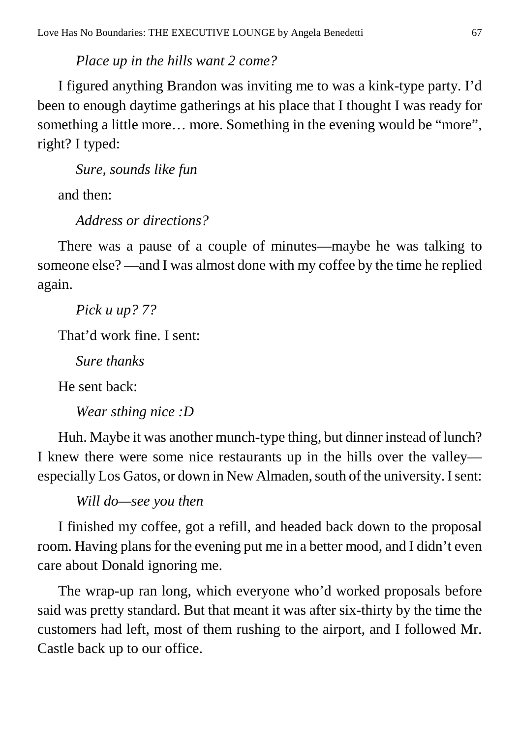*Place up in the hills want 2 come?*

I figured anything Brandon was inviting me to was a kink-type party. I'd been to enough daytime gatherings at his place that I thought I was ready for something a little more… more. Something in the evening would be "more", right? I typed:

*Sure, sounds like fun*

and then:

*Address or directions?*

There was a pause of a couple of minutes—maybe he was talking to someone else? —and I was almost done with my coffee by the time he replied again.

*Pick u up? 7?*

That'd work fine. I sent:

*Sure thanks*

He sent back:

*Wear sthing nice :D*

Huh. Maybe it was another munch-type thing, but dinner instead of lunch? I knew there were some nice restaurants up in the hills over the valley—especially Los Gatos, or down in New Almaden, south of the university. I sent:

*Will do—see you then*

I finished my coffee, got a refill, and headed back down to the proposal room. Having plans for the evening put me in a better mood, and I didn't even care about Donald ignoring me.

The wrap-up ran long, which everyone who'd worked proposals before said was pretty standard. But that meant it was after six-thirty by the time the customers had left, most of them rushing to the airport, and I followed Mr. Castle back up to our office.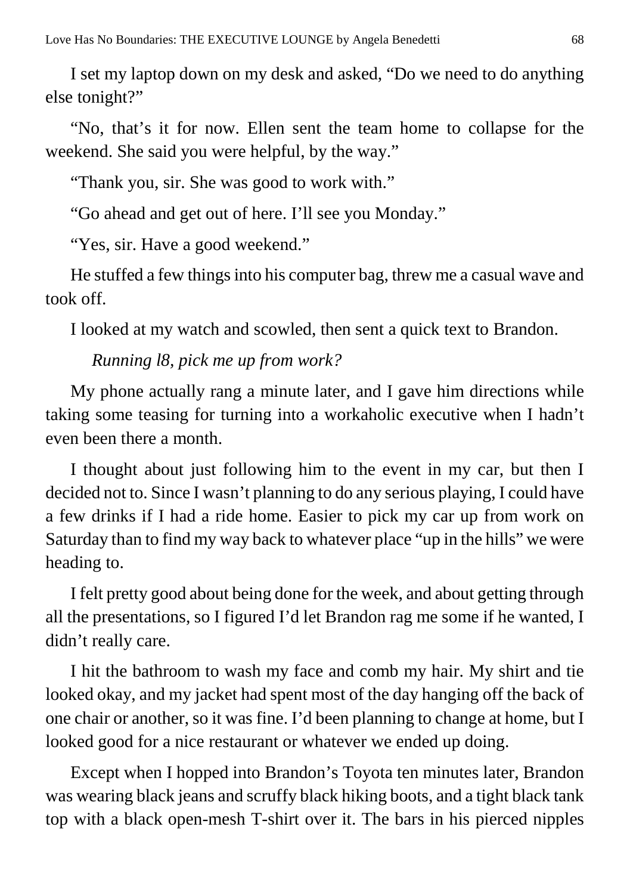I set my laptop down on my desk and asked, “Do we need to do anything else tonight?”

“No, that’s it for now. Ellen sent the team home to collapse for the weekend. She said you were helpful, by the way.”

“Thank you, sir. She was good to work with.”

“Go ahead and get out of here. I’ll see you Monday.”

“Yes, sir. Have a good weekend.”

He stuffed a few things into his computer bag, threw me a casual wave and took off.

I looked at my watch and scowled, then sent a quick text to Brandon.

*Running l8, pick me up from work?*

My phone actually rang a minute later, and I gave him directions while taking some teasing for turning into a workaholic executive when I hadn’t even been there a month.

I thought about just following him to the event in my car, but then I decided not to. Since I wasn’t planning to do any serious playing, I could have a few drinks if I had a ride home. Easier to pick my car up from work on Saturday than to find my way back to whatever place “up in the hills” we were heading to.

I felt pretty good about being done for the week, and about getting through all the presentations, so I figured I’d let Brandon rag me some if he wanted, I didn’t really care.

I hit the bathroom to wash my face and comb my hair. My shirt and tie looked okay, and my jacket had spent most of the day hanging off the back of one chair or another, so it was fine. I’d been planning to change at home, but I looked good for a nice restaurant or whatever we ended up doing.

Except when I hopped into Brandon’s Toyota ten minutes later, Brandon was wearing black jeans and scruffy black hiking boots, and a tight black tank top with a black open-mesh T-shirt over it. The bars in his pierced nipples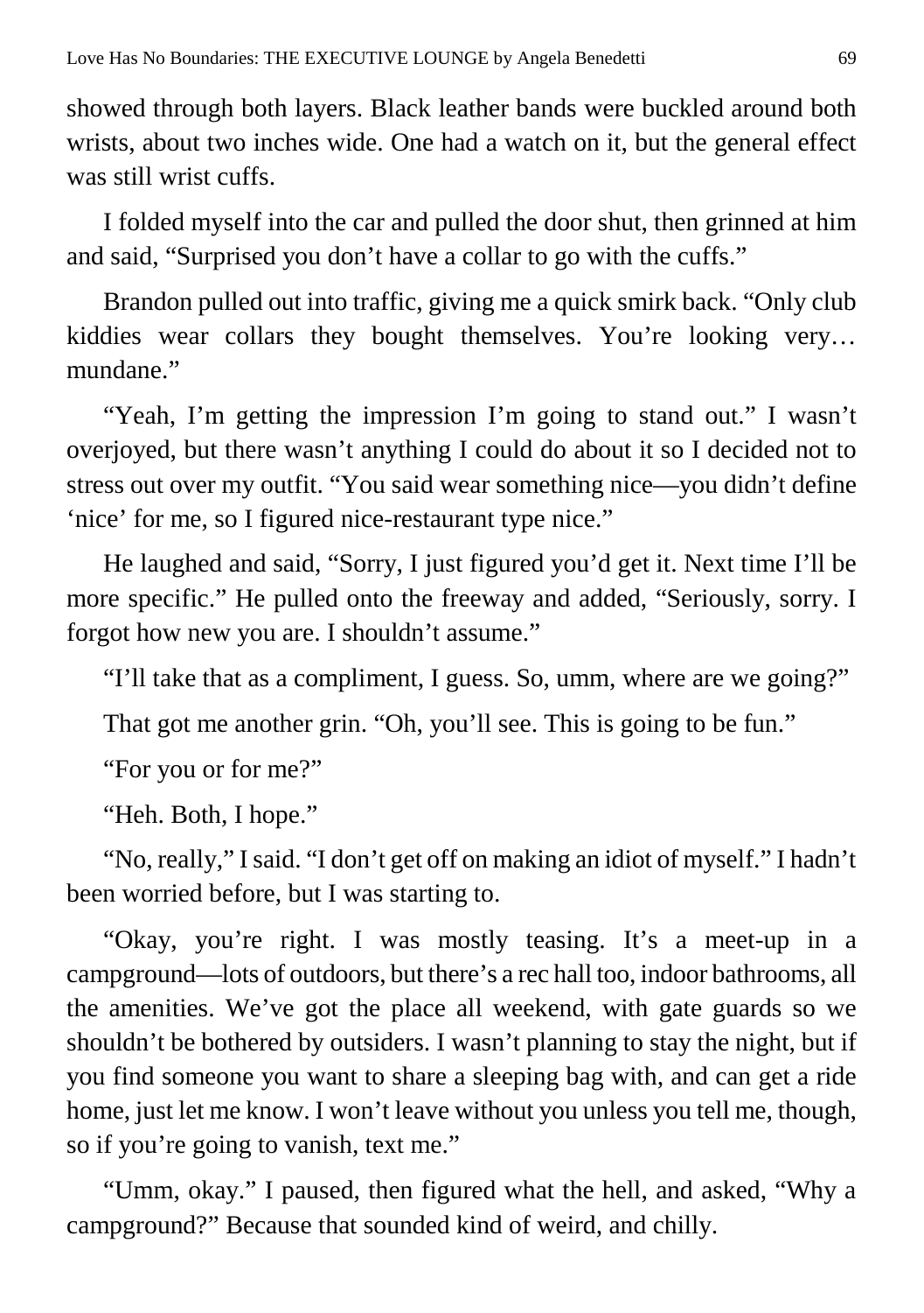showed through both layers. Black leather bands were buckled around both wrists, about two inches wide. One had a watch on it, but the general effect was still wrist cuffs.

I folded myself into the car and pulled the door shut, then grinned at him and said, "Surprised you don't have a collar to go with the cuffs."

Brandon pulled out into traffic, giving me a quick smirk back. "Only club kiddies wear collars they bought themselves. You're looking very… mundane."

"Yeah, I'm getting the impression I'm going to stand out." I wasn't overjoyed, but there wasn't anything I could do about it so I decided not to stress out over my outfit. "You said wear something nice—you didn't define 'nice' for me, so I figured nice-restaurant type nice."

He laughed and said, "Sorry, I just figured you'd get it. Next time I'll be more specific." He pulled onto the freeway and added, "Seriously, sorry. I forgot how new you are. I shouldn't assume."

"I'll take that as a compliment, I guess. So, umm, where are we going?"

That got me another grin. "Oh, you'll see. This is going to be fun."

"For you or for me?"

"Heh. Both, I hope."

"No, really," I said. "I don't get off on making an idiot of myself." I hadn't been worried before, but I was starting to.

"Okay, you're right. I was mostly teasing. It's a meet-up in a campground—lots of outdoors, but there's a rec hall too, indoor bathrooms, all the amenities. We've got the place all weekend, with gate guards so we shouldn't be bothered by outsiders. I wasn't planning to stay the night, but if you find someone you want to share a sleeping bag with, and can get a ride home, just let me know. I won't leave without you unless you tell me, though, so if you're going to vanish, text me."

"Umm, okay." I paused, then figured what the hell, and asked, "Why a campground?" Because that sounded kind of weird, and chilly.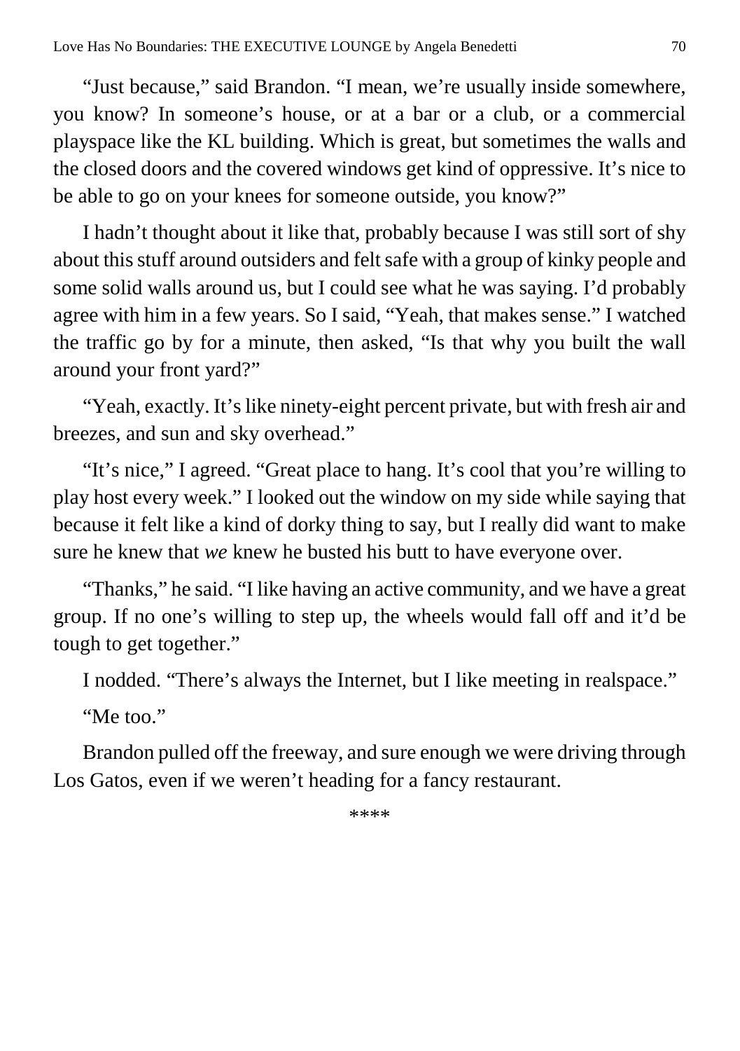"Just because," said Brandon. "I mean, we're usually inside somewhere, you know? In someone's house, or at a bar or a club, or a commercial playspace like the KL building. Which is great, but sometimes the walls and the closed doors and the covered windows get kind of oppressive. It's nice to be able to go on your knees for someone outside, you know?"

I hadn't thought about it like that, probably because I was still sort of shy about this stuff around outsiders and felt safe with a group of kinky people and some solid walls around us, but I could see what he was saying. I'd probably agree with him in a few years. So I said, "Yeah, that makes sense." I watched the traffic go by for a minute, then asked, "Is that why you built the wall around your front yard?"

"Yeah, exactly. It's like ninety-eight percent private, but with fresh air and breezes, and sun and sky overhead."

"It's nice," I agreed. "Great place to hang. It's cool that you're willing to play host every week." I looked out the window on my side while saying that because it felt like a kind of dorky thing to say, but I really did want to make sure he knew that *we* knew he busted his butt to have everyone over.

"Thanks," he said. "I like having an active community, and we have a great group. If no one's willing to step up, the wheels would fall off and it'd be tough to get together."

I nodded. "There's always the Internet, but I like meeting in realspace."

"Me too."

Brandon pulled off the freeway, and sure enough we were driving through Los Gatos, even if we weren't heading for a fancy restaurant.

****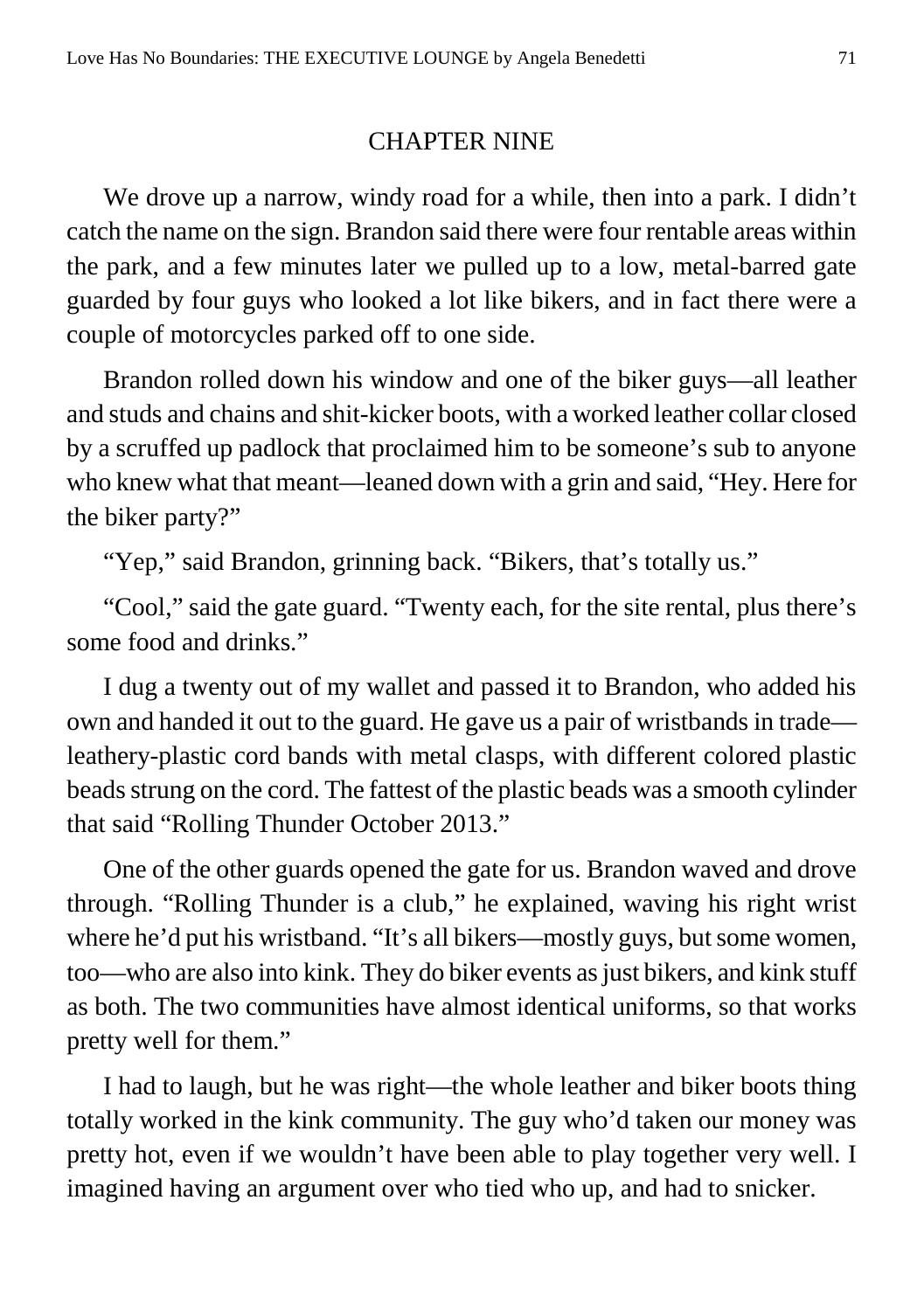## CHAPTER NINE

We drove up a narrow, windy road for a while, then into a park. I didn't catch the name on the sign. Brandon said there were four rentable areas within the park, and a few minutes later we pulled up to a low, metal-barred gate guarded by four guys who looked a lot like bikers, and in fact there were a couple of motorcycles parked off to one side.

Brandon rolled down his window and one of the biker guys—all leather and studs and chains and shit-kicker boots, with a worked leather collar closed by a scruffed up padlock that proclaimed him to be someone's sub to anyone who knew what that meant—leaned down with a grin and said, "Hey. Here for the biker party?"

"Yep," said Brandon, grinning back. "Bikers, that's totally us."

"Cool," said the gate guard. "Twenty each, for the site rental, plus there's some food and drinks."

I dug a twenty out of my wallet and passed it to Brandon, who added his own and handed it out to the guard. He gave us a pair of wristbands in trade—leathery-plastic cord bands with metal clasps, with different colored plastic beads strung on the cord. The fattest of the plastic beads was a smooth cylinder that said "Rolling Thunder October 2013."

One of the other guards opened the gate for us. Brandon waved and drove through. "Rolling Thunder is a club," he explained, waving his right wrist where he'd put his wristband. "It's all bikers—mostly guys, but some women, too—who are also into kink. They do biker events as just bikers, and kink stuff as both. The two communities have almost identical uniforms, so that works pretty well for them."

I had to laugh, but he was right—the whole leather and biker boots thing totally worked in the kink community. The guy who'd taken our money was pretty hot, even if we wouldn't have been able to play together very well. I imagined having an argument over who tied who up, and had to snicker.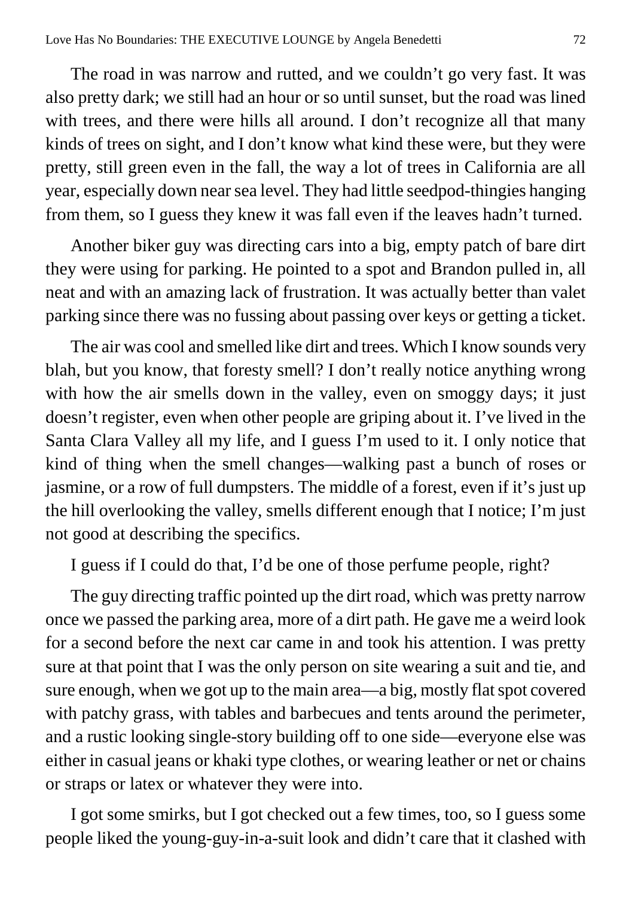The road in was narrow and rutted, and we couldn't go very fast. It was also pretty dark; we still had an hour or so until sunset, but the road was lined with trees, and there were hills all around. I don't recognize all that many kinds of trees on sight, and I don't know what kind these were, but they were pretty, still green even in the fall, the way a lot of trees in California are all year, especially down near sea level. They had little seedpod-thingies hanging from them, so I guess they knew it was fall even if the leaves hadn't turned.

Another biker guy was directing cars into a big, empty patch of bare dirt they were using for parking. He pointed to a spot and Brandon pulled in, all neat and with an amazing lack of frustration. It was actually better than valet parking since there was no fussing about passing over keys or getting a ticket.

The air was cool and smelled like dirt and trees. Which I know sounds very blah, but you know, that foresty smell? I don't really notice anything wrong with how the air smells down in the valley, even on smoggy days; it just doesn't register, even when other people are griping about it. I've lived in the Santa Clara Valley all my life, and I guess I'm used to it. I only notice that kind of thing when the smell changes—walking past a bunch of roses or jasmine, or a row of full dumpsters. The middle of a forest, even if it's just up the hill overlooking the valley, smells different enough that I notice; I'm just not good at describing the specifics.

I guess if I could do that, I'd be one of those perfume people, right?

The guy directing traffic pointed up the dirt road, which was pretty narrow once we passed the parking area, more of a dirt path. He gave me a weird look for a second before the next car came in and took his attention. I was pretty sure at that point that I was the only person on site wearing a suit and tie, and sure enough, when we got up to the main area—a big, mostly flat spot covered with patchy grass, with tables and barbecues and tents around the perimeter, and a rustic looking single-story building off to one side—everyone else was either in casual jeans or khaki type clothes, or wearing leather or net or chains or straps or latex or whatever they were into.

I got some smirks, but I got checked out a few times, too, so I guess some people liked the young-guy-in-a-suit look and didn't care that it clashed with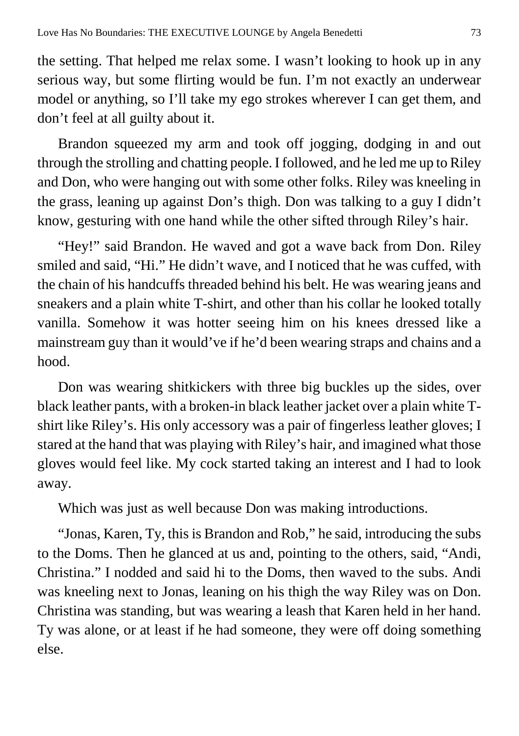the setting. That helped me relax some. I wasn't looking to hook up in any serious way, but some flirting would be fun. I'm not exactly an underwear model or anything, so I'll take my ego strokes wherever I can get them, and don't feel at all guilty about it.

Brandon squeezed my arm and took off jogging, dodging in and out through the strolling and chatting people. I followed, and he led me up to Riley and Don, who were hanging out with some other folks. Riley was kneeling in the grass, leaning up against Don's thigh. Don was talking to a guy I didn't know, gesturing with one hand while the other sifted through Riley's hair.

"Hey!" said Brandon. He waved and got a wave back from Don. Riley smiled and said, "Hi." He didn't wave, and I noticed that he was cuffed, with the chain of his handcuffs threaded behind his belt. He was wearing jeans and sneakers and a plain white T-shirt, and other than his collar he looked totally vanilla. Somehow it was hotter seeing him on his knees dressed like a mainstream guy than it would've if he'd been wearing straps and chains and a hood.

Don was wearing shitkickers with three big buckles up the sides, over black leather pants, with a broken-in black leather jacket over a plain white T-shirt like Riley's. His only accessory was a pair of fingerless leather gloves; I stared at the hand that was playing with Riley's hair, and imagined what those gloves would feel like. My cock started taking an interest and I had to look away.

Which was just as well because Don was making introductions.

"Jonas, Karen, Ty, this is Brandon and Rob," he said, introducing the subs to the Doms. Then he glanced at us and, pointing to the others, said, "Andi, Christina." I nodded and said hi to the Doms, then waved to the subs. Andi was kneeling next to Jonas, leaning on his thigh the way Riley was on Don. Christina was standing, but was wearing a leash that Karen held in her hand. Ty was alone, or at least if he had someone, they were off doing something else.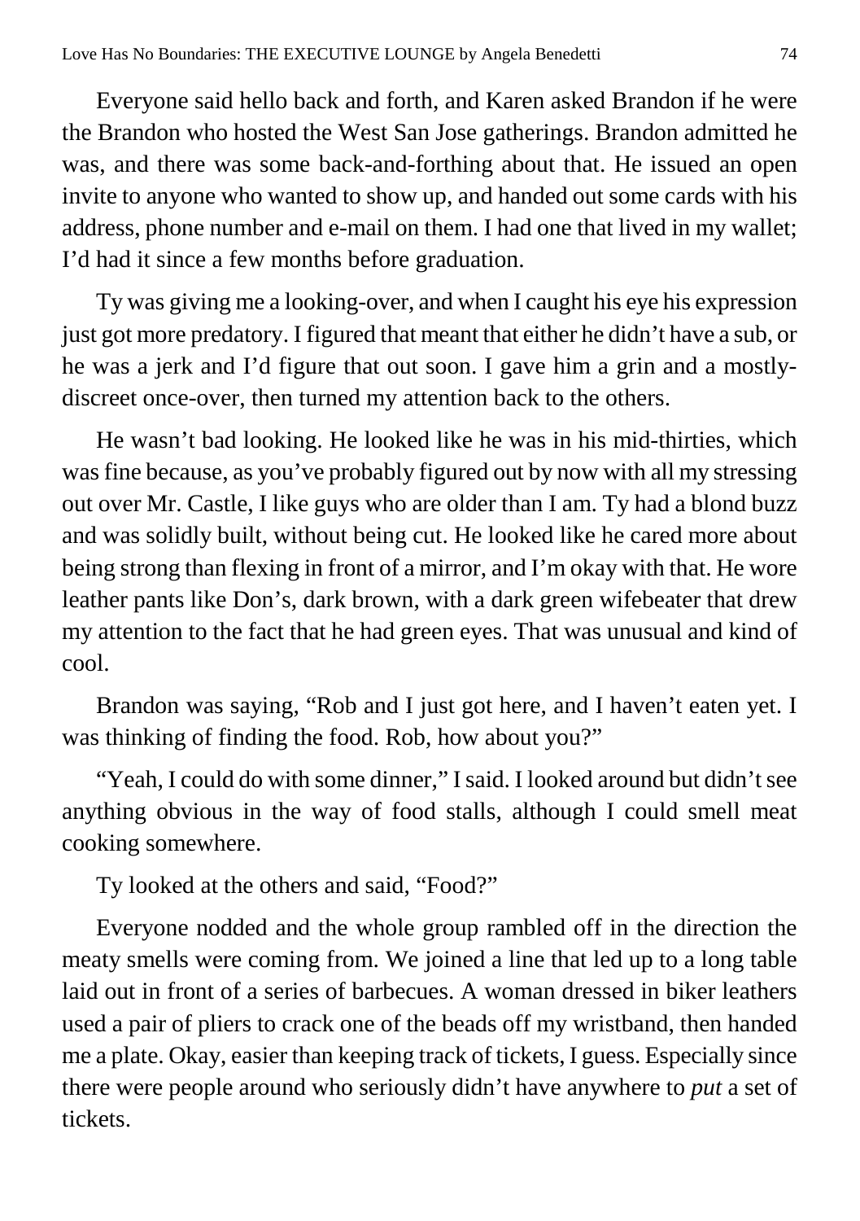Everyone said hello back and forth, and Karen asked Brandon if he were the Brandon who hosted the West San Jose gatherings. Brandon admitted he was, and there was some back-and-forthing about that. He issued an open invite to anyone who wanted to show up, and handed out some cards with his address, phone number and e-mail on them. I had one that lived in my wallet; I'd had it since a few months before graduation.

Ty was giving me a looking-over, and when I caught his eye his expression just got more predatory. I figured that meant that either he didn't have a sub, or he was a jerk and I'd figure that out soon. I gave him a grin and a mostly-discreet once-over, then turned my attention back to the others.

He wasn't bad looking. He looked like he was in his mid-thirties, which was fine because, as you've probably figured out by now with all my stressing out over Mr. Castle, I like guys who are older than I am. Ty had a blond buzz and was solidly built, without being cut. He looked like he cared more about being strong than flexing in front of a mirror, and I'm okay with that. He wore leather pants like Don's, dark brown, with a dark green wifebeater that drew my attention to the fact that he had green eyes. That was unusual and kind of cool.

Brandon was saying, "Rob and I just got here, and I haven't eaten yet. I was thinking of finding the food. Rob, how about you?"

"Yeah, I could do with some dinner," I said. I looked around but didn't see anything obvious in the way of food stalls, although I could smell meat cooking somewhere.

Ty looked at the others and said, "Food?"

Everyone nodded and the whole group rambled off in the direction the meaty smells were coming from. We joined a line that led up to a long table laid out in front of a series of barbecues. A woman dressed in biker leathers used a pair of pliers to crack one of the beads off my wristband, then handed me a plate. Okay, easier than keeping track of tickets, I guess. Especially since there were people around who seriously didn't have anywhere to *put* a set of tickets.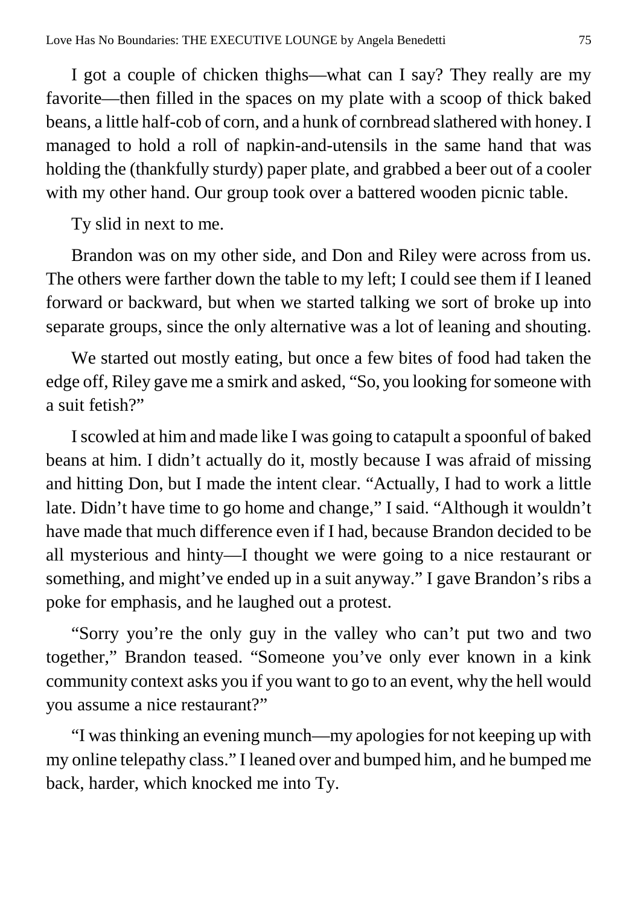I got a couple of chicken thighs—what can I say? They really are my favorite—then filled in the spaces on my plate with a scoop of thick baked beans, a little half-cob of corn, and a hunk of cornbread slathered with honey. I managed to hold a roll of napkin-and-utensils in the same hand that was holding the (thankfully sturdy) paper plate, and grabbed a beer out of a cooler with my other hand. Our group took over a battered wooden picnic table.

Ty slid in next to me.

Brandon was on my other side, and Don and Riley were across from us. The others were farther down the table to my left; I could see them if I leaned forward or backward, but when we started talking we sort of broke up into separate groups, since the only alternative was a lot of leaning and shouting.

We started out mostly eating, but once a few bites of food had taken the edge off, Riley gave me a smirk and asked, "So, you looking for someone with a suit fetish?"

I scowled at him and made like I was going to catapult a spoonful of baked beans at him. I didn't actually do it, mostly because I was afraid of missing and hitting Don, but I made the intent clear. "Actually, I had to work a little late. Didn't have time to go home and change," I said. "Although it wouldn't have made that much difference even if I had, because Brandon decided to be all mysterious and hinty—I thought we were going to a nice restaurant or something, and might've ended up in a suit anyway." I gave Brandon's ribs a poke for emphasis, and he laughed out a protest.

"Sorry you're the only guy in the valley who can't put two and two together," Brandon teased. "Someone you've only ever known in a kink community context asks you if you want to go to an event, why the hell would you assume a nice restaurant?"

"I was thinking an evening munch—my apologies for not keeping up with my online telepathy class." I leaned over and bumped him, and he bumped me back, harder, which knocked me into Ty.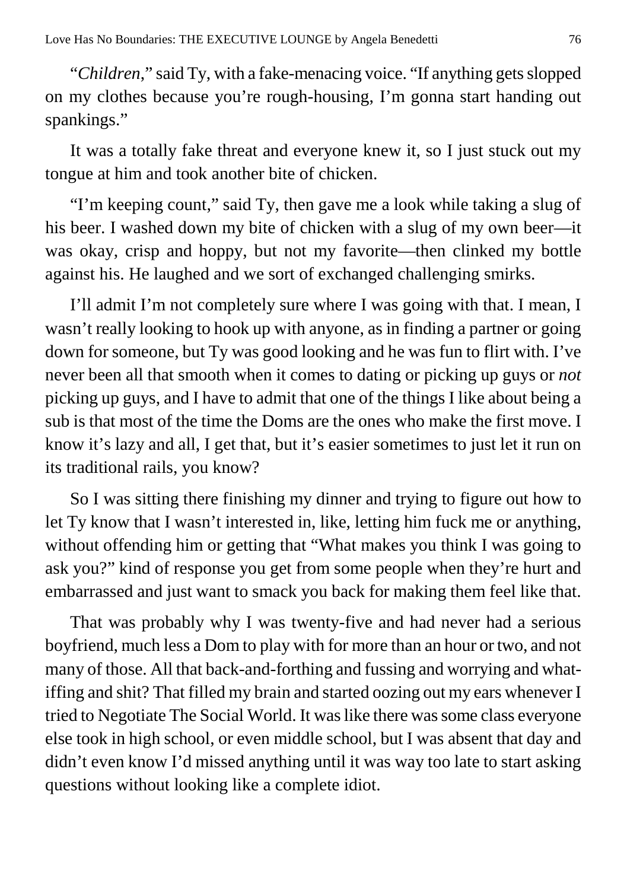"*Children*," said Ty, with a fake-menacing voice. "If anything gets slopped on my clothes because you're rough-housing, I'm gonna start handing out spankings."

It was a totally fake threat and everyone knew it, so I just stuck out my tongue at him and took another bite of chicken.

"I'm keeping count," said Ty, then gave me a look while taking a slug of his beer. I washed down my bite of chicken with a slug of my own beer—it was okay, crisp and hoppy, but not my favorite—then clinked my bottle against his. He laughed and we sort of exchanged challenging smirks.

I'll admit I'm not completely sure where I was going with that. I mean, I wasn't really looking to hook up with anyone, as in finding a partner or going down for someone, but Ty was good looking and he was fun to flirt with. I've never been all that smooth when it comes to dating or picking up guys or *not* picking up guys, and I have to admit that one of the things I like about being a sub is that most of the time the Doms are the ones who make the first move. I know it's lazy and all, I get that, but it's easier sometimes to just let it run on its traditional rails, you know?

So I was sitting there finishing my dinner and trying to figure out how to let Ty know that I wasn't interested in, like, letting him fuck me or anything, without offending him or getting that "What makes you think I was going to ask you?" kind of response you get from some people when they're hurt and embarrassed and just want to smack you back for making them feel like that.

That was probably why I was twenty-five and had never had a serious boyfriend, much less a Dom to play with for more than an hour or two, and not many of those. All that back-and-forthing and fussing and worrying and what-iffing and shit? That filled my brain and started oozing out my ears whenever I tried to Negotiate The Social World. It was like there was some class everyone else took in high school, or even middle school, but I was absent that day and didn't even know I'd missed anything until it was way too late to start asking questions without looking like a complete idiot.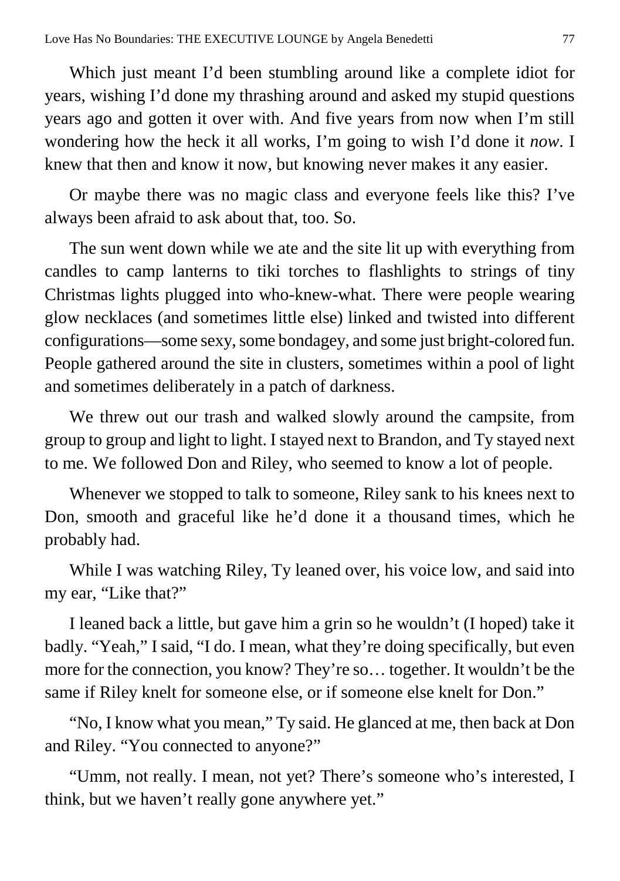Which just meant I'd been stumbling around like a complete idiot for years, wishing I'd done my thrashing around and asked my stupid questions years ago and gotten it over with. And five years from now when I'm still wondering how the heck it all works, I'm going to wish I'd done it *now*. I knew that then and know it now, but knowing never makes it any easier.

Or maybe there was no magic class and everyone feels like this? I've always been afraid to ask about that, too. So.

The sun went down while we ate and the site lit up with everything from candles to camp lanterns to tiki torches to flashlights to strings of tiny Christmas lights plugged into who-knew-what. There were people wearing glow necklaces (and sometimes little else) linked and twisted into different configurations—some sexy, some bondagey, and some just bright-colored fun. People gathered around the site in clusters, sometimes within a pool of light and sometimes deliberately in a patch of darkness.

We threw out our trash and walked slowly around the campsite, from group to group and light to light. I stayed next to Brandon, and Ty stayed next to me. We followed Don and Riley, who seemed to know a lot of people.

Whenever we stopped to talk to someone, Riley sank to his knees next to Don, smooth and graceful like he'd done it a thousand times, which he probably had.

While I was watching Riley, Ty leaned over, his voice low, and said into my ear, "Like that?"

I leaned back a little, but gave him a grin so he wouldn't (I hoped) take it badly. "Yeah," I said, "I do. I mean, what they're doing specifically, but even more for the connection, you know? They're so… together. It wouldn't be the same if Riley knelt for someone else, or if someone else knelt for Don."

"No, I know what you mean," Ty said. He glanced at me, then back at Don and Riley. "You connected to anyone?"

"Umm, not really. I mean, not yet? There's someone who's interested, I think, but we haven't really gone anywhere yet."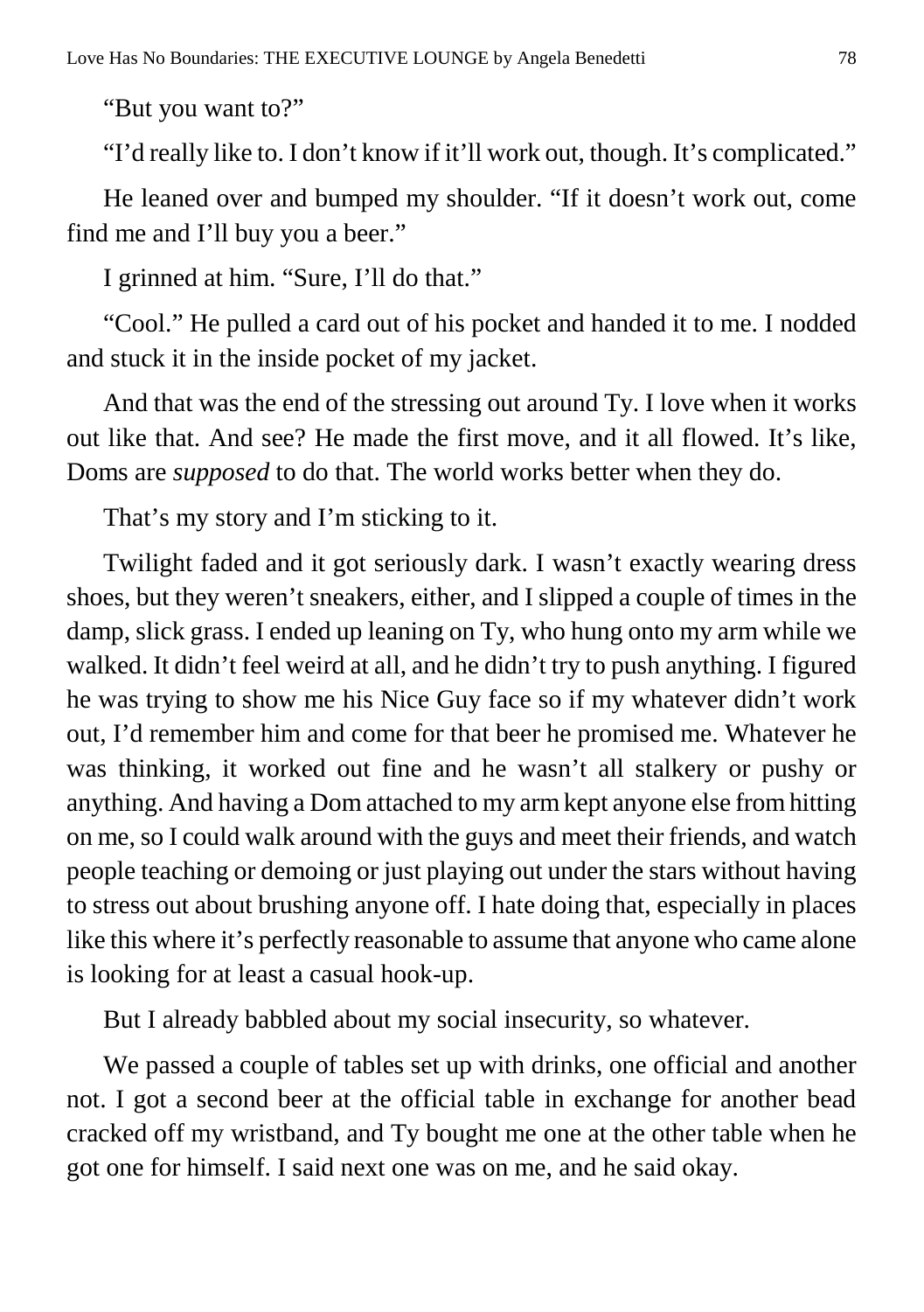"But you want to?"

"I'd really like to. I don't know if it'll work out, though. It's complicated."

He leaned over and bumped my shoulder. "If it doesn't work out, come find me and I'll buy you a beer."

I grinned at him. "Sure, I'll do that."

"Cool." He pulled a card out of his pocket and handed it to me. I nodded and stuck it in the inside pocket of my jacket.

And that was the end of the stressing out around Ty. I love when it works out like that. And see? He made the first move, and it all flowed. It's like, Doms are *supposed* to do that. The world works better when they do.

That's my story and I'm sticking to it.

Twilight faded and it got seriously dark. I wasn't exactly wearing dress shoes, but they weren't sneakers, either, and I slipped a couple of times in the damp, slick grass. I ended up leaning on Ty, who hung onto my arm while we walked. It didn't feel weird at all, and he didn't try to push anything. I figured he was trying to show me his Nice Guy face so if my whatever didn't work out, I'd remember him and come for that beer he promised me. Whatever he was thinking, it worked out fine and he wasn't all stalkery or pushy or anything. And having a Dom attached to my arm kept anyone else from hitting on me, so I could walk around with the guys and meet their friends, and watch people teaching or demoing or just playing out under the stars without having to stress out about brushing anyone off. I hate doing that, especially in places like this where it's perfectly reasonable to assume that anyone who came alone is looking for at least a casual hook-up.

But I already babbled about my social insecurity, so whatever.

We passed a couple of tables set up with drinks, one official and another not. I got a second beer at the official table in exchange for another bead cracked off my wristband, and Ty bought me one at the other table when he got one for himself. I said next one was on me, and he said okay.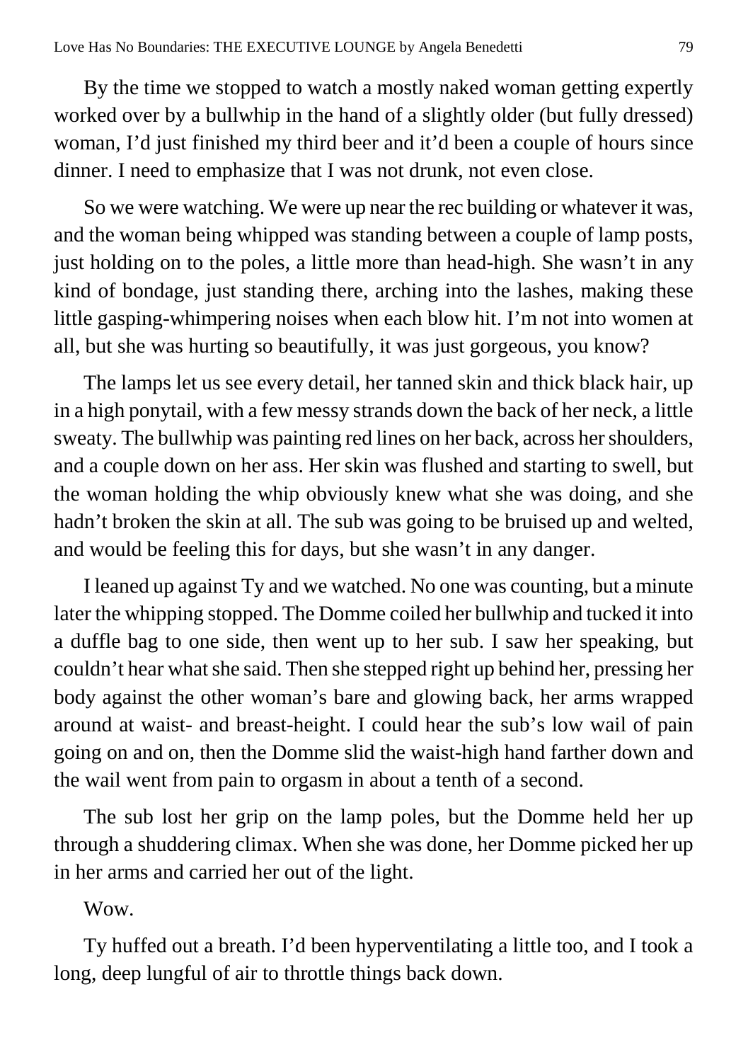By the time we stopped to watch a mostly naked woman getting expertly worked over by a bullwhip in the hand of a slightly older (but fully dressed) woman, I'd just finished my third beer and it'd been a couple of hours since dinner. I need to emphasize that I was not drunk, not even close.

So we were watching. We were up near the rec building or whatever it was, and the woman being whipped was standing between a couple of lamp posts, just holding on to the poles, a little more than head-high. She wasn't in any kind of bondage, just standing there, arching into the lashes, making these little gasping-whimpering noises when each blow hit. I'm not into women at all, but she was hurting so beautifully, it was just gorgeous, you know?

The lamps let us see every detail, her tanned skin and thick black hair, up in a high ponytail, with a few messy strands down the back of her neck, a little sweaty. The bullwhip was painting red lines on her back, across her shoulders, and a couple down on her ass. Her skin was flushed and starting to swell, but the woman holding the whip obviously knew what she was doing, and she hadn't broken the skin at all. The sub was going to be bruised up and welted, and would be feeling this for days, but she wasn't in any danger.

I leaned up against Ty and we watched. No one was counting, but a minute later the whipping stopped. The Domme coiled her bullwhip and tucked it into a duffle bag to one side, then went up to her sub. I saw her speaking, but couldn't hear what she said. Then she stepped right up behind her, pressing her body against the other woman's bare and glowing back, her arms wrapped around at waist- and breast-height. I could hear the sub's low wail of pain going on and on, then the Domme slid the waist-high hand farther down and the wail went from pain to orgasm in about a tenth of a second.

The sub lost her grip on the lamp poles, but the Domme held her up through a shuddering climax. When she was done, her Domme picked her up in her arms and carried her out of the light.

Wow.

Ty huffed out a breath. I'd been hyperventilating a little too, and I took a long, deep lungful of air to throttle things back down.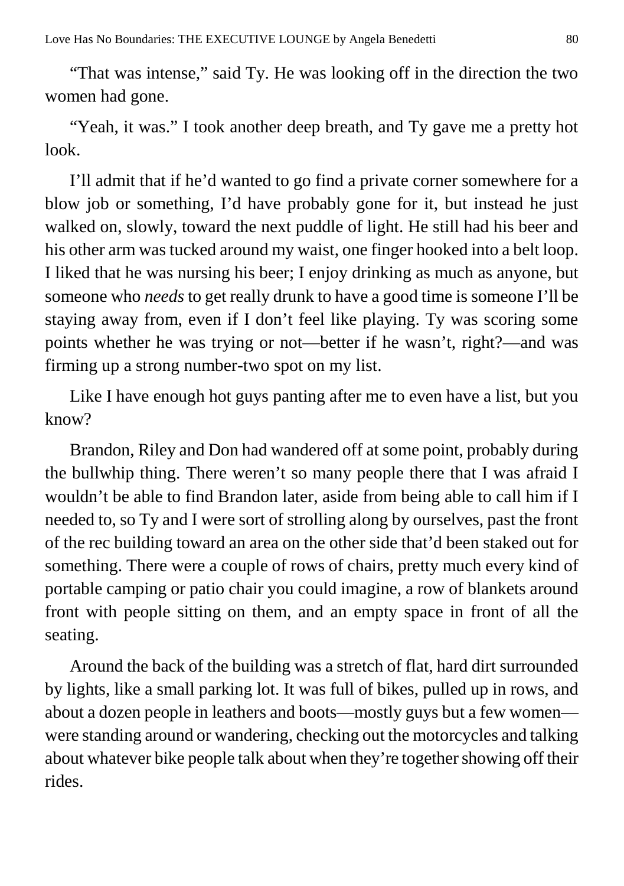"That was intense," said Ty. He was looking off in the direction the two women had gone.

"Yeah, it was." I took another deep breath, and Ty gave me a pretty hot look.

I'll admit that if he'd wanted to go find a private corner somewhere for a blow job or something, I'd have probably gone for it, but instead he just walked on, slowly, toward the next puddle of light. He still had his beer and his other arm was tucked around my waist, one finger hooked into a belt loop. I liked that he was nursing his beer; I enjoy drinking as much as anyone, but someone who *needs* to get really drunk to have a good time is someone I'll be staying away from, even if I don't feel like playing. Ty was scoring some points whether he was trying or not—better if he wasn't, right?—and was firming up a strong number-two spot on my list.

Like I have enough hot guys panting after me to even have a list, but you know?

Brandon, Riley and Don had wandered off at some point, probably during the bullwhip thing. There weren't so many people there that I was afraid I wouldn't be able to find Brandon later, aside from being able to call him if I needed to, so Ty and I were sort of strolling along by ourselves, past the front of the rec building toward an area on the other side that'd been staked out for something. There were a couple of rows of chairs, pretty much every kind of portable camping or patio chair you could imagine, a row of blankets around front with people sitting on them, and an empty space in front of all the seating.

Around the back of the building was a stretch of flat, hard dirt surrounded by lights, like a small parking lot. It was full of bikes, pulled up in rows, and about a dozen people in leathers and boots—mostly guys but a few women—were standing around or wandering, checking out the motorcycles and talking about whatever bike people talk about when they're together showing off their rides.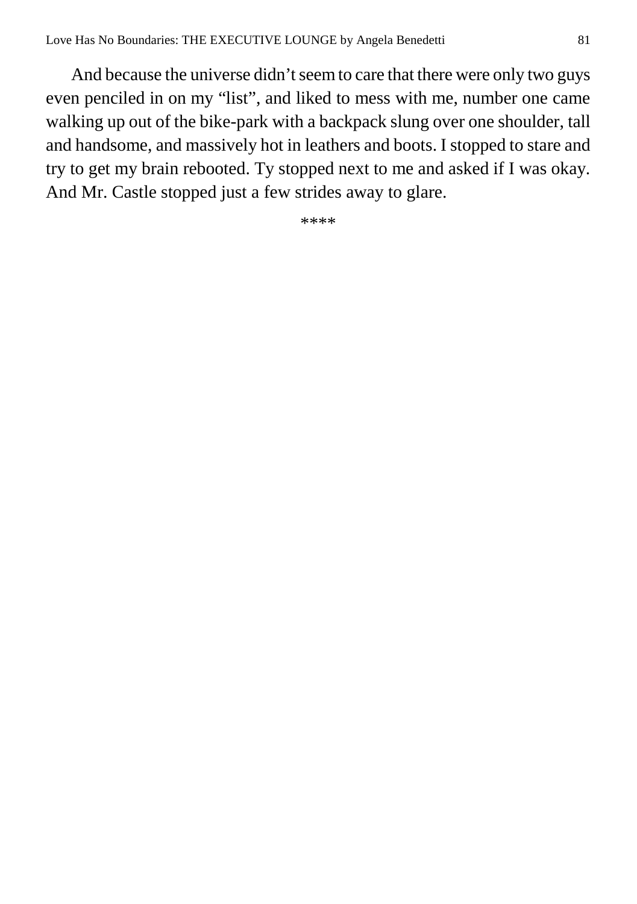And because the universe didn't seem to care that there were only two guys even penciled in on my "list", and liked to mess with me, number one came walking up out of the bike-park with a backpack slung over one shoulder, tall and handsome, and massively hot in leathers and boots. I stopped to stare and try to get my brain rebooted. Ty stopped next to me and asked if I was okay. And Mr. Castle stopped just a few strides away to glare.

****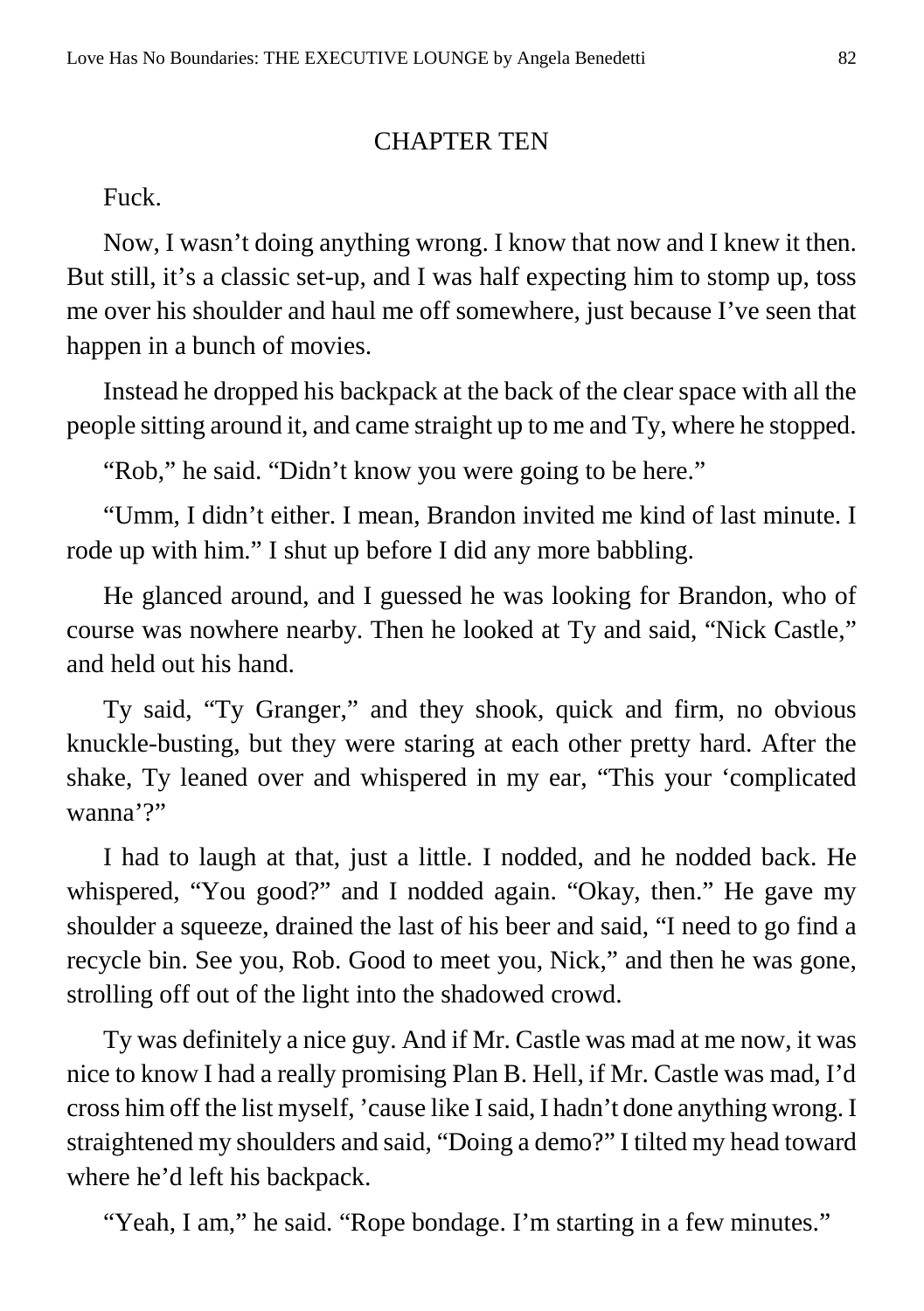## CHAPTER TEN

Fuck.

Now, I wasn't doing anything wrong. I know that now and I knew it then. But still, it's a classic set-up, and I was half expecting him to stomp up, toss me over his shoulder and haul me off somewhere, just because I've seen that happen in a bunch of movies.

Instead he dropped his backpack at the back of the clear space with all the people sitting around it, and came straight up to me and Ty, where he stopped.

"Rob," he said. "Didn't know you were going to be here."

"Umm, I didn't either. I mean, Brandon invited me kind of last minute. I rode up with him." I shut up before I did any more babbling.

He glanced around, and I guessed he was looking for Brandon, who of course was nowhere nearby. Then he looked at Ty and said, "Nick Castle," and held out his hand.

Ty said, "Ty Granger," and they shook, quick and firm, no obvious knuckle-busting, but they were staring at each other pretty hard. After the shake, Ty leaned over and whispered in my ear, "This your 'complicated wanna'?"

I had to laugh at that, just a little. I nodded, and he nodded back. He whispered, "You good?" and I nodded again. "Okay, then." He gave my shoulder a squeeze, drained the last of his beer and said, "I need to go find a recycle bin. See you, Rob. Good to meet you, Nick," and then he was gone, strolling off out of the light into the shadowed crowd.

Ty was definitely a nice guy. And if Mr. Castle was mad at me now, it was nice to know I had a really promising Plan B. Hell, if Mr. Castle was mad, I'd cross him off the list myself, 'cause like I said, I hadn't done anything wrong. I straightened my shoulders and said, "Doing a demo?" I tilted my head toward where he'd left his backpack.

"Yeah, I am," he said. "Rope bondage. I'm starting in a few minutes."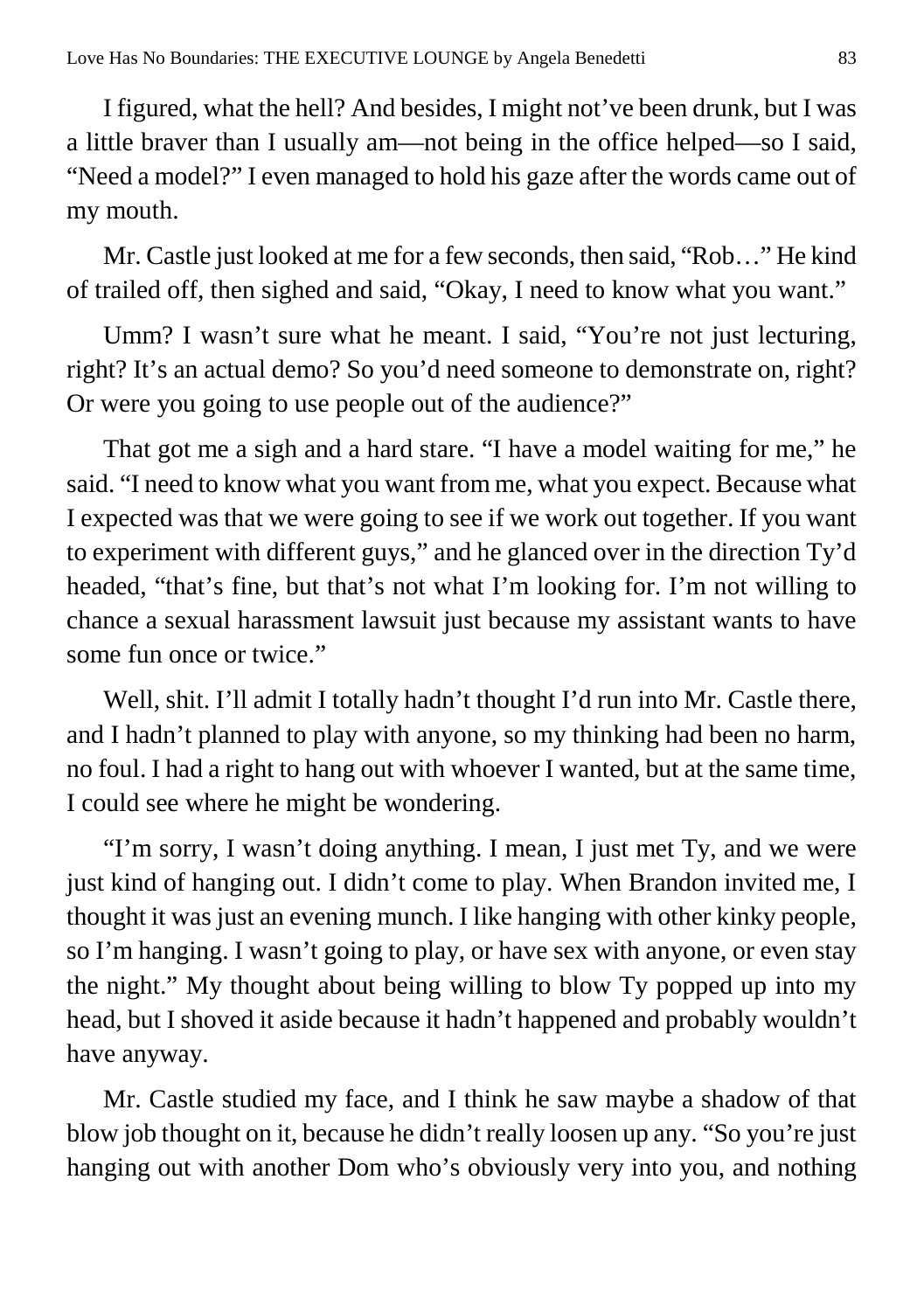I figured, what the hell? And besides, I might not've been drunk, but I was a little braver than I usually am—not being in the office helped—so I said, "Need a model?" I even managed to hold his gaze after the words came out of my mouth.

Mr. Castle just looked at me for a few seconds, then said, "Rob…" He kind of trailed off, then sighed and said, "Okay, I need to know what you want."

Umm? I wasn't sure what he meant. I said, "You're not just lecturing, right? It's an actual demo? So you'd need someone to demonstrate on, right? Or were you going to use people out of the audience?"

That got me a sigh and a hard stare. "I have a model waiting for me," he said. "I need to know what you want from me, what you expect. Because what I expected was that we were going to see if we work out together. If you want to experiment with different guys," and he glanced over in the direction Ty'd headed, "that's fine, but that's not what I'm looking for. I'm not willing to chance a sexual harassment lawsuit just because my assistant wants to have some fun once or twice."

Well, shit. I'll admit I totally hadn't thought I'd run into Mr. Castle there, and I hadn't planned to play with anyone, so my thinking had been no harm, no foul. I had a right to hang out with whoever I wanted, but at the same time, I could see where he might be wondering.

"I'm sorry, I wasn't doing anything. I mean, I just met Ty, and we were just kind of hanging out. I didn't come to play. When Brandon invited me, I thought it was just an evening munch. I like hanging with other kinky people, so I'm hanging. I wasn't going to play, or have sex with anyone, or even stay the night." My thought about being willing to blow Ty popped up into my head, but I shoved it aside because it hadn't happened and probably wouldn't have anyway.

Mr. Castle studied my face, and I think he saw maybe a shadow of that blow job thought on it, because he didn't really loosen up any. "So you're just hanging out with another Dom who's obviously very into you, and nothing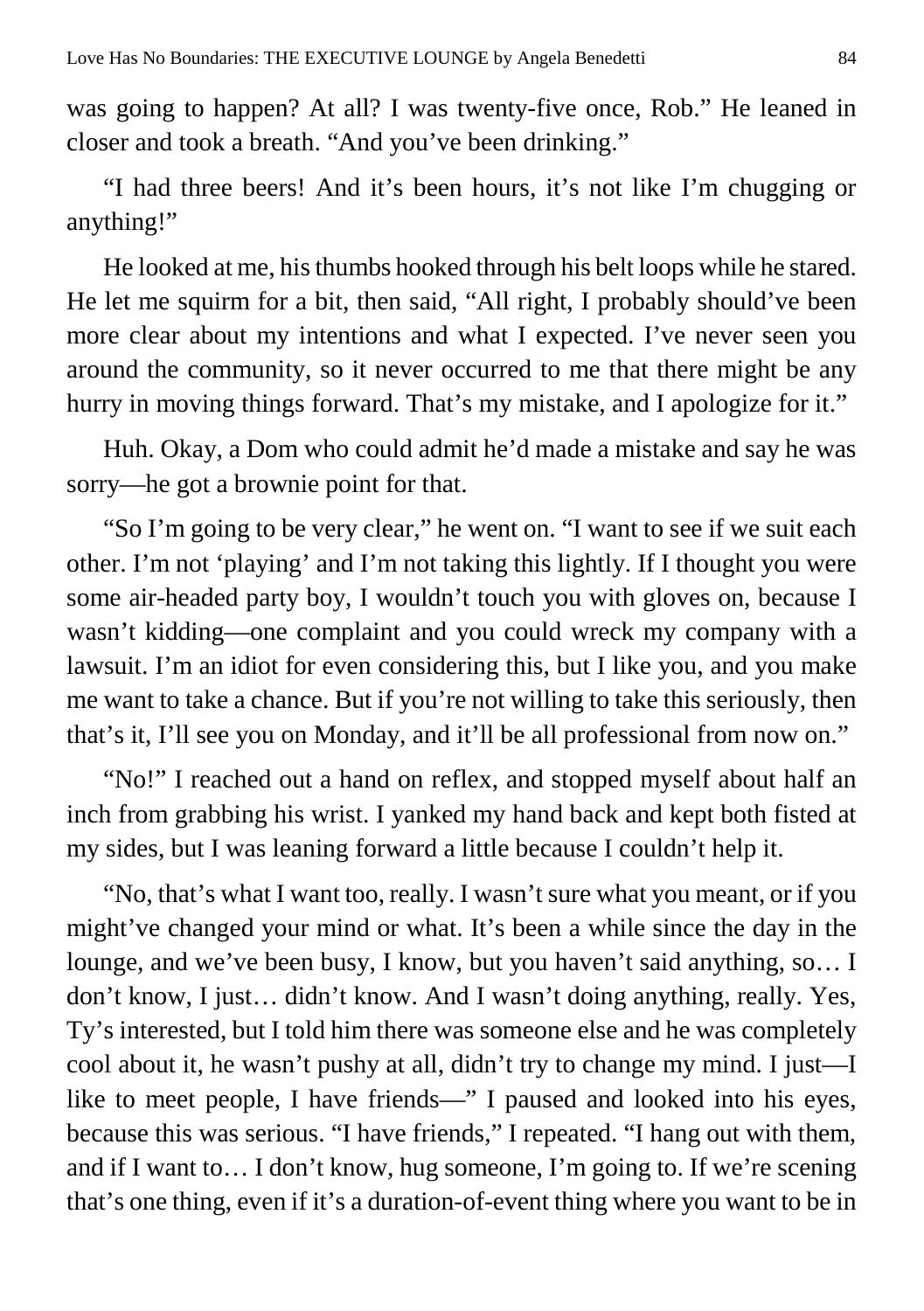was going to happen? At all? I was twenty-five once, Rob." He leaned in closer and took a breath. "And you've been drinking."

"I had three beers! And it's been hours, it's not like I'm chugging or anything!"

He looked at me, his thumbs hooked through his belt loops while he stared. He let me squirm for a bit, then said, "All right, I probably should've been more clear about my intentions and what I expected. I've never seen you around the community, so it never occurred to me that there might be any hurry in moving things forward. That's my mistake, and I apologize for it."

Huh. Okay, a Dom who could admit he'd made a mistake and say he was sorry—he got a brownie point for that.

"So I'm going to be very clear," he went on. "I want to see if we suit each other. I'm not 'playing' and I'm not taking this lightly. If I thought you were some air-headed party boy, I wouldn't touch you with gloves on, because I wasn't kidding—one complaint and you could wreck my company with a lawsuit. I'm an idiot for even considering this, but I like you, and you make me want to take a chance. But if you're not willing to take this seriously, then that's it, I'll see you on Monday, and it'll be all professional from now on."

"No!" I reached out a hand on reflex, and stopped myself about half an inch from grabbing his wrist. I yanked my hand back and kept both fisted at my sides, but I was leaning forward a little because I couldn't help it.

"No, that's what I want too, really. I wasn't sure what you meant, or if you might've changed your mind or what. It's been a while since the day in the lounge, and we've been busy, I know, but you haven't said anything, so… I don't know, I just… didn't know. And I wasn't doing anything, really. Yes, Ty's interested, but I told him there was someone else and he was completely cool about it, he wasn't pushy at all, didn't try to change my mind. I just—I like to meet people, I have friends—" I paused and looked into his eyes, because this was serious. "I have friends," I repeated. "I hang out with them, and if I want to… I don't know, hug someone, I'm going to. If we're scening that's one thing, even if it's a duration-of-event thing where you want to be in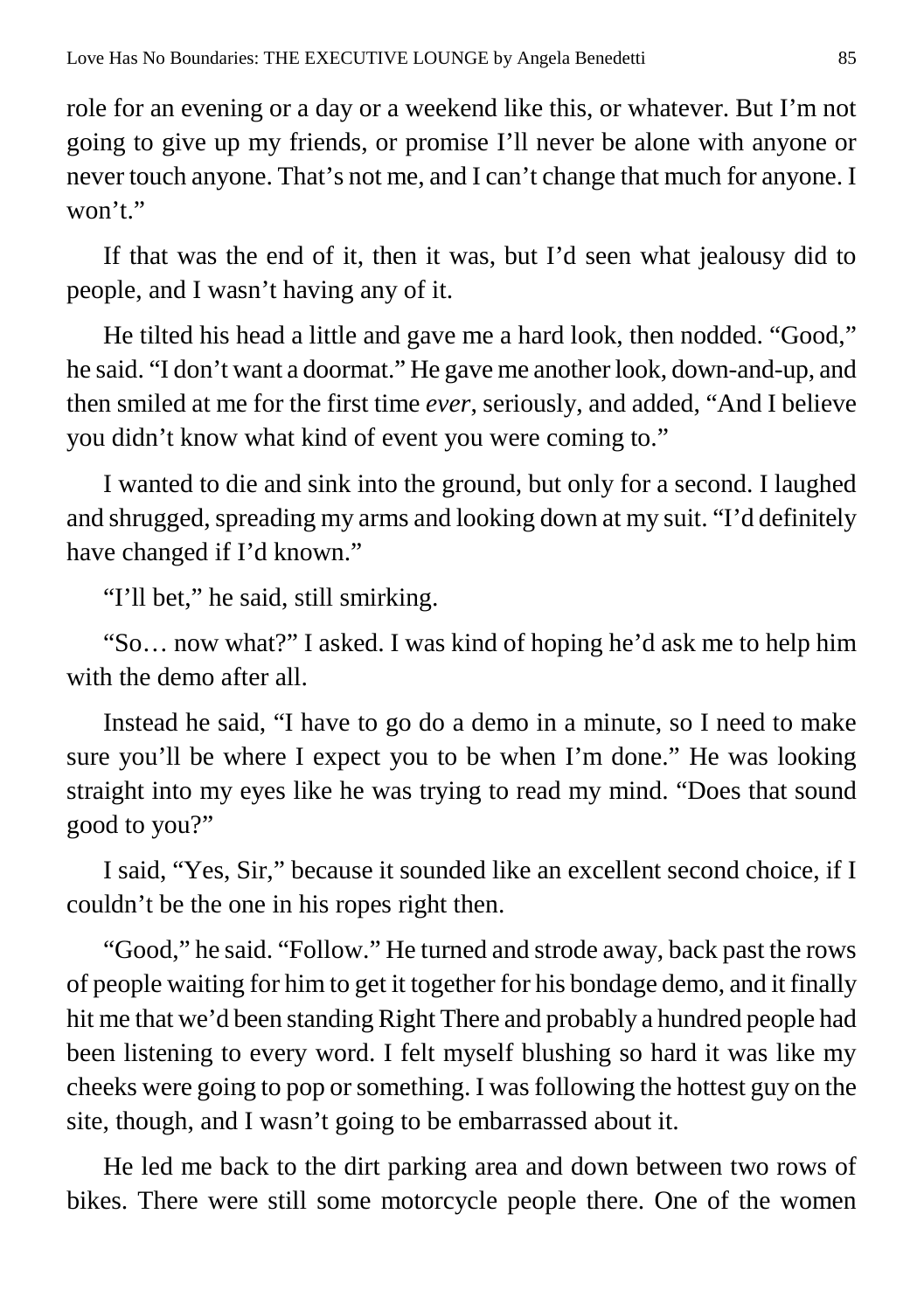role for an evening or a day or a weekend like this, or whatever. But I'm not going to give up my friends, or promise I'll never be alone with anyone or never touch anyone. That's not me, and I can't change that much for anyone. I won't."

If that was the end of it, then it was, but I'd seen what jealousy did to people, and I wasn't having any of it.

He tilted his head a little and gave me a hard look, then nodded. "Good," he said. "I don't want a doormat." He gave me another look, down-and-up, and then smiled at me for the first time *ever*, seriously, and added, "And I believe you didn't know what kind of event you were coming to."

I wanted to die and sink into the ground, but only for a second. I laughed and shrugged, spreading my arms and looking down at my suit. "I'd definitely have changed if I'd known."

"I'll bet," he said, still smirking.

"So… now what?" I asked. I was kind of hoping he'd ask me to help him with the demo after all.

Instead he said, "I have to go do a demo in a minute, so I need to make sure you'll be where I expect you to be when I'm done." He was looking straight into my eyes like he was trying to read my mind. "Does that sound good to you?"

I said, "Yes, Sir," because it sounded like an excellent second choice, if I couldn't be the one in his ropes right then.

"Good," he said. "Follow." He turned and strode away, back past the rows of people waiting for him to get it together for his bondage demo, and it finally hit me that we'd been standing Right There and probably a hundred people had been listening to every word. I felt myself blushing so hard it was like my cheeks were going to pop or something. I was following the hottest guy on the site, though, and I wasn't going to be embarrassed about it.

He led me back to the dirt parking area and down between two rows of bikes. There were still some motorcycle people there. One of the women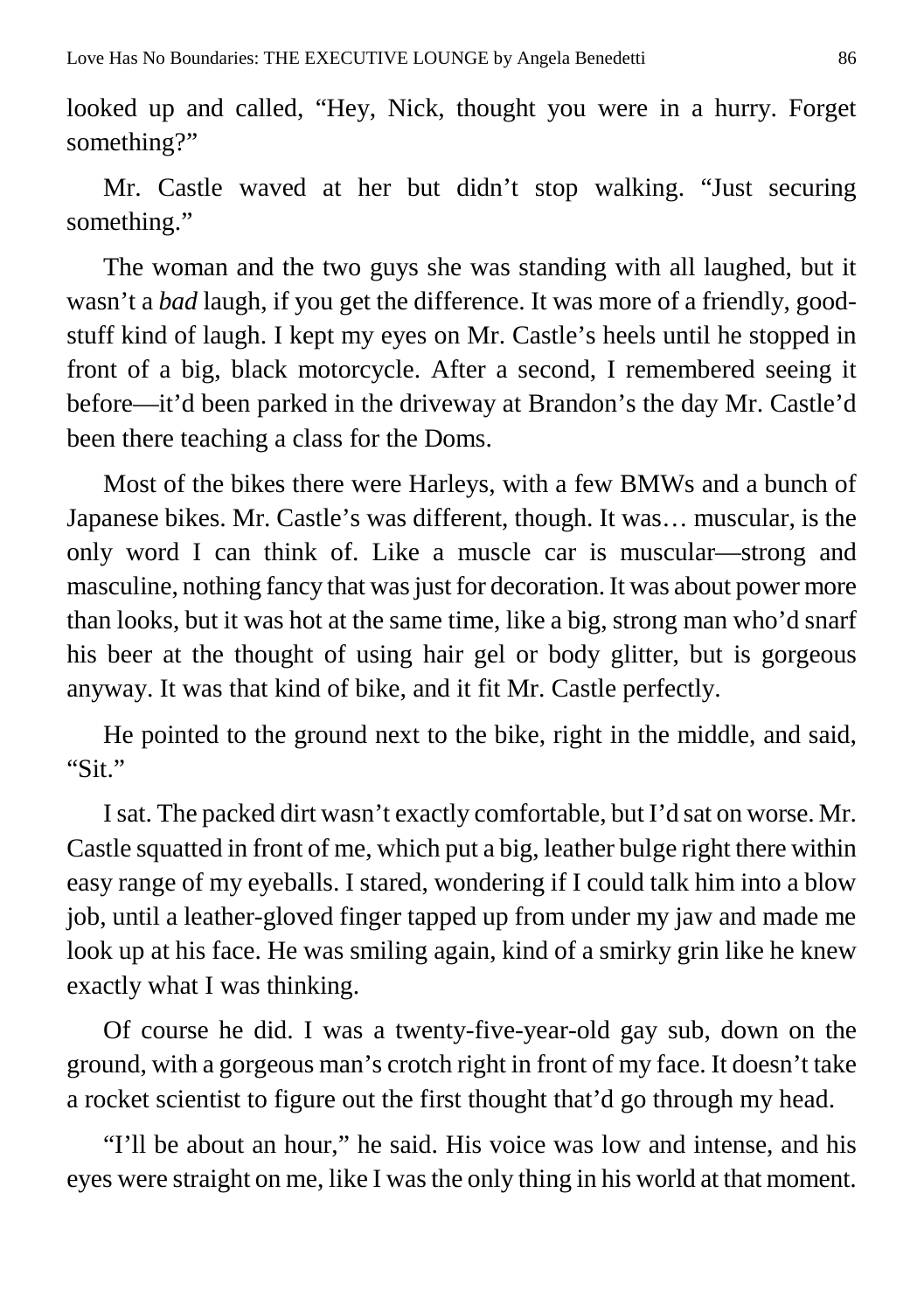looked up and called, “Hey, Nick, thought you were in a hurry. Forget something?”

Mr. Castle waved at her but didn’t stop walking. “Just securing something.”

The woman and the two guys she was standing with all laughed, but it wasn’t a *bad* laugh, if you get the difference. It was more of a friendly, good-stuff kind of laugh. I kept my eyes on Mr. Castle’s heels until he stopped in front of a big, black motorcycle. After a second, I remembered seeing it before—it’d been parked in the driveway at Brandon’s the day Mr. Castle’d been there teaching a class for the Doms.

Most of the bikes there were Harleys, with a few BMWs and a bunch of Japanese bikes. Mr. Castle’s was different, though. It was… muscular, is the only word I can think of. Like a muscle car is muscular—strong and masculine, nothing fancy that was just for decoration. It was about power more than looks, but it was hot at the same time, like a big, strong man who’d snarf his beer at the thought of using hair gel or body glitter, but is gorgeous anyway. It was that kind of bike, and it fit Mr. Castle perfectly.

He pointed to the ground next to the bike, right in the middle, and said, “Sit.”

I sat. The packed dirt wasn’t exactly comfortable, but I’d sat on worse. Mr. Castle squatted in front of me, which put a big, leather bulge right there within easy range of my eyeballs. I stared, wondering if I could talk him into a blow job, until a leather-gloved finger tapped up from under my jaw and made me look up at his face. He was smiling again, kind of a smirky grin like he knew exactly what I was thinking.

Of course he did. I was a twenty-five-year-old gay sub, down on the ground, with a gorgeous man’s crotch right in front of my face. It doesn’t take a rocket scientist to figure out the first thought that’d go through my head.

“I’ll be about an hour,” he said. His voice was low and intense, and his eyes were straight on me, like I was the only thing in his world at that moment.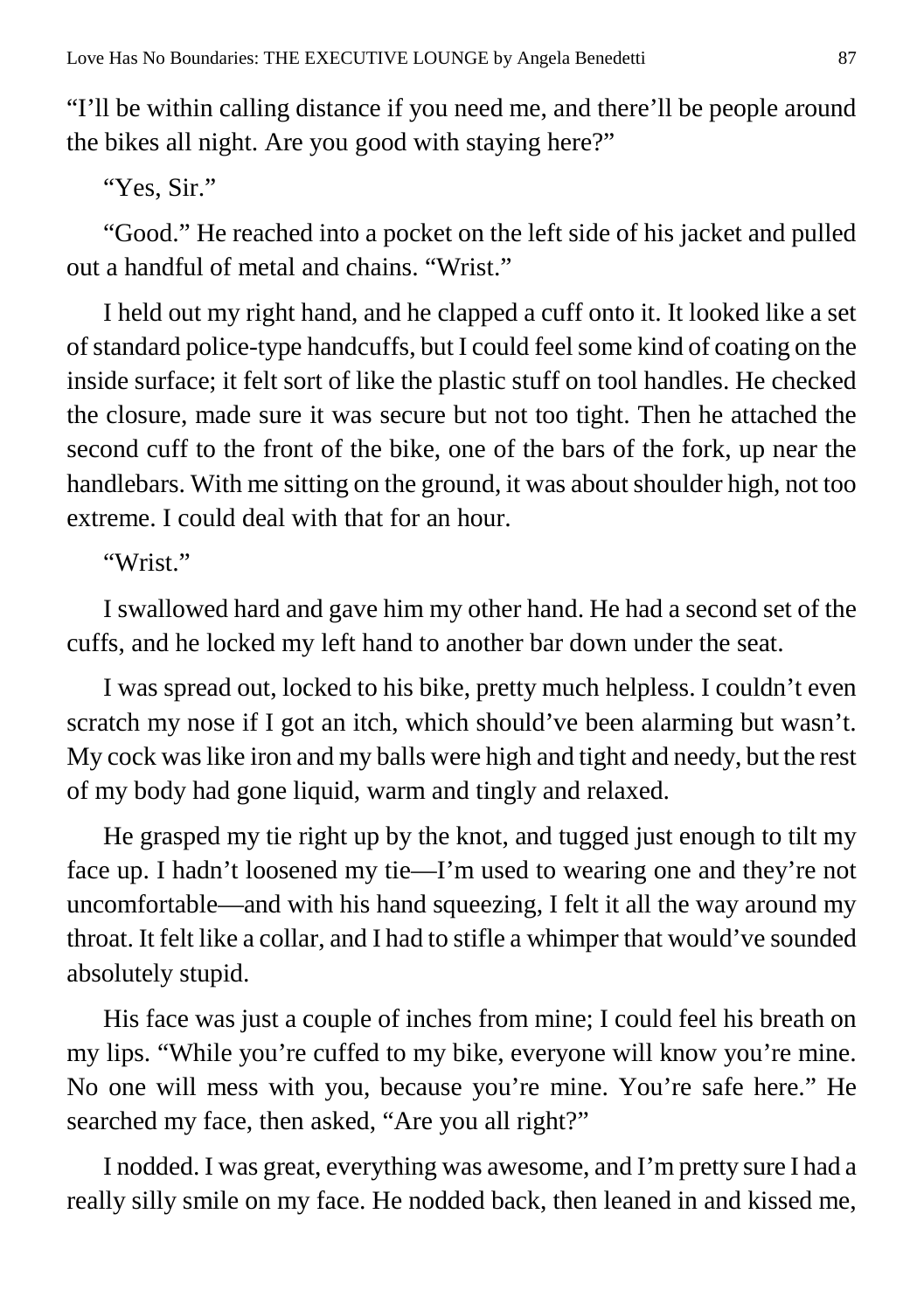"I'll be within calling distance if you need me, and there'll be people around the bikes all night. Are you good with staying here?"

"Yes, Sir."

"Good." He reached into a pocket on the left side of his jacket and pulled out a handful of metal and chains. "Wrist."

I held out my right hand, and he clapped a cuff onto it. It looked like a set of standard police-type handcuffs, but I could feel some kind of coating on the inside surface; it felt sort of like the plastic stuff on tool handles. He checked the closure, made sure it was secure but not too tight. Then he attached the second cuff to the front of the bike, one of the bars of the fork, up near the handlebars. With me sitting on the ground, it was about shoulder high, not too extreme. I could deal with that for an hour.

"Wrist."

I swallowed hard and gave him my other hand. He had a second set of the cuffs, and he locked my left hand to another bar down under the seat.

I was spread out, locked to his bike, pretty much helpless. I couldn't even scratch my nose if I got an itch, which should've been alarming but wasn't. My cock was like iron and my balls were high and tight and needy, but the rest of my body had gone liquid, warm and tingly and relaxed.

He grasped my tie right up by the knot, and tugged just enough to tilt my face up. I hadn't loosened my tie—I'm used to wearing one and they're not uncomfortable—and with his hand squeezing, I felt it all the way around my throat. It felt like a collar, and I had to stifle a whimper that would've sounded absolutely stupid.

His face was just a couple of inches from mine; I could feel his breath on my lips. "While you're cuffed to my bike, everyone will know you're mine. No one will mess with you, because you're mine. You're safe here." He searched my face, then asked, "Are you all right?"

I nodded. I was great, everything was awesome, and I'm pretty sure I had a really silly smile on my face. He nodded back, then leaned in and kissed me,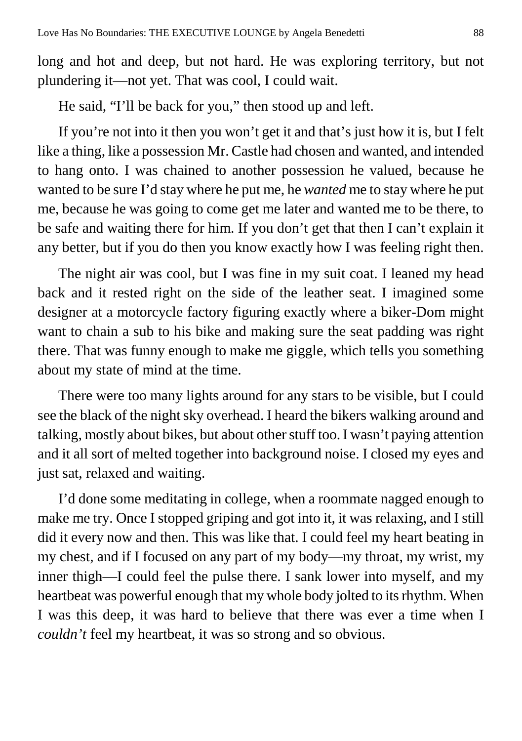long and hot and deep, but not hard. He was exploring territory, but not plundering it—not yet. That was cool, I could wait.

He said, "I'll be back for you," then stood up and left.

If you're not into it then you won't get it and that's just how it is, but I felt like a thing, like a possession Mr. Castle had chosen and wanted, and intended to hang onto. I was chained to another possession he valued, because he wanted to be sure I'd stay where he put me, he *wanted* me to stay where he put me, because he was going to come get me later and wanted me to be there, to be safe and waiting there for him. If you don't get that then I can't explain it any better, but if you do then you know exactly how I was feeling right then.

The night air was cool, but I was fine in my suit coat. I leaned my head back and it rested right on the side of the leather seat. I imagined some designer at a motorcycle factory figuring exactly where a biker-Dom might want to chain a sub to his bike and making sure the seat padding was right there. That was funny enough to make me giggle, which tells you something about my state of mind at the time.

There were too many lights around for any stars to be visible, but I could see the black of the night sky overhead. I heard the bikers walking around and talking, mostly about bikes, but about other stuff too. I wasn't paying attention and it all sort of melted together into background noise. I closed my eyes and just sat, relaxed and waiting.

I'd done some meditating in college, when a roommate nagged enough to make me try. Once I stopped griping and got into it, it was relaxing, and I still did it every now and then. This was like that. I could feel my heart beating in my chest, and if I focused on any part of my body—my throat, my wrist, my inner thigh—I could feel the pulse there. I sank lower into myself, and my heartbeat was powerful enough that my whole body jolted to its rhythm. When I was this deep, it was hard to believe that there was ever a time when I *couldn't* feel my heartbeat, it was so strong and so obvious.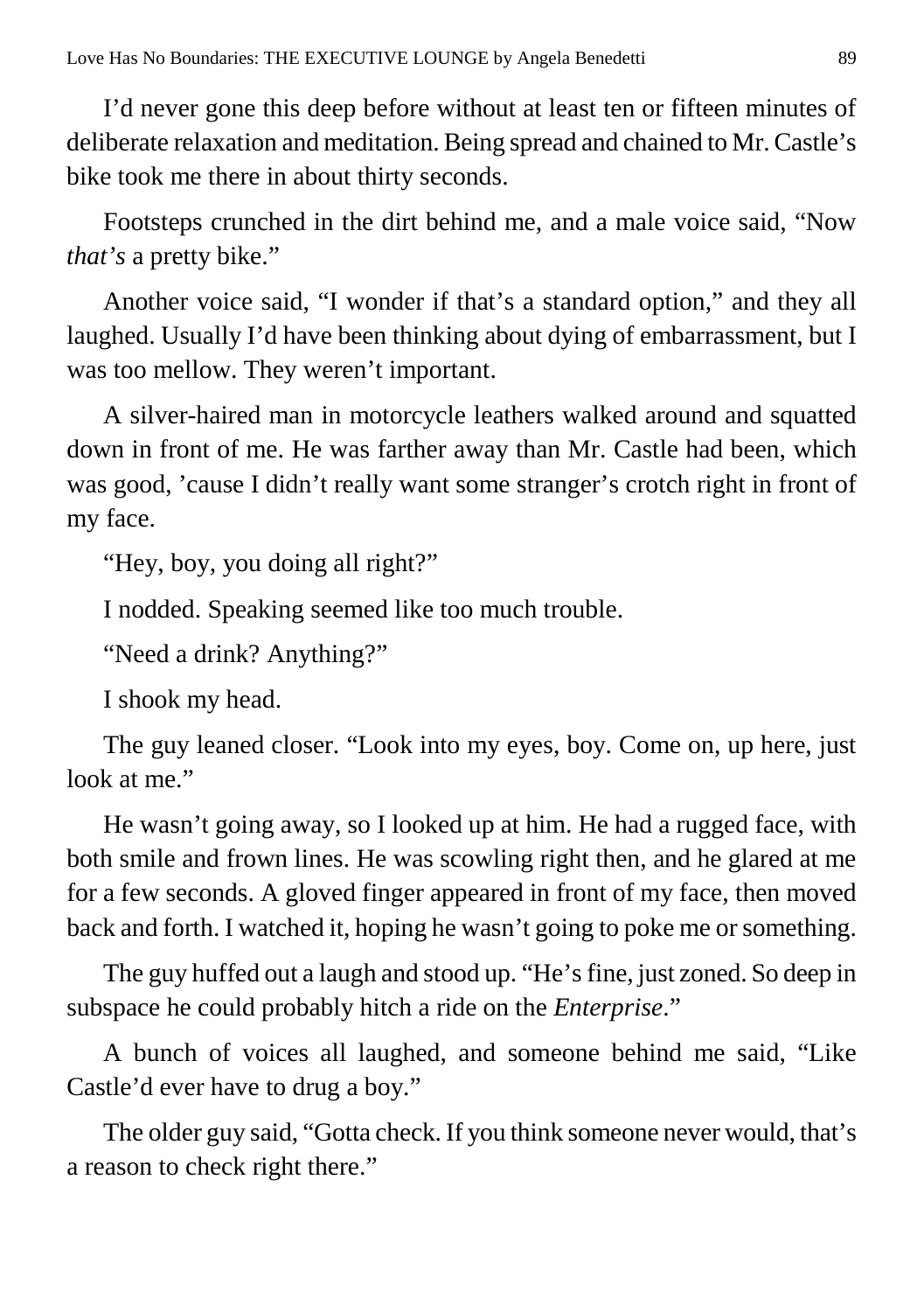I'd never gone this deep before without at least ten or fifteen minutes of deliberate relaxation and meditation. Being spread and chained to Mr. Castle's bike took me there in about thirty seconds.

Footsteps crunched in the dirt behind me, and a male voice said, "Now *that's* a pretty bike."

Another voice said, "I wonder if that's a standard option," and they all laughed. Usually I'd have been thinking about dying of embarrassment, but I was too mellow. They weren't important.

A silver-haired man in motorcycle leathers walked around and squatted down in front of me. He was farther away than Mr. Castle had been, which was good, 'cause I didn't really want some stranger's crotch right in front of my face.

"Hey, boy, you doing all right?"

I nodded. Speaking seemed like too much trouble.

"Need a drink? Anything?"

I shook my head.

The guy leaned closer. "Look into my eyes, boy. Come on, up here, just look at me."

He wasn't going away, so I looked up at him. He had a rugged face, with both smile and frown lines. He was scowling right then, and he glared at me for a few seconds. A gloved finger appeared in front of my face, then moved back and forth. I watched it, hoping he wasn't going to poke me or something.

The guy huffed out a laugh and stood up. "He's fine, just zoned. So deep in subspace he could probably hitch a ride on the *Enterprise*."

A bunch of voices all laughed, and someone behind me said, "Like Castle'd ever have to drug a boy."

The older guy said, "Gotta check. If you think someone never would, that's a reason to check right there."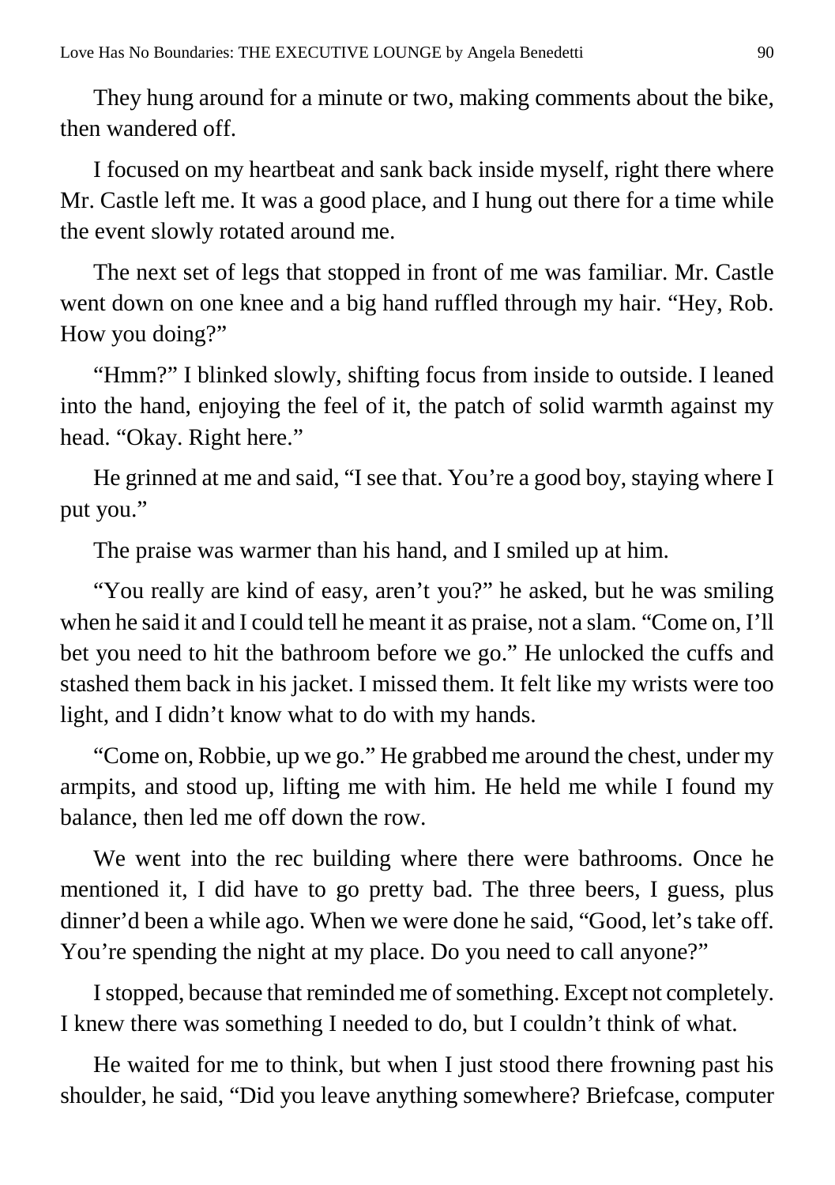They hung around for a minute or two, making comments about the bike, then wandered off.

I focused on my heartbeat and sank back inside myself, right there where Mr. Castle left me. It was a good place, and I hung out there for a time while the event slowly rotated around me.

The next set of legs that stopped in front of me was familiar. Mr. Castle went down on one knee and a big hand ruffled through my hair. "Hey, Rob. How you doing?"

"Hmm?" I blinked slowly, shifting focus from inside to outside. I leaned into the hand, enjoying the feel of it, the patch of solid warmth against my head. "Okay. Right here."

He grinned at me and said, "I see that. You're a good boy, staying where I put you."

The praise was warmer than his hand, and I smiled up at him.

"You really are kind of easy, aren't you?" he asked, but he was smiling when he said it and I could tell he meant it as praise, not a slam. "Come on, I'll bet you need to hit the bathroom before we go." He unlocked the cuffs and stashed them back in his jacket. I missed them. It felt like my wrists were too light, and I didn't know what to do with my hands.

"Come on, Robbie, up we go." He grabbed me around the chest, under my armpits, and stood up, lifting me with him. He held me while I found my balance, then led me off down the row.

We went into the rec building where there were bathrooms. Once he mentioned it, I did have to go pretty bad. The three beers, I guess, plus dinner'd been a while ago. When we were done he said, "Good, let's take off. You're spending the night at my place. Do you need to call anyone?"

I stopped, because that reminded me of something. Except not completely. I knew there was something I needed to do, but I couldn't think of what.

He waited for me to think, but when I just stood there frowning past his shoulder, he said, "Did you leave anything somewhere? Briefcase, computer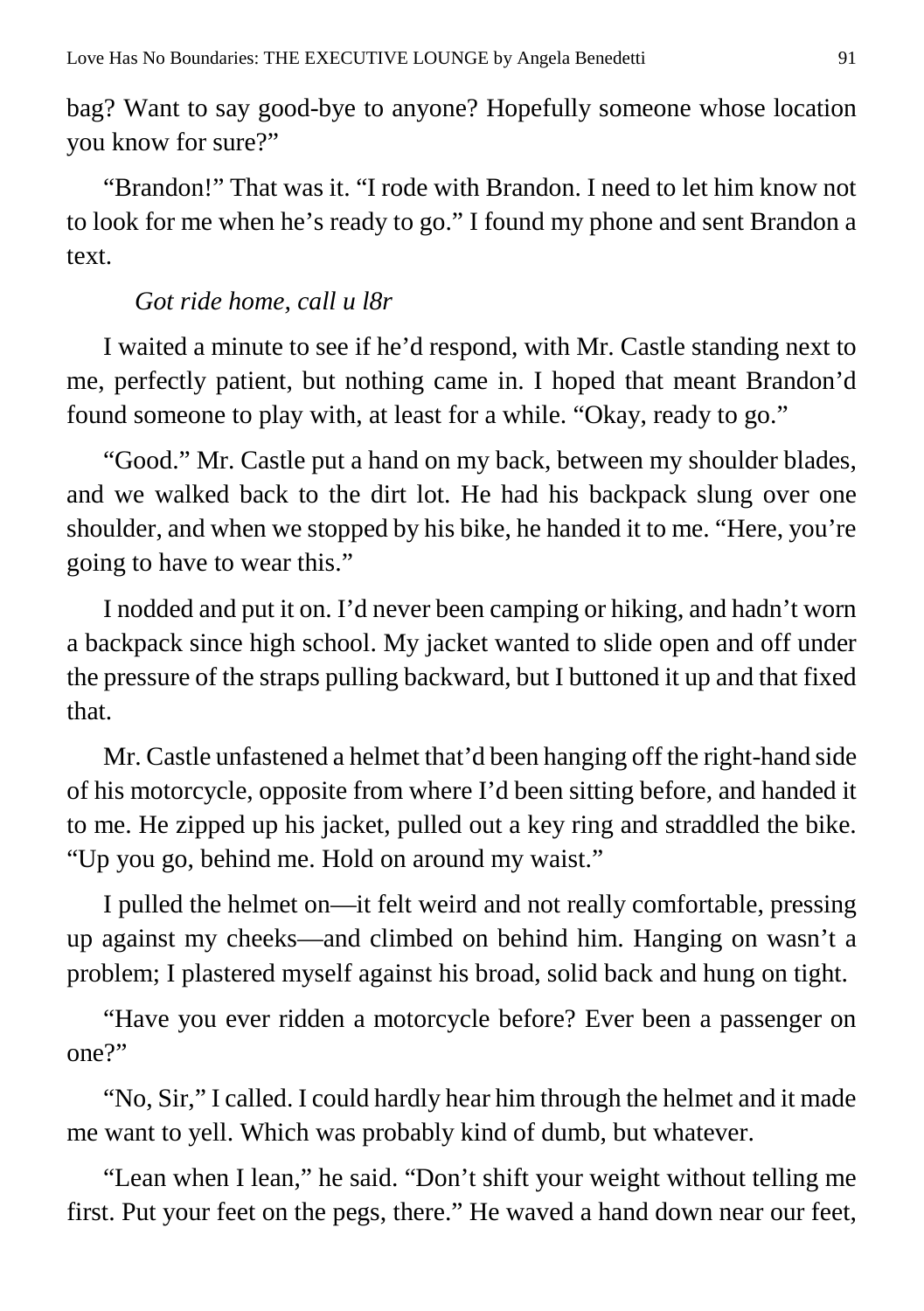bag? Want to say good-bye to anyone? Hopefully someone whose location you know for sure?"

"Brandon!" That was it. "I rode with Brandon. I need to let him know not to look for me when he's ready to go." I found my phone and sent Brandon a text.

*Got ride home, call u l8r*

I waited a minute to see if he'd respond, with Mr. Castle standing next to me, perfectly patient, but nothing came in. I hoped that meant Brandon'd found someone to play with, at least for a while. "Okay, ready to go."

"Good." Mr. Castle put a hand on my back, between my shoulder blades, and we walked back to the dirt lot. He had his backpack slung over one shoulder, and when we stopped by his bike, he handed it to me. "Here, you're going to have to wear this."

I nodded and put it on. I'd never been camping or hiking, and hadn't worn a backpack since high school. My jacket wanted to slide open and off under the pressure of the straps pulling backward, but I buttoned it up and that fixed that.

Mr. Castle unfastened a helmet that'd been hanging off the right-hand side of his motorcycle, opposite from where I'd been sitting before, and handed it to me. He zipped up his jacket, pulled out a key ring and straddled the bike. "Up you go, behind me. Hold on around my waist."

I pulled the helmet on—it felt weird and not really comfortable, pressing up against my cheeks—and climbed on behind him. Hanging on wasn't a problem; I plastered myself against his broad, solid back and hung on tight.

"Have you ever ridden a motorcycle before? Ever been a passenger on one?"

"No, Sir," I called. I could hardly hear him through the helmet and it made me want to yell. Which was probably kind of dumb, but whatever.

"Lean when I lean," he said. "Don't shift your weight without telling me first. Put your feet on the pegs, there." He waved a hand down near our feet,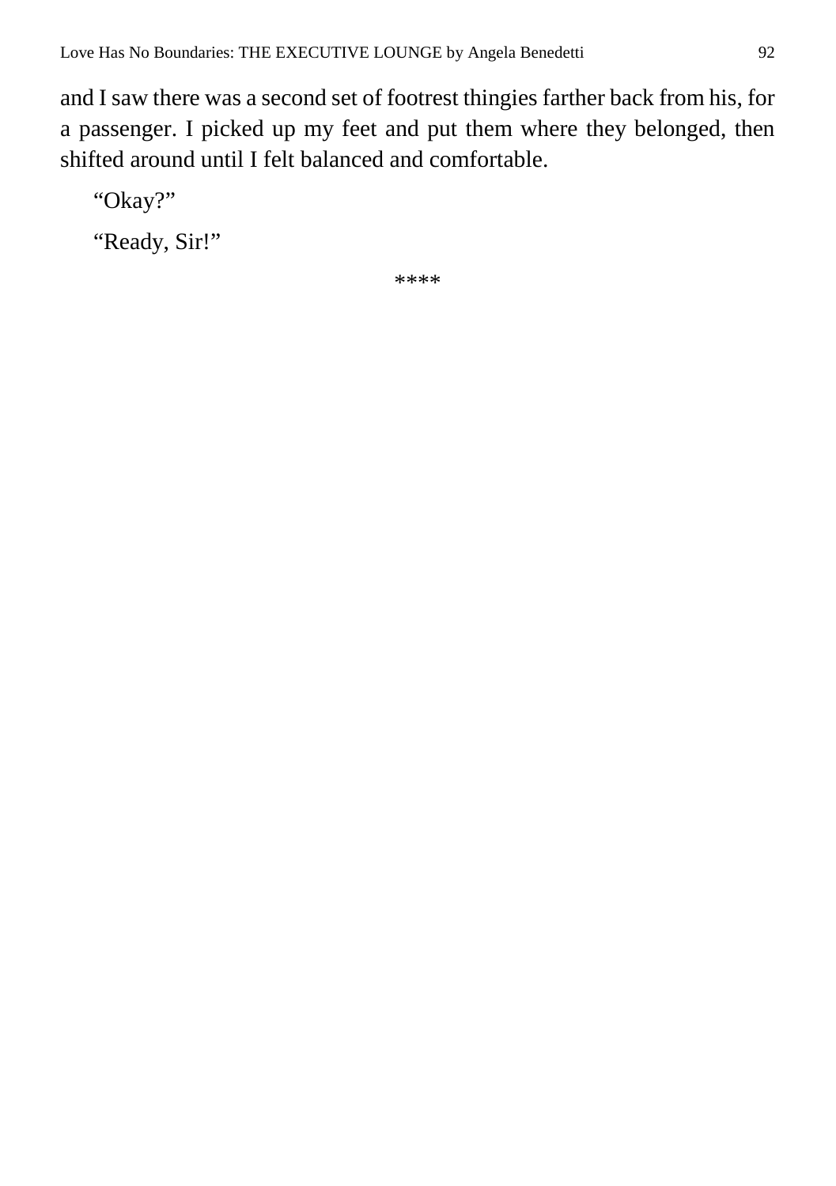and I saw there was a second set of footrest thingies farther back from his, for a passenger. I picked up my feet and put them where they belonged, then shifted around until I felt balanced and comfortable.

"Okay?"

"Ready, Sir!"

****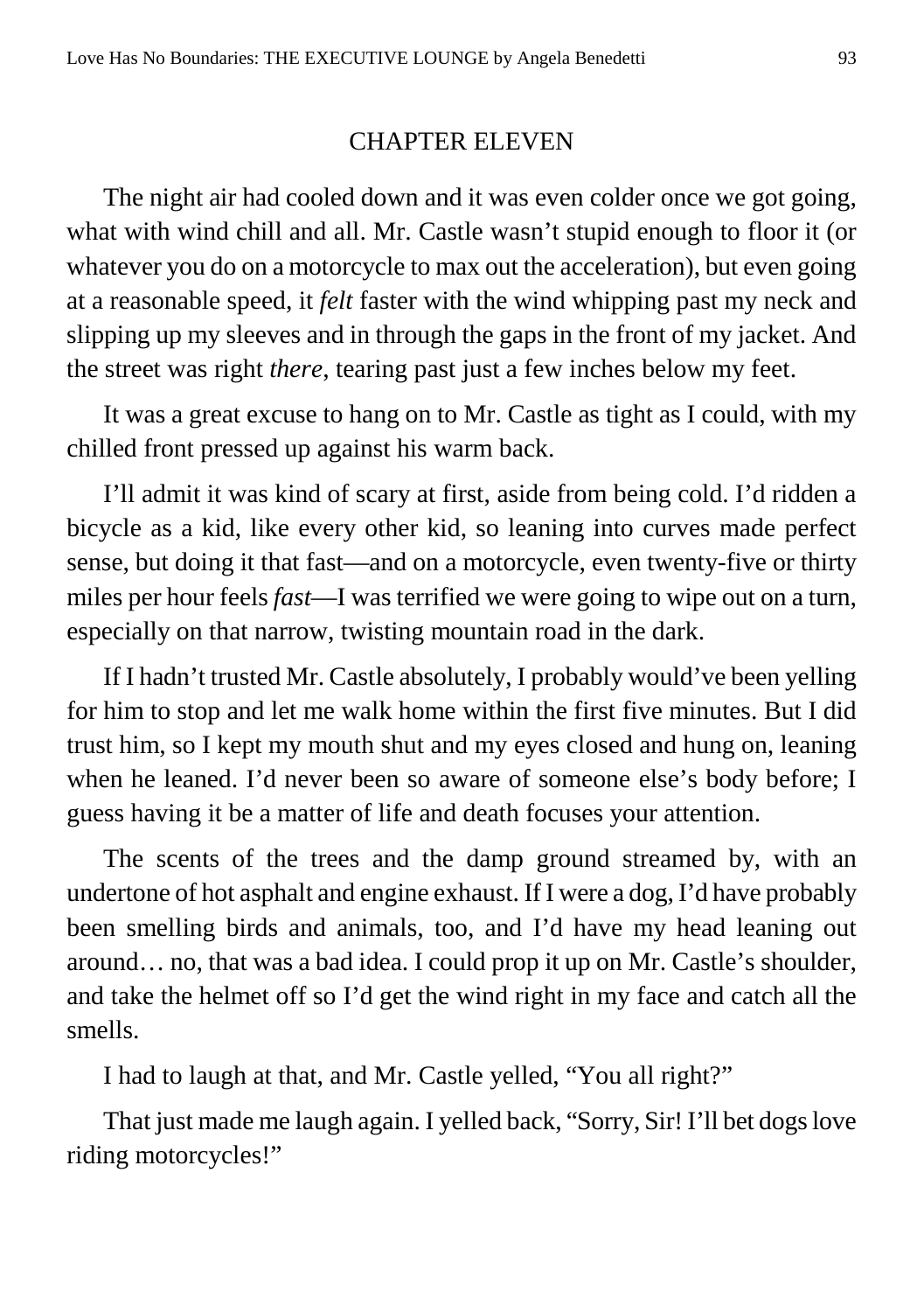## CHAPTER ELEVEN

The night air had cooled down and it was even colder once we got going, what with wind chill and all. Mr. Castle wasn't stupid enough to floor it (or whatever you do on a motorcycle to max out the acceleration), but even going at a reasonable speed, it *felt* faster with the wind whipping past my neck and slipping up my sleeves and in through the gaps in the front of my jacket. And the street was right *there*, tearing past just a few inches below my feet.

It was a great excuse to hang on to Mr. Castle as tight as I could, with my chilled front pressed up against his warm back.

I'll admit it was kind of scary at first, aside from being cold. I'd ridden a bicycle as a kid, like every other kid, so leaning into curves made perfect sense, but doing it that fast—and on a motorcycle, even twenty-five or thirty miles per hour feels *fast*—I was terrified we were going to wipe out on a turn, especially on that narrow, twisting mountain road in the dark.

If I hadn't trusted Mr. Castle absolutely, I probably would've been yelling for him to stop and let me walk home within the first five minutes. But I did trust him, so I kept my mouth shut and my eyes closed and hung on, leaning when he leaned. I'd never been so aware of someone else's body before; I guess having it be a matter of life and death focuses your attention.

The scents of the trees and the damp ground streamed by, with an undertone of hot asphalt and engine exhaust. If I were a dog, I'd have probably been smelling birds and animals, too, and I'd have my head leaning out around… no, that was a bad idea. I could prop it up on Mr. Castle's shoulder, and take the helmet off so I'd get the wind right in my face and catch all the smells.

I had to laugh at that, and Mr. Castle yelled, "You all right?"

That just made me laugh again. I yelled back, "Sorry, Sir! I'll bet dogs love riding motorcycles!"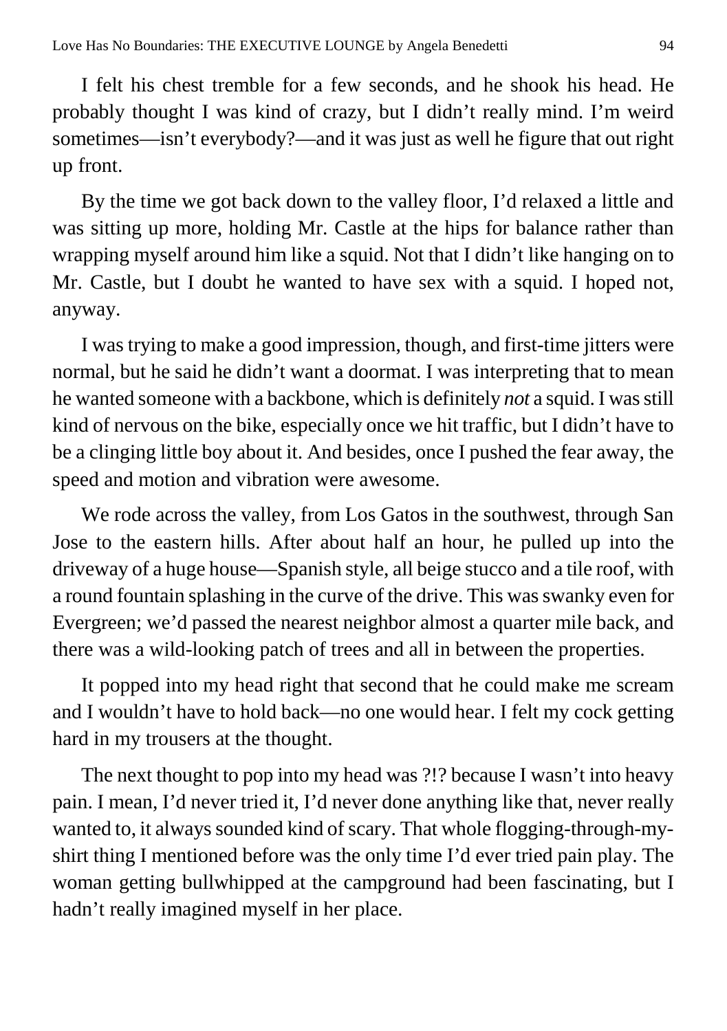I felt his chest tremble for a few seconds, and he shook his head. He probably thought I was kind of crazy, but I didn't really mind. I'm weird sometimes—isn't everybody?—and it was just as well he figure that out right up front.

By the time we got back down to the valley floor, I'd relaxed a little and was sitting up more, holding Mr. Castle at the hips for balance rather than wrapping myself around him like a squid. Not that I didn't like hanging on to Mr. Castle, but I doubt he wanted to have sex with a squid. I hoped not, anyway.

I was trying to make a good impression, though, and first-time jitters were normal, but he said he didn't want a doormat. I was interpreting that to mean he wanted someone with a backbone, which is definitely *not* a squid. I was still kind of nervous on the bike, especially once we hit traffic, but I didn't have to be a clinging little boy about it. And besides, once I pushed the fear away, the speed and motion and vibration were awesome.

We rode across the valley, from Los Gatos in the southwest, through San Jose to the eastern hills. After about half an hour, he pulled up into the driveway of a huge house—Spanish style, all beige stucco and a tile roof, with a round fountain splashing in the curve of the drive. This was swanky even for Evergreen; we'd passed the nearest neighbor almost a quarter mile back, and there was a wild-looking patch of trees and all in between the properties.

It popped into my head right that second that he could make me scream and I wouldn't have to hold back—no one would hear. I felt my cock getting hard in my trousers at the thought.

The next thought to pop into my head was ?!? because I wasn't into heavy pain. I mean, I'd never tried it, I'd never done anything like that, never really wanted to, it always sounded kind of scary. That whole flogging-through-my-shirt thing I mentioned before was the only time I'd ever tried pain play. The woman getting bullwhipped at the campground had been fascinating, but I hadn't really imagined myself in her place.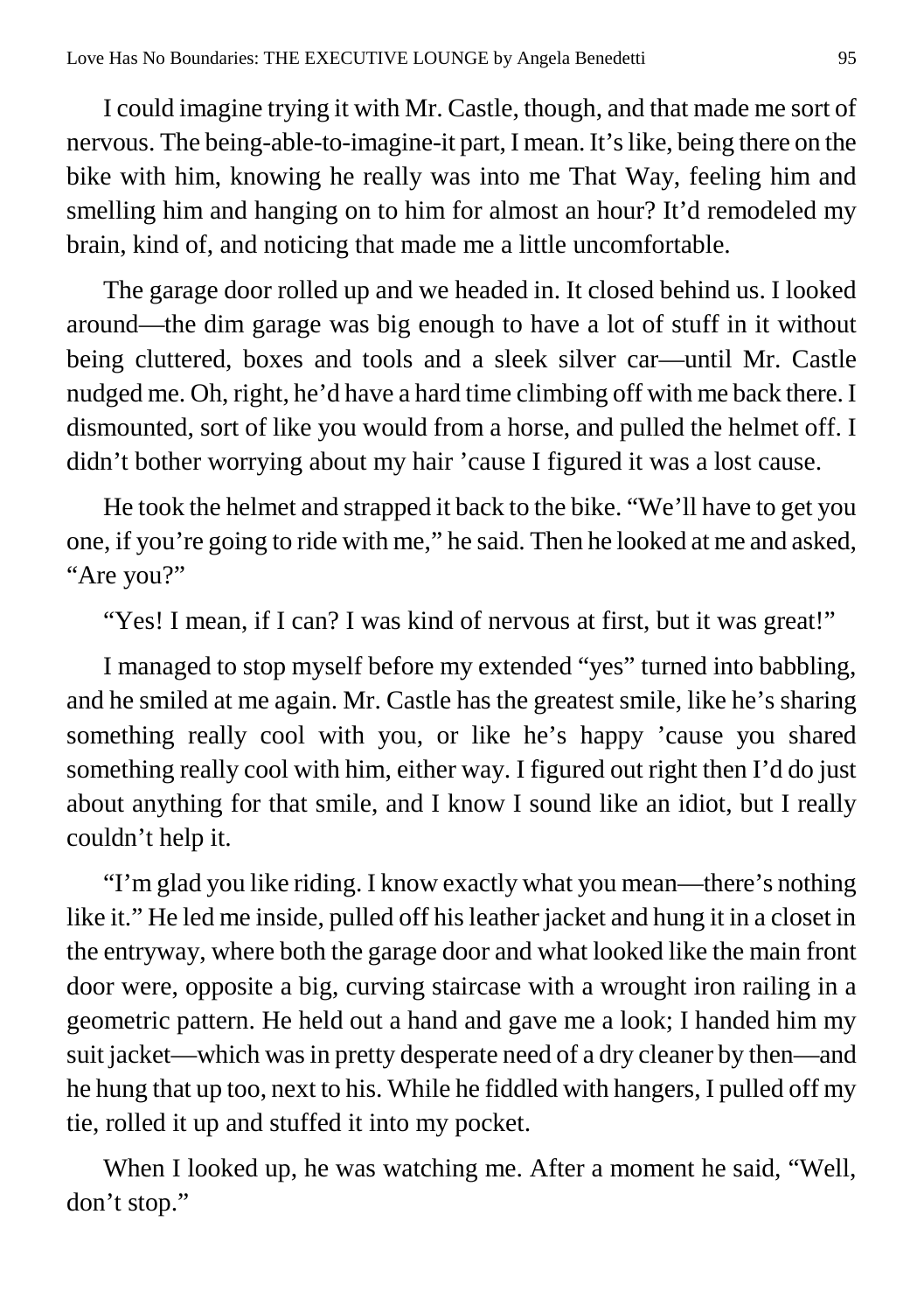I could imagine trying it with Mr. Castle, though, and that made me sort of nervous. The being-able-to-imagine-it part, I mean. It's like, being there on the bike with him, knowing he really was into me That Way, feeling him and smelling him and hanging on to him for almost an hour? It'd remodeled my brain, kind of, and noticing that made me a little uncomfortable.

The garage door rolled up and we headed in. It closed behind us. I looked around—the dim garage was big enough to have a lot of stuff in it without being cluttered, boxes and tools and a sleek silver car—until Mr. Castle nudged me. Oh, right, he'd have a hard time climbing off with me back there. I dismounted, sort of like you would from a horse, and pulled the helmet off. I didn't bother worrying about my hair 'cause I figured it was a lost cause.

He took the helmet and strapped it back to the bike. "We'll have to get you one, if you're going to ride with me," he said. Then he looked at me and asked, "Are you?"

"Yes! I mean, if I can? I was kind of nervous at first, but it was great!"

I managed to stop myself before my extended "yes" turned into babbling, and he smiled at me again. Mr. Castle has the greatest smile, like he's sharing something really cool with you, or like he's happy 'cause you shared something really cool with him, either way. I figured out right then I'd do just about anything for that smile, and I know I sound like an idiot, but I really couldn't help it.

"I'm glad you like riding. I know exactly what you mean—there's nothing like it." He led me inside, pulled off his leather jacket and hung it in a closet in the entryway, where both the garage door and what looked like the main front door were, opposite a big, curving staircase with a wrought iron railing in a geometric pattern. He held out a hand and gave me a look; I handed him my suit jacket—which was in pretty desperate need of a dry cleaner by then—and he hung that up too, next to his. While he fiddled with hangers, I pulled off my tie, rolled it up and stuffed it into my pocket.

When I looked up, he was watching me. After a moment he said, "Well, don't stop."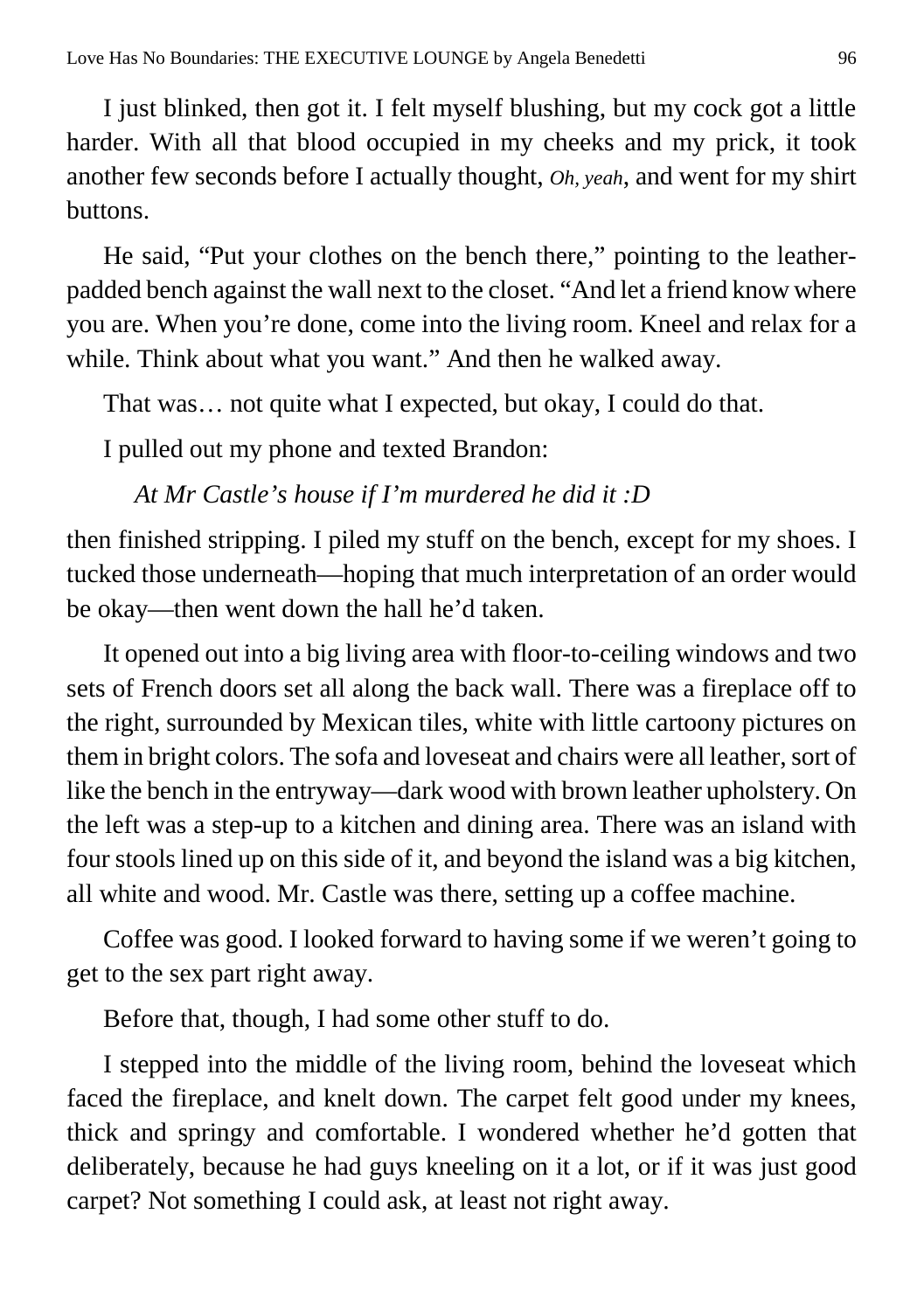I just blinked, then got it. I felt myself blushing, but my cock got a little harder. With all that blood occupied in my cheeks and my prick, it took another few seconds before I actually thought, *Oh, yeah*, and went for my shirt buttons.

He said, "Put your clothes on the bench there," pointing to the leather-padded bench against the wall next to the closet. "And let a friend know where you are. When you're done, come into the living room. Kneel and relax for a while. Think about what you want." And then he walked away.

That was… not quite what I expected, but okay, I could do that.

I pulled out my phone and texted Brandon:

> *At Mr Castle's house if I'm murdered he did it :D*

then finished stripping. I piled my stuff on the bench, except for my shoes. I tucked those underneath—hoping that much interpretation of an order would be okay—then went down the hall he'd taken.

It opened out into a big living area with floor-to-ceiling windows and two sets of French doors set all along the back wall. There was a fireplace off to the right, surrounded by Mexican tiles, white with little cartoony pictures on them in bright colors. The sofa and loveseat and chairs were all leather, sort of like the bench in the entryway—dark wood with brown leather upholstery. On the left was a step-up to a kitchen and dining area. There was an island with four stools lined up on this side of it, and beyond the island was a big kitchen, all white and wood. Mr. Castle was there, setting up a coffee machine.

Coffee was good. I looked forward to having some if we weren't going to get to the sex part right away.

Before that, though, I had some other stuff to do.

I stepped into the middle of the living room, behind the loveseat which faced the fireplace, and knelt down. The carpet felt good under my knees, thick and springy and comfortable. I wondered whether he'd gotten that deliberately, because he had guys kneeling on it a lot, or if it was just good carpet? Not something I could ask, at least not right away.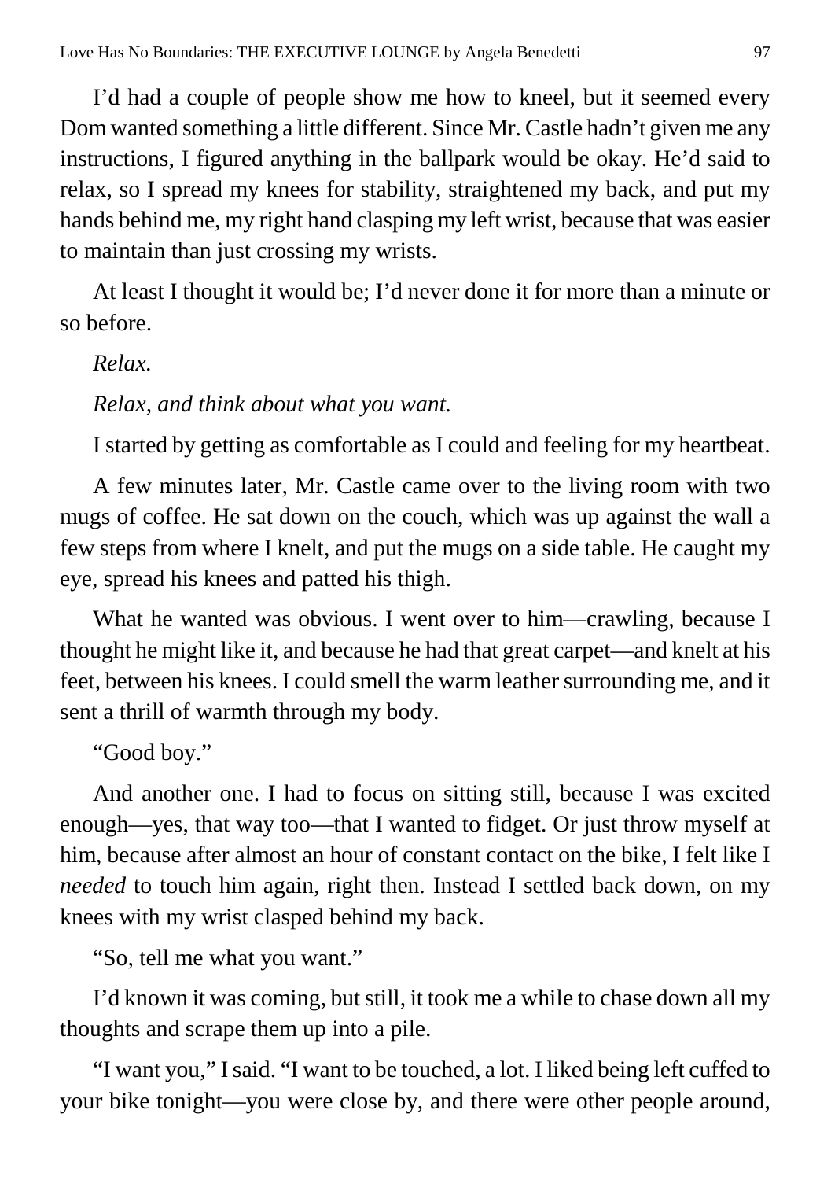I'd had a couple of people show me how to kneel, but it seemed every Dom wanted something a little different. Since Mr. Castle hadn't given me any instructions, I figured anything in the ballpark would be okay. He'd said to relax, so I spread my knees for stability, straightened my back, and put my hands behind me, my right hand clasping my left wrist, because that was easier to maintain than just crossing my wrists.

At least I thought it would be; I'd never done it for more than a minute or so before.

*Relax.*

*Relax, and think about what you want.*

I started by getting as comfortable as I could and feeling for my heartbeat.

A few minutes later, Mr. Castle came over to the living room with two mugs of coffee. He sat down on the couch, which was up against the wall a few steps from where I knelt, and put the mugs on a side table. He caught my eye, spread his knees and patted his thigh.

What he wanted was obvious. I went over to him—crawling, because I thought he might like it, and because he had that great carpet—and knelt at his feet, between his knees. I could smell the warm leather surrounding me, and it sent a thrill of warmth through my body.

"Good boy."

And another one. I had to focus on sitting still, because I was excited enough—yes, that way too—that I wanted to fidget. Or just throw myself at him, because after almost an hour of constant contact on the bike, I felt like I *needed* to touch him again, right then. Instead I settled back down, on my knees with my wrist clasped behind my back.

"So, tell me what you want."

I'd known it was coming, but still, it took me a while to chase down all my thoughts and scrape them up into a pile.

"I want you," I said. "I want to be touched, a lot. I liked being left cuffed to your bike tonight—you were close by, and there were other people around,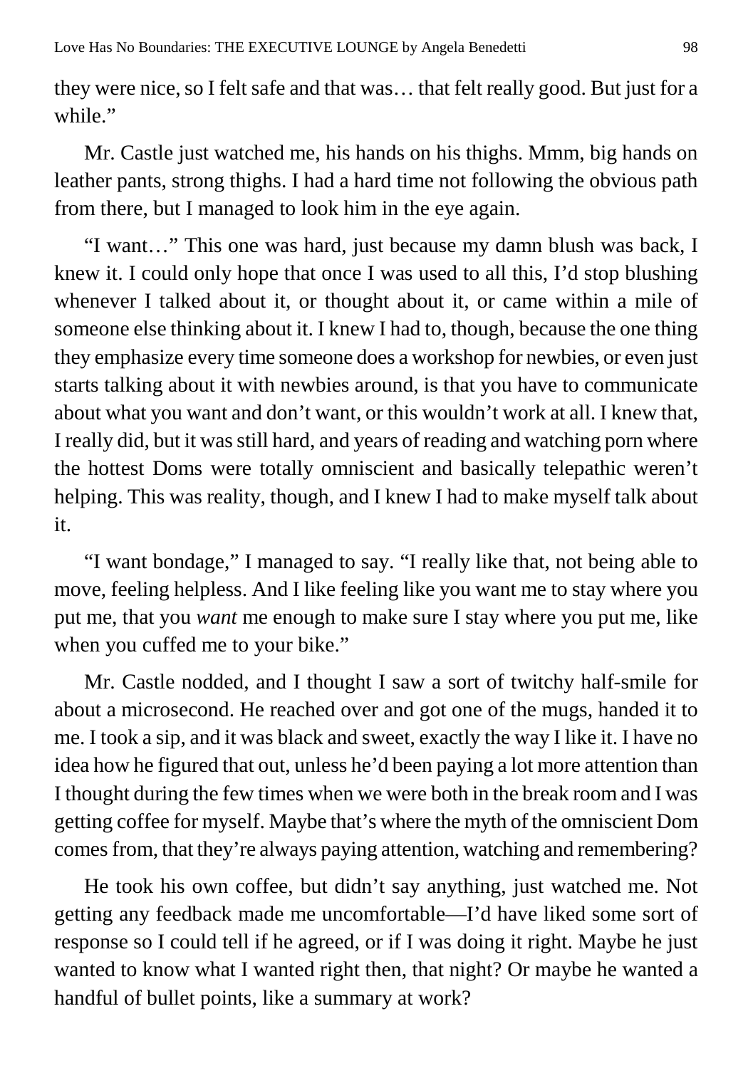they were nice, so I felt safe and that was… that felt really good. But just for a while."

Mr. Castle just watched me, his hands on his thighs. Mmm, big hands on leather pants, strong thighs. I had a hard time not following the obvious path from there, but I managed to look him in the eye again.

"I want…" This one was hard, just because my damn blush was back, I knew it. I could only hope that once I was used to all this, I'd stop blushing whenever I talked about it, or thought about it, or came within a mile of someone else thinking about it. I knew I had to, though, because the one thing they emphasize every time someone does a workshop for newbies, or even just starts talking about it with newbies around, is that you have to communicate about what you want and don't want, or this wouldn't work at all. I knew that, I really did, but it was still hard, and years of reading and watching porn where the hottest Doms were totally omniscient and basically telepathic weren't helping. This was reality, though, and I knew I had to make myself talk about it.

"I want bondage," I managed to say. "I really like that, not being able to move, feeling helpless. And I like feeling like you want me to stay where you put me, that you *want* me enough to make sure I stay where you put me, like when you cuffed me to your bike."

Mr. Castle nodded, and I thought I saw a sort of twitchy half-smile for about a microsecond. He reached over and got one of the mugs, handed it to me. I took a sip, and it was black and sweet, exactly the way I like it. I have no idea how he figured that out, unless he'd been paying a lot more attention than I thought during the few times when we were both in the break room and I was getting coffee for myself. Maybe that's where the myth of the omniscient Dom comes from, that they're always paying attention, watching and remembering?

He took his own coffee, but didn't say anything, just watched me. Not getting any feedback made me uncomfortable—I'd have liked some sort of response so I could tell if he agreed, or if I was doing it right. Maybe he just wanted to know what I wanted right then, that night? Or maybe he wanted a handful of bullet points, like a summary at work?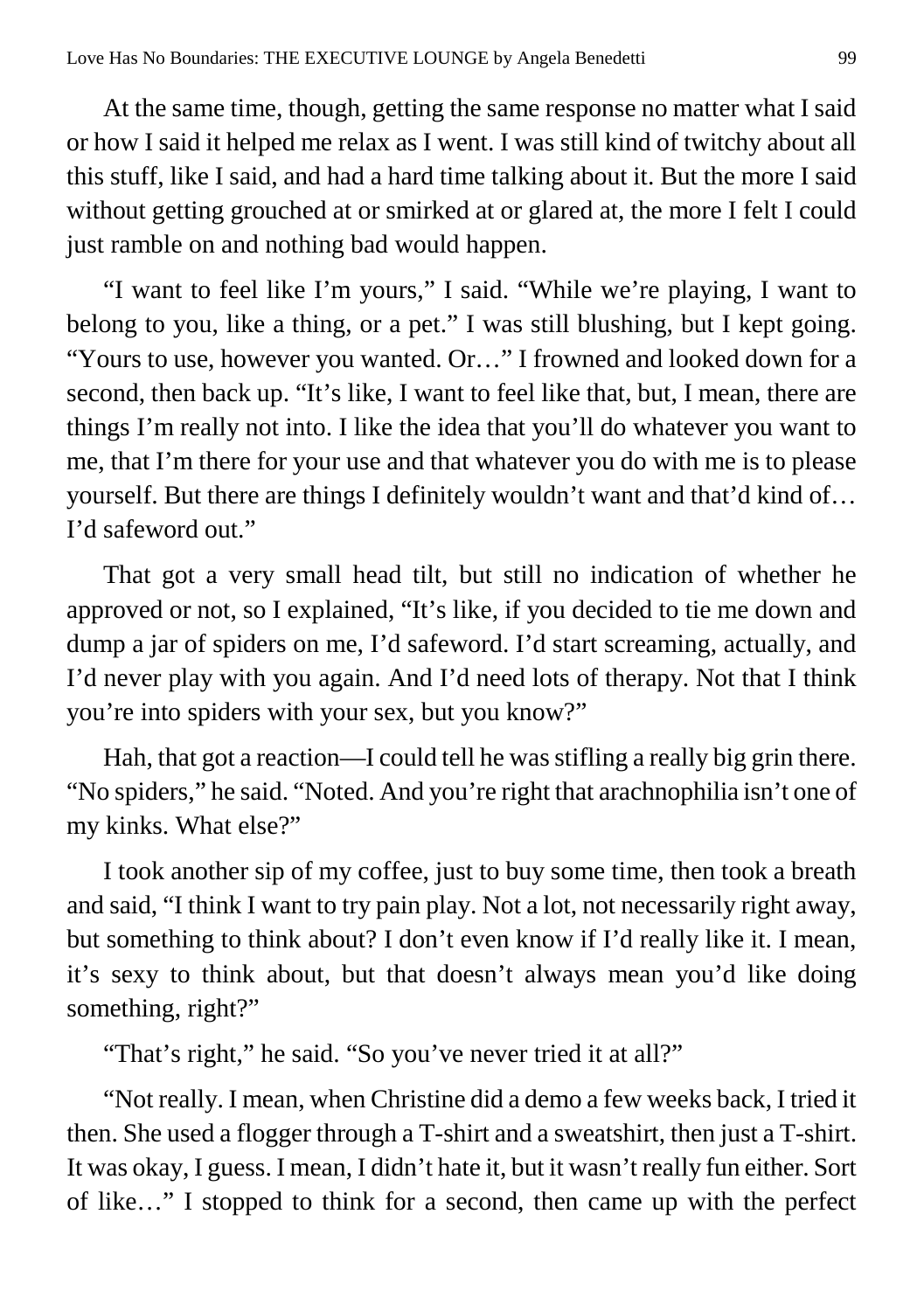At the same time, though, getting the same response no matter what I said or how I said it helped me relax as I went. I was still kind of twitchy about all this stuff, like I said, and had a hard time talking about it. But the more I said without getting grouched at or smirked at or glared at, the more I felt I could just ramble on and nothing bad would happen.

"I want to feel like I'm yours," I said. "While we're playing, I want to belong to you, like a thing, or a pet." I was still blushing, but I kept going. "Yours to use, however you wanted. Or…" I frowned and looked down for a second, then back up. "It's like, I want to feel like that, but, I mean, there are things I'm really not into. I like the idea that you'll do whatever you want to me, that I'm there for your use and that whatever you do with me is to please yourself. But there are things I definitely wouldn't want and that'd kind of… I'd safeword out."

That got a very small head tilt, but still no indication of whether he approved or not, so I explained, "It's like, if you decided to tie me down and dump a jar of spiders on me, I'd safeword. I'd start screaming, actually, and I'd never play with you again. And I'd need lots of therapy. Not that I think you're into spiders with your sex, but you know?"

Hah, that got a reaction—I could tell he was stifling a really big grin there. "No spiders," he said. "Noted. And you're right that arachnophilia isn't one of my kinks. What else?"

I took another sip of my coffee, just to buy some time, then took a breath and said, "I think I want to try pain play. Not a lot, not necessarily right away, but something to think about? I don't even know if I'd really like it. I mean, it's sexy to think about, but that doesn't always mean you'd like doing something, right?"

"That's right," he said. "So you've never tried it at all?"

"Not really. I mean, when Christine did a demo a few weeks back, I tried it then. She used a flogger through a T-shirt and a sweatshirt, then just a T-shirt. It was okay, I guess. I mean, I didn't hate it, but it wasn't really fun either. Sort of like…" I stopped to think for a second, then came up with the perfect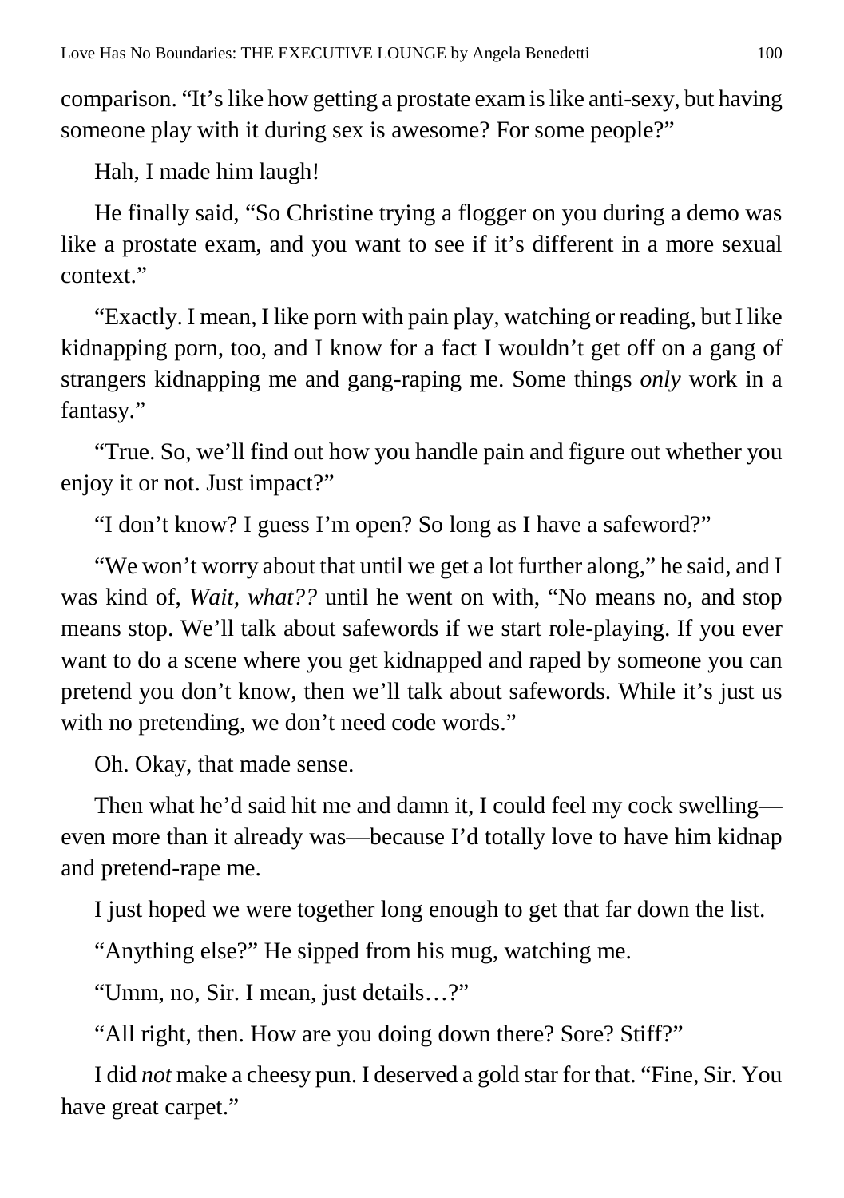comparison. "It's like how getting a prostate exam is like anti-sexy, but having someone play with it during sex is awesome? For some people?"

Hah, I made him laugh!

He finally said, "So Christine trying a flogger on you during a demo was like a prostate exam, and you want to see if it's different in a more sexual context."

"Exactly. I mean, I like porn with pain play, watching or reading, but I like kidnapping porn, too, and I know for a fact I wouldn't get off on a gang of strangers kidnapping me and gang-raping me. Some things *only* work in a fantasy."

"True. So, we'll find out how you handle pain and figure out whether you enjoy it or not. Just impact?"

"I don't know? I guess I'm open? So long as I have a safeword?"

"We won't worry about that until we get a lot further along," he said, and I was kind of, *Wait, what??* until he went on with, "No means no, and stop means stop. We'll talk about safewords if we start role-playing. If you ever want to do a scene where you get kidnapped and raped by someone you can pretend you don't know, then we'll talk about safewords. While it's just us with no pretending, we don't need code words."

Oh. Okay, that made sense.

Then what he'd said hit me and damn it, I could feel my cock swelling—even more than it already was—because I'd totally love to have him kidnap and pretend-rape me.

I just hoped we were together long enough to get that far down the list.

"Anything else?" He sipped from his mug, watching me.

"Umm, no, Sir. I mean, just details…?"

"All right, then. How are you doing down there? Sore? Stiff?"

I did *not* make a cheesy pun. I deserved a gold star for that. "Fine, Sir. You have great carpet."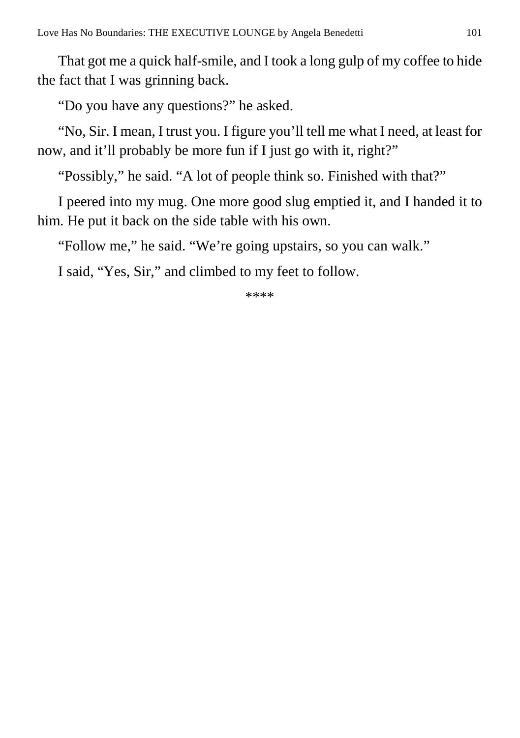That got me a quick half-smile, and I took a long gulp of my coffee to hide the fact that I was grinning back.

"Do you have any questions?" he asked.

"No, Sir. I mean, I trust you. I figure you'll tell me what I need, at least for now, and it'll probably be more fun if I just go with it, right?"

"Possibly," he said. "A lot of people think so. Finished with that?"

I peered into my mug. One more good slug emptied it, and I handed it to him. He put it back on the side table with his own.

"Follow me," he said. "We're going upstairs, so you can walk."

I said, "Yes, Sir," and climbed to my feet to follow.

****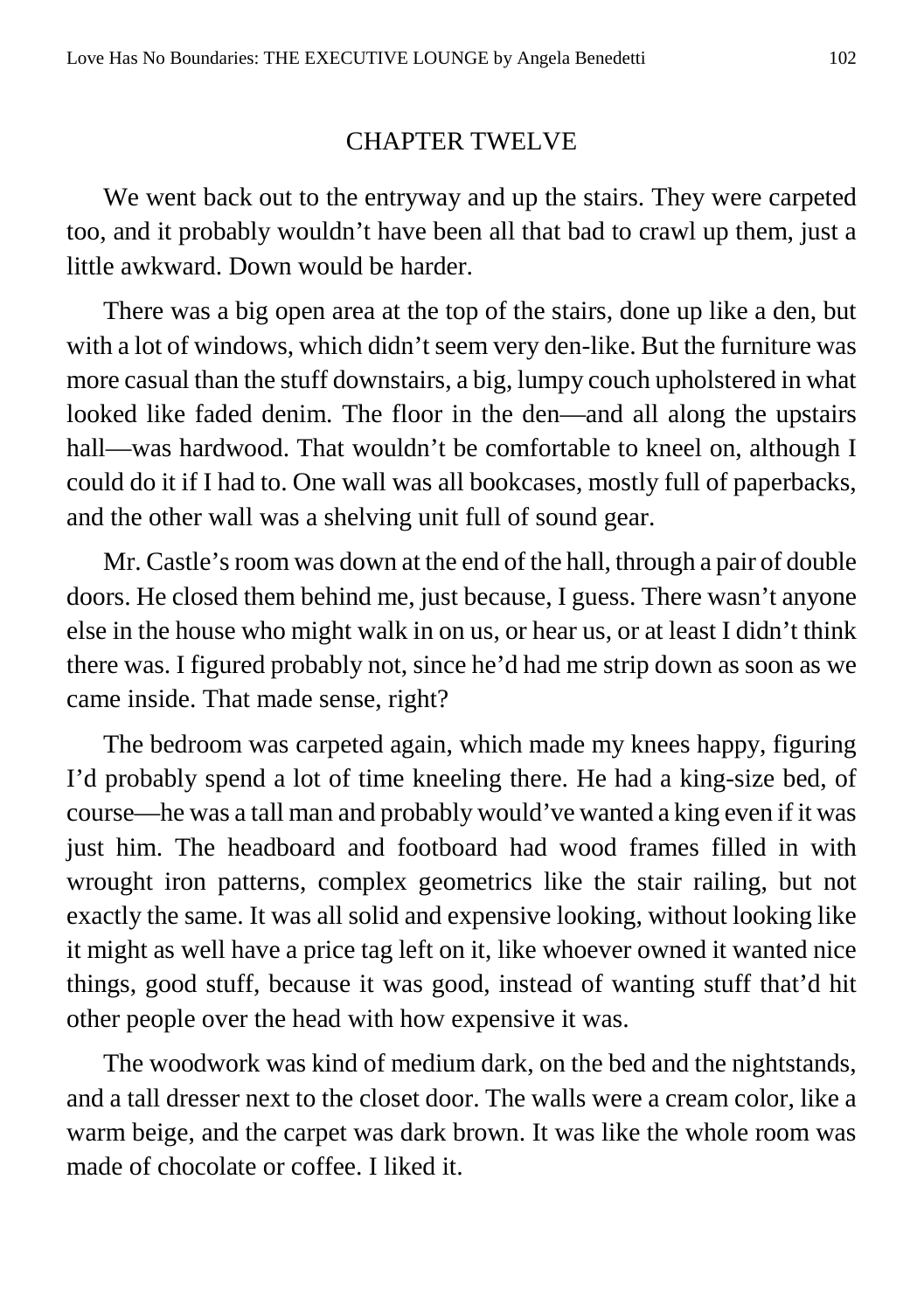## CHAPTER TWELVE

We went back out to the entryway and up the stairs. They were carpeted too, and it probably wouldn't have been all that bad to crawl up them, just a little awkward. Down would be harder.

There was a big open area at the top of the stairs, done up like a den, but with a lot of windows, which didn't seem very den-like. But the furniture was more casual than the stuff downstairs, a big, lumpy couch upholstered in what looked like faded denim. The floor in the den—and all along the upstairs hall—was hardwood. That wouldn't be comfortable to kneel on, although I could do it if I had to. One wall was all bookcases, mostly full of paperbacks, and the other wall was a shelving unit full of sound gear.

Mr. Castle's room was down at the end of the hall, through a pair of double doors. He closed them behind me, just because, I guess. There wasn't anyone else in the house who might walk in on us, or hear us, or at least I didn't think there was. I figured probably not, since he'd had me strip down as soon as we came inside. That made sense, right?

The bedroom was carpeted again, which made my knees happy, figuring I'd probably spend a lot of time kneeling there. He had a king-size bed, of course—he was a tall man and probably would've wanted a king even if it was just him. The headboard and footboard had wood frames filled in with wrought iron patterns, complex geometrics like the stair railing, but not exactly the same. It was all solid and expensive looking, without looking like it might as well have a price tag left on it, like whoever owned it wanted nice things, good stuff, because it was good, instead of wanting stuff that'd hit other people over the head with how expensive it was.

The woodwork was kind of medium dark, on the bed and the nightstands, and a tall dresser next to the closet door. The walls were a cream color, like a warm beige, and the carpet was dark brown. It was like the whole room was made of chocolate or coffee. I liked it.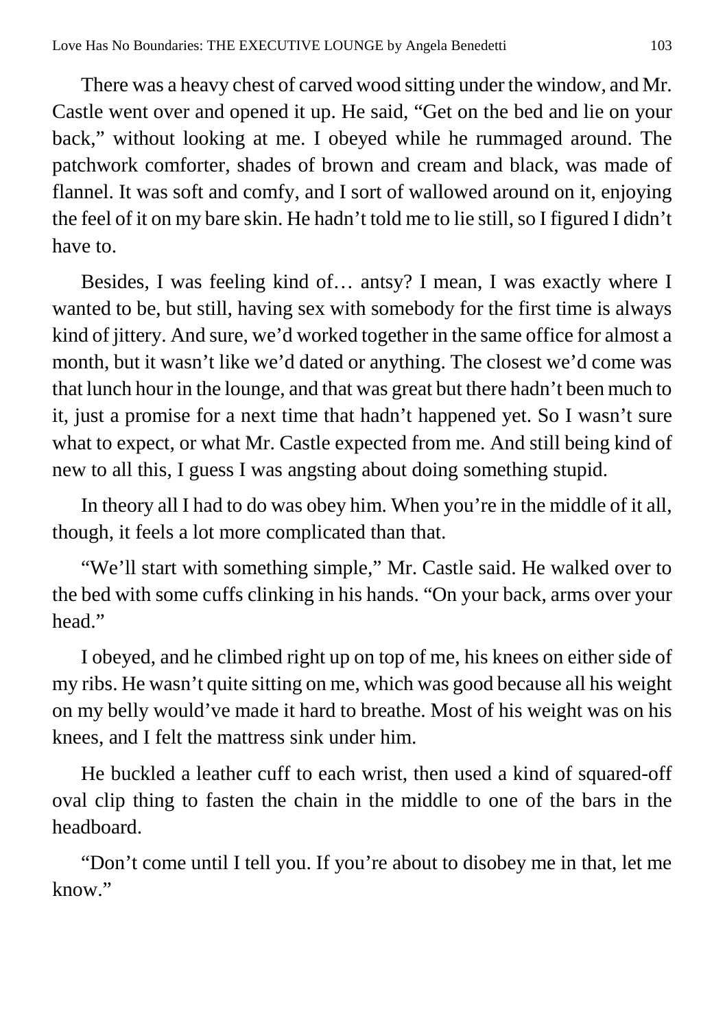There was a heavy chest of carved wood sitting under the window, and Mr. Castle went over and opened it up. He said, "Get on the bed and lie on your back," without looking at me. I obeyed while he rummaged around. The patchwork comforter, shades of brown and cream and black, was made of flannel. It was soft and comfy, and I sort of wallowed around on it, enjoying the feel of it on my bare skin. He hadn't told me to lie still, so I figured I didn't have to.

Besides, I was feeling kind of… antsy? I mean, I was exactly where I wanted to be, but still, having sex with somebody for the first time is always kind of jittery. And sure, we'd worked together in the same office for almost a month, but it wasn't like we'd dated or anything. The closest we'd come was that lunch hour in the lounge, and that was great but there hadn't been much to it, just a promise for a next time that hadn't happened yet. So I wasn't sure what to expect, or what Mr. Castle expected from me. And still being kind of new to all this, I guess I was angsting about doing something stupid.

In theory all I had to do was obey him. When you're in the middle of it all, though, it feels a lot more complicated than that.

"We'll start with something simple," Mr. Castle said. He walked over to the bed with some cuffs clinking in his hands. "On your back, arms over your head."

I obeyed, and he climbed right up on top of me, his knees on either side of my ribs. He wasn't quite sitting on me, which was good because all his weight on my belly would've made it hard to breathe. Most of his weight was on his knees, and I felt the mattress sink under him.

He buckled a leather cuff to each wrist, then used a kind of squared-off oval clip thing to fasten the chain in the middle to one of the bars in the headboard.

"Don't come until I tell you. If you're about to disobey me in that, let me know."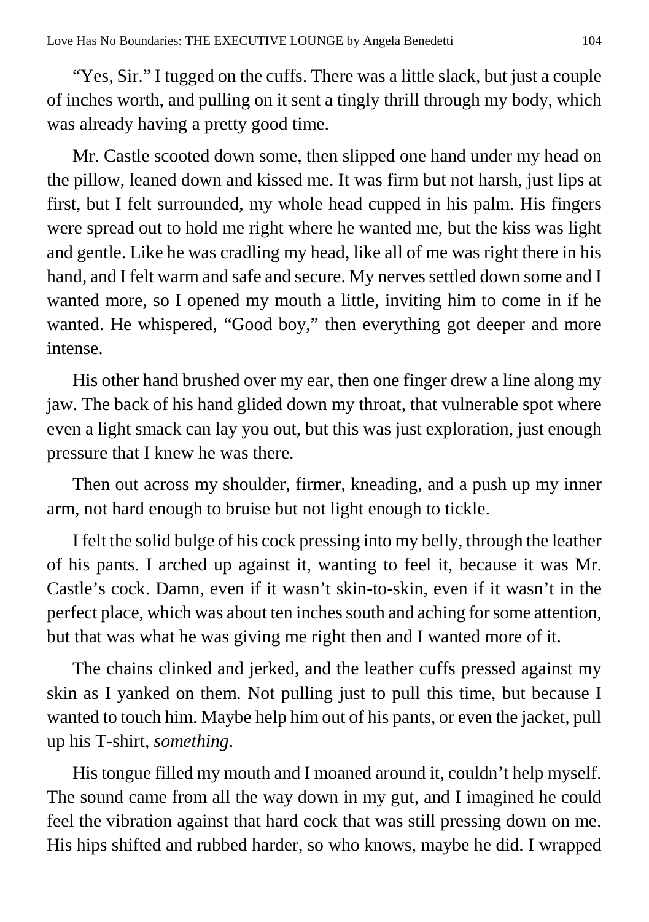"Yes, Sir." I tugged on the cuffs. There was a little slack, but just a couple of inches worth, and pulling on it sent a tingly thrill through my body, which was already having a pretty good time.

Mr. Castle scooted down some, then slipped one hand under my head on the pillow, leaned down and kissed me. It was firm but not harsh, just lips at first, but I felt surrounded, my whole head cupped in his palm. His fingers were spread out to hold me right where he wanted me, but the kiss was light and gentle. Like he was cradling my head, like all of me was right there in his hand, and I felt warm and safe and secure. My nerves settled down some and I wanted more, so I opened my mouth a little, inviting him to come in if he wanted. He whispered, "Good boy," then everything got deeper and more intense.

His other hand brushed over my ear, then one finger drew a line along my jaw. The back of his hand glided down my throat, that vulnerable spot where even a light smack can lay you out, but this was just exploration, just enough pressure that I knew he was there.

Then out across my shoulder, firmer, kneading, and a push up my inner arm, not hard enough to bruise but not light enough to tickle.

I felt the solid bulge of his cock pressing into my belly, through the leather of his pants. I arched up against it, wanting to feel it, because it was Mr. Castle's cock. Damn, even if it wasn't skin-to-skin, even if it wasn't in the perfect place, which was about ten inches south and aching for some attention, but that was what he was giving me right then and I wanted more of it.

The chains clinked and jerked, and the leather cuffs pressed against my skin as I yanked on them. Not pulling just to pull this time, but because I wanted to touch him. Maybe help him out of his pants, or even the jacket, pull up his T-shirt, *something*.

His tongue filled my mouth and I moaned around it, couldn't help myself. The sound came from all the way down in my gut, and I imagined he could feel the vibration against that hard cock that was still pressing down on me. His hips shifted and rubbed harder, so who knows, maybe he did. I wrapped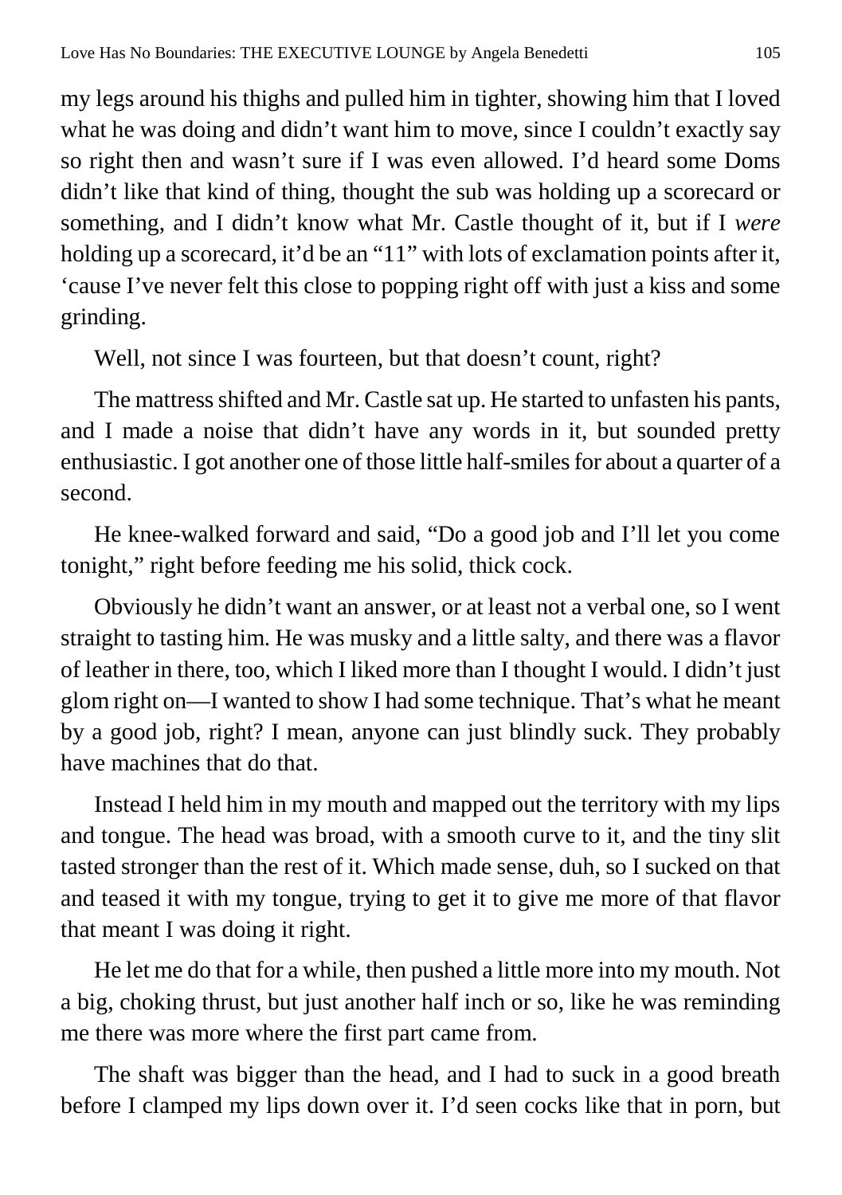my legs around his thighs and pulled him in tighter, showing him that I loved what he was doing and didn't want him to move, since I couldn't exactly say so right then and wasn't sure if I was even allowed. I'd heard some Doms didn't like that kind of thing, thought the sub was holding up a scorecard or something, and I didn't know what Mr. Castle thought of it, but if I *were* holding up a scorecard, it'd be an "11" with lots of exclamation points after it, 'cause I've never felt this close to popping right off with just a kiss and some grinding.

Well, not since I was fourteen, but that doesn't count, right?

The mattress shifted and Mr. Castle sat up. He started to unfasten his pants, and I made a noise that didn't have any words in it, but sounded pretty enthusiastic. I got another one of those little half-smiles for about a quarter of a second.

He knee-walked forward and said, "Do a good job and I'll let you come tonight," right before feeding me his solid, thick cock.

Obviously he didn't want an answer, or at least not a verbal one, so I went straight to tasting him. He was musky and a little salty, and there was a flavor of leather in there, too, which I liked more than I thought I would. I didn't just glom right on—I wanted to show I had some technique. That's what he meant by a good job, right? I mean, anyone can just blindly suck. They probably have machines that do that.

Instead I held him in my mouth and mapped out the territory with my lips and tongue. The head was broad, with a smooth curve to it, and the tiny slit tasted stronger than the rest of it. Which made sense, duh, so I sucked on that and teased it with my tongue, trying to get it to give me more of that flavor that meant I was doing it right.

He let me do that for a while, then pushed a little more into my mouth. Not a big, choking thrust, but just another half inch or so, like he was reminding me there was more where the first part came from.

The shaft was bigger than the head, and I had to suck in a good breath before I clamped my lips down over it. I'd seen cocks like that in porn, but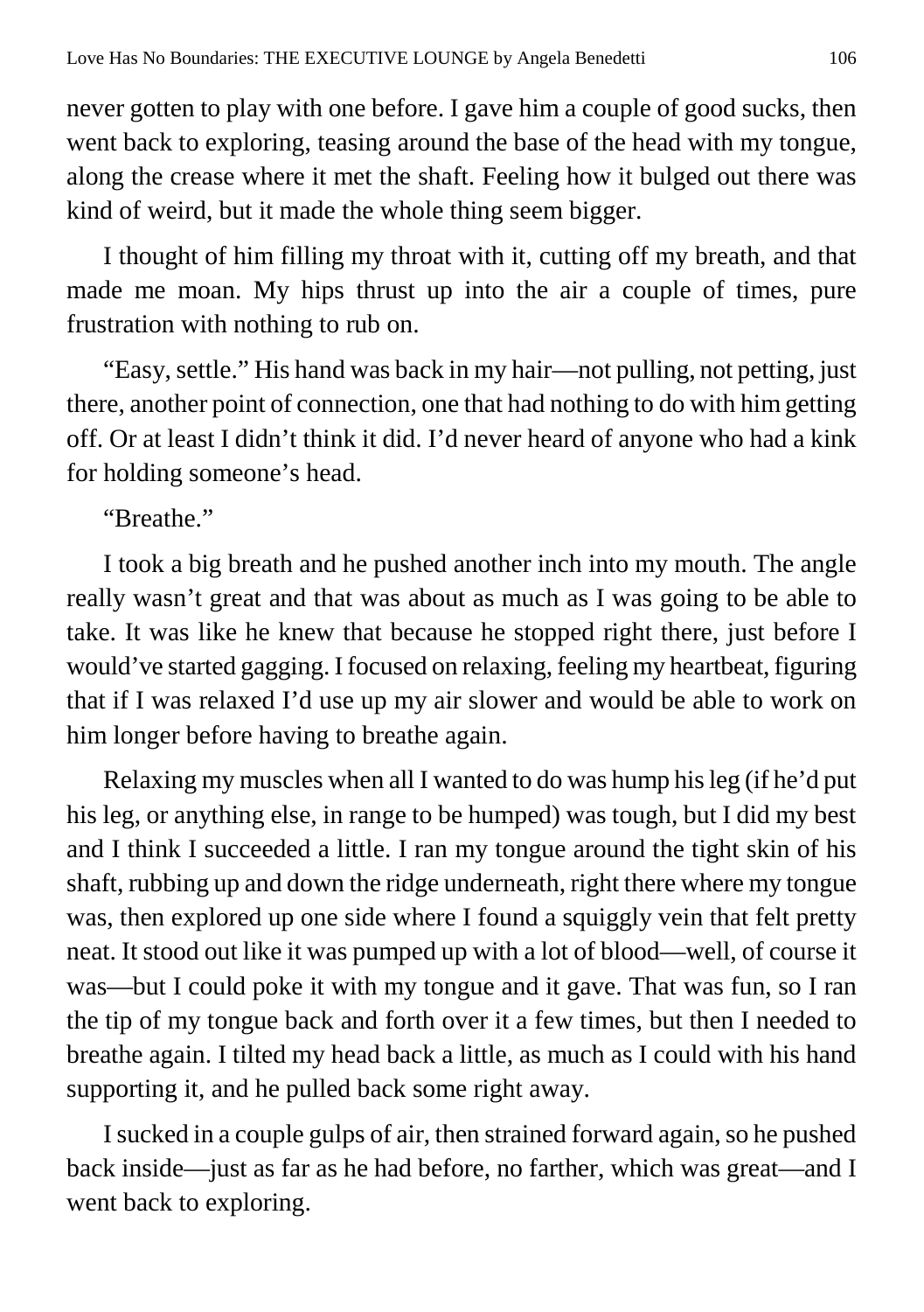never gotten to play with one before. I gave him a couple of good sucks, then went back to exploring, teasing around the base of the head with my tongue, along the crease where it met the shaft. Feeling how it bulged out there was kind of weird, but it made the whole thing seem bigger.

I thought of him filling my throat with it, cutting off my breath, and that made me moan. My hips thrust up into the air a couple of times, pure frustration with nothing to rub on.

"Easy, settle." His hand was back in my hair—not pulling, not petting, just there, another point of connection, one that had nothing to do with him getting off. Or at least I didn't think it did. I'd never heard of anyone who had a kink for holding someone's head.

"Breathe."

I took a big breath and he pushed another inch into my mouth. The angle really wasn't great and that was about as much as I was going to be able to take. It was like he knew that because he stopped right there, just before I would've started gagging. I focused on relaxing, feeling my heartbeat, figuring that if I was relaxed I'd use up my air slower and would be able to work on him longer before having to breathe again.

Relaxing my muscles when all I wanted to do was hump his leg (if he'd put his leg, or anything else, in range to be humped) was tough, but I did my best and I think I succeeded a little. I ran my tongue around the tight skin of his shaft, rubbing up and down the ridge underneath, right there where my tongue was, then explored up one side where I found a squiggly vein that felt pretty neat. It stood out like it was pumped up with a lot of blood—well, of course it was—but I could poke it with my tongue and it gave. That was fun, so I ran the tip of my tongue back and forth over it a few times, but then I needed to breathe again. I tilted my head back a little, as much as I could with his hand supporting it, and he pulled back some right away.

I sucked in a couple gulps of air, then strained forward again, so he pushed back inside—just as far as he had before, no farther, which was great—and I went back to exploring.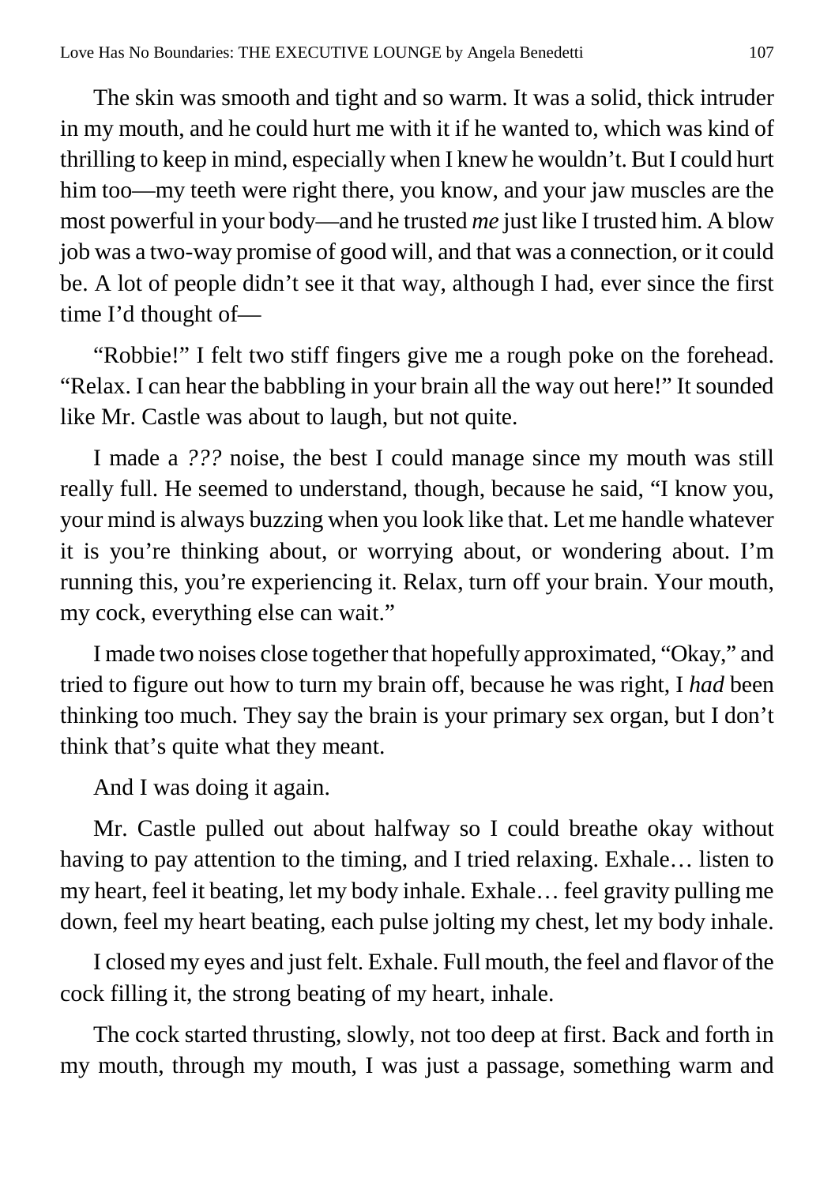The skin was smooth and tight and so warm. It was a solid, thick intruder in my mouth, and he could hurt me with it if he wanted to, which was kind of thrilling to keep in mind, especially when I knew he wouldn't. But I could hurt him too—my teeth were right there, you know, and your jaw muscles are the most powerful in your body—and he trusted *me* just like I trusted him. A blow job was a two-way promise of good will, and that was a connection, or it could be. A lot of people didn't see it that way, although I had, ever since the first time I'd thought of—

"Robbie!" I felt two stiff fingers give me a rough poke on the forehead. "Relax. I can hear the babbling in your brain all the way out here!" It sounded like Mr. Castle was about to laugh, but not quite.

I made a *???* noise, the best I could manage since my mouth was still really full. He seemed to understand, though, because he said, "I know you, your mind is always buzzing when you look like that. Let me handle whatever it is you're thinking about, or worrying about, or wondering about. I'm running this, you're experiencing it. Relax, turn off your brain. Your mouth, my cock, everything else can wait."

I made two noises close together that hopefully approximated, "Okay," and tried to figure out how to turn my brain off, because he was right, I *had* been thinking too much. They say the brain is your primary sex organ, but I don't think that's quite what they meant.

And I was doing it again.

Mr. Castle pulled out about halfway so I could breathe okay without having to pay attention to the timing, and I tried relaxing. Exhale… listen to my heart, feel it beating, let my body inhale. Exhale… feel gravity pulling me down, feel my heart beating, each pulse jolting my chest, let my body inhale.

I closed my eyes and just felt. Exhale. Full mouth, the feel and flavor of the cock filling it, the strong beating of my heart, inhale.

The cock started thrusting, slowly, not too deep at first. Back and forth in my mouth, through my mouth, I was just a passage, something warm and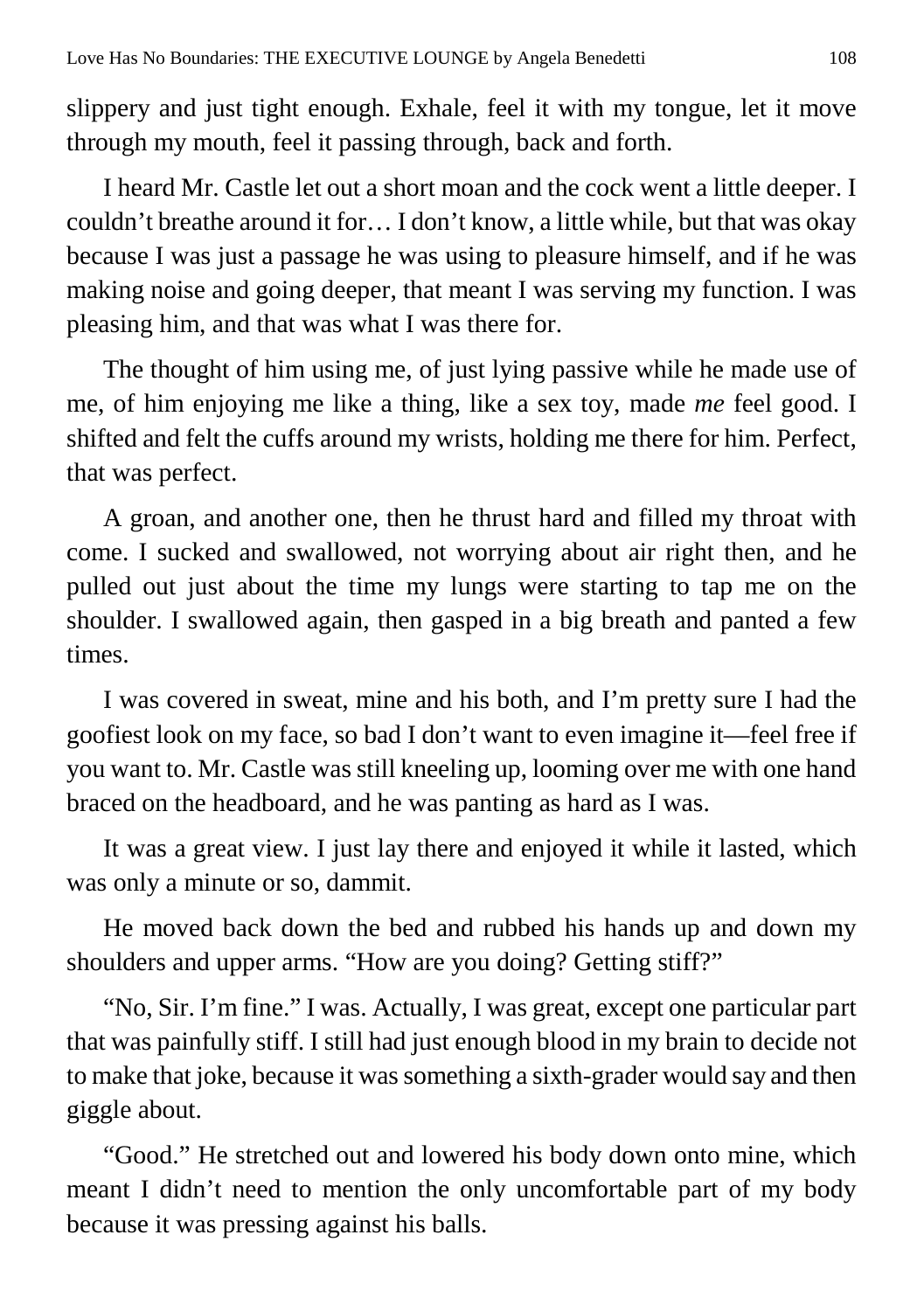slippery and just tight enough. Exhale, feel it with my tongue, let it move through my mouth, feel it passing through, back and forth.

I heard Mr. Castle let out a short moan and the cock went a little deeper. I couldn't breathe around it for… I don't know, a little while, but that was okay because I was just a passage he was using to pleasure himself, and if he was making noise and going deeper, that meant I was serving my function. I was pleasing him, and that was what I was there for.

The thought of him using me, of just lying passive while he made use of me, of him enjoying me like a thing, like a sex toy, made *me* feel good. I shifted and felt the cuffs around my wrists, holding me there for him. Perfect, that was perfect.

A groan, and another one, then he thrust hard and filled my throat with come. I sucked and swallowed, not worrying about air right then, and he pulled out just about the time my lungs were starting to tap me on the shoulder. I swallowed again, then gasped in a big breath and panted a few times.

I was covered in sweat, mine and his both, and I'm pretty sure I had the goofiest look on my face, so bad I don't want to even imagine it—feel free if you want to. Mr. Castle was still kneeling up, looming over me with one hand braced on the headboard, and he was panting as hard as I was.

It was a great view. I just lay there and enjoyed it while it lasted, which was only a minute or so, dammit.

He moved back down the bed and rubbed his hands up and down my shoulders and upper arms. "How are you doing? Getting stiff?"

"No, Sir. I'm fine." I was. Actually, I was great, except one particular part that was painfully stiff. I still had just enough blood in my brain to decide not to make that joke, because it was something a sixth-grader would say and then giggle about.

"Good." He stretched out and lowered his body down onto mine, which meant I didn't need to mention the only uncomfortable part of my body because it was pressing against his balls.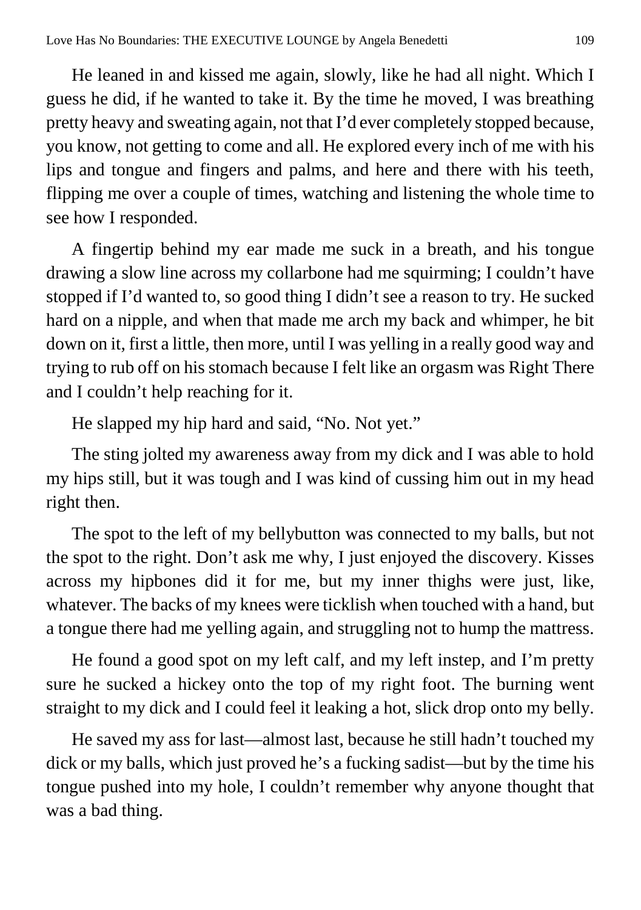He leaned in and kissed me again, slowly, like he had all night. Which I guess he did, if he wanted to take it. By the time he moved, I was breathing pretty heavy and sweating again, not that I'd ever completely stopped because, you know, not getting to come and all. He explored every inch of me with his lips and tongue and fingers and palms, and here and there with his teeth, flipping me over a couple of times, watching and listening the whole time to see how I responded.

A fingertip behind my ear made me suck in a breath, and his tongue drawing a slow line across my collarbone had me squirming; I couldn't have stopped if I'd wanted to, so good thing I didn't see a reason to try. He sucked hard on a nipple, and when that made me arch my back and whimper, he bit down on it, first a little, then more, until I was yelling in a really good way and trying to rub off on his stomach because I felt like an orgasm was Right There and I couldn't help reaching for it.

He slapped my hip hard and said, "No. Not yet."

The sting jolted my awareness away from my dick and I was able to hold my hips still, but it was tough and I was kind of cussing him out in my head right then.

The spot to the left of my bellybutton was connected to my balls, but not the spot to the right. Don't ask me why, I just enjoyed the discovery. Kisses across my hipbones did it for me, but my inner thighs were just, like, whatever. The backs of my knees were ticklish when touched with a hand, but a tongue there had me yelling again, and struggling not to hump the mattress.

He found a good spot on my left calf, and my left instep, and I'm pretty sure he sucked a hickey onto the top of my right foot. The burning went straight to my dick and I could feel it leaking a hot, slick drop onto my belly.

He saved my ass for last—almost last, because he still hadn't touched my dick or my balls, which just proved he's a fucking sadist—but by the time his tongue pushed into my hole, I couldn't remember why anyone thought that was a bad thing.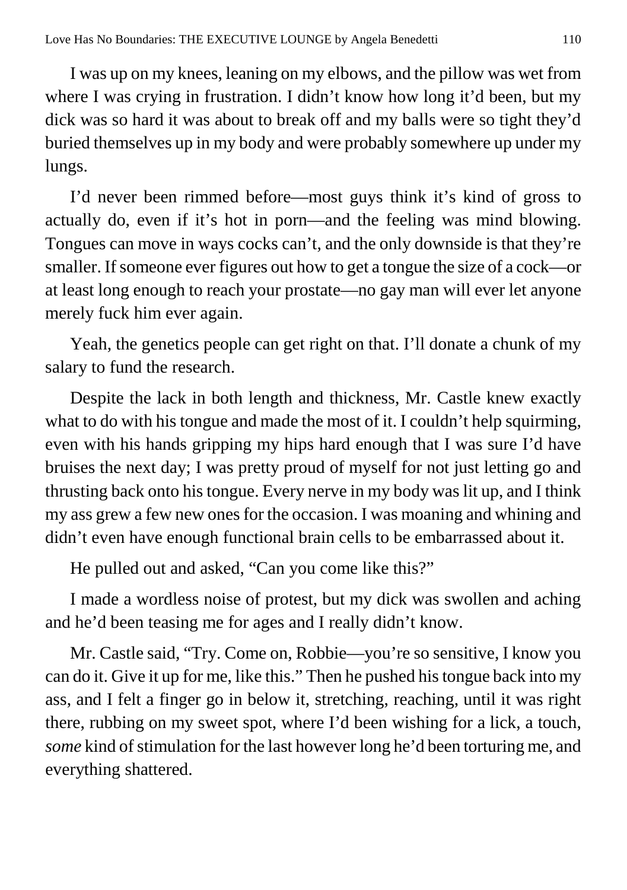I was up on my knees, leaning on my elbows, and the pillow was wet from where I was crying in frustration. I didn't know how long it'd been, but my dick was so hard it was about to break off and my balls were so tight they'd buried themselves up in my body and were probably somewhere up under my lungs.

I'd never been rimmed before—most guys think it's kind of gross to actually do, even if it's hot in porn—and the feeling was mind blowing. Tongues can move in ways cocks can't, and the only downside is that they're smaller. If someone ever figures out how to get a tongue the size of a cock—or at least long enough to reach your prostate—no gay man will ever let anyone merely fuck him ever again.

Yeah, the genetics people can get right on that. I'll donate a chunk of my salary to fund the research.

Despite the lack in both length and thickness, Mr. Castle knew exactly what to do with his tongue and made the most of it. I couldn't help squirming, even with his hands gripping my hips hard enough that I was sure I'd have bruises the next day; I was pretty proud of myself for not just letting go and thrusting back onto his tongue. Every nerve in my body was lit up, and I think my ass grew a few new ones for the occasion. I was moaning and whining and didn't even have enough functional brain cells to be embarrassed about it.

He pulled out and asked, "Can you come like this?"

I made a wordless noise of protest, but my dick was swollen and aching and he'd been teasing me for ages and I really didn't know.

Mr. Castle said, "Try. Come on, Robbie—you're so sensitive, I know you can do it. Give it up for me, like this." Then he pushed his tongue back into my ass, and I felt a finger go in below it, stretching, reaching, until it was right there, rubbing on my sweet spot, where I'd been wishing for a lick, a touch, *some* kind of stimulation for the last however long he'd been torturing me, and everything shattered.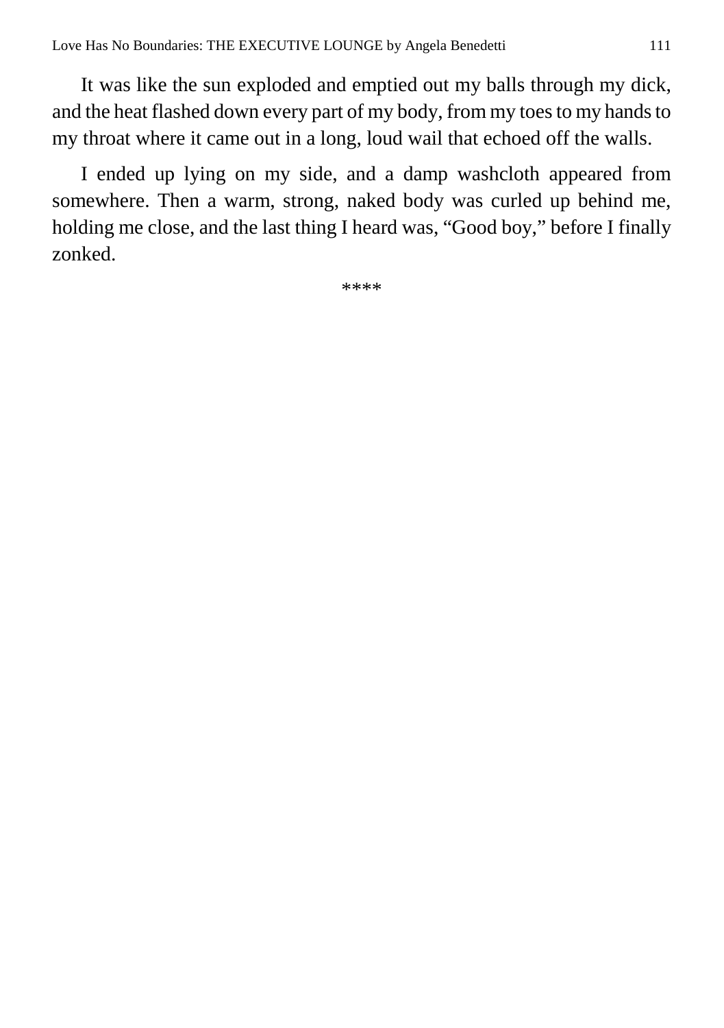It was like the sun exploded and emptied out my balls through my dick, and the heat flashed down every part of my body, from my toes to my hands to my throat where it came out in a long, loud wail that echoed off the walls.

I ended up lying on my side, and a damp washcloth appeared from somewhere. Then a warm, strong, naked body was curled up behind me, holding me close, and the last thing I heard was, "Good boy," before I finally zonked.

****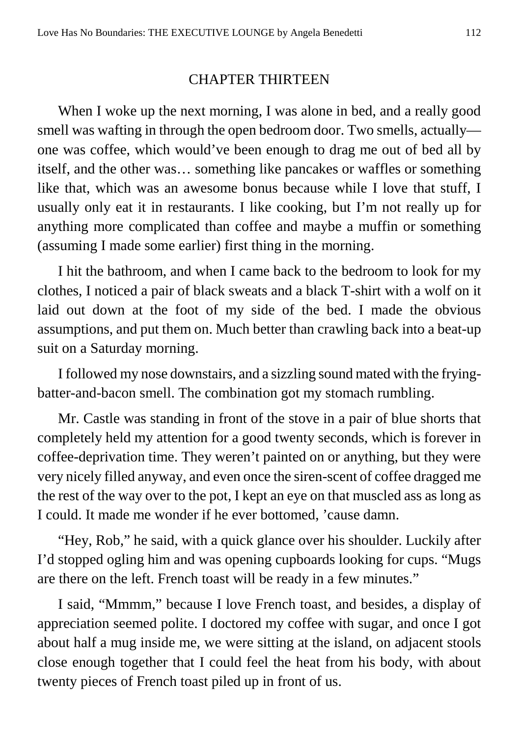## CHAPTER THIRTEEN

When I woke up the next morning, I was alone in bed, and a really good smell was wafting in through the open bedroom door. Two smells, actually—one was coffee, which would've been enough to drag me out of bed all by itself, and the other was… something like pancakes or waffles or something like that, which was an awesome bonus because while I love that stuff, I usually only eat it in restaurants. I like cooking, but I'm not really up for anything more complicated than coffee and maybe a muffin or something (assuming I made some earlier) first thing in the morning.

I hit the bathroom, and when I came back to the bedroom to look for my clothes, I noticed a pair of black sweats and a black T-shirt with a wolf on it laid out down at the foot of my side of the bed. I made the obvious assumptions, and put them on. Much better than crawling back into a beat-up suit on a Saturday morning.

I followed my nose downstairs, and a sizzling sound mated with the frying-batter-and-bacon smell. The combination got my stomach rumbling.

Mr. Castle was standing in front of the stove in a pair of blue shorts that completely held my attention for a good twenty seconds, which is forever in coffee-deprivation time. They weren't painted on or anything, but they were very nicely filled anyway, and even once the siren-scent of coffee dragged me the rest of the way over to the pot, I kept an eye on that muscled ass as long as I could. It made me wonder if he ever bottomed, 'cause damn.

"Hey, Rob," he said, with a quick glance over his shoulder. Luckily after I'd stopped ogling him and was opening cupboards looking for cups. "Mugs are there on the left. French toast will be ready in a few minutes."

I said, "Mmmm," because I love French toast, and besides, a display of appreciation seemed polite. I doctored my coffee with sugar, and once I got about half a mug inside me, we were sitting at the island, on adjacent stools close enough together that I could feel the heat from his body, with about twenty pieces of French toast piled up in front of us.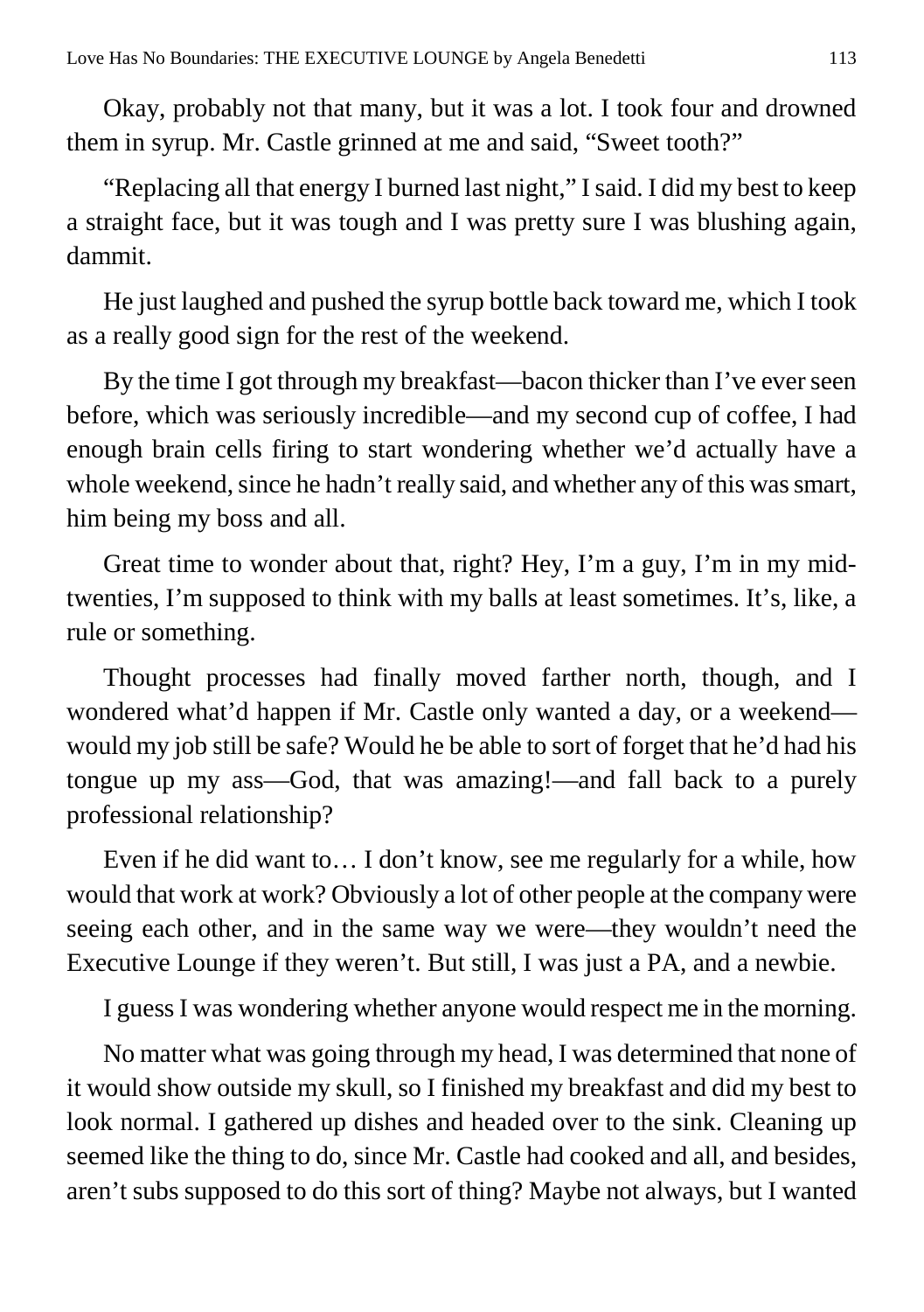Okay, probably not that many, but it was a lot. I took four and drowned them in syrup. Mr. Castle grinned at me and said, "Sweet tooth?"

"Replacing all that energy I burned last night," I said. I did my best to keep a straight face, but it was tough and I was pretty sure I was blushing again, dammit.

He just laughed and pushed the syrup bottle back toward me, which I took as a really good sign for the rest of the weekend.

By the time I got through my breakfast—bacon thicker than I've ever seen before, which was seriously incredible—and my second cup of coffee, I had enough brain cells firing to start wondering whether we'd actually have a whole weekend, since he hadn't really said, and whether any of this was smart, him being my boss and all.

Great time to wonder about that, right? Hey, I'm a guy, I'm in my mid-twenties, I'm supposed to think with my balls at least sometimes. It's, like, a rule or something.

Thought processes had finally moved farther north, though, and I wondered what'd happen if Mr. Castle only wanted a day, or a weekend—would my job still be safe? Would he be able to sort of forget that he'd had his tongue up my ass—God, that was amazing!—and fall back to a purely professional relationship?

Even if he did want to… I don't know, see me regularly for a while, how would that work at work? Obviously a lot of other people at the company were seeing each other, and in the same way we were—they wouldn't need the Executive Lounge if they weren't. But still, I was just a PA, and a newbie.

I guess I was wondering whether anyone would respect me in the morning.

No matter what was going through my head, I was determined that none of it would show outside my skull, so I finished my breakfast and did my best to look normal. I gathered up dishes and headed over to the sink. Cleaning up seemed like the thing to do, since Mr. Castle had cooked and all, and besides, aren't subs supposed to do this sort of thing? Maybe not always, but I wanted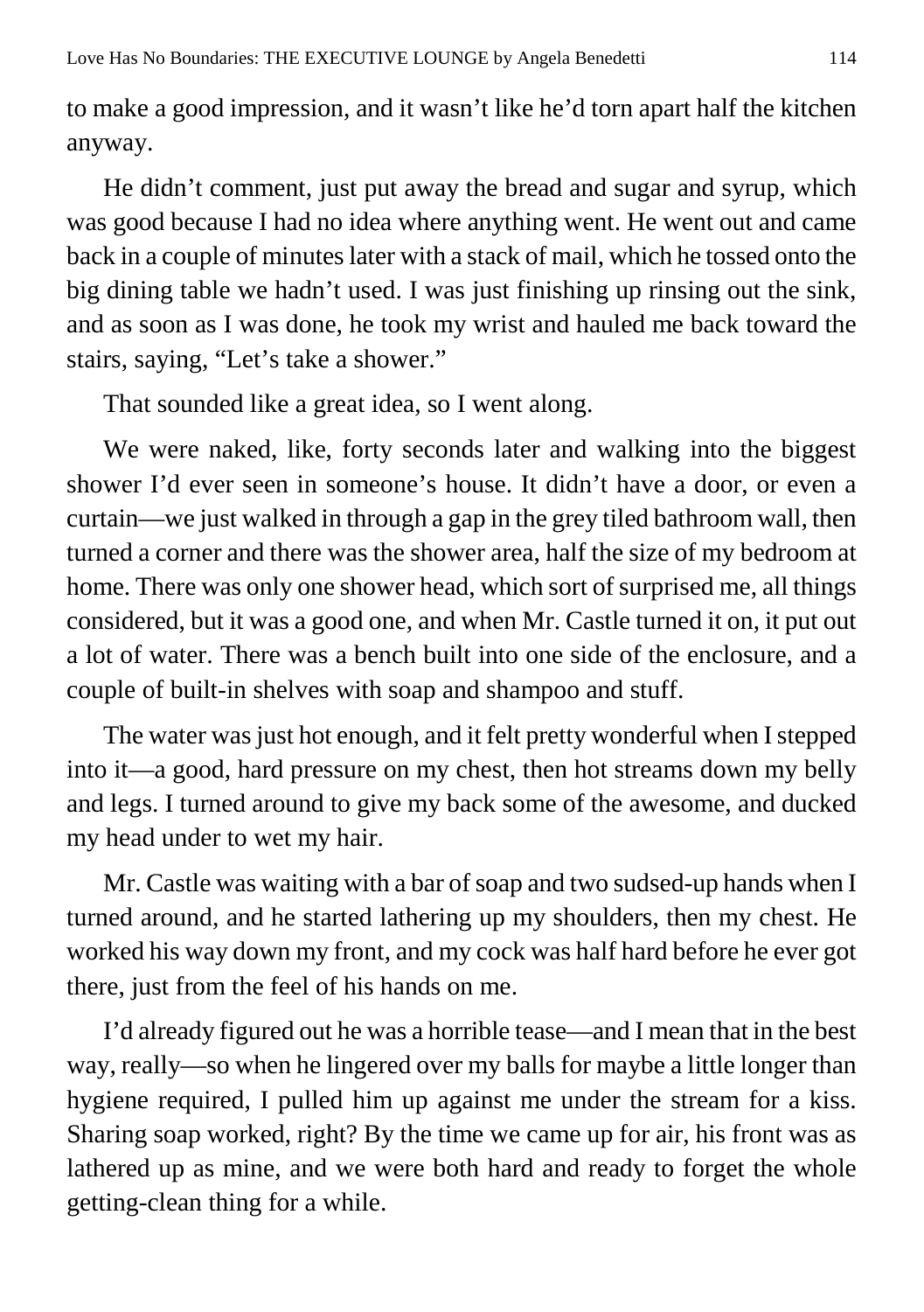to make a good impression, and it wasn't like he'd torn apart half the kitchen anyway.

He didn't comment, just put away the bread and sugar and syrup, which was good because I had no idea where anything went. He went out and came back in a couple of minutes later with a stack of mail, which he tossed onto the big dining table we hadn't used. I was just finishing up rinsing out the sink, and as soon as I was done, he took my wrist and hauled me back toward the stairs, saying, "Let's take a shower."

That sounded like a great idea, so I went along.

We were naked, like, forty seconds later and walking into the biggest shower I'd ever seen in someone's house. It didn't have a door, or even a curtain—we just walked in through a gap in the grey tiled bathroom wall, then turned a corner and there was the shower area, half the size of my bedroom at home. There was only one shower head, which sort of surprised me, all things considered, but it was a good one, and when Mr. Castle turned it on, it put out a lot of water. There was a bench built into one side of the enclosure, and a couple of built-in shelves with soap and shampoo and stuff.

The water was just hot enough, and it felt pretty wonderful when I stepped into it—a good, hard pressure on my chest, then hot streams down my belly and legs. I turned around to give my back some of the awesome, and ducked my head under to wet my hair.

Mr. Castle was waiting with a bar of soap and two sudsed-up hands when I turned around, and he started lathering up my shoulders, then my chest. He worked his way down my front, and my cock was half hard before he ever got there, just from the feel of his hands on me.

I'd already figured out he was a horrible tease—and I mean that in the best way, really—so when he lingered over my balls for maybe a little longer than hygiene required, I pulled him up against me under the stream for a kiss. Sharing soap worked, right? By the time we came up for air, his front was as lathered up as mine, and we were both hard and ready to forget the whole getting-clean thing for a while.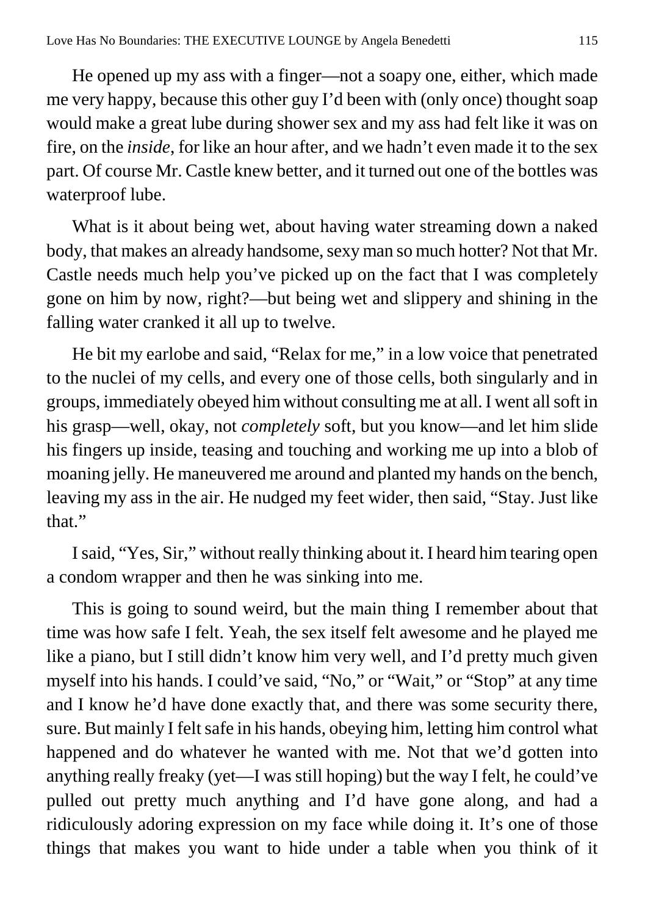He opened up my ass with a finger—not a soapy one, either, which made me very happy, because this other guy I'd been with (only once) thought soap would make a great lube during shower sex and my ass had felt like it was on fire, on the *inside*, for like an hour after, and we hadn't even made it to the sex part. Of course Mr. Castle knew better, and it turned out one of the bottles was waterproof lube.

What is it about being wet, about having water streaming down a naked body, that makes an already handsome, sexy man so much hotter? Not that Mr. Castle needs much help you've picked up on the fact that I was completely gone on him by now, right?—but being wet and slippery and shining in the falling water cranked it all up to twelve.

He bit my earlobe and said, "Relax for me," in a low voice that penetrated to the nuclei of my cells, and every one of those cells, both singularly and in groups, immediately obeyed him without consulting me at all. I went all soft in his grasp—well, okay, not *completely* soft, but you know—and let him slide his fingers up inside, teasing and touching and working me up into a blob of moaning jelly. He maneuvered me around and planted my hands on the bench, leaving my ass in the air. He nudged my feet wider, then said, "Stay. Just like that."

I said, "Yes, Sir," without really thinking about it. I heard him tearing open a condom wrapper and then he was sinking into me.

This is going to sound weird, but the main thing I remember about that time was how safe I felt. Yeah, the sex itself felt awesome and he played me like a piano, but I still didn't know him very well, and I'd pretty much given myself into his hands. I could've said, "No," or "Wait," or "Stop" at any time and I know he'd have done exactly that, and there was some security there, sure. But mainly I felt safe in his hands, obeying him, letting him control what happened and do whatever he wanted with me. Not that we'd gotten into anything really freaky (yet—I was still hoping) but the way I felt, he could've pulled out pretty much anything and I'd have gone along, and had a ridiculously adoring expression on my face while doing it. It's one of those things that makes you want to hide under a table when you think of it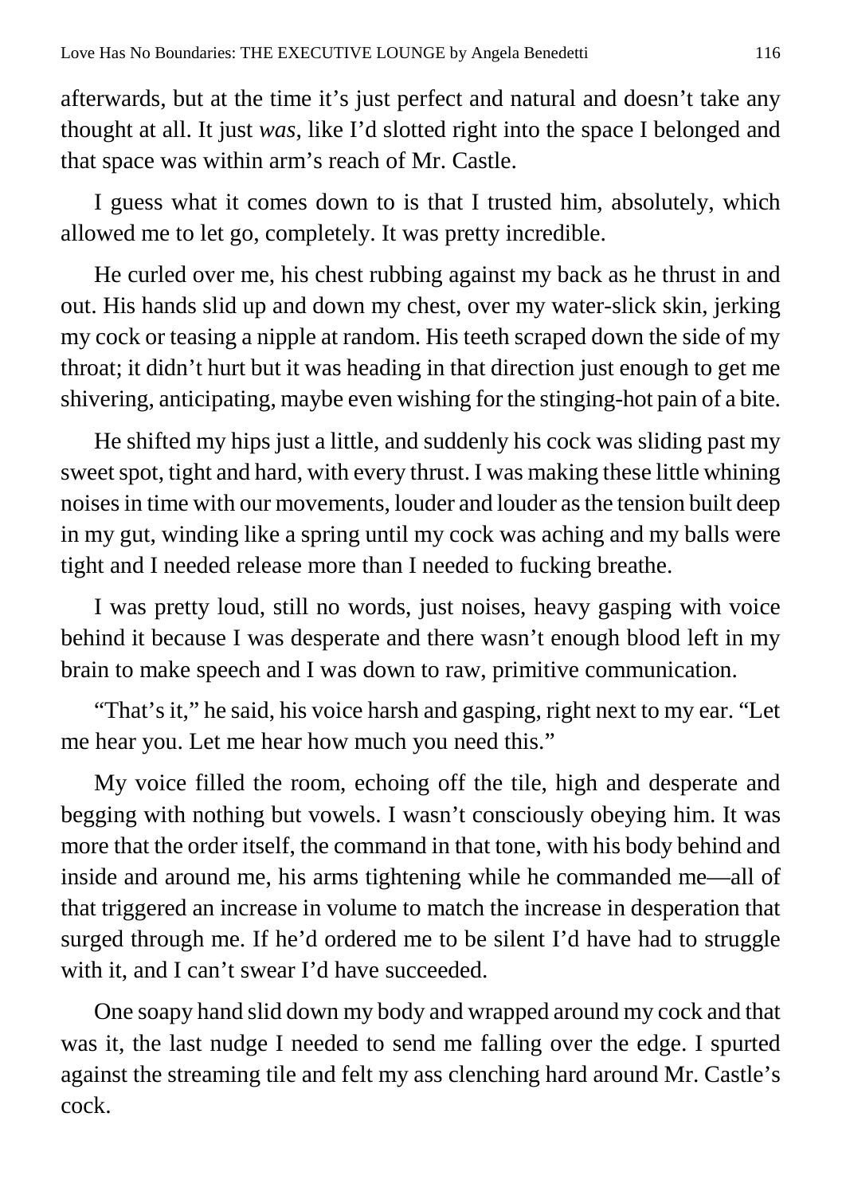afterwards, but at the time it's just perfect and natural and doesn't take any thought at all. It just *was*, like I'd slotted right into the space I belonged and that space was within arm's reach of Mr. Castle.

I guess what it comes down to is that I trusted him, absolutely, which allowed me to let go, completely. It was pretty incredible.

He curled over me, his chest rubbing against my back as he thrust in and out. His hands slid up and down my chest, over my water-slick skin, jerking my cock or teasing a nipple at random. His teeth scraped down the side of my throat; it didn't hurt but it was heading in that direction just enough to get me shivering, anticipating, maybe even wishing for the stinging-hot pain of a bite.

He shifted my hips just a little, and suddenly his cock was sliding past my sweet spot, tight and hard, with every thrust. I was making these little whining noises in time with our movements, louder and louder as the tension built deep in my gut, winding like a spring until my cock was aching and my balls were tight and I needed release more than I needed to fucking breathe.

I was pretty loud, still no words, just noises, heavy gasping with voice behind it because I was desperate and there wasn't enough blood left in my brain to make speech and I was down to raw, primitive communication.

"That's it," he said, his voice harsh and gasping, right next to my ear. "Let me hear you. Let me hear how much you need this."

My voice filled the room, echoing off the tile, high and desperate and begging with nothing but vowels. I wasn't consciously obeying him. It was more that the order itself, the command in that tone, with his body behind and inside and around me, his arms tightening while he commanded me—all of that triggered an increase in volume to match the increase in desperation that surged through me. If he'd ordered me to be silent I'd have had to struggle with it, and I can't swear I'd have succeeded.

One soapy hand slid down my body and wrapped around my cock and that was it, the last nudge I needed to send me falling over the edge. I spurted against the streaming tile and felt my ass clenching hard around Mr. Castle's cock.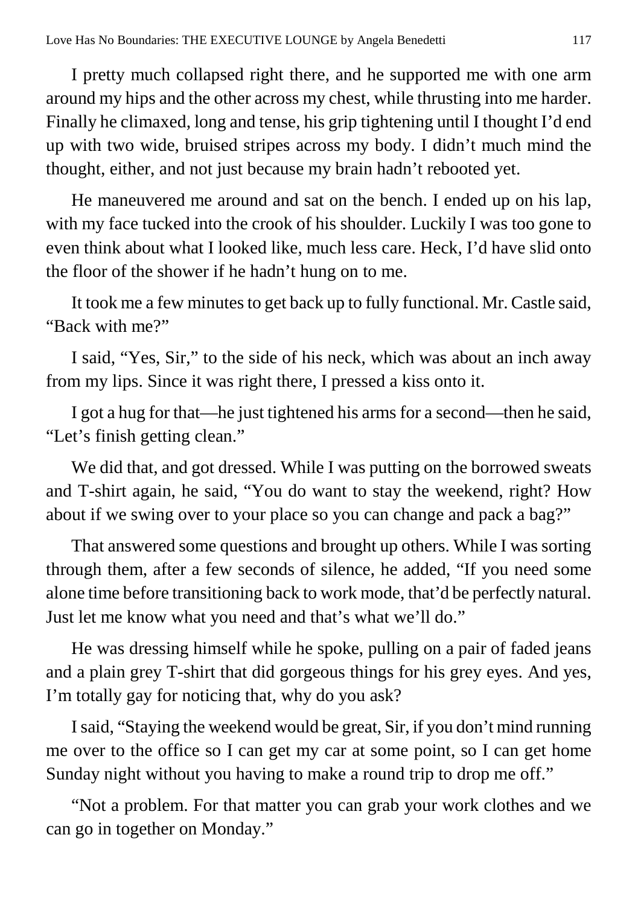I pretty much collapsed right there, and he supported me with one arm around my hips and the other across my chest, while thrusting into me harder. Finally he climaxed, long and tense, his grip tightening until I thought I'd end up with two wide, bruised stripes across my body. I didn't much mind the thought, either, and not just because my brain hadn't rebooted yet.

He maneuvered me around and sat on the bench. I ended up on his lap, with my face tucked into the crook of his shoulder. Luckily I was too gone to even think about what I looked like, much less care. Heck, I'd have slid onto the floor of the shower if he hadn't hung on to me.

It took me a few minutes to get back up to fully functional. Mr. Castle said, "Back with me?"

I said, "Yes, Sir," to the side of his neck, which was about an inch away from my lips. Since it was right there, I pressed a kiss onto it.

I got a hug for that—he just tightened his arms for a second—then he said, "Let's finish getting clean."

We did that, and got dressed. While I was putting on the borrowed sweats and T-shirt again, he said, "You do want to stay the weekend, right? How about if we swing over to your place so you can change and pack a bag?"

That answered some questions and brought up others. While I was sorting through them, after a few seconds of silence, he added, "If you need some alone time before transitioning back to work mode, that'd be perfectly natural. Just let me know what you need and that's what we'll do."

He was dressing himself while he spoke, pulling on a pair of faded jeans and a plain grey T-shirt that did gorgeous things for his grey eyes. And yes, I'm totally gay for noticing that, why do you ask?

I said, "Staying the weekend would be great, Sir, if you don't mind running me over to the office so I can get my car at some point, so I can get home Sunday night without you having to make a round trip to drop me off."

"Not a problem. For that matter you can grab your work clothes and we can go in together on Monday."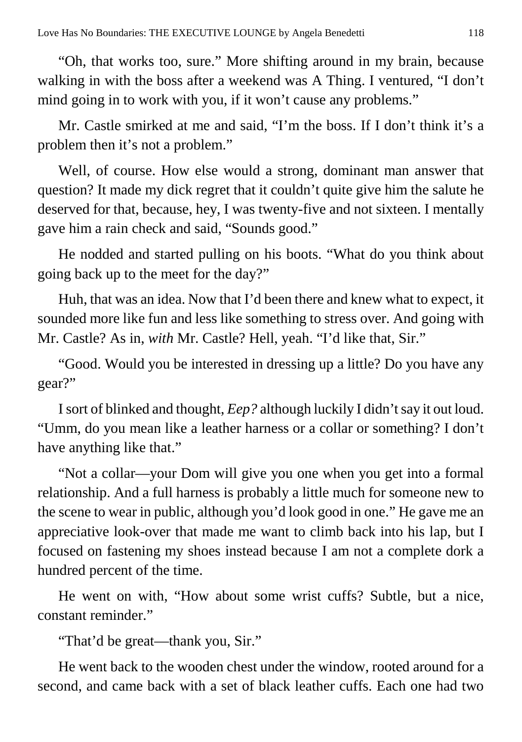"Oh, that works too, sure." More shifting around in my brain, because walking in with the boss after a weekend was A Thing. I ventured, "I don't mind going in to work with you, if it won't cause any problems."

Mr. Castle smirked at me and said, "I'm the boss. If I don't think it's a problem then it's not a problem."

Well, of course. How else would a strong, dominant man answer that question? It made my dick regret that it couldn't quite give him the salute he deserved for that, because, hey, I was twenty-five and not sixteen. I mentally gave him a rain check and said, "Sounds good."

He nodded and started pulling on his boots. "What do you think about going back up to the meet for the day?"

Huh, that was an idea. Now that I'd been there and knew what to expect, it sounded more like fun and less like something to stress over. And going with Mr. Castle? As in, *with* Mr. Castle? Hell, yeah. "I'd like that, Sir."

"Good. Would you be interested in dressing up a little? Do you have any gear?"

I sort of blinked and thought, *Eep?* although luckily I didn't say it out loud. "Umm, do you mean like a leather harness or a collar or something? I don't have anything like that."

"Not a collar—your Dom will give you one when you get into a formal relationship. And a full harness is probably a little much for someone new to the scene to wear in public, although you'd look good in one." He gave me an appreciative look-over that made me want to climb back into his lap, but I focused on fastening my shoes instead because I am not a complete dork a hundred percent of the time.

He went on with, "How about some wrist cuffs? Subtle, but a nice, constant reminder."

"That'd be great—thank you, Sir."

He went back to the wooden chest under the window, rooted around for a second, and came back with a set of black leather cuffs. Each one had two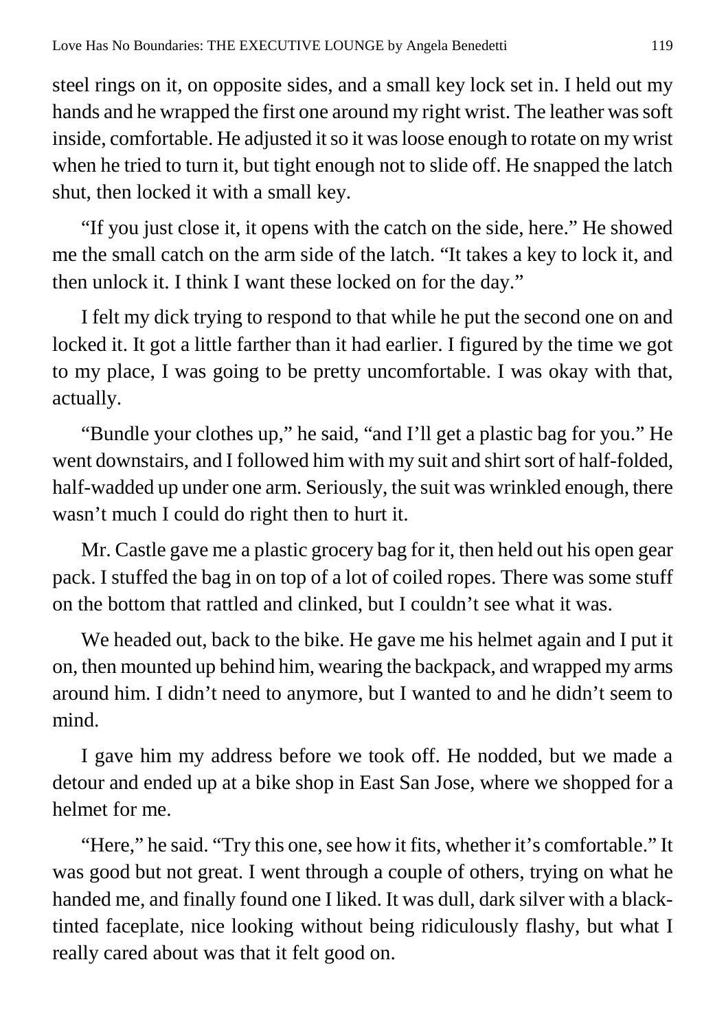steel rings on it, on opposite sides, and a small key lock set in. I held out my hands and he wrapped the first one around my right wrist. The leather was soft inside, comfortable. He adjusted it so it was loose enough to rotate on my wrist when he tried to turn it, but tight enough not to slide off. He snapped the latch shut, then locked it with a small key.

"If you just close it, it opens with the catch on the side, here." He showed me the small catch on the arm side of the latch. "It takes a key to lock it, and then unlock it. I think I want these locked on for the day."

I felt my dick trying to respond to that while he put the second one on and locked it. It got a little farther than it had earlier. I figured by the time we got to my place, I was going to be pretty uncomfortable. I was okay with that, actually.

"Bundle your clothes up," he said, "and I'll get a plastic bag for you." He went downstairs, and I followed him with my suit and shirt sort of half-folded, half-wadded up under one arm. Seriously, the suit was wrinkled enough, there wasn't much I could do right then to hurt it.

Mr. Castle gave me a plastic grocery bag for it, then held out his open gear pack. I stuffed the bag in on top of a lot of coiled ropes. There was some stuff on the bottom that rattled and clinked, but I couldn't see what it was.

We headed out, back to the bike. He gave me his helmet again and I put it on, then mounted up behind him, wearing the backpack, and wrapped my arms around him. I didn't need to anymore, but I wanted to and he didn't seem to mind.

I gave him my address before we took off. He nodded, but we made a detour and ended up at a bike shop in East San Jose, where we shopped for a helmet for me.

"Here," he said. "Try this one, see how it fits, whether it's comfortable." It was good but not great. I went through a couple of others, trying on what he handed me, and finally found one I liked. It was dull, dark silver with a black-tinted faceplate, nice looking without being ridiculously flashy, but what I really cared about was that it felt good on.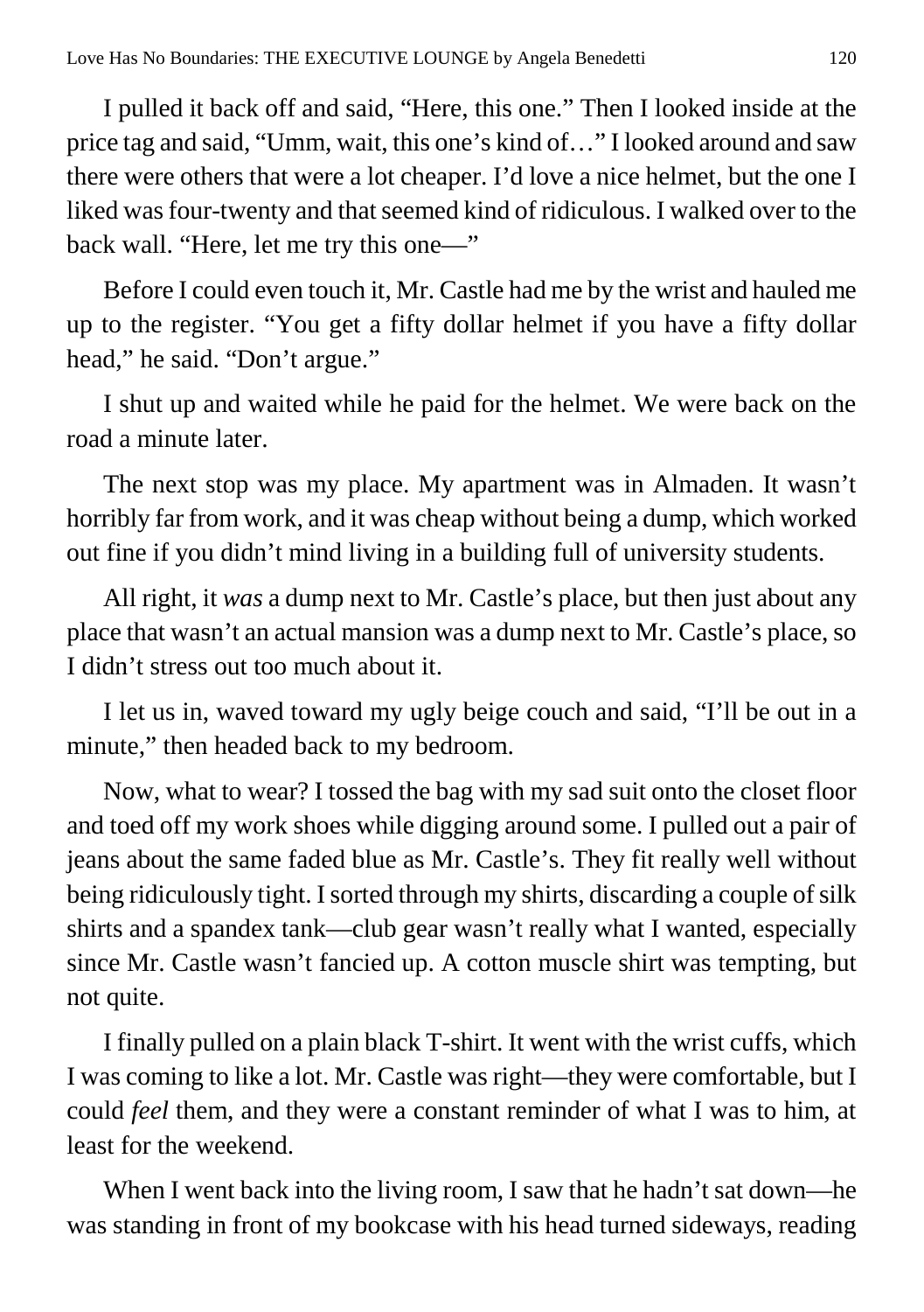I pulled it back off and said, “Here, this one.” Then I looked inside at the price tag and said, “Umm, wait, this one’s kind of…” I looked around and saw there were others that were a lot cheaper. I’d love a nice helmet, but the one I liked was four-twenty and that seemed kind of ridiculous. I walked over to the back wall. “Here, let me try this one—”

Before I could even touch it, Mr. Castle had me by the wrist and hauled me up to the register. “You get a fifty dollar helmet if you have a fifty dollar head,” he said. “Don’t argue.”

I shut up and waited while he paid for the helmet. We were back on the road a minute later.

The next stop was my place. My apartment was in Almaden. It wasn’t horribly far from work, and it was cheap without being a dump, which worked out fine if you didn’t mind living in a building full of university students.

All right, it *was* a dump next to Mr. Castle’s place, but then just about any place that wasn’t an actual mansion was a dump next to Mr. Castle’s place, so I didn’t stress out too much about it.

I let us in, waved toward my ugly beige couch and said, “I’ll be out in a minute,” then headed back to my bedroom.

Now, what to wear? I tossed the bag with my sad suit onto the closet floor and toed off my work shoes while digging around some. I pulled out a pair of jeans about the same faded blue as Mr. Castle’s. They fit really well without being ridiculously tight. I sorted through my shirts, discarding a couple of silk shirts and a spandex tank—club gear wasn’t really what I wanted, especially since Mr. Castle wasn’t fancied up. A cotton muscle shirt was tempting, but not quite.

I finally pulled on a plain black T-shirt. It went with the wrist cuffs, which I was coming to like a lot. Mr. Castle was right—they were comfortable, but I could *feel* them, and they were a constant reminder of what I was to him, at least for the weekend.

When I went back into the living room, I saw that he hadn’t sat down—he was standing in front of my bookcase with his head turned sideways, reading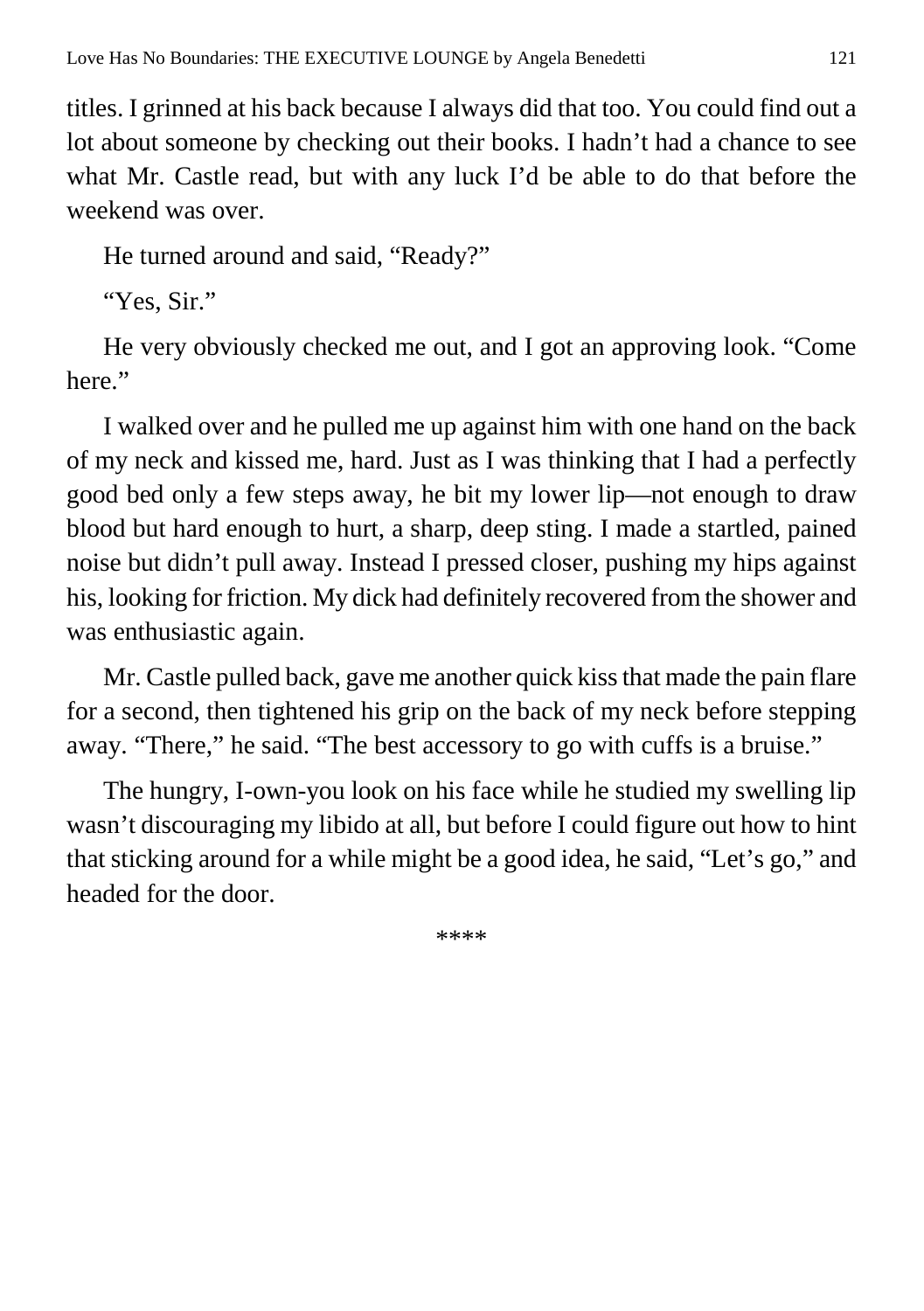titles. I grinned at his back because I always did that too. You could find out a lot about someone by checking out their books. I hadn't had a chance to see what Mr. Castle read, but with any luck I'd be able to do that before the weekend was over.

He turned around and said, "Ready?"

"Yes, Sir."

He very obviously checked me out, and I got an approving look. "Come here."

I walked over and he pulled me up against him with one hand on the back of my neck and kissed me, hard. Just as I was thinking that I had a perfectly good bed only a few steps away, he bit my lower lip—not enough to draw blood but hard enough to hurt, a sharp, deep sting. I made a startled, pained noise but didn't pull away. Instead I pressed closer, pushing my hips against his, looking for friction. My dick had definitely recovered from the shower and was enthusiastic again.

Mr. Castle pulled back, gave me another quick kiss that made the pain flare for a second, then tightened his grip on the back of my neck before stepping away. "There," he said. "The best accessory to go with cuffs is a bruise."

The hungry, I-own-you look on his face while he studied my swelling lip wasn't discouraging my libido at all, but before I could figure out how to hint that sticking around for a while might be a good idea, he said, "Let's go," and headed for the door.

****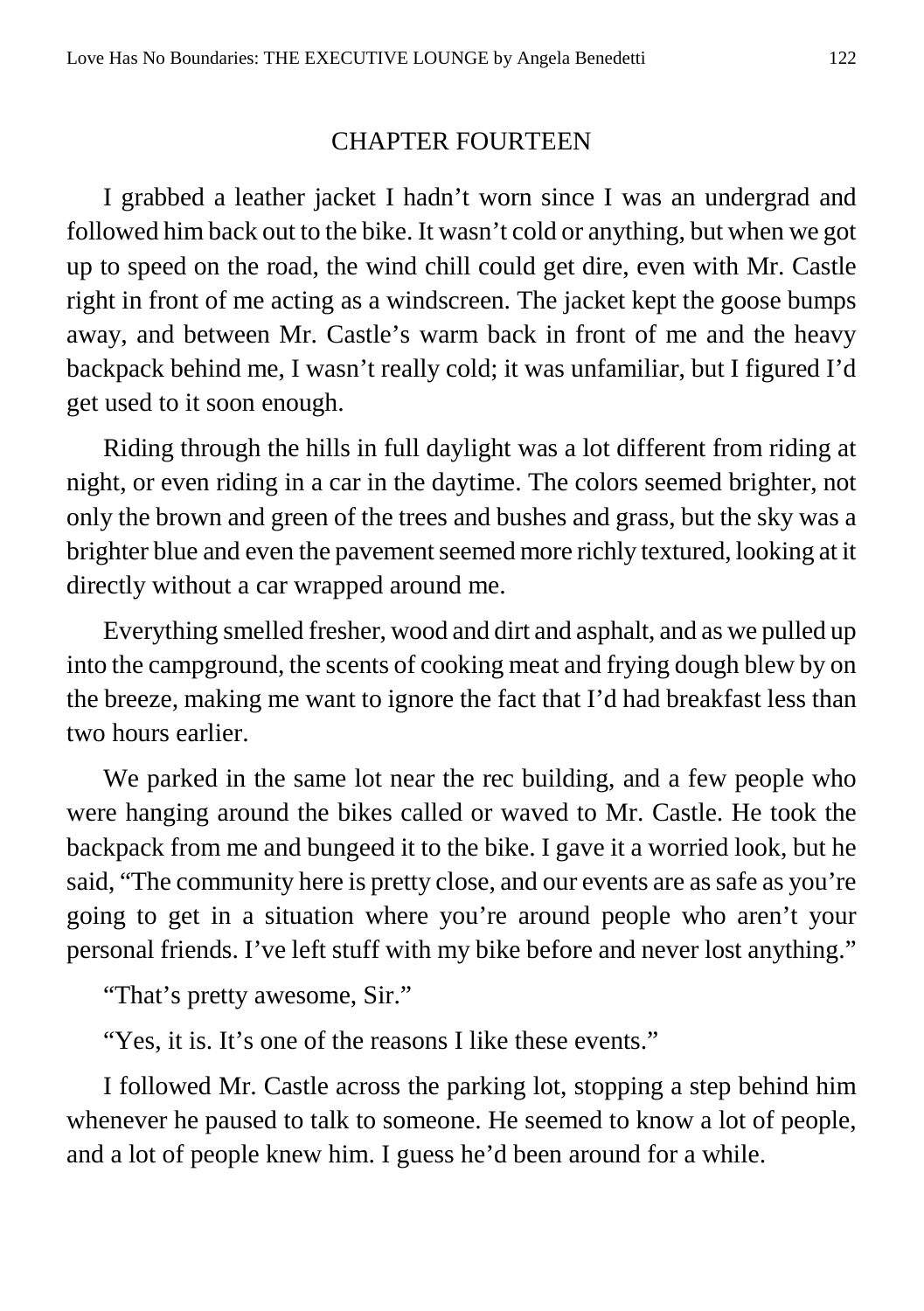## CHAPTER FOURTEEN

I grabbed a leather jacket I hadn't worn since I was an undergrad and followed him back out to the bike. It wasn't cold or anything, but when we got up to speed on the road, the wind chill could get dire, even with Mr. Castle right in front of me acting as a windscreen. The jacket kept the goose bumps away, and between Mr. Castle's warm back in front of me and the heavy backpack behind me, I wasn't really cold; it was unfamiliar, but I figured I'd get used to it soon enough.

Riding through the hills in full daylight was a lot different from riding at night, or even riding in a car in the daytime. The colors seemed brighter, not only the brown and green of the trees and bushes and grass, but the sky was a brighter blue and even the pavement seemed more richly textured, looking at it directly without a car wrapped around me.

Everything smelled fresher, wood and dirt and asphalt, and as we pulled up into the campground, the scents of cooking meat and frying dough blew by on the breeze, making me want to ignore the fact that I'd had breakfast less than two hours earlier.

We parked in the same lot near the rec building, and a few people who were hanging around the bikes called or waved to Mr. Castle. He took the backpack from me and bungeed it to the bike. I gave it a worried look, but he said, "The community here is pretty close, and our events are as safe as you're going to get in a situation where you're around people who aren't your personal friends. I've left stuff with my bike before and never lost anything."

"That's pretty awesome, Sir."

"Yes, it is. It's one of the reasons I like these events."

I followed Mr. Castle across the parking lot, stopping a step behind him whenever he paused to talk to someone. He seemed to know a lot of people, and a lot of people knew him. I guess he'd been around for a while.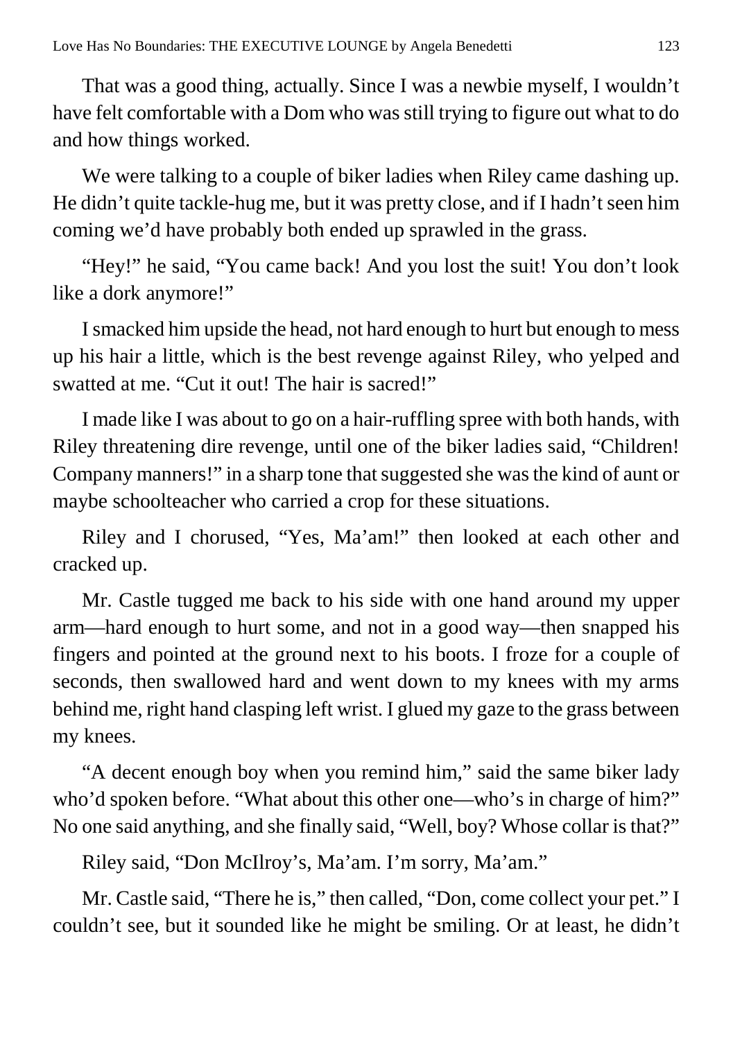That was a good thing, actually. Since I was a newbie myself, I wouldn't have felt comfortable with a Dom who was still trying to figure out what to do and how things worked.

We were talking to a couple of biker ladies when Riley came dashing up. He didn't quite tackle-hug me, but it was pretty close, and if I hadn't seen him coming we'd have probably both ended up sprawled in the grass.

"Hey!" he said, "You came back! And you lost the suit! You don't look like a dork anymore!"

I smacked him upside the head, not hard enough to hurt but enough to mess up his hair a little, which is the best revenge against Riley, who yelped and swatted at me. "Cut it out! The hair is sacred!"

I made like I was about to go on a hair-ruffling spree with both hands, with Riley threatening dire revenge, until one of the biker ladies said, "Children! Company manners!" in a sharp tone that suggested she was the kind of aunt or maybe schoolteacher who carried a crop for these situations.

Riley and I chorused, "Yes, Ma'am!" then looked at each other and cracked up.

Mr. Castle tugged me back to his side with one hand around my upper arm—hard enough to hurt some, and not in a good way—then snapped his fingers and pointed at the ground next to his boots. I froze for a couple of seconds, then swallowed hard and went down to my knees with my arms behind me, right hand clasping left wrist. I glued my gaze to the grass between my knees.

"A decent enough boy when you remind him," said the same biker lady who'd spoken before. "What about this other one—who's in charge of him?" No one said anything, and she finally said, "Well, boy? Whose collar is that?"

Riley said, "Don McIlroy's, Ma'am. I'm sorry, Ma'am."

Mr. Castle said, "There he is," then called, "Don, come collect your pet." I couldn't see, but it sounded like he might be smiling. Or at least, he didn't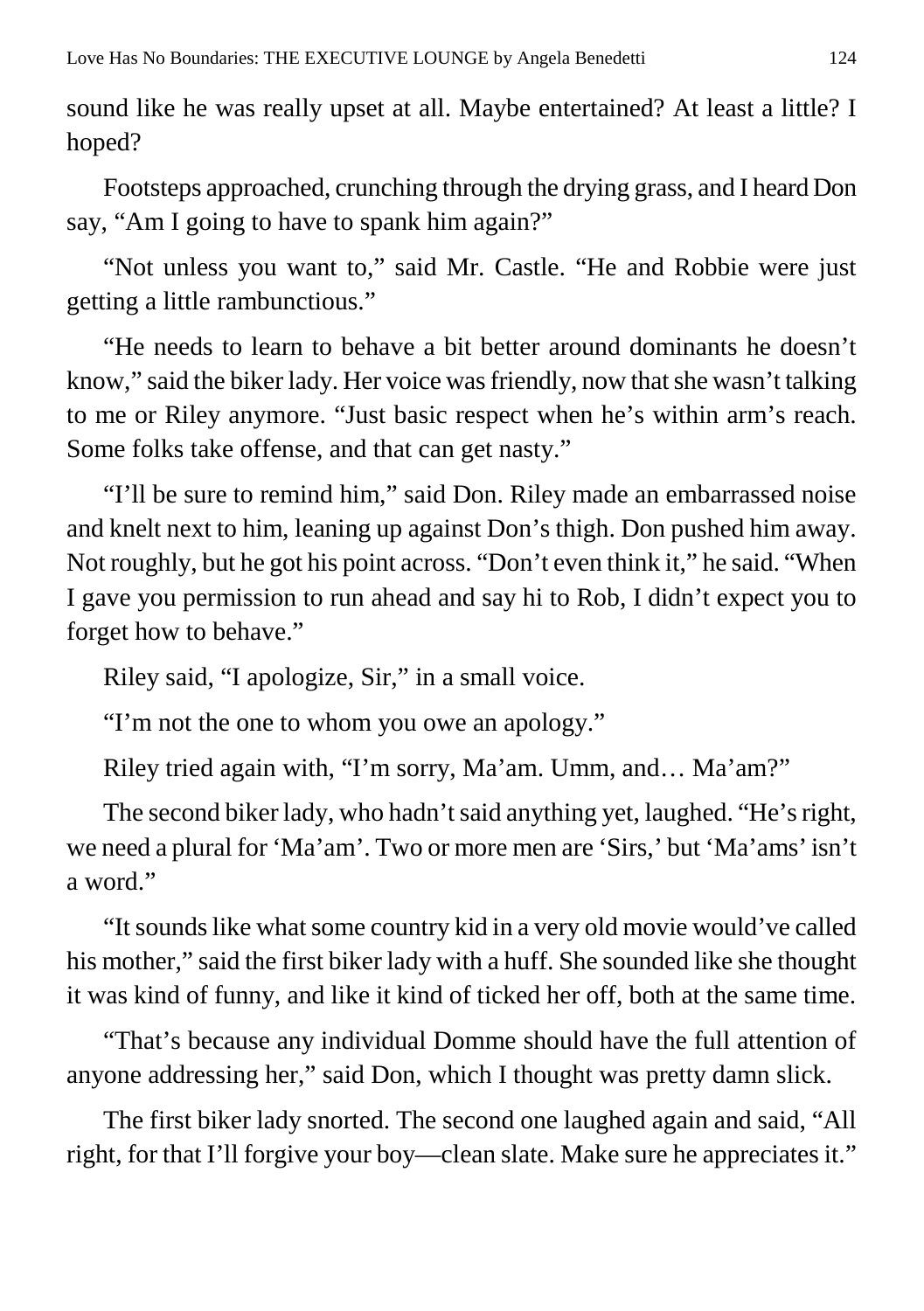sound like he was really upset at all. Maybe entertained? At least a little? I hoped?

Footsteps approached, crunching through the drying grass, and I heard Don say, "Am I going to have to spank him again?"

"Not unless you want to," said Mr. Castle. "He and Robbie were just getting a little rambunctious."

"He needs to learn to behave a bit better around dominants he doesn't know," said the biker lady. Her voice was friendly, now that she wasn't talking to me or Riley anymore. "Just basic respect when he's within arm's reach. Some folks take offense, and that can get nasty."

"I'll be sure to remind him," said Don. Riley made an embarrassed noise and knelt next to him, leaning up against Don's thigh. Don pushed him away. Not roughly, but he got his point across. "Don't even think it," he said. "When I gave you permission to run ahead and say hi to Rob, I didn't expect you to forget how to behave."

Riley said, "I apologize, Sir," in a small voice.

"I'm not the one to whom you owe an apology."

Riley tried again with, "I'm sorry, Ma'am. Umm, and… Ma'am?"

The second biker lady, who hadn't said anything yet, laughed. "He's right, we need a plural for 'Ma'am'. Two or more men are 'Sirs,' but 'Ma'ams' isn't a word."

"It sounds like what some country kid in a very old movie would've called his mother," said the first biker lady with a huff. She sounded like she thought it was kind of funny, and like it kind of ticked her off, both at the same time.

"That's because any individual Domme should have the full attention of anyone addressing her," said Don, which I thought was pretty damn slick.

The first biker lady snorted. The second one laughed again and said, "All right, for that I'll forgive your boy—clean slate. Make sure he appreciates it."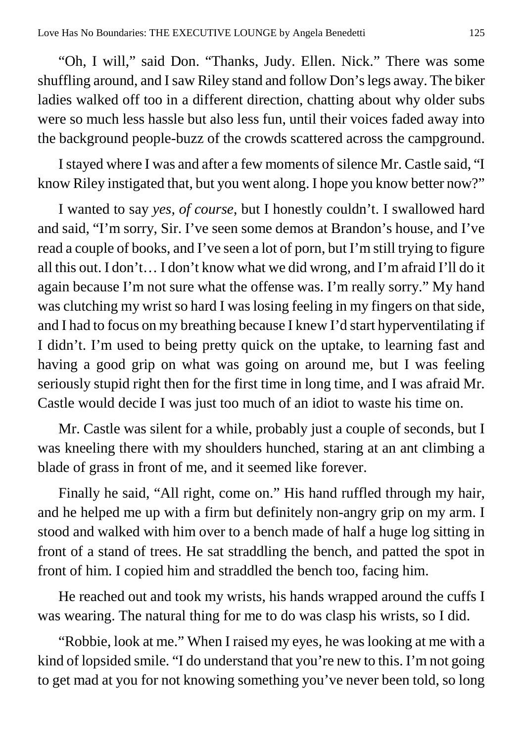"Oh, I will," said Don. "Thanks, Judy. Ellen. Nick." There was some shuffling around, and I saw Riley stand and follow Don's legs away. The biker ladies walked off too in a different direction, chatting about why older subs were so much less hassle but also less fun, until their voices faded away into the background people-buzz of the crowds scattered across the campground.

I stayed where I was and after a few moments of silence Mr. Castle said, "I know Riley instigated that, but you went along. I hope you know better now?"

I wanted to say *yes, of course,* but I honestly couldn't. I swallowed hard and said, "I'm sorry, Sir. I've seen some demos at Brandon's house, and I've read a couple of books, and I've seen a lot of porn, but I'm still trying to figure all this out. I don't… I don't know what we did wrong, and I'm afraid I'll do it again because I'm not sure what the offense was. I'm really sorry." My hand was clutching my wrist so hard I was losing feeling in my fingers on that side, and I had to focus on my breathing because I knew I'd start hyperventilating if I didn't. I'm used to being pretty quick on the uptake, to learning fast and having a good grip on what was going on around me, but I was feeling seriously stupid right then for the first time in long time, and I was afraid Mr. Castle would decide I was just too much of an idiot to waste his time on.

Mr. Castle was silent for a while, probably just a couple of seconds, but I was kneeling there with my shoulders hunched, staring at an ant climbing a blade of grass in front of me, and it seemed like forever.

Finally he said, "All right, come on." His hand ruffled through my hair, and he helped me up with a firm but definitely non-angry grip on my arm. I stood and walked with him over to a bench made of half a huge log sitting in front of a stand of trees. He sat straddling the bench, and patted the spot in front of him. I copied him and straddled the bench too, facing him.

He reached out and took my wrists, his hands wrapped around the cuffs I was wearing. The natural thing for me to do was clasp his wrists, so I did.

"Robbie, look at me." When I raised my eyes, he was looking at me with a kind of lopsided smile. "I do understand that you're new to this. I'm not going to get mad at you for not knowing something you've never been told, so long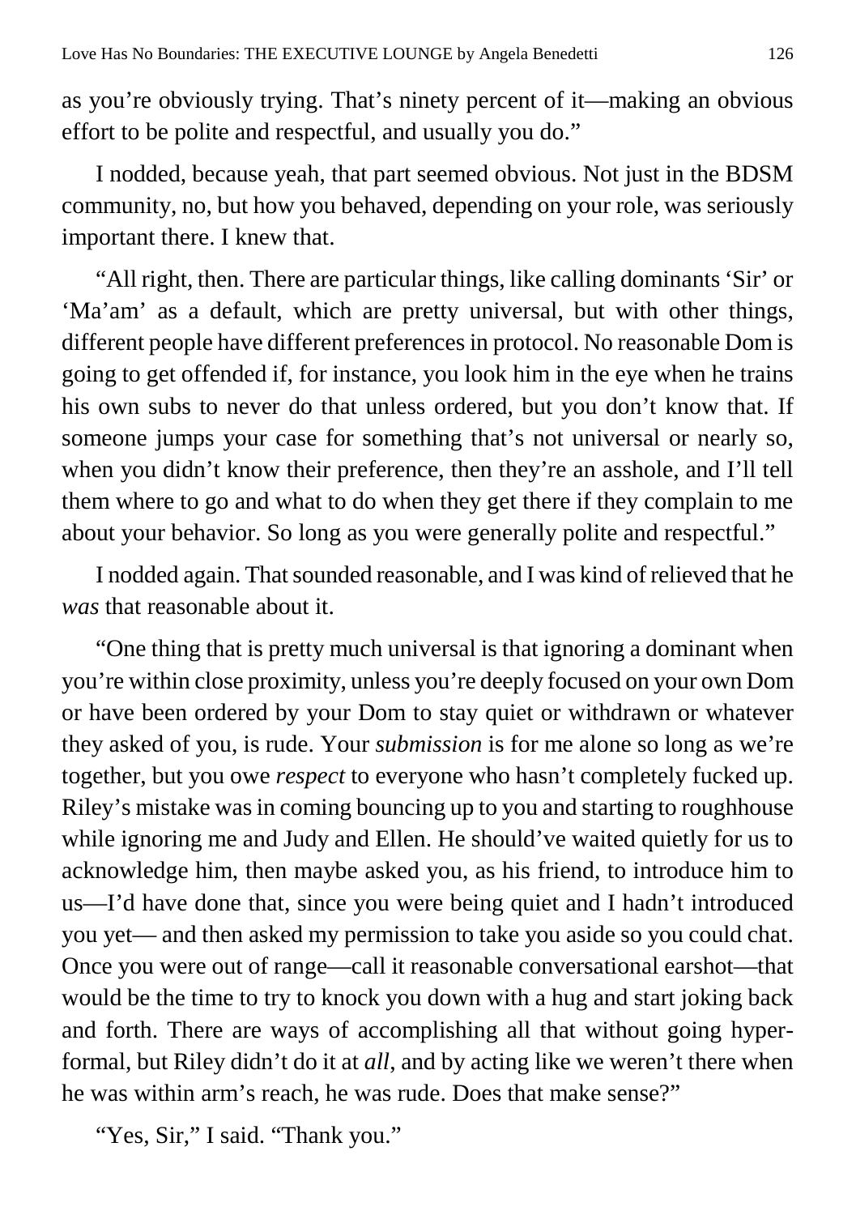as you're obviously trying. That's ninety percent of it—making an obvious effort to be polite and respectful, and usually you do."

I nodded, because yeah, that part seemed obvious. Not just in the BDSM community, no, but how you behaved, depending on your role, was seriously important there. I knew that.

"All right, then. There are particular things, like calling dominants 'Sir' or 'Ma'am' as a default, which are pretty universal, but with other things, different people have different preferences in protocol. No reasonable Dom is going to get offended if, for instance, you look him in the eye when he trains his own subs to never do that unless ordered, but you don't know that. If someone jumps your case for something that's not universal or nearly so, when you didn't know their preference, then they're an asshole, and I'll tell them where to go and what to do when they get there if they complain to me about your behavior. So long as you were generally polite and respectful."

I nodded again. That sounded reasonable, and I was kind of relieved that he *was* that reasonable about it.

"One thing that is pretty much universal is that ignoring a dominant when you're within close proximity, unless you're deeply focused on your own Dom or have been ordered by your Dom to stay quiet or withdrawn or whatever they asked of you, is rude. Your *submission* is for me alone so long as we're together, but you owe *respect* to everyone who hasn't completely fucked up. Riley's mistake was in coming bouncing up to you and starting to roughhouse while ignoring me and Judy and Ellen. He should've waited quietly for us to acknowledge him, then maybe asked you, as his friend, to introduce him to us—I'd have done that, since you were being quiet and I hadn't introduced you yet— and then asked my permission to take you aside so you could chat. Once you were out of range—call it reasonable conversational earshot—that would be the time to try to knock you down with a hug and start joking back and forth. There are ways of accomplishing all that without going hyper-formal, but Riley didn't do it at *all*, and by acting like we weren't there when he was within arm's reach, he was rude. Does that make sense?"

"Yes, Sir," I said. "Thank you."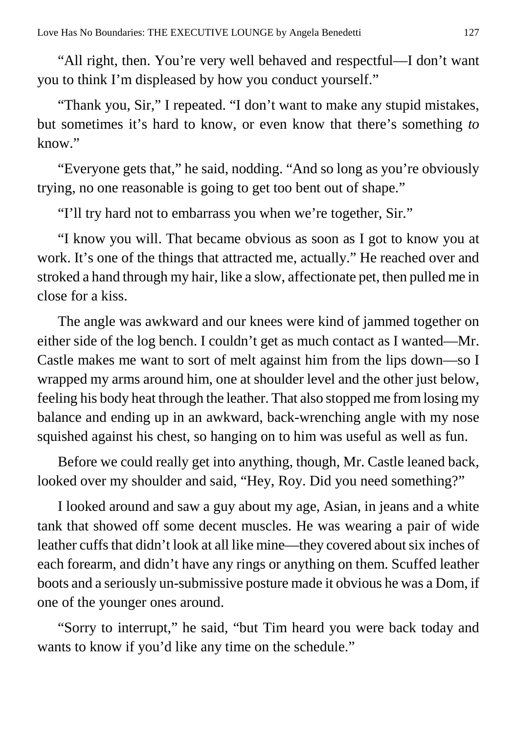"All right, then. You're very well behaved and respectful—I don't want you to think I'm displeased by how you conduct yourself."

"Thank you, Sir," I repeated. "I don't want to make any stupid mistakes, but sometimes it's hard to know, or even know that there's something *to* know."

"Everyone gets that," he said, nodding. "And so long as you're obviously trying, no one reasonable is going to get too bent out of shape."

"I'll try hard not to embarrass you when we're together, Sir."

"I know you will. That became obvious as soon as I got to know you at work. It's one of the things that attracted me, actually." He reached over and stroked a hand through my hair, like a slow, affectionate pet, then pulled me in close for a kiss.

The angle was awkward and our knees were kind of jammed together on either side of the log bench. I couldn't get as much contact as I wanted—Mr. Castle makes me want to sort of melt against him from the lips down—so I wrapped my arms around him, one at shoulder level and the other just below, feeling his body heat through the leather. That also stopped me from losing my balance and ending up in an awkward, back-wrenching angle with my nose squished against his chest, so hanging on to him was useful as well as fun.

Before we could really get into anything, though, Mr. Castle leaned back, looked over my shoulder and said, "Hey, Roy. Did you need something?"

I looked around and saw a guy about my age, Asian, in jeans and a white tank that showed off some decent muscles. He was wearing a pair of wide leather cuffs that didn't look at all like mine—they covered about six inches of each forearm, and didn't have any rings or anything on them. Scuffed leather boots and a seriously un-submissive posture made it obvious he was a Dom, if one of the younger ones around.

"Sorry to interrupt," he said, "but Tim heard you were back today and wants to know if you'd like any time on the schedule."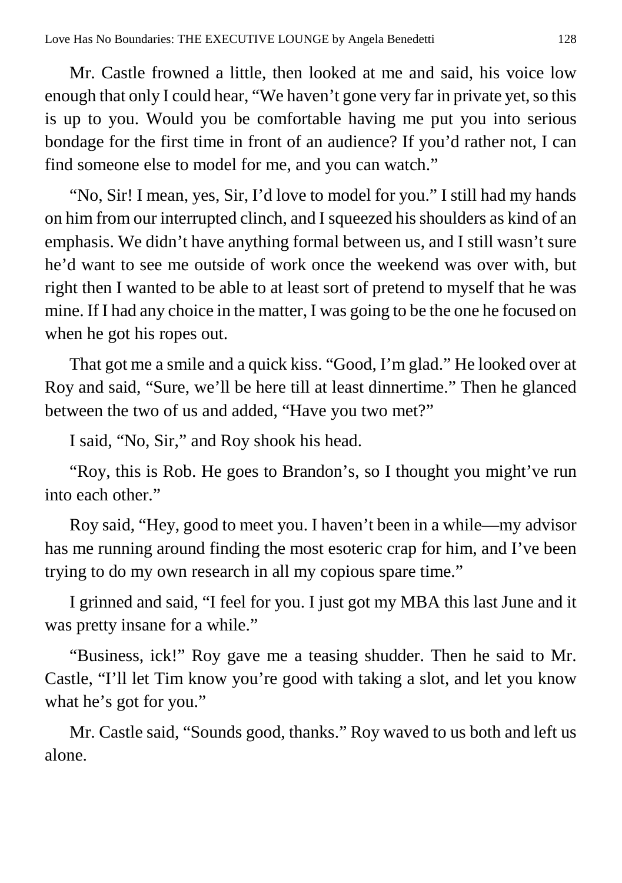Mr. Castle frowned a little, then looked at me and said, his voice low enough that only I could hear, "We haven't gone very far in private yet, so this is up to you. Would you be comfortable having me put you into serious bondage for the first time in front of an audience? If you'd rather not, I can find someone else to model for me, and you can watch."

"No, Sir! I mean, yes, Sir, I'd love to model for you." I still had my hands on him from our interrupted clinch, and I squeezed his shoulders as kind of an emphasis. We didn't have anything formal between us, and I still wasn't sure he'd want to see me outside of work once the weekend was over with, but right then I wanted to be able to at least sort of pretend to myself that he was mine. If I had any choice in the matter, I was going to be the one he focused on when he got his ropes out.

That got me a smile and a quick kiss. "Good, I'm glad." He looked over at Roy and said, "Sure, we'll be here till at least dinnertime." Then he glanced between the two of us and added, "Have you two met?"

I said, "No, Sir," and Roy shook his head.

"Roy, this is Rob. He goes to Brandon's, so I thought you might've run into each other."

Roy said, "Hey, good to meet you. I haven't been in a while—my advisor has me running around finding the most esoteric crap for him, and I've been trying to do my own research in all my copious spare time."

I grinned and said, "I feel for you. I just got my MBA this last June and it was pretty insane for a while."

"Business, ick!" Roy gave me a teasing shudder. Then he said to Mr. Castle, "I'll let Tim know you're good with taking a slot, and let you know what he's got for you."

Mr. Castle said, "Sounds good, thanks." Roy waved to us both and left us alone.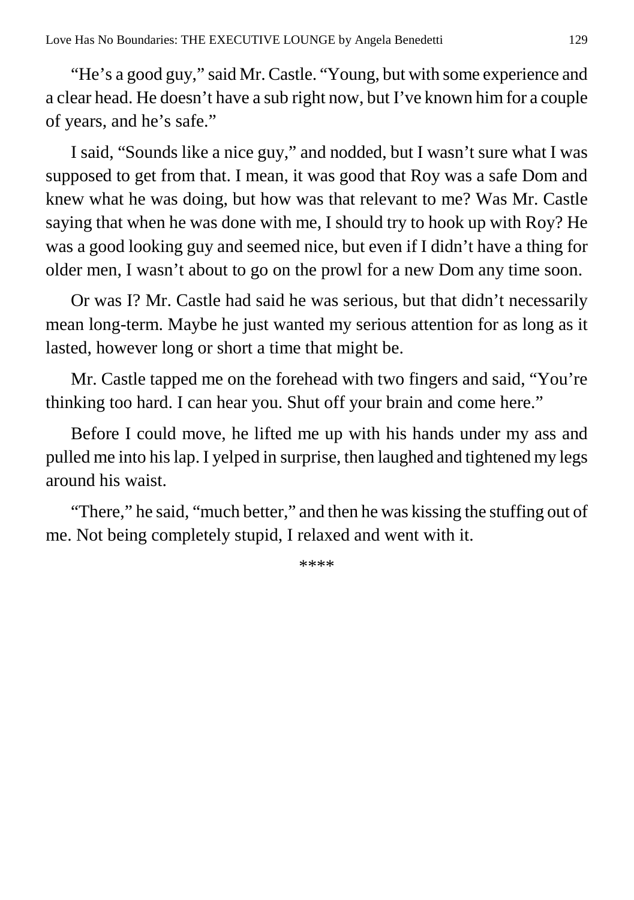"He's a good guy," said Mr. Castle. "Young, but with some experience and a clear head. He doesn't have a sub right now, but I've known him for a couple of years, and he's safe."

I said, "Sounds like a nice guy," and nodded, but I wasn't sure what I was supposed to get from that. I mean, it was good that Roy was a safe Dom and knew what he was doing, but how was that relevant to me? Was Mr. Castle saying that when he was done with me, I should try to hook up with Roy? He was a good looking guy and seemed nice, but even if I didn't have a thing for older men, I wasn't about to go on the prowl for a new Dom any time soon.

Or was I? Mr. Castle had said he was serious, but that didn't necessarily mean long-term. Maybe he just wanted my serious attention for as long as it lasted, however long or short a time that might be.

Mr. Castle tapped me on the forehead with two fingers and said, "You're thinking too hard. I can hear you. Shut off your brain and come here."

Before I could move, he lifted me up with his hands under my ass and pulled me into his lap. I yelped in surprise, then laughed and tightened my legs around his waist.

"There," he said, "much better," and then he was kissing the stuffing out of me. Not being completely stupid, I relaxed and went with it.

****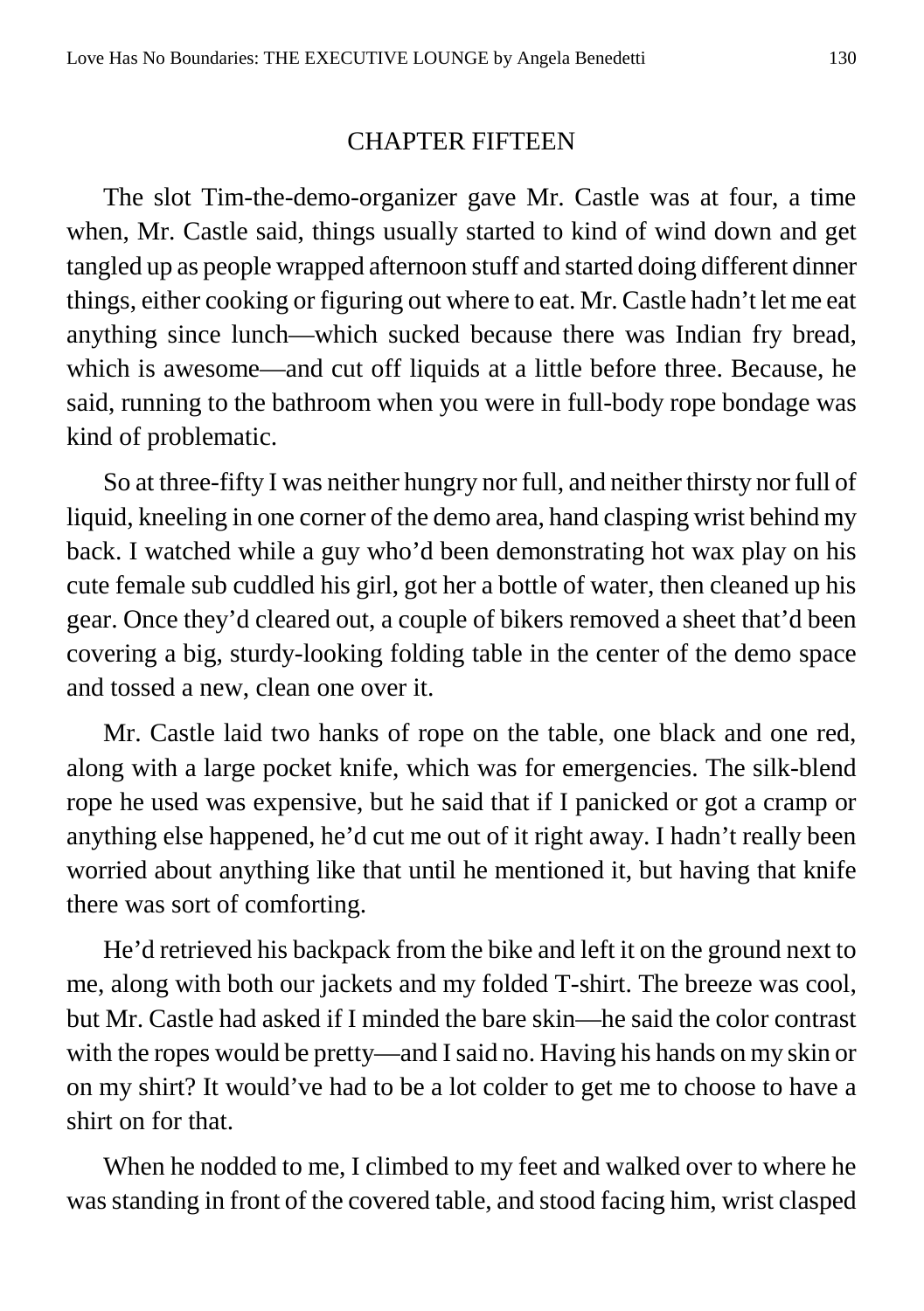## CHAPTER FIFTEEN

The slot Tim-the-demo-organizer gave Mr. Castle was at four, a time when, Mr. Castle said, things usually started to kind of wind down and get tangled up as people wrapped afternoon stuff and started doing different dinner things, either cooking or figuring out where to eat. Mr. Castle hadn't let me eat anything since lunch—which sucked because there was Indian fry bread, which is awesome—and cut off liquids at a little before three. Because, he said, running to the bathroom when you were in full-body rope bondage was kind of problematic.

So at three-fifty I was neither hungry nor full, and neither thirsty nor full of liquid, kneeling in one corner of the demo area, hand clasping wrist behind my back. I watched while a guy who'd been demonstrating hot wax play on his cute female sub cuddled his girl, got her a bottle of water, then cleaned up his gear. Once they'd cleared out, a couple of bikers removed a sheet that'd been covering a big, sturdy-looking folding table in the center of the demo space and tossed a new, clean one over it.

Mr. Castle laid two hanks of rope on the table, one black and one red, along with a large pocket knife, which was for emergencies. The silk-blend rope he used was expensive, but he said that if I panicked or got a cramp or anything else happened, he'd cut me out of it right away. I hadn't really been worried about anything like that until he mentioned it, but having that knife there was sort of comforting.

He'd retrieved his backpack from the bike and left it on the ground next to me, along with both our jackets and my folded T-shirt. The breeze was cool, but Mr. Castle had asked if I minded the bare skin—he said the color contrast with the ropes would be pretty—and I said no. Having his hands on my skin or on my shirt? It would've had to be a lot colder to get me to choose to have a shirt on for that.

When he nodded to me, I climbed to my feet and walked over to where he was standing in front of the covered table, and stood facing him, wrist clasped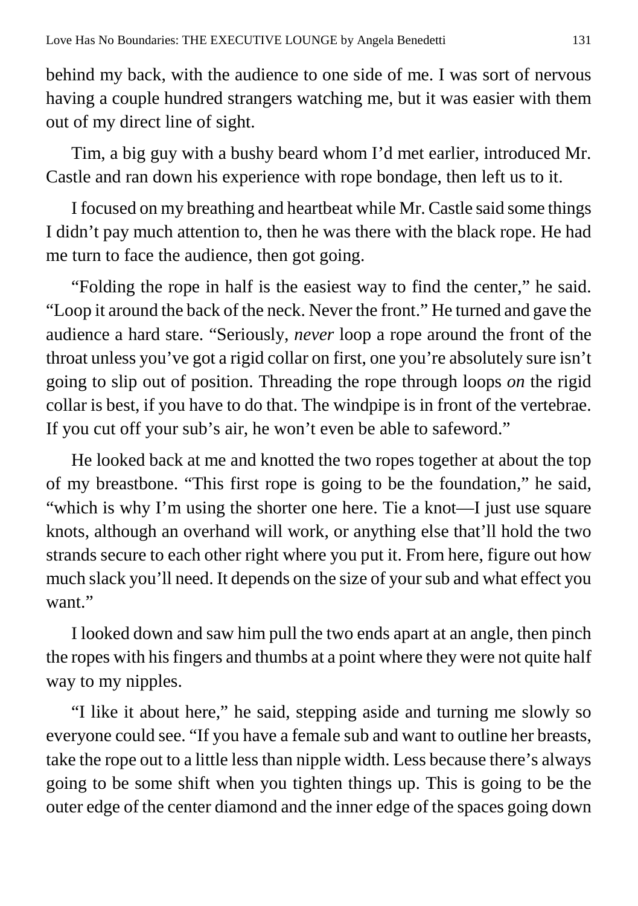behind my back, with the audience to one side of me. I was sort of nervous having a couple hundred strangers watching me, but it was easier with them out of my direct line of sight.

Tim, a big guy with a bushy beard whom I'd met earlier, introduced Mr. Castle and ran down his experience with rope bondage, then left us to it.

I focused on my breathing and heartbeat while Mr. Castle said some things I didn't pay much attention to, then he was there with the black rope. He had me turn to face the audience, then got going.

"Folding the rope in half is the easiest way to find the center," he said. "Loop it around the back of the neck. Never the front." He turned and gave the audience a hard stare. "Seriously, *never* loop a rope around the front of the throat unless you've got a rigid collar on first, one you're absolutely sure isn't going to slip out of position. Threading the rope through loops *on* the rigid collar is best, if you have to do that. The windpipe is in front of the vertebrae. If you cut off your sub's air, he won't even be able to safeword."

He looked back at me and knotted the two ropes together at about the top of my breastbone. "This first rope is going to be the foundation," he said, "which is why I'm using the shorter one here. Tie a knot—I just use square knots, although an overhand will work, or anything else that'll hold the two strands secure to each other right where you put it. From here, figure out how much slack you'll need. It depends on the size of your sub and what effect you want."

I looked down and saw him pull the two ends apart at an angle, then pinch the ropes with his fingers and thumbs at a point where they were not quite half way to my nipples.

"I like it about here," he said, stepping aside and turning me slowly so everyone could see. "If you have a female sub and want to outline her breasts, take the rope out to a little less than nipple width. Less because there's always going to be some shift when you tighten things up. This is going to be the outer edge of the center diamond and the inner edge of the spaces going down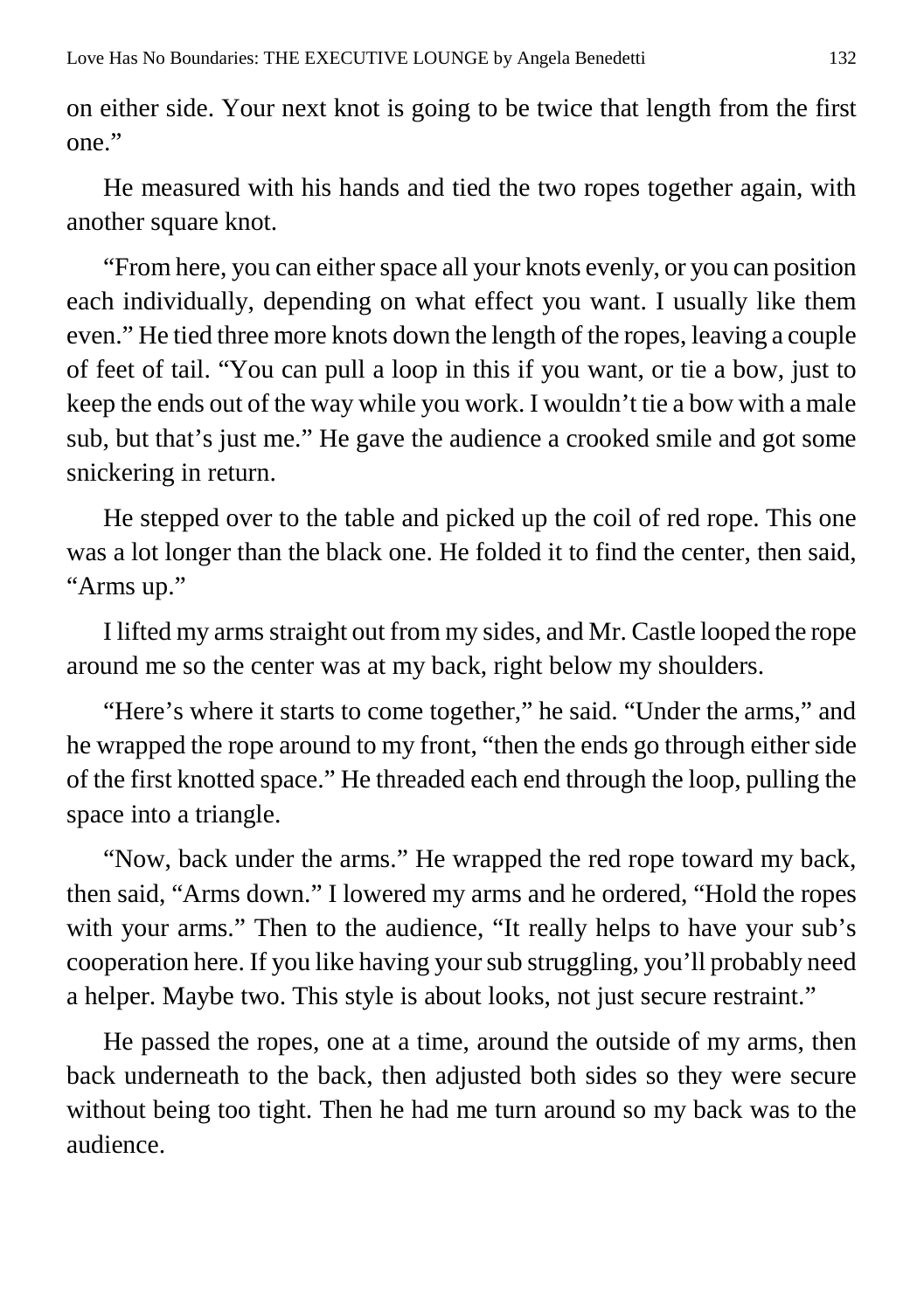on either side. Your next knot is going to be twice that length from the first one."

He measured with his hands and tied the two ropes together again, with another square knot.

"From here, you can either space all your knots evenly, or you can position each individually, depending on what effect you want. I usually like them even." He tied three more knots down the length of the ropes, leaving a couple of feet of tail. "You can pull a loop in this if you want, or tie a bow, just to keep the ends out of the way while you work. I wouldn't tie a bow with a male sub, but that's just me." He gave the audience a crooked smile and got some snickering in return.

He stepped over to the table and picked up the coil of red rope. This one was a lot longer than the black one. He folded it to find the center, then said, "Arms up."

I lifted my arms straight out from my sides, and Mr. Castle looped the rope around me so the center was at my back, right below my shoulders.

"Here's where it starts to come together," he said. "Under the arms," and he wrapped the rope around to my front, "then the ends go through either side of the first knotted space." He threaded each end through the loop, pulling the space into a triangle.

"Now, back under the arms." He wrapped the red rope toward my back, then said, "Arms down." I lowered my arms and he ordered, "Hold the ropes with your arms." Then to the audience, "It really helps to have your sub's cooperation here. If you like having your sub struggling, you'll probably need a helper. Maybe two. This style is about looks, not just secure restraint."

He passed the ropes, one at a time, around the outside of my arms, then back underneath to the back, then adjusted both sides so they were secure without being too tight. Then he had me turn around so my back was to the audience.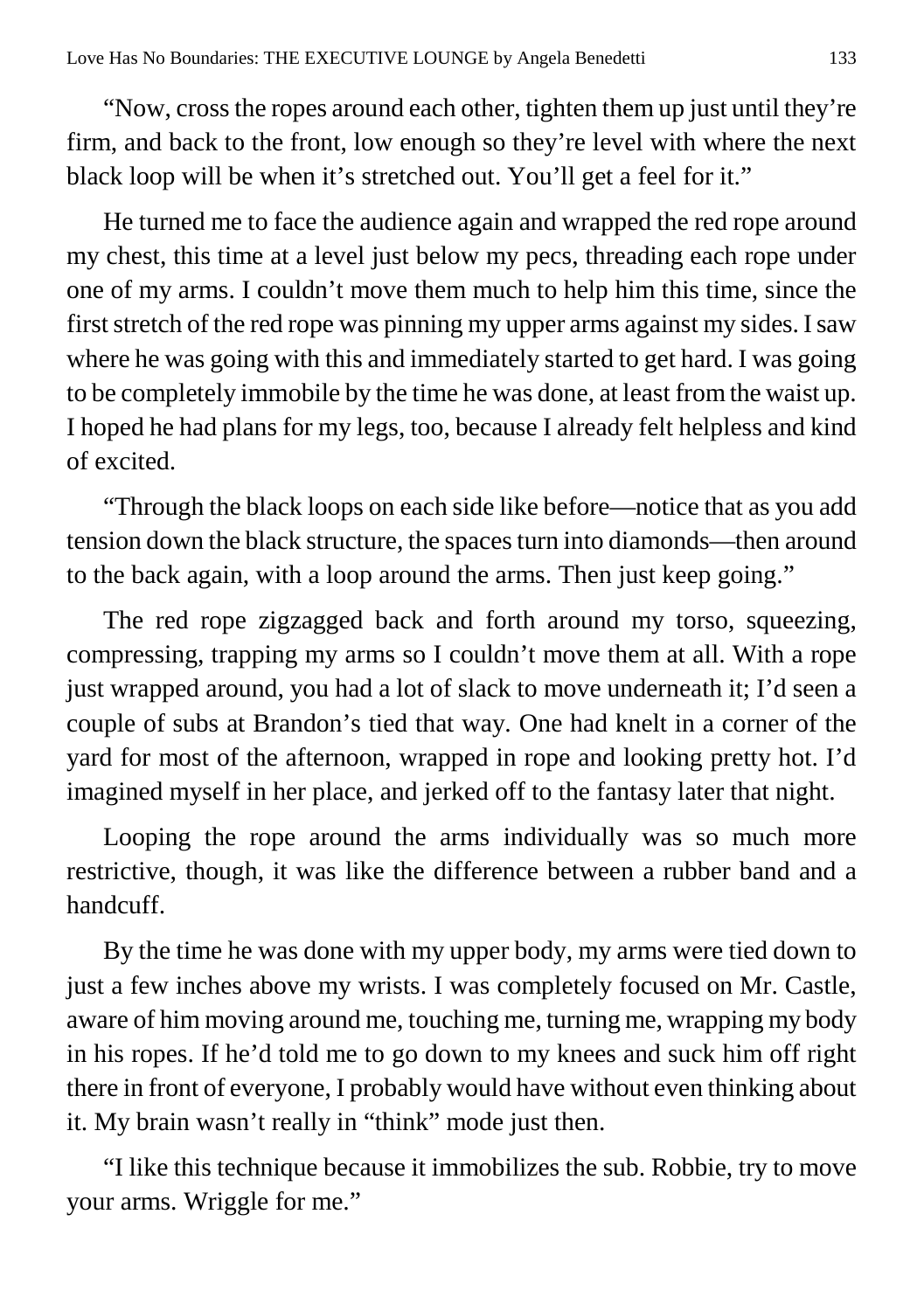"Now, cross the ropes around each other, tighten them up just until they're firm, and back to the front, low enough so they're level with where the next black loop will be when it's stretched out. You'll get a feel for it."

He turned me to face the audience again and wrapped the red rope around my chest, this time at a level just below my pecs, threading each rope under one of my arms. I couldn't move them much to help him this time, since the first stretch of the red rope was pinning my upper arms against my sides. I saw where he was going with this and immediately started to get hard. I was going to be completely immobile by the time he was done, at least from the waist up. I hoped he had plans for my legs, too, because I already felt helpless and kind of excited.

"Through the black loops on each side like before—notice that as you add tension down the black structure, the spaces turn into diamonds—then around to the back again, with a loop around the arms. Then just keep going."

The red rope zigzagged back and forth around my torso, squeezing, compressing, trapping my arms so I couldn't move them at all. With a rope just wrapped around, you had a lot of slack to move underneath it; I'd seen a couple of subs at Brandon's tied that way. One had knelt in a corner of the yard for most of the afternoon, wrapped in rope and looking pretty hot. I'd imagined myself in her place, and jerked off to the fantasy later that night.

Looping the rope around the arms individually was so much more restrictive, though, it was like the difference between a rubber band and a handcuff.

By the time he was done with my upper body, my arms were tied down to just a few inches above my wrists. I was completely focused on Mr. Castle, aware of him moving around me, touching me, turning me, wrapping my body in his ropes. If he'd told me to go down to my knees and suck him off right there in front of everyone, I probably would have without even thinking about it. My brain wasn't really in "think" mode just then.

"I like this technique because it immobilizes the sub. Robbie, try to move your arms. Wriggle for me."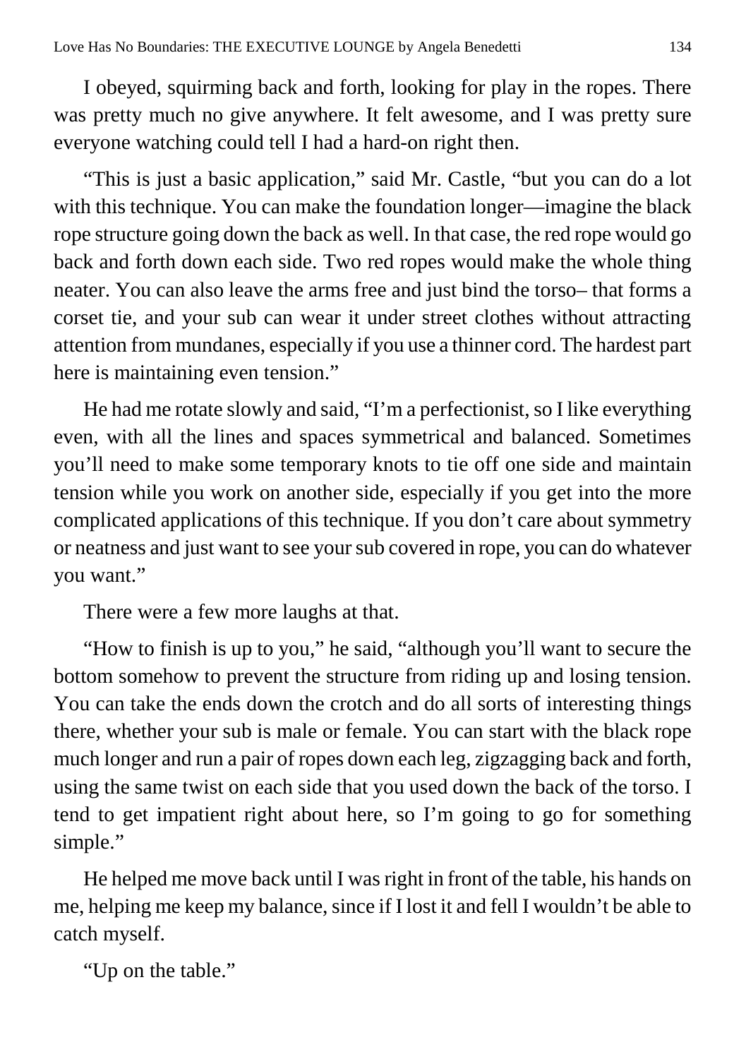I obeyed, squirming back and forth, looking for play in the ropes. There was pretty much no give anywhere. It felt awesome, and I was pretty sure everyone watching could tell I had a hard-on right then.

"This is just a basic application," said Mr. Castle, "but you can do a lot with this technique. You can make the foundation longer—imagine the black rope structure going down the back as well. In that case, the red rope would go back and forth down each side. Two red ropes would make the whole thing neater. You can also leave the arms free and just bind the torso– that forms a corset tie, and your sub can wear it under street clothes without attracting attention from mundanes, especially if you use a thinner cord. The hardest part here is maintaining even tension."

He had me rotate slowly and said, "I'm a perfectionist, so I like everything even, with all the lines and spaces symmetrical and balanced. Sometimes you'll need to make some temporary knots to tie off one side and maintain tension while you work on another side, especially if you get into the more complicated applications of this technique. If you don't care about symmetry or neatness and just want to see your sub covered in rope, you can do whatever you want."

There were a few more laughs at that.

"How to finish is up to you," he said, "although you'll want to secure the bottom somehow to prevent the structure from riding up and losing tension. You can take the ends down the crotch and do all sorts of interesting things there, whether your sub is male or female. You can start with the black rope much longer and run a pair of ropes down each leg, zigzagging back and forth, using the same twist on each side that you used down the back of the torso. I tend to get impatient right about here, so I'm going to go for something simple."

He helped me move back until I was right in front of the table, his hands on me, helping me keep my balance, since if I lost it and fell I wouldn't be able to catch myself.

"Up on the table."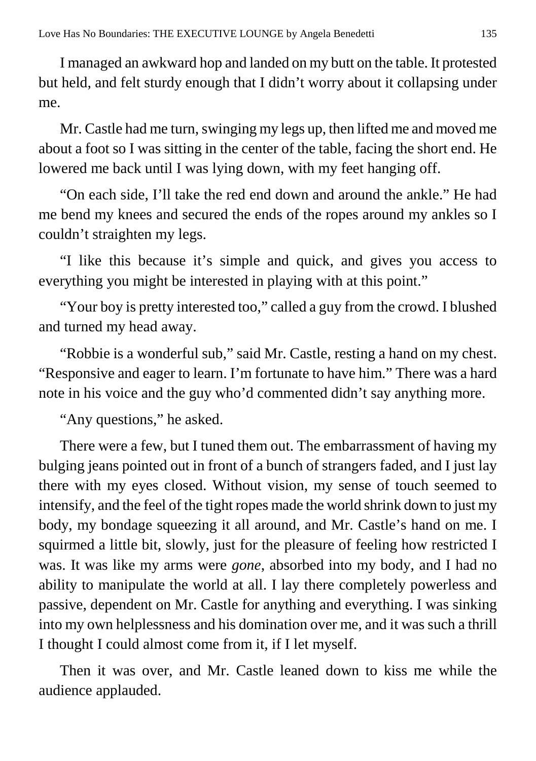I managed an awkward hop and landed on my butt on the table. It protested but held, and felt sturdy enough that I didn't worry about it collapsing under me.

Mr. Castle had me turn, swinging my legs up, then lifted me and moved me about a foot so I was sitting in the center of the table, facing the short end. He lowered me back until I was lying down, with my feet hanging off.

"On each side, I'll take the red end down and around the ankle." He had me bend my knees and secured the ends of the ropes around my ankles so I couldn't straighten my legs.

"I like this because it's simple and quick, and gives you access to everything you might be interested in playing with at this point."

"Your boy is pretty interested too," called a guy from the crowd. I blushed and turned my head away.

"Robbie is a wonderful sub," said Mr. Castle, resting a hand on my chest. "Responsive and eager to learn. I'm fortunate to have him." There was a hard note in his voice and the guy who'd commented didn't say anything more.

"Any questions," he asked.

There were a few, but I tuned them out. The embarrassment of having my bulging jeans pointed out in front of a bunch of strangers faded, and I just lay there with my eyes closed. Without vision, my sense of touch seemed to intensify, and the feel of the tight ropes made the world shrink down to just my body, my bondage squeezing it all around, and Mr. Castle's hand on me. I squirmed a little bit, slowly, just for the pleasure of feeling how restricted I was. It was like my arms were *gone*, absorbed into my body, and I had no ability to manipulate the world at all. I lay there completely powerless and passive, dependent on Mr. Castle for anything and everything. I was sinking into my own helplessness and his domination over me, and it was such a thrill I thought I could almost come from it, if I let myself.

Then it was over, and Mr. Castle leaned down to kiss me while the audience applauded.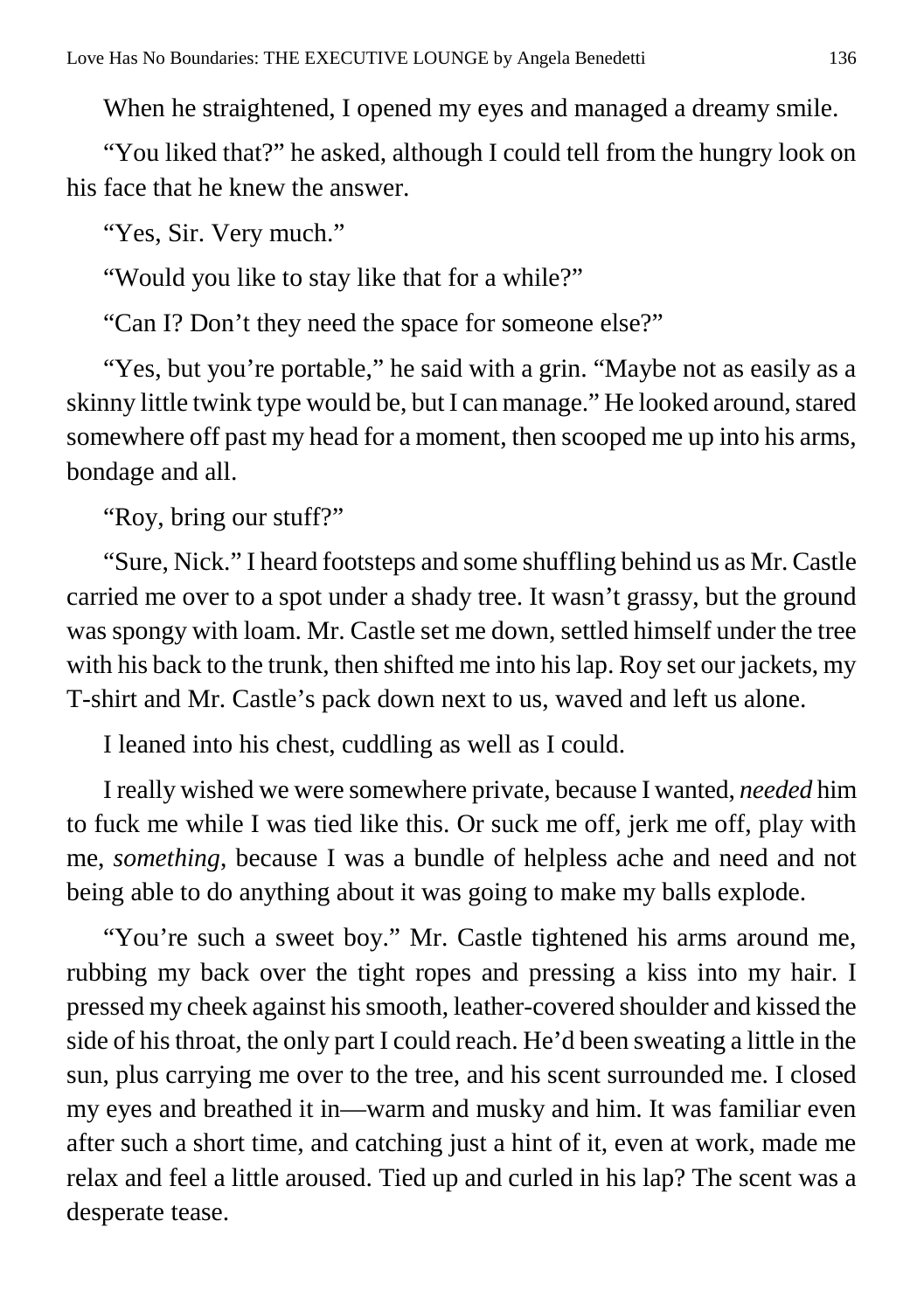When he straightened, I opened my eyes and managed a dreamy smile.

"You liked that?" he asked, although I could tell from the hungry look on his face that he knew the answer.

"Yes, Sir. Very much."

"Would you like to stay like that for a while?"

"Can I? Don't they need the space for someone else?"

"Yes, but you're portable," he said with a grin. "Maybe not as easily as a skinny little twink type would be, but I can manage." He looked around, stared somewhere off past my head for a moment, then scooped me up into his arms, bondage and all.

"Roy, bring our stuff?"

"Sure, Nick." I heard footsteps and some shuffling behind us as Mr. Castle carried me over to a spot under a shady tree. It wasn't grassy, but the ground was spongy with loam. Mr. Castle set me down, settled himself under the tree with his back to the trunk, then shifted me into his lap. Roy set our jackets, my T-shirt and Mr. Castle's pack down next to us, waved and left us alone.

I leaned into his chest, cuddling as well as I could.

I really wished we were somewhere private, because I wanted, *needed* him to fuck me while I was tied like this. Or suck me off, jerk me off, play with me, *something*, because I was a bundle of helpless ache and need and not being able to do anything about it was going to make my balls explode.

"You're such a sweet boy." Mr. Castle tightened his arms around me, rubbing my back over the tight ropes and pressing a kiss into my hair. I pressed my cheek against his smooth, leather-covered shoulder and kissed the side of his throat, the only part I could reach. He'd been sweating a little in the sun, plus carrying me over to the tree, and his scent surrounded me. I closed my eyes and breathed it in—warm and musky and him. It was familiar even after such a short time, and catching just a hint of it, even at work, made me relax and feel a little aroused. Tied up and curled in his lap? The scent was a desperate tease.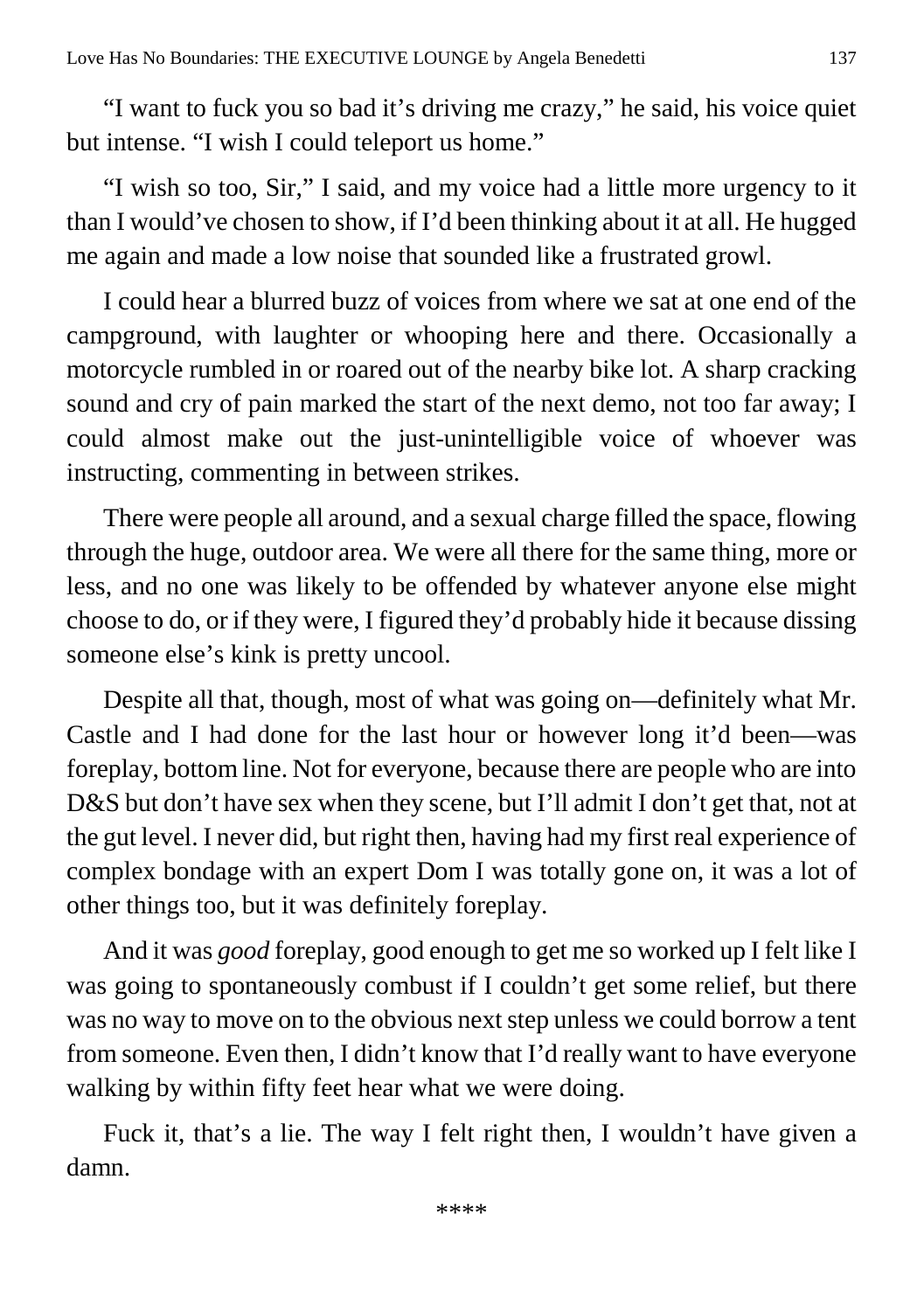"I want to fuck you so bad it's driving me crazy," he said, his voice quiet but intense. "I wish I could teleport us home."

"I wish so too, Sir," I said, and my voice had a little more urgency to it than I would've chosen to show, if I'd been thinking about it at all. He hugged me again and made a low noise that sounded like a frustrated growl.

I could hear a blurred buzz of voices from where we sat at one end of the campground, with laughter or whooping here and there. Occasionally a motorcycle rumbled in or roared out of the nearby bike lot. A sharp cracking sound and cry of pain marked the start of the next demo, not too far away; I could almost make out the just-unintelligible voice of whoever was instructing, commenting in between strikes.

There were people all around, and a sexual charge filled the space, flowing through the huge, outdoor area. We were all there for the same thing, more or less, and no one was likely to be offended by whatever anyone else might choose to do, or if they were, I figured they'd probably hide it because dissing someone else's kink is pretty uncool.

Despite all that, though, most of what was going on—definitely what Mr. Castle and I had done for the last hour or however long it'd been—was foreplay, bottom line. Not for everyone, because there are people who are into D&S but don't have sex when they scene, but I'll admit I don't get that, not at the gut level. I never did, but right then, having had my first real experience of complex bondage with an expert Dom I was totally gone on, it was a lot of other things too, but it was definitely foreplay.

And it was *good* foreplay, good enough to get me so worked up I felt like I was going to spontaneously combust if I couldn't get some relief, but there was no way to move on to the obvious next step unless we could borrow a tent from someone. Even then, I didn't know that I'd really want to have everyone walking by within fifty feet hear what we were doing.

Fuck it, that's a lie. The way I felt right then, I wouldn't have given a damn.

****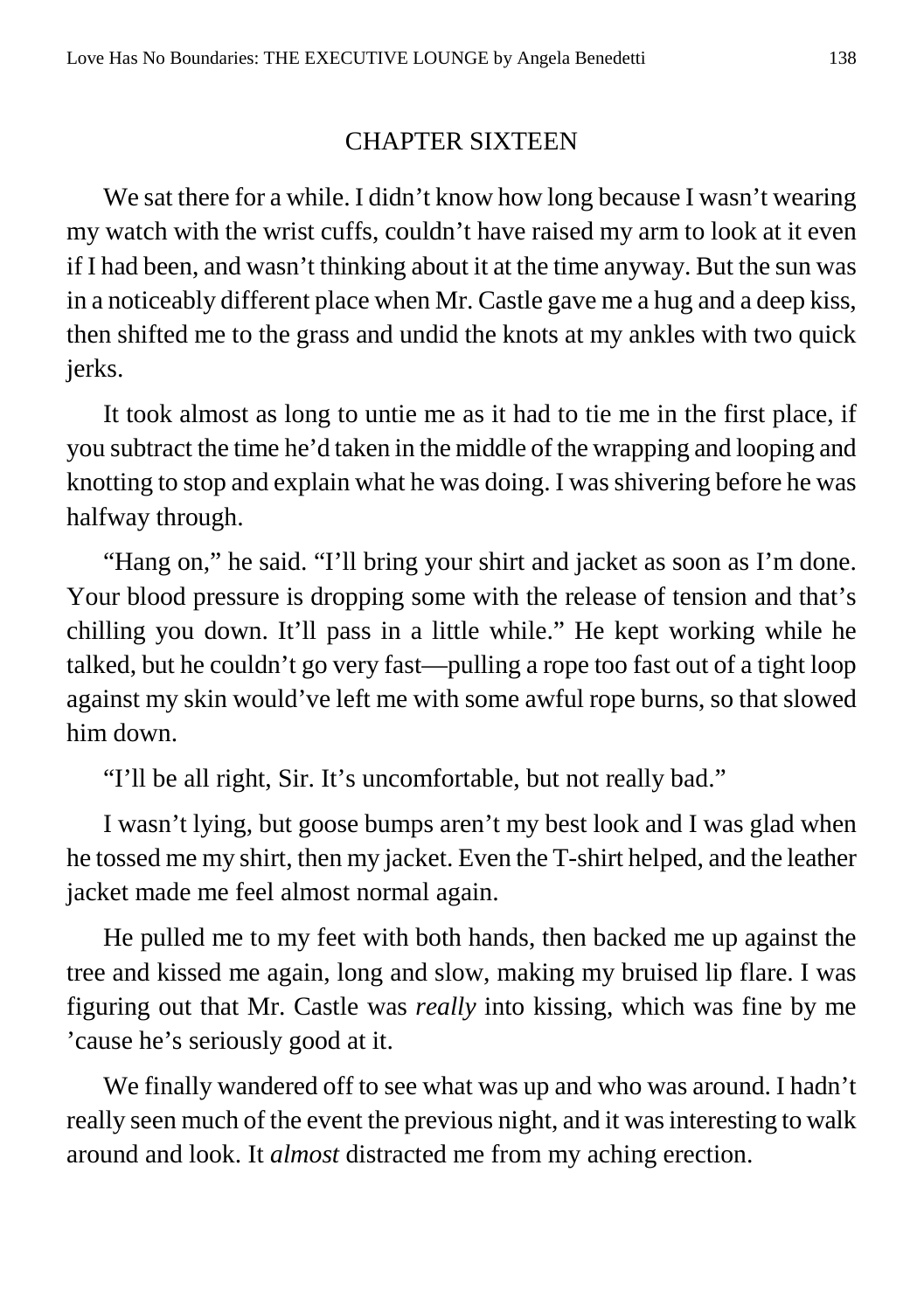## CHAPTER SIXTEEN

We sat there for a while. I didn't know how long because I wasn't wearing my watch with the wrist cuffs, couldn't have raised my arm to look at it even if I had been, and wasn't thinking about it at the time anyway. But the sun was in a noticeably different place when Mr. Castle gave me a hug and a deep kiss, then shifted me to the grass and undid the knots at my ankles with two quick jerks.

It took almost as long to untie me as it had to tie me in the first place, if you subtract the time he'd taken in the middle of the wrapping and looping and knotting to stop and explain what he was doing. I was shivering before he was halfway through.

"Hang on," he said. "I'll bring your shirt and jacket as soon as I'm done. Your blood pressure is dropping some with the release of tension and that's chilling you down. It'll pass in a little while." He kept working while he talked, but he couldn't go very fast—pulling a rope too fast out of a tight loop against my skin would've left me with some awful rope burns, so that slowed him down.

"I'll be all right, Sir. It's uncomfortable, but not really bad."

I wasn't lying, but goose bumps aren't my best look and I was glad when he tossed me my shirt, then my jacket. Even the T-shirt helped, and the leather jacket made me feel almost normal again.

He pulled me to my feet with both hands, then backed me up against the tree and kissed me again, long and slow, making my bruised lip flare. I was figuring out that Mr. Castle was *really* into kissing, which was fine by me 'cause he's seriously good at it.

We finally wandered off to see what was up and who was around. I hadn't really seen much of the event the previous night, and it was interesting to walk around and look. It *almost* distracted me from my aching erection.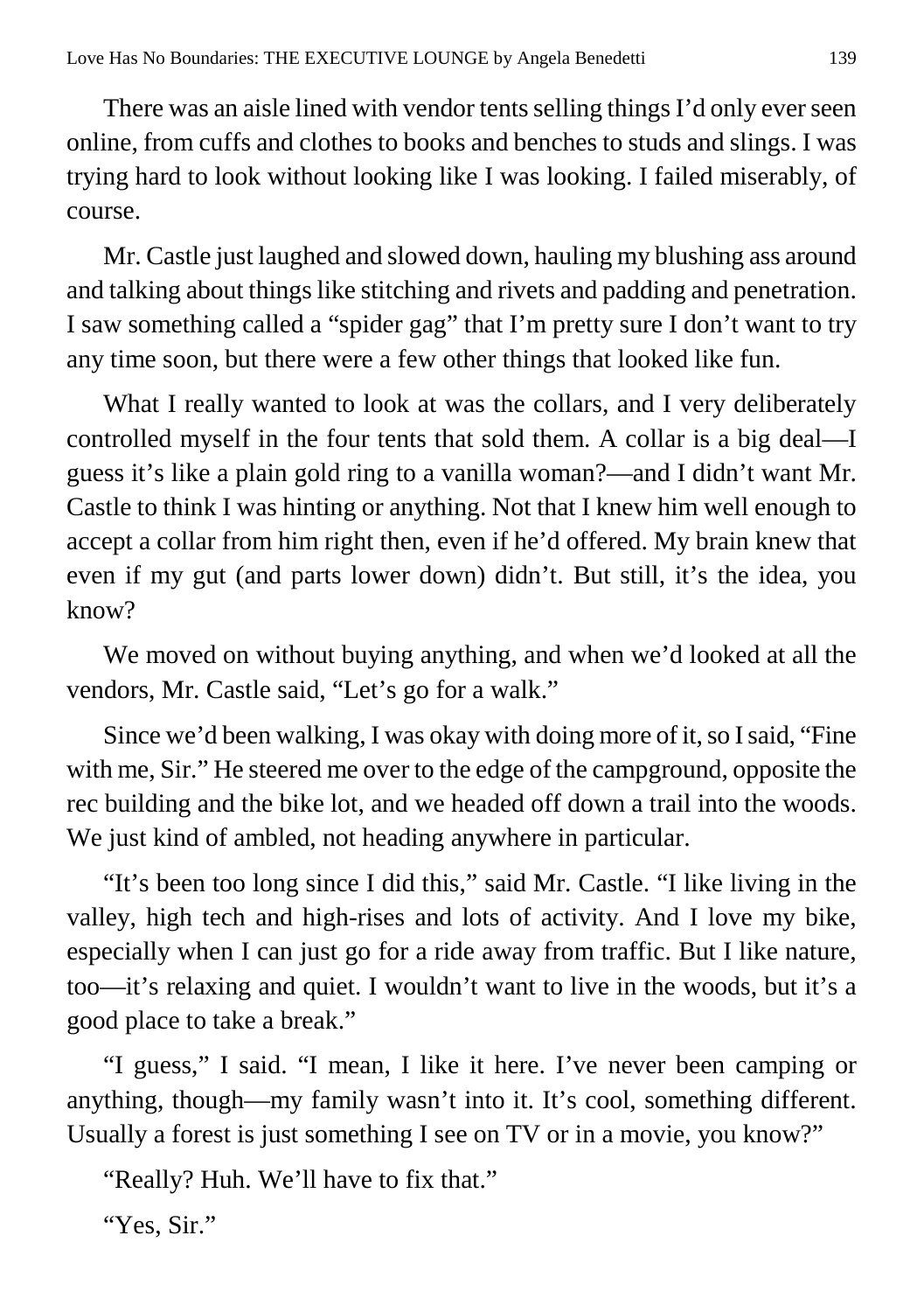There was an aisle lined with vendor tents selling things I'd only ever seen online, from cuffs and clothes to books and benches to studs and slings. I was trying hard to look without looking like I was looking. I failed miserably, of course.

Mr. Castle just laughed and slowed down, hauling my blushing ass around and talking about things like stitching and rivets and padding and penetration. I saw something called a "spider gag" that I'm pretty sure I don't want to try any time soon, but there were a few other things that looked like fun.

What I really wanted to look at was the collars, and I very deliberately controlled myself in the four tents that sold them. A collar is a big deal—I guess it's like a plain gold ring to a vanilla woman?—and I didn't want Mr. Castle to think I was hinting or anything. Not that I knew him well enough to accept a collar from him right then, even if he'd offered. My brain knew that even if my gut (and parts lower down) didn't. But still, it's the idea, you know?

We moved on without buying anything, and when we'd looked at all the vendors, Mr. Castle said, "Let's go for a walk."

Since we'd been walking, I was okay with doing more of it, so I said, "Fine with me, Sir." He steered me over to the edge of the campground, opposite the rec building and the bike lot, and we headed off down a trail into the woods. We just kind of ambled, not heading anywhere in particular.

"It's been too long since I did this," said Mr. Castle. "I like living in the valley, high tech and high-rises and lots of activity. And I love my bike, especially when I can just go for a ride away from traffic. But I like nature, too—it's relaxing and quiet. I wouldn't want to live in the woods, but it's a good place to take a break."

"I guess," I said. "I mean, I like it here. I've never been camping or anything, though—my family wasn't into it. It's cool, something different. Usually a forest is just something I see on TV or in a movie, you know?"

"Really? Huh. We'll have to fix that."

"Yes, Sir."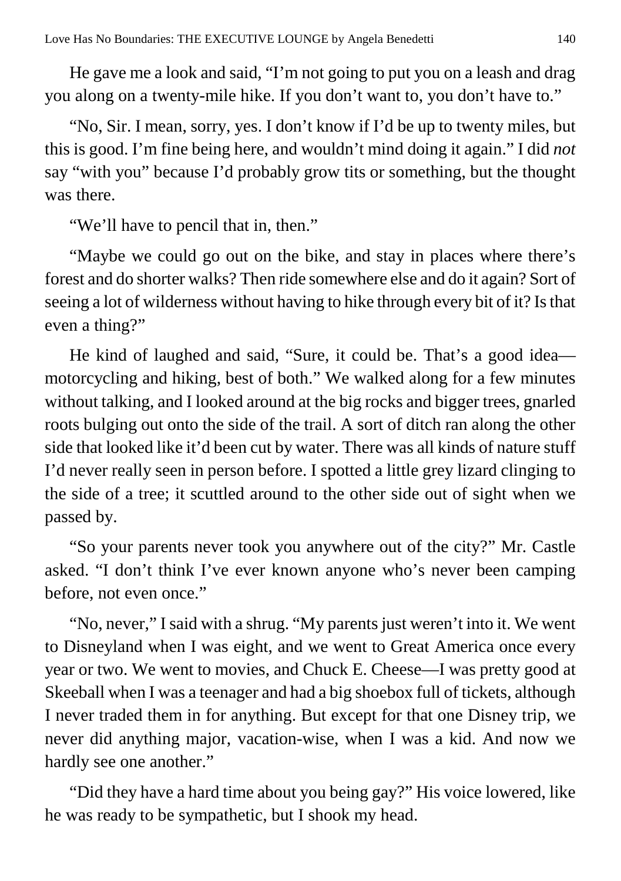He gave me a look and said, "I'm not going to put you on a leash and drag you along on a twenty-mile hike. If you don't want to, you don't have to."

"No, Sir. I mean, sorry, yes. I don't know if I'd be up to twenty miles, but this is good. I'm fine being here, and wouldn't mind doing it again." I did *not* say "with you" because I'd probably grow tits or something, but the thought was there.

"We'll have to pencil that in, then."

"Maybe we could go out on the bike, and stay in places where there's forest and do shorter walks? Then ride somewhere else and do it again? Sort of seeing a lot of wilderness without having to hike through every bit of it? Is that even a thing?"

He kind of laughed and said, "Sure, it could be. That's a good idea—motorcycling and hiking, best of both." We walked along for a few minutes without talking, and I looked around at the big rocks and bigger trees, gnarled roots bulging out onto the side of the trail. A sort of ditch ran along the other side that looked like it'd been cut by water. There was all kinds of nature stuff I'd never really seen in person before. I spotted a little grey lizard clinging to the side of a tree; it scuttled around to the other side out of sight when we passed by.

"So your parents never took you anywhere out of the city?" Mr. Castle asked. "I don't think I've ever known anyone who's never been camping before, not even once."

"No, never," I said with a shrug. "My parents just weren't into it. We went to Disneyland when I was eight, and we went to Great America once every year or two. We went to movies, and Chuck E. Cheese—I was pretty good at Skeeball when I was a teenager and had a big shoebox full of tickets, although I never traded them in for anything. But except for that one Disney trip, we never did anything major, vacation-wise, when I was a kid. And now we hardly see one another."

"Did they have a hard time about you being gay?" His voice lowered, like he was ready to be sympathetic, but I shook my head.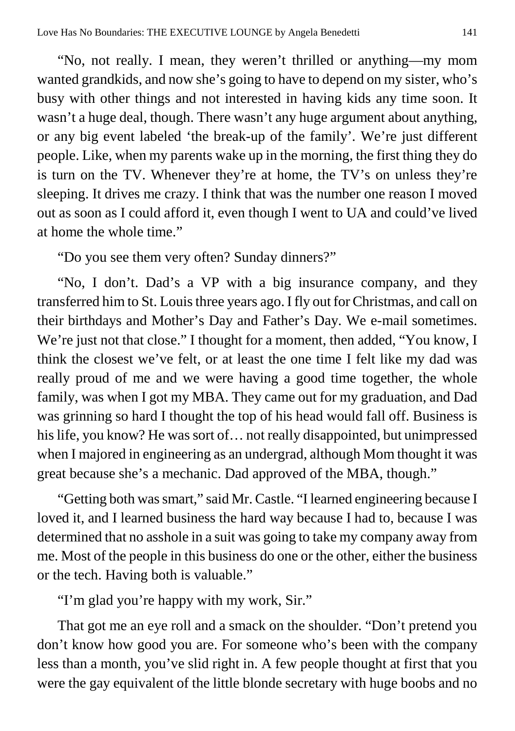"No, not really. I mean, they weren't thrilled or anything—my mom wanted grandkids, and now she's going to have to depend on my sister, who's busy with other things and not interested in having kids any time soon. It wasn't a huge deal, though. There wasn't any huge argument about anything, or any big event labeled 'the break-up of the family'. We're just different people. Like, when my parents wake up in the morning, the first thing they do is turn on the TV. Whenever they're at home, the TV's on unless they're sleeping. It drives me crazy. I think that was the number one reason I moved out as soon as I could afford it, even though I went to UA and could've lived at home the whole time."

"Do you see them very often? Sunday dinners?"

"No, I don't. Dad's a VP with a big insurance company, and they transferred him to St. Louis three years ago. I fly out for Christmas, and call on their birthdays and Mother's Day and Father's Day. We e-mail sometimes. We're just not that close." I thought for a moment, then added, "You know, I think the closest we've felt, or at least the one time I felt like my dad was really proud of me and we were having a good time together, the whole family, was when I got my MBA. They came out for my graduation, and Dad was grinning so hard I thought the top of his head would fall off. Business is his life, you know? He was sort of… not really disappointed, but unimpressed when I majored in engineering as an undergrad, although Mom thought it was great because she's a mechanic. Dad approved of the MBA, though."

"Getting both was smart," said Mr. Castle. "I learned engineering because I loved it, and I learned business the hard way because I had to, because I was determined that no asshole in a suit was going to take my company away from me. Most of the people in this business do one or the other, either the business or the tech. Having both is valuable."

"I'm glad you're happy with my work, Sir."

That got me an eye roll and a smack on the shoulder. "Don't pretend you don't know how good you are. For someone who's been with the company less than a month, you've slid right in. A few people thought at first that you were the gay equivalent of the little blonde secretary with huge boobs and no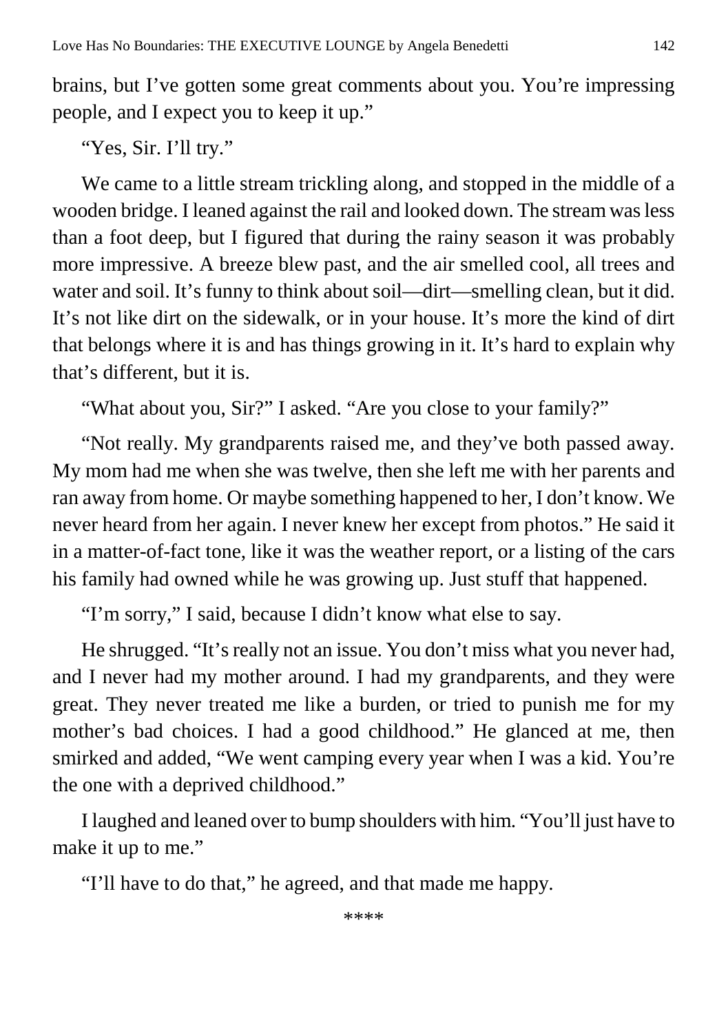brains, but I've gotten some great comments about you. You're impressing people, and I expect you to keep it up."

"Yes, Sir. I'll try."

We came to a little stream trickling along, and stopped in the middle of a wooden bridge. I leaned against the rail and looked down. The stream was less than a foot deep, but I figured that during the rainy season it was probably more impressive. A breeze blew past, and the air smelled cool, all trees and water and soil. It's funny to think about soil—dirt—smelling clean, but it did. It's not like dirt on the sidewalk, or in your house. It's more the kind of dirt that belongs where it is and has things growing in it. It's hard to explain why that's different, but it is.

"What about you, Sir?" I asked. "Are you close to your family?"

"Not really. My grandparents raised me, and they've both passed away. My mom had me when she was twelve, then she left me with her parents and ran away from home. Or maybe something happened to her, I don't know. We never heard from her again. I never knew her except from photos." He said it in a matter-of-fact tone, like it was the weather report, or a listing of the cars his family had owned while he was growing up. Just stuff that happened.

"I'm sorry," I said, because I didn't know what else to say.

He shrugged. "It's really not an issue. You don't miss what you never had, and I never had my mother around. I had my grandparents, and they were great. They never treated me like a burden, or tried to punish me for my mother's bad choices. I had a good childhood." He glanced at me, then smirked and added, "We went camping every year when I was a kid. You're the one with a deprived childhood."

I laughed and leaned over to bump shoulders with him. "You'll just have to make it up to me."

"I'll have to do that," he agreed, and that made me happy.

****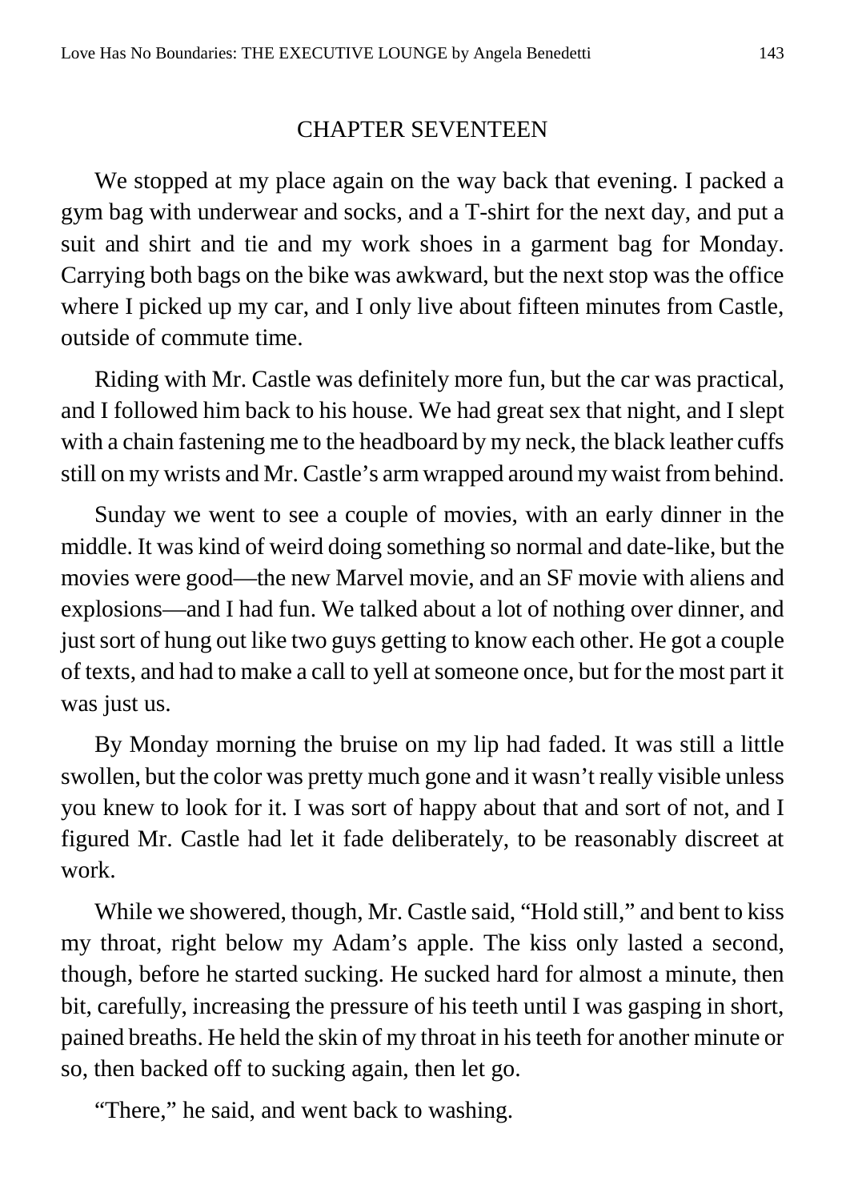## CHAPTER SEVENTEEN

We stopped at my place again on the way back that evening. I packed a gym bag with underwear and socks, and a T-shirt for the next day, and put a suit and shirt and tie and my work shoes in a garment bag for Monday. Carrying both bags on the bike was awkward, but the next stop was the office where I picked up my car, and I only live about fifteen minutes from Castle, outside of commute time.

Riding with Mr. Castle was definitely more fun, but the car was practical, and I followed him back to his house. We had great sex that night, and I slept with a chain fastening me to the headboard by my neck, the black leather cuffs still on my wrists and Mr. Castle's arm wrapped around my waist from behind.

Sunday we went to see a couple of movies, with an early dinner in the middle. It was kind of weird doing something so normal and date-like, but the movies were good—the new Marvel movie, and an SF movie with aliens and explosions—and I had fun. We talked about a lot of nothing over dinner, and just sort of hung out like two guys getting to know each other. He got a couple of texts, and had to make a call to yell at someone once, but for the most part it was just us.

By Monday morning the bruise on my lip had faded. It was still a little swollen, but the color was pretty much gone and it wasn't really visible unless you knew to look for it. I was sort of happy about that and sort of not, and I figured Mr. Castle had let it fade deliberately, to be reasonably discreet at work.

While we showered, though, Mr. Castle said, "Hold still," and bent to kiss my throat, right below my Adam's apple. The kiss only lasted a second, though, before he started sucking. He sucked hard for almost a minute, then bit, carefully, increasing the pressure of his teeth until I was gasping in short, pained breaths. He held the skin of my throat in his teeth for another minute or so, then backed off to sucking again, then let go.

"There," he said, and went back to washing.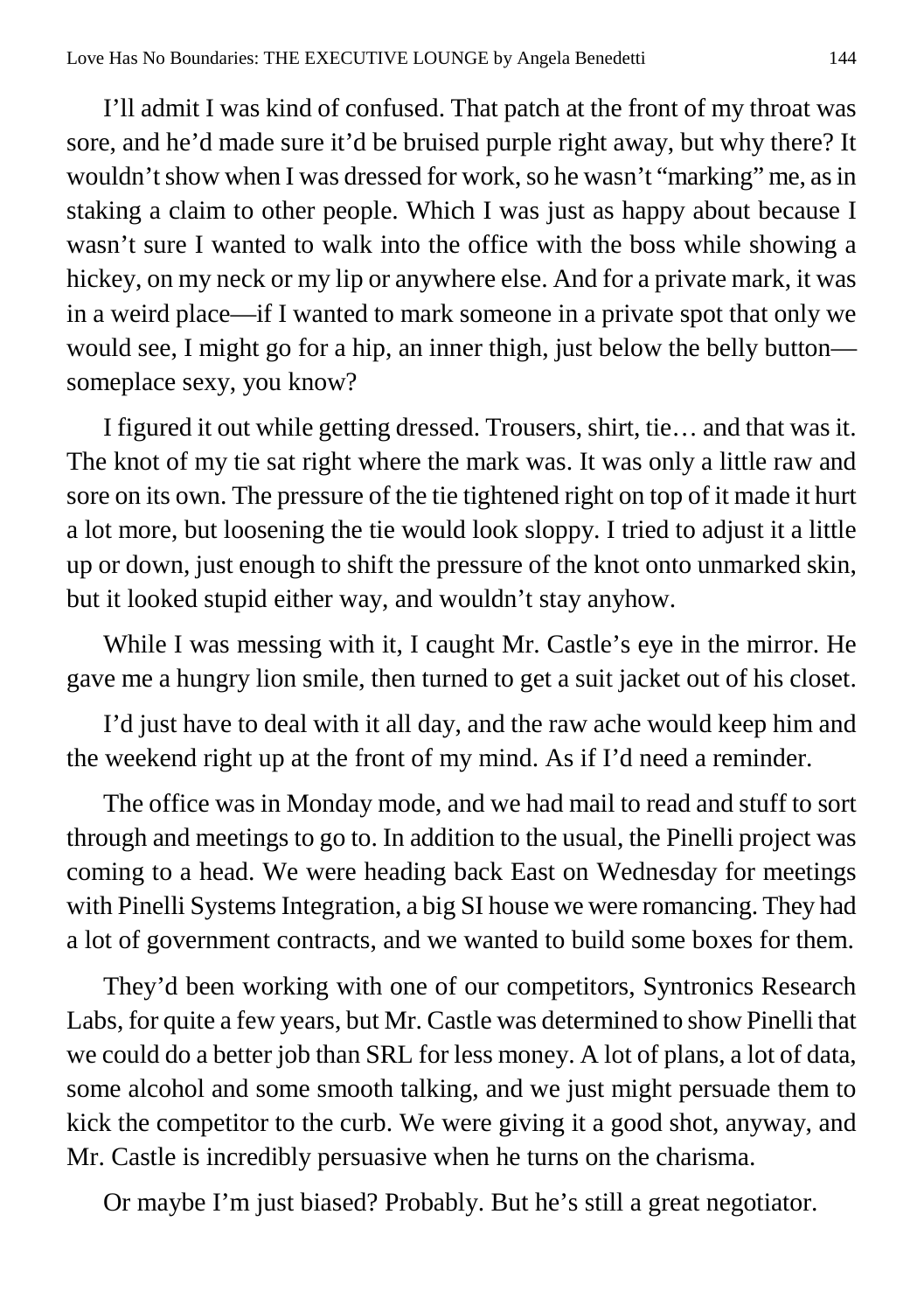I'll admit I was kind of confused. That patch at the front of my throat was sore, and he'd made sure it'd be bruised purple right away, but why there? It wouldn't show when I was dressed for work, so he wasn't "marking" me, as in staking a claim to other people. Which I was just as happy about because I wasn't sure I wanted to walk into the office with the boss while showing a hickey, on my neck or my lip or anywhere else. And for a private mark, it was in a weird place—if I wanted to mark someone in a private spot that only we would see, I might go for a hip, an inner thigh, just below the belly button—someplace sexy, you know?

I figured it out while getting dressed. Trousers, shirt, tie… and that was it. The knot of my tie sat right where the mark was. It was only a little raw and sore on its own. The pressure of the tie tightened right on top of it made it hurt a lot more, but loosening the tie would look sloppy. I tried to adjust it a little up or down, just enough to shift the pressure of the knot onto unmarked skin, but it looked stupid either way, and wouldn't stay anyhow.

While I was messing with it, I caught Mr. Castle's eye in the mirror. He gave me a hungry lion smile, then turned to get a suit jacket out of his closet.

I'd just have to deal with it all day, and the raw ache would keep him and the weekend right up at the front of my mind. As if I'd need a reminder.

The office was in Monday mode, and we had mail to read and stuff to sort through and meetings to go to. In addition to the usual, the Pinelli project was coming to a head. We were heading back East on Wednesday for meetings with Pinelli Systems Integration, a big SI house we were romancing. They had a lot of government contracts, and we wanted to build some boxes for them.

They'd been working with one of our competitors, Syntronics Research Labs, for quite a few years, but Mr. Castle was determined to show Pinelli that we could do a better job than SRL for less money. A lot of plans, a lot of data, some alcohol and some smooth talking, and we just might persuade them to kick the competitor to the curb. We were giving it a good shot, anyway, and Mr. Castle is incredibly persuasive when he turns on the charisma.

Or maybe I'm just biased? Probably. But he's still a great negotiator.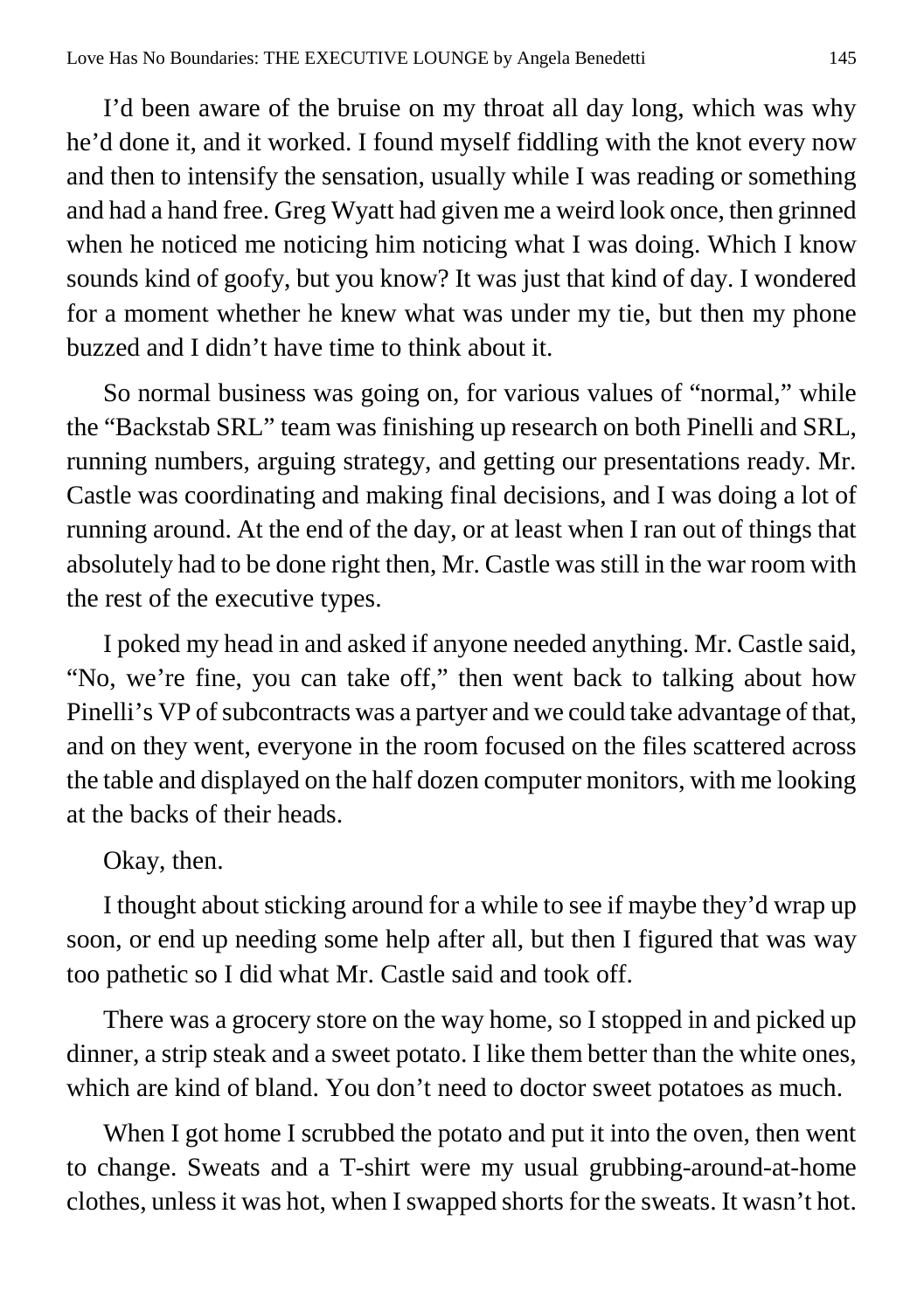I'd been aware of the bruise on my throat all day long, which was why he'd done it, and it worked. I found myself fiddling with the knot every now and then to intensify the sensation, usually while I was reading or something and had a hand free. Greg Wyatt had given me a weird look once, then grinned when he noticed me noticing him noticing what I was doing. Which I know sounds kind of goofy, but you know? It was just that kind of day. I wondered for a moment whether he knew what was under my tie, but then my phone buzzed and I didn't have time to think about it.

So normal business was going on, for various values of "normal," while the "Backstab SRL" team was finishing up research on both Pinelli and SRL, running numbers, arguing strategy, and getting our presentations ready. Mr. Castle was coordinating and making final decisions, and I was doing a lot of running around. At the end of the day, or at least when I ran out of things that absolutely had to be done right then, Mr. Castle was still in the war room with the rest of the executive types.

I poked my head in and asked if anyone needed anything. Mr. Castle said, "No, we're fine, you can take off," then went back to talking about how Pinelli's VP of subcontracts was a partyer and we could take advantage of that, and on they went, everyone in the room focused on the files scattered across the table and displayed on the half dozen computer monitors, with me looking at the backs of their heads.

Okay, then.

I thought about sticking around for a while to see if maybe they'd wrap up soon, or end up needing some help after all, but then I figured that was way too pathetic so I did what Mr. Castle said and took off.

There was a grocery store on the way home, so I stopped in and picked up dinner, a strip steak and a sweet potato. I like them better than the white ones, which are kind of bland. You don't need to doctor sweet potatoes as much.

When I got home I scrubbed the potato and put it into the oven, then went to change. Sweats and a T-shirt were my usual grubbing-around-at-home clothes, unless it was hot, when I swapped shorts for the sweats. It wasn't hot.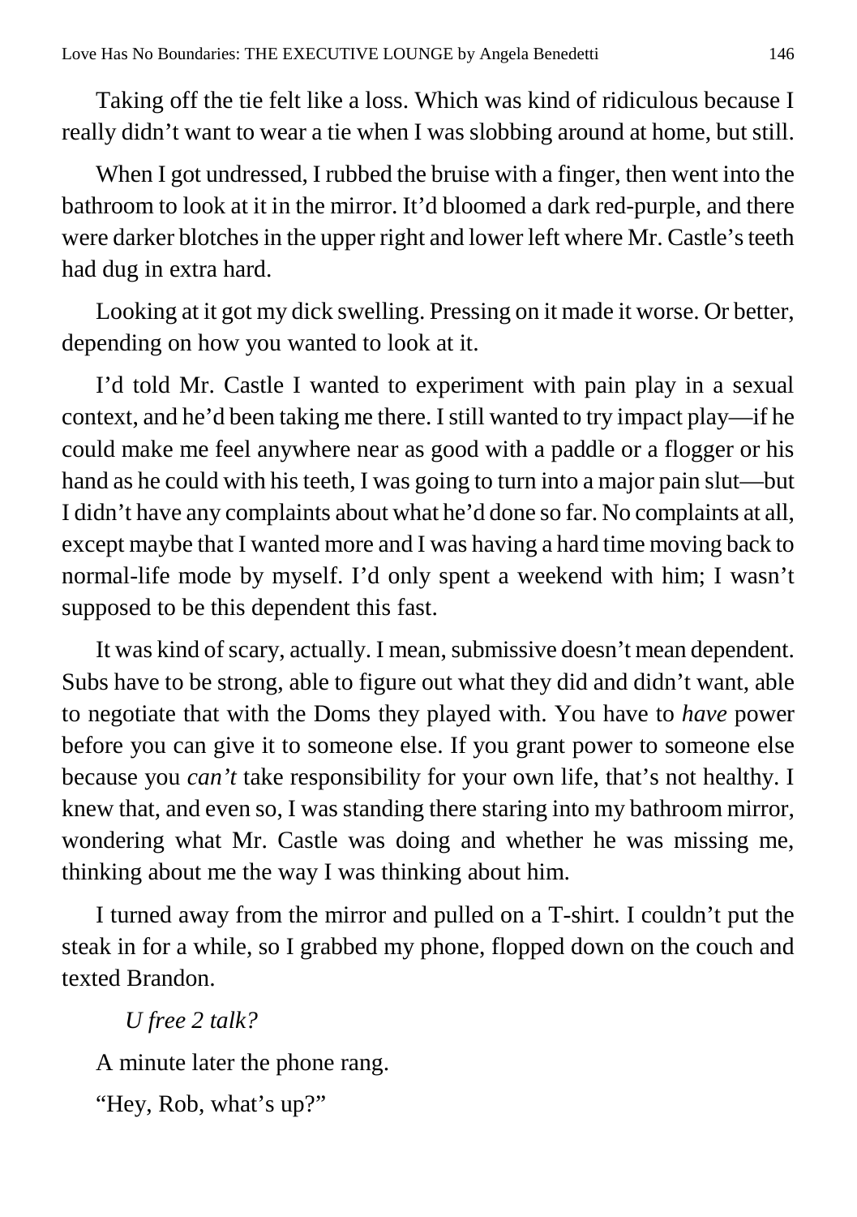Taking off the tie felt like a loss. Which was kind of ridiculous because I really didn't want to wear a tie when I was slobbing around at home, but still.

When I got undressed, I rubbed the bruise with a finger, then went into the bathroom to look at it in the mirror. It'd bloomed a dark red-purple, and there were darker blotches in the upper right and lower left where Mr. Castle's teeth had dug in extra hard.

Looking at it got my dick swelling. Pressing on it made it worse. Or better, depending on how you wanted to look at it.

I'd told Mr. Castle I wanted to experiment with pain play in a sexual context, and he'd been taking me there. I still wanted to try impact play—if he could make me feel anywhere near as good with a paddle or a flogger or his hand as he could with his teeth, I was going to turn into a major pain slut—but I didn't have any complaints about what he'd done so far. No complaints at all, except maybe that I wanted more and I was having a hard time moving back to normal-life mode by myself. I'd only spent a weekend with him; I wasn't supposed to be this dependent this fast.

It was kind of scary, actually. I mean, submissive doesn't mean dependent. Subs have to be strong, able to figure out what they did and didn't want, able to negotiate that with the Doms they played with. You have to *have* power before you can give it to someone else. If you grant power to someone else because you *can't* take responsibility for your own life, that's not healthy. I knew that, and even so, I was standing there staring into my bathroom mirror, wondering what Mr. Castle was doing and whether he was missing me, thinking about me the way I was thinking about him.

I turned away from the mirror and pulled on a T-shirt. I couldn't put the steak in for a while, so I grabbed my phone, flopped down on the couch and texted Brandon.

*U free 2 talk?*

A minute later the phone rang.

"Hey, Rob, what's up?"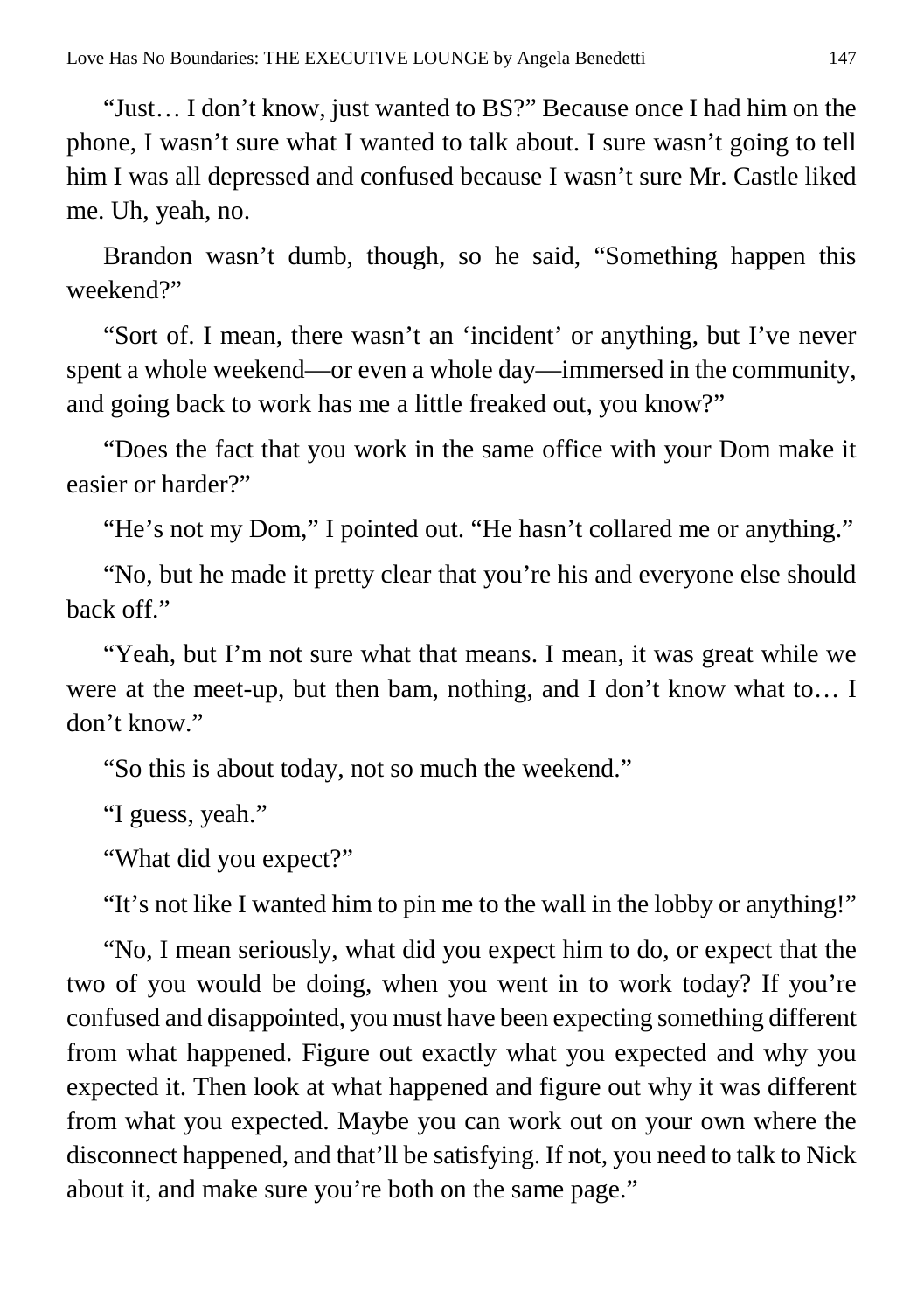"Just… I don't know, just wanted to BS?" Because once I had him on the phone, I wasn't sure what I wanted to talk about. I sure wasn't going to tell him I was all depressed and confused because I wasn't sure Mr. Castle liked me. Uh, yeah, no.

Brandon wasn't dumb, though, so he said, "Something happen this weekend?"

"Sort of. I mean, there wasn't an 'incident' or anything, but I've never spent a whole weekend—or even a whole day—immersed in the community, and going back to work has me a little freaked out, you know?"

"Does the fact that you work in the same office with your Dom make it easier or harder?"

"He's not my Dom," I pointed out. "He hasn't collared me or anything."

"No, but he made it pretty clear that you're his and everyone else should back off."

"Yeah, but I'm not sure what that means. I mean, it was great while we were at the meet-up, but then bam, nothing, and I don't know what to… I don't know."

"So this is about today, not so much the weekend."

"I guess, yeah."

"What did you expect?"

"It's not like I wanted him to pin me to the wall in the lobby or anything!"

"No, I mean seriously, what did you expect him to do, or expect that the two of you would be doing, when you went in to work today? If you're confused and disappointed, you must have been expecting something different from what happened. Figure out exactly what you expected and why you expected it. Then look at what happened and figure out why it was different from what you expected. Maybe you can work out on your own where the disconnect happened, and that'll be satisfying. If not, you need to talk to Nick about it, and make sure you're both on the same page."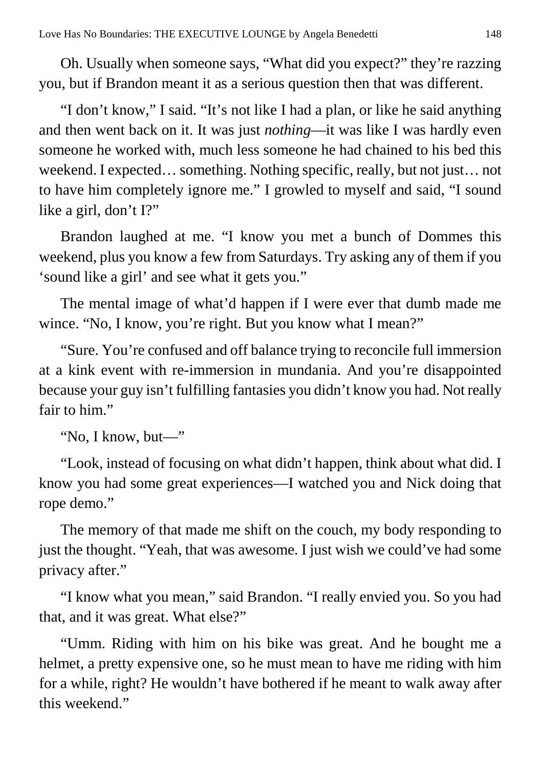Oh. Usually when someone says, "What did you expect?" they're razzing you, but if Brandon meant it as a serious question then that was different.

"I don't know," I said. "It's not like I had a plan, or like he said anything and then went back on it. It was just *nothing*—it was like I was hardly even someone he worked with, much less someone he had chained to his bed this weekend. I expected… something. Nothing specific, really, but not just… not to have him completely ignore me." I growled to myself and said, "I sound like a girl, don't I?"

Brandon laughed at me. "I know you met a bunch of Dommes this weekend, plus you know a few from Saturdays. Try asking any of them if you 'sound like a girl' and see what it gets you."

The mental image of what'd happen if I were ever that dumb made me wince. "No, I know, you're right. But you know what I mean?"

"Sure. You're confused and off balance trying to reconcile full immersion at a kink event with re-immersion in mundania. And you're disappointed because your guy isn't fulfilling fantasies you didn't know you had. Not really fair to him."

"No, I know, but—"

"Look, instead of focusing on what didn't happen, think about what did. I know you had some great experiences—I watched you and Nick doing that rope demo."

The memory of that made me shift on the couch, my body responding to just the thought. "Yeah, that was awesome. I just wish we could've had some privacy after."

"I know what you mean," said Brandon. "I really envied you. So you had that, and it was great. What else?"

"Umm. Riding with him on his bike was great. And he bought me a helmet, a pretty expensive one, so he must mean to have me riding with him for a while, right? He wouldn't have bothered if he meant to walk away after this weekend."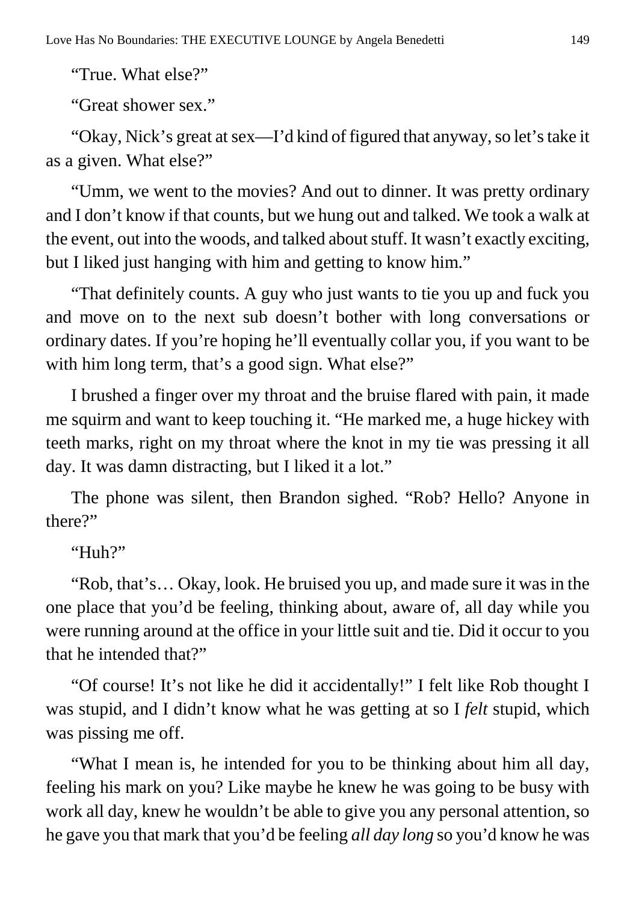"True. What else?"

"Great shower sex."

"Okay, Nick's great at sex—I'd kind of figured that anyway, so let's take it as a given. What else?"

"Umm, we went to the movies? And out to dinner. It was pretty ordinary and I don't know if that counts, but we hung out and talked. We took a walk at the event, out into the woods, and talked about stuff. It wasn't exactly exciting, but I liked just hanging with him and getting to know him."

"That definitely counts. A guy who just wants to tie you up and fuck you and move on to the next sub doesn't bother with long conversations or ordinary dates. If you're hoping he'll eventually collar you, if you want to be with him long term, that's a good sign. What else?"

I brushed a finger over my throat and the bruise flared with pain, it made me squirm and want to keep touching it. "He marked me, a huge hickey with teeth marks, right on my throat where the knot in my tie was pressing it all day. It was damn distracting, but I liked it a lot."

The phone was silent, then Brandon sighed. "Rob? Hello? Anyone in there?"

"Huh?"

"Rob, that's… Okay, look. He bruised you up, and made sure it was in the one place that you'd be feeling, thinking about, aware of, all day while you were running around at the office in your little suit and tie. Did it occur to you that he intended that?"

"Of course! It's not like he did it accidentally!" I felt like Rob thought I was stupid, and I didn't know what he was getting at so I *felt* stupid, which was pissing me off.

"What I mean is, he intended for you to be thinking about him all day, feeling his mark on you? Like maybe he knew he was going to be busy with work all day, knew he wouldn't be able to give you any personal attention, so he gave you that mark that you'd be feeling *all day long* so you'd know he was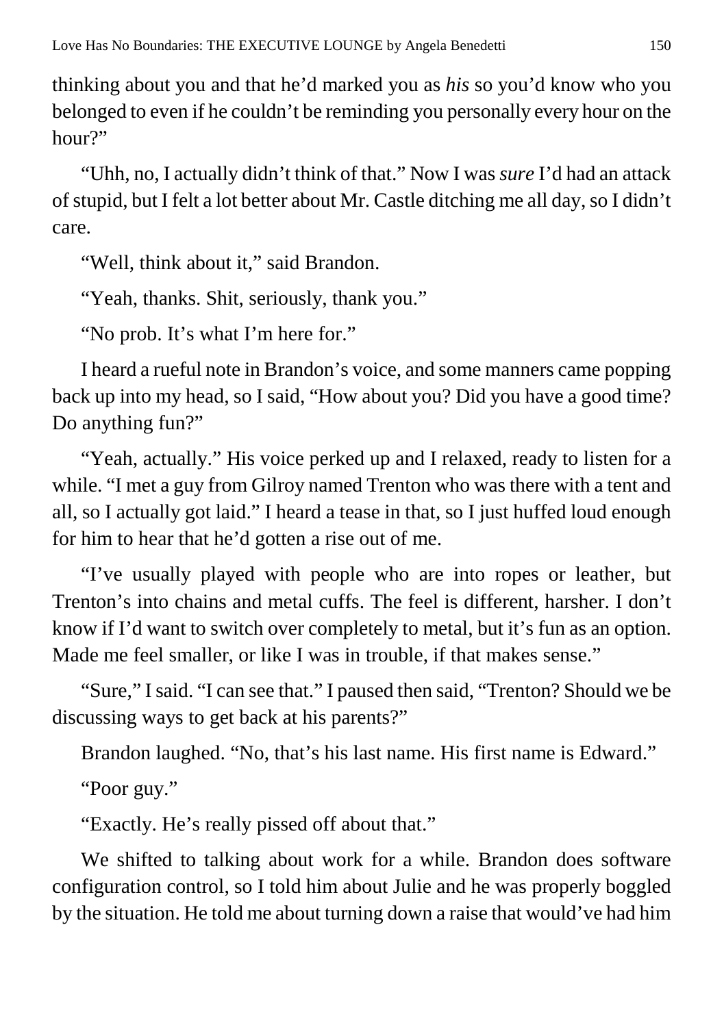thinking about you and that he'd marked you as *his* so you'd know who you belonged to even if he couldn't be reminding you personally every hour on the hour?"

"Uhh, no, I actually didn't think of that." Now I was *sure* I'd had an attack of stupid, but I felt a lot better about Mr. Castle ditching me all day, so I didn't care.

"Well, think about it," said Brandon.

"Yeah, thanks. Shit, seriously, thank you."

"No prob. It's what I'm here for."

I heard a rueful note in Brandon's voice, and some manners came popping back up into my head, so I said, "How about you? Did you have a good time? Do anything fun?"

"Yeah, actually." His voice perked up and I relaxed, ready to listen for a while. "I met a guy from Gilroy named Trenton who was there with a tent and all, so I actually got laid." I heard a tease in that, so I just huffed loud enough for him to hear that he'd gotten a rise out of me.

"I've usually played with people who are into ropes or leather, but Trenton's into chains and metal cuffs. The feel is different, harsher. I don't know if I'd want to switch over completely to metal, but it's fun as an option. Made me feel smaller, or like I was in trouble, if that makes sense."

"Sure," I said. "I can see that." I paused then said, "Trenton? Should we be discussing ways to get back at his parents?"

Brandon laughed. "No, that's his last name. His first name is Edward."

"Poor guy."

"Exactly. He's really pissed off about that."

We shifted to talking about work for a while. Brandon does software configuration control, so I told him about Julie and he was properly boggled by the situation. He told me about turning down a raise that would've had him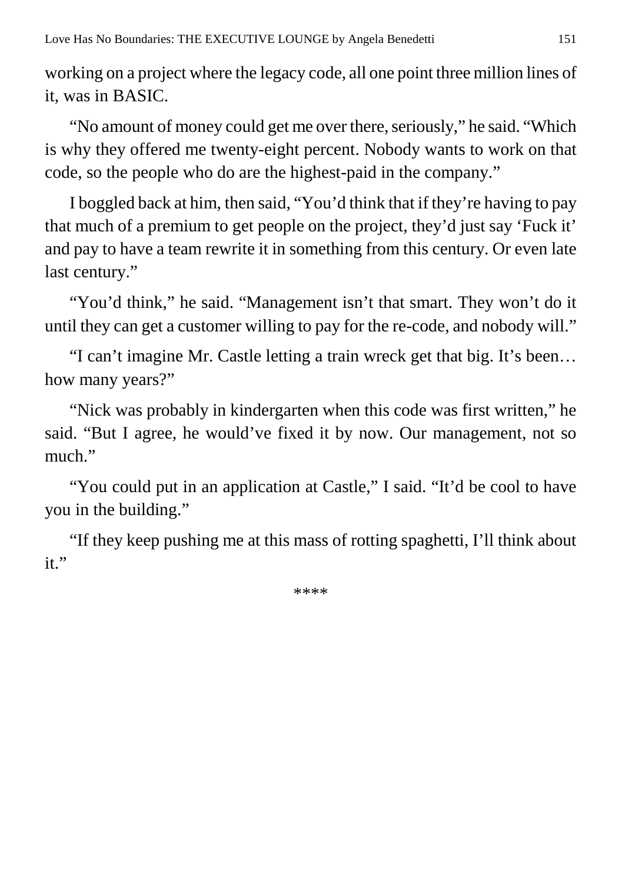working on a project where the legacy code, all one point three million lines of it, was in BASIC.

"No amount of money could get me over there, seriously," he said. "Which is why they offered me twenty-eight percent. Nobody wants to work on that code, so the people who do are the highest-paid in the company."

I boggled back at him, then said, "You'd think that if they're having to pay that much of a premium to get people on the project, they'd just say 'Fuck it' and pay to have a team rewrite it in something from this century. Or even late last century."

"You'd think," he said. "Management isn't that smart. They won't do it until they can get a customer willing to pay for the re-code, and nobody will."

"I can't imagine Mr. Castle letting a train wreck get that big. It's been… how many years?"

"Nick was probably in kindergarten when this code was first written," he said. "But I agree, he would've fixed it by now. Our management, not so much."

"You could put in an application at Castle," I said. "It'd be cool to have you in the building."

"If they keep pushing me at this mass of rotting spaghetti, I'll think about it."

****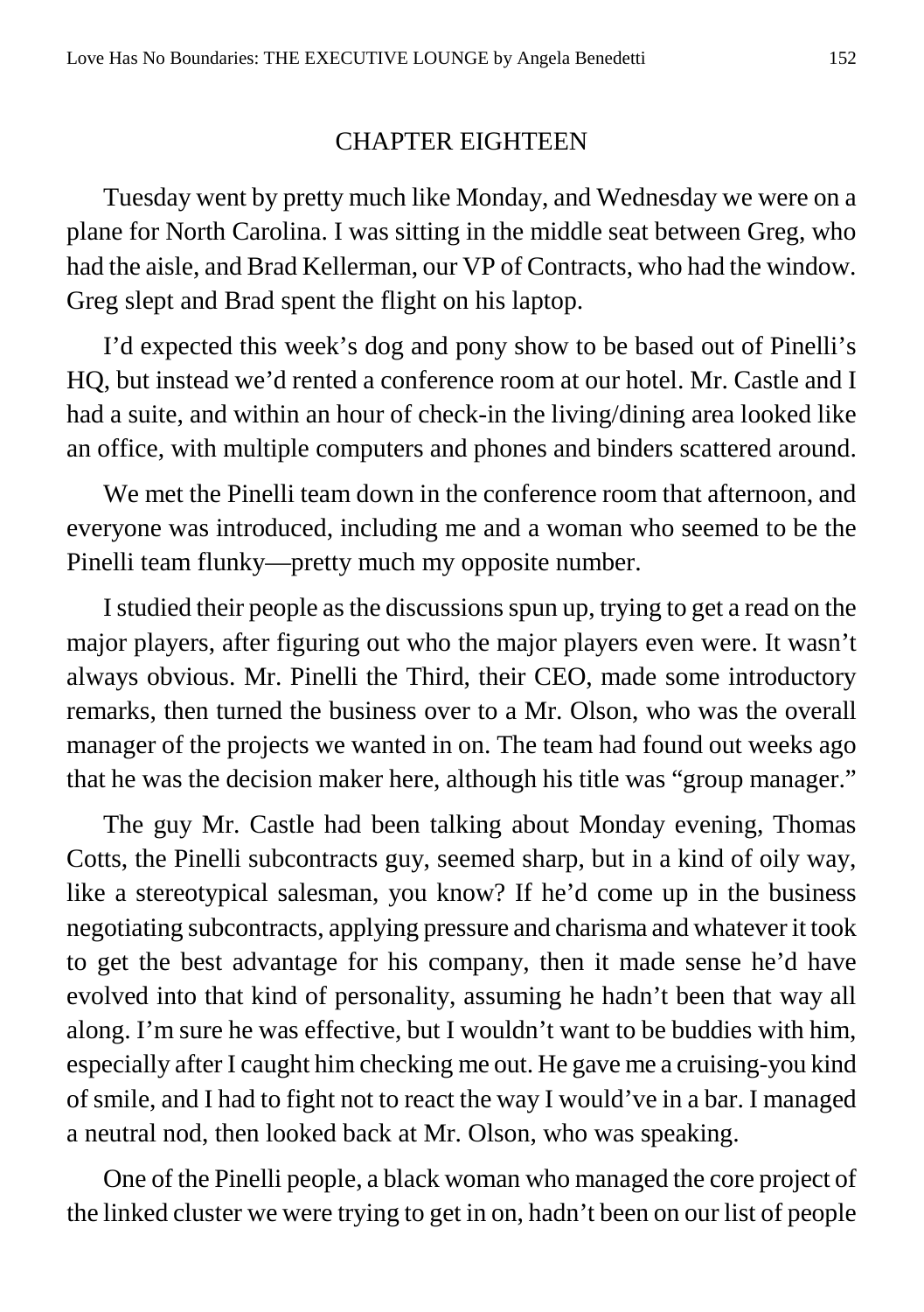## CHAPTER EIGHTEEN

Tuesday went by pretty much like Monday, and Wednesday we were on a plane for North Carolina. I was sitting in the middle seat between Greg, who had the aisle, and Brad Kellerman, our VP of Contracts, who had the window. Greg slept and Brad spent the flight on his laptop.

I'd expected this week's dog and pony show to be based out of Pinelli's HQ, but instead we'd rented a conference room at our hotel. Mr. Castle and I had a suite, and within an hour of check-in the living/dining area looked like an office, with multiple computers and phones and binders scattered around.

We met the Pinelli team down in the conference room that afternoon, and everyone was introduced, including me and a woman who seemed to be the Pinelli team flunky—pretty much my opposite number.

I studied their people as the discussions spun up, trying to get a read on the major players, after figuring out who the major players even were. It wasn't always obvious. Mr. Pinelli the Third, their CEO, made some introductory remarks, then turned the business over to a Mr. Olson, who was the overall manager of the projects we wanted in on. The team had found out weeks ago that he was the decision maker here, although his title was "group manager."

The guy Mr. Castle had been talking about Monday evening, Thomas Cotts, the Pinelli subcontracts guy, seemed sharp, but in a kind of oily way, like a stereotypical salesman, you know? If he'd come up in the business negotiating subcontracts, applying pressure and charisma and whatever it took to get the best advantage for his company, then it made sense he'd have evolved into that kind of personality, assuming he hadn't been that way all along. I'm sure he was effective, but I wouldn't want to be buddies with him, especially after I caught him checking me out. He gave me a cruising-you kind of smile, and I had to fight not to react the way I would've in a bar. I managed a neutral nod, then looked back at Mr. Olson, who was speaking.

One of the Pinelli people, a black woman who managed the core project of the linked cluster we were trying to get in on, hadn't been on our list of people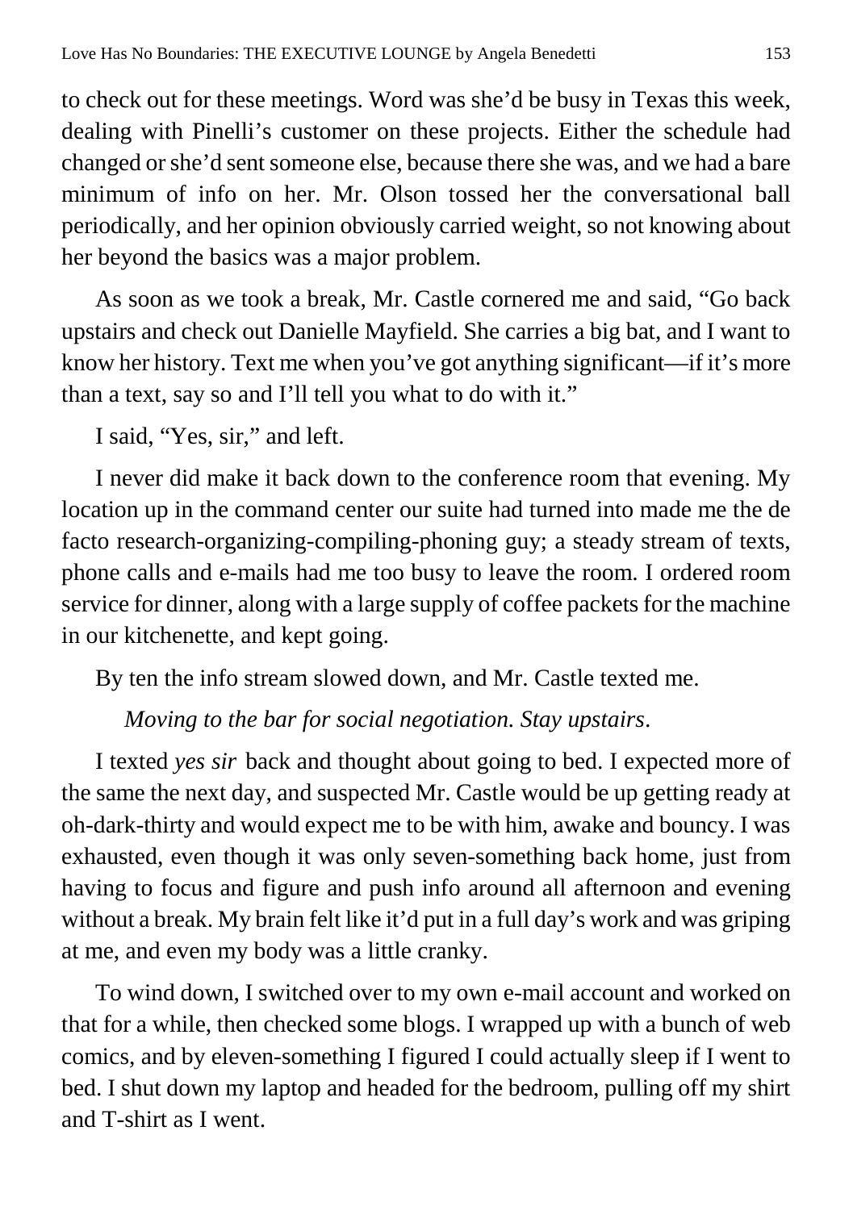to check out for these meetings. Word was she'd be busy in Texas this week, dealing with Pinelli's customer on these projects. Either the schedule had changed or she'd sent someone else, because there she was, and we had a bare minimum of info on her. Mr. Olson tossed her the conversational ball periodically, and her opinion obviously carried weight, so not knowing about her beyond the basics was a major problem.

As soon as we took a break, Mr. Castle cornered me and said, "Go back upstairs and check out Danielle Mayfield. She carries a big bat, and I want to know her history. Text me when you've got anything significant—if it's more than a text, say so and I'll tell you what to do with it."

I said, "Yes, sir," and left.

I never did make it back down to the conference room that evening. My location up in the command center our suite had turned into made me the de facto research-organizing-compiling-phoning guy; a steady stream of texts, phone calls and e-mails had me too busy to leave the room. I ordered room service for dinner, along with a large supply of coffee packets for the machine in our kitchenette, and kept going.

By ten the info stream slowed down, and Mr. Castle texted me.

*Moving to the bar for social negotiation. Stay upstairs.*

I texted *yes sir* back and thought about going to bed. I expected more of the same the next day, and suspected Mr. Castle would be up getting ready at oh-dark-thirty and would expect me to be with him, awake and bouncy. I was exhausted, even though it was only seven-something back home, just from having to focus and figure and push info around all afternoon and evening without a break. My brain felt like it'd put in a full day's work and was griping at me, and even my body was a little cranky.

To wind down, I switched over to my own e-mail account and worked on that for a while, then checked some blogs. I wrapped up with a bunch of web comics, and by eleven-something I figured I could actually sleep if I went to bed. I shut down my laptop and headed for the bedroom, pulling off my shirt and T-shirt as I went.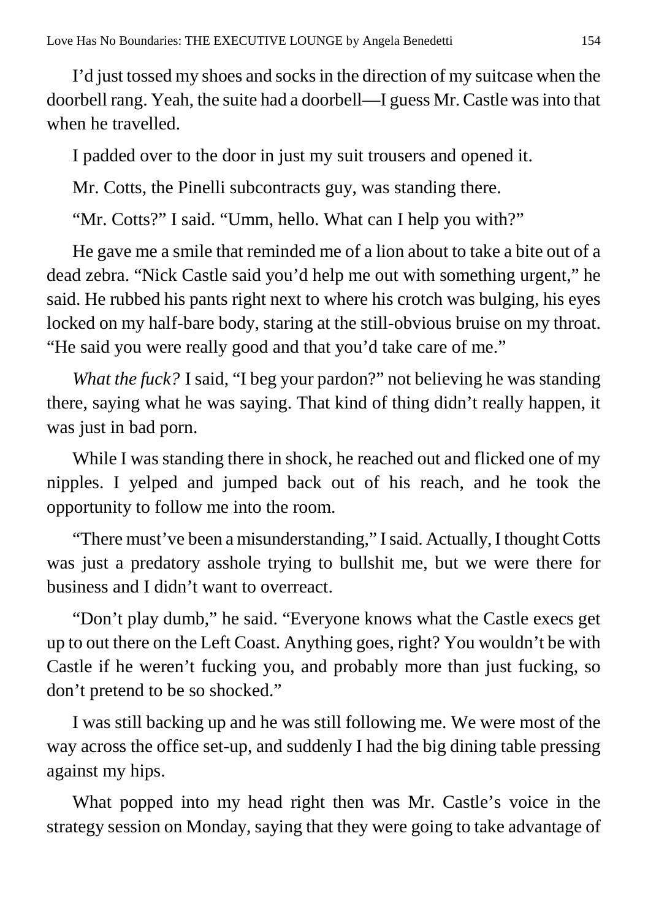I'd just tossed my shoes and socks in the direction of my suitcase when the doorbell rang. Yeah, the suite had a doorbell—I guess Mr. Castle was into that when he travelled.

I padded over to the door in just my suit trousers and opened it.

Mr. Cotts, the Pinelli subcontracts guy, was standing there.

"Mr. Cotts?" I said. "Umm, hello. What can I help you with?"

He gave me a smile that reminded me of a lion about to take a bite out of a dead zebra. "Nick Castle said you'd help me out with something urgent," he said. He rubbed his pants right next to where his crotch was bulging, his eyes locked on my half-bare body, staring at the still-obvious bruise on my throat. "He said you were really good and that you'd take care of me."

*What the fuck?* I said, "I beg your pardon?" not believing he was standing there, saying what he was saying. That kind of thing didn't really happen, it was just in bad porn.

While I was standing there in shock, he reached out and flicked one of my nipples. I yelped and jumped back out of his reach, and he took the opportunity to follow me into the room.

"There must've been a misunderstanding," I said. Actually, I thought Cotts was just a predatory asshole trying to bullshit me, but we were there for business and I didn't want to overreact.

"Don't play dumb," he said. "Everyone knows what the Castle execs get up to out there on the Left Coast. Anything goes, right? You wouldn't be with Castle if he weren't fucking you, and probably more than just fucking, so don't pretend to be so shocked."

I was still backing up and he was still following me. We were most of the way across the office set-up, and suddenly I had the big dining table pressing against my hips.

What popped into my head right then was Mr. Castle's voice in the strategy session on Monday, saying that they were going to take advantage of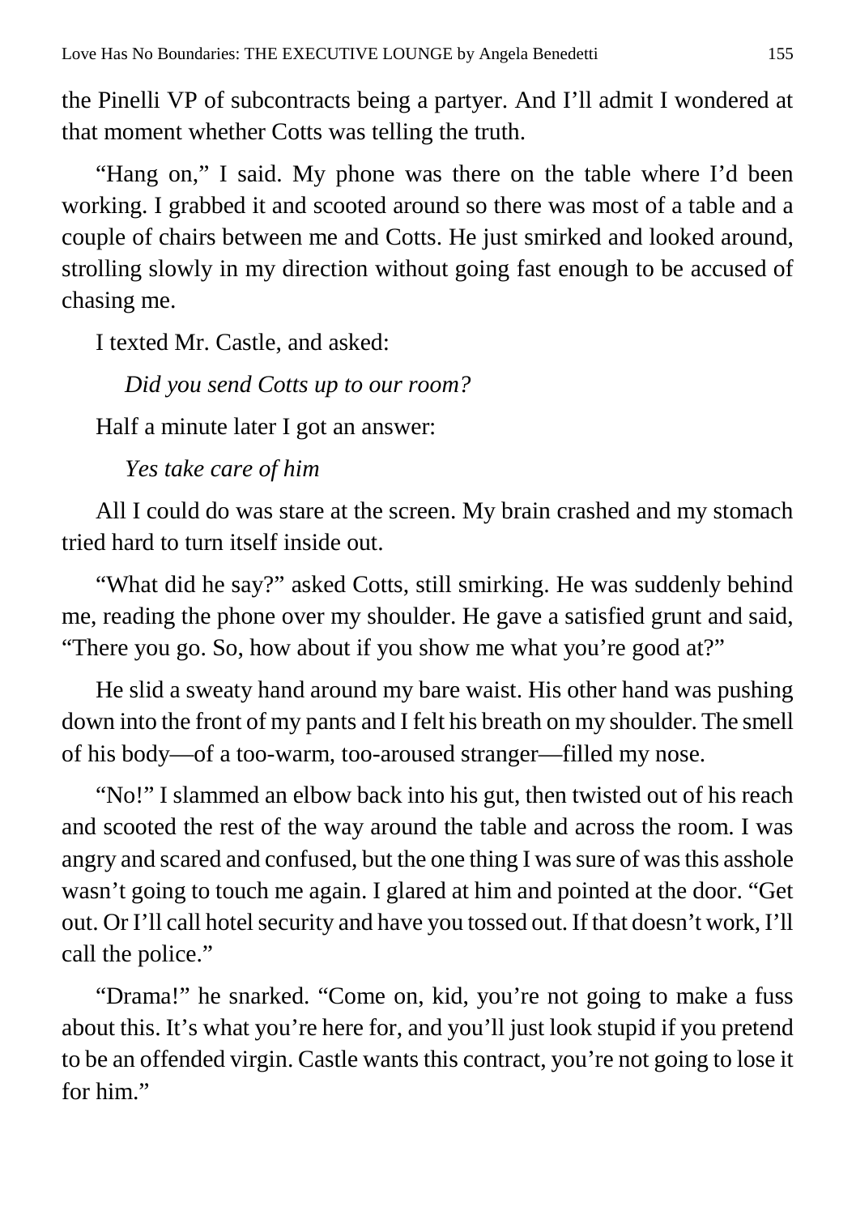the Pinelli VP of subcontracts being a partyer. And I'll admit I wondered at that moment whether Cotts was telling the truth.

"Hang on," I said. My phone was there on the table where I'd been working. I grabbed it and scooted around so there was most of a table and a couple of chairs between me and Cotts. He just smirked and looked around, strolling slowly in my direction without going fast enough to be accused of chasing me.

I texted Mr. Castle, and asked:

*Did you send Cotts up to our room?*

Half a minute later I got an answer:

*Yes take care of him*

All I could do was stare at the screen. My brain crashed and my stomach tried hard to turn itself inside out.

"What did he say?" asked Cotts, still smirking. He was suddenly behind me, reading the phone over my shoulder. He gave a satisfied grunt and said, "There you go. So, how about if you show me what you're good at?"

He slid a sweaty hand around my bare waist. His other hand was pushing down into the front of my pants and I felt his breath on my shoulder. The smell of his body—of a too-warm, too-aroused stranger—filled my nose.

"No!" I slammed an elbow back into his gut, then twisted out of his reach and scooted the rest of the way around the table and across the room. I was angry and scared and confused, but the one thing I was sure of was this asshole wasn't going to touch me again. I glared at him and pointed at the door. "Get out. Or I'll call hotel security and have you tossed out. If that doesn't work, I'll call the police."

"Drama!" he snarked. "Come on, kid, you're not going to make a fuss about this. It's what you're here for, and you'll just look stupid if you pretend to be an offended virgin. Castle wants this contract, you're not going to lose it for him."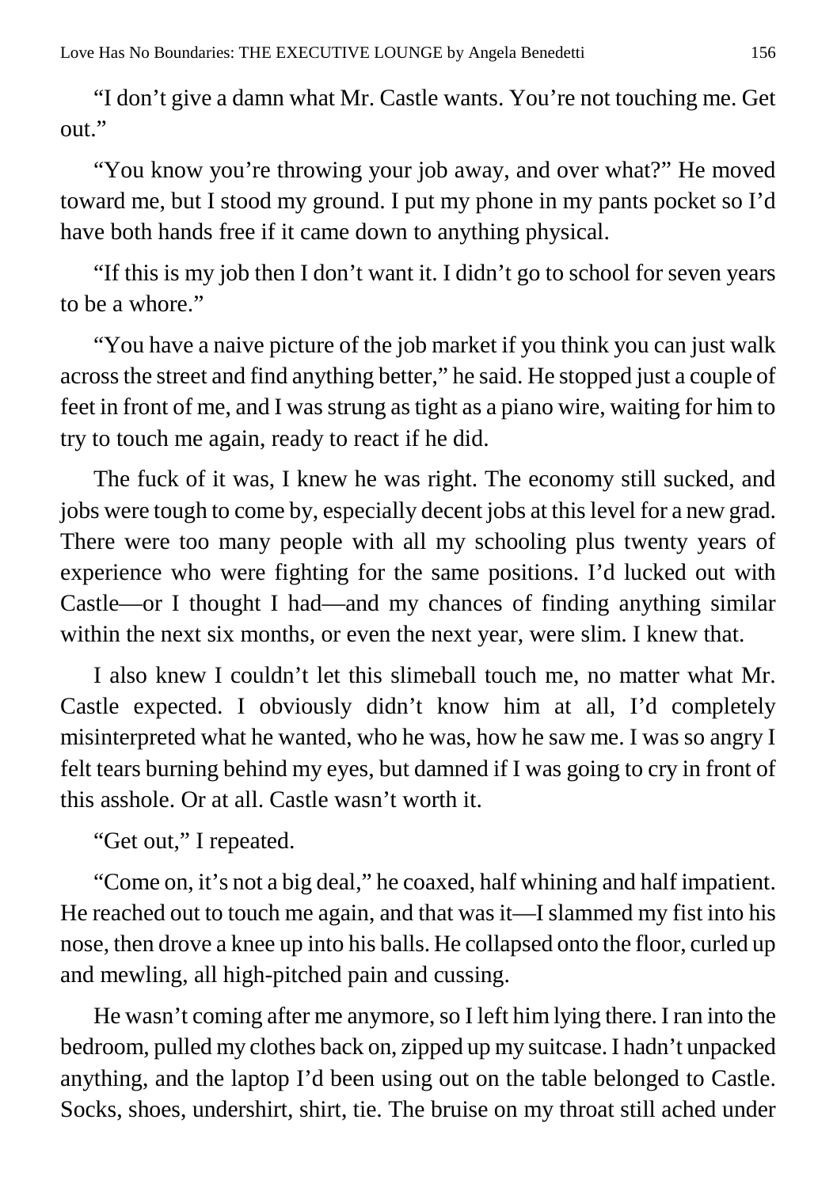"I don't give a damn what Mr. Castle wants. You're not touching me. Get out."

"You know you're throwing your job away, and over what?" He moved toward me, but I stood my ground. I put my phone in my pants pocket so I'd have both hands free if it came down to anything physical.

"If this is my job then I don't want it. I didn't go to school for seven years to be a whore."

"You have a naive picture of the job market if you think you can just walk across the street and find anything better," he said. He stopped just a couple of feet in front of me, and I was strung as tight as a piano wire, waiting for him to try to touch me again, ready to react if he did.

The fuck of it was, I knew he was right. The economy still sucked, and jobs were tough to come by, especially decent jobs at this level for a new grad. There were too many people with all my schooling plus twenty years of experience who were fighting for the same positions. I'd lucked out with Castle—or I thought I had—and my chances of finding anything similar within the next six months, or even the next year, were slim. I knew that.

I also knew I couldn't let this slimeball touch me, no matter what Mr. Castle expected. I obviously didn't know him at all, I'd completely misinterpreted what he wanted, who he was, how he saw me. I was so angry I felt tears burning behind my eyes, but damned if I was going to cry in front of this asshole. Or at all. Castle wasn't worth it.

"Get out," I repeated.

"Come on, it's not a big deal," he coaxed, half whining and half impatient. He reached out to touch me again, and that was it—I slammed my fist into his nose, then drove a knee up into his balls. He collapsed onto the floor, curled up and mewling, all high-pitched pain and cussing.

He wasn't coming after me anymore, so I left him lying there. I ran into the bedroom, pulled my clothes back on, zipped up my suitcase. I hadn't unpacked anything, and the laptop I'd been using out on the table belonged to Castle. Socks, shoes, undershirt, shirt, tie. The bruise on my throat still ached under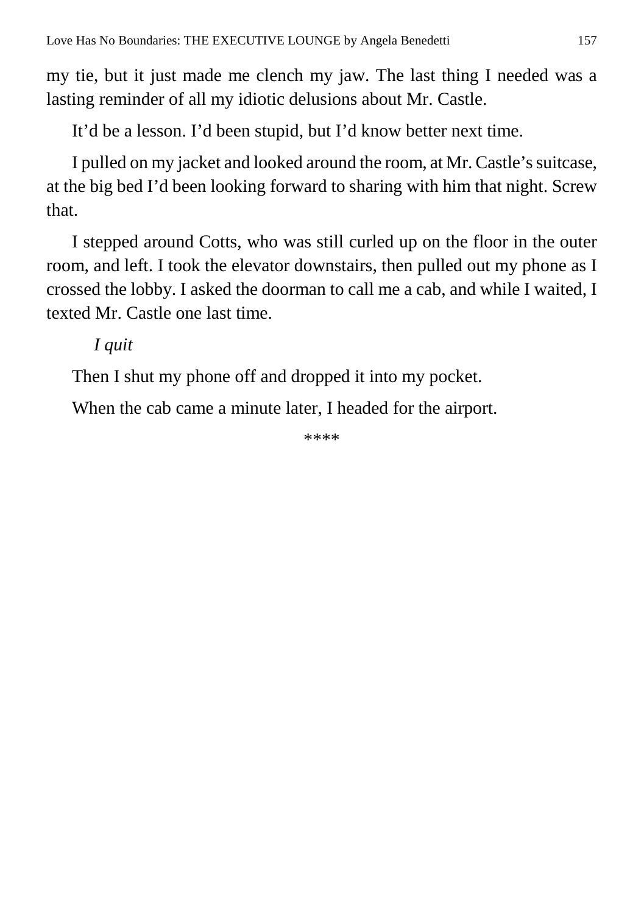my tie, but it just made me clench my jaw. The last thing I needed was a lasting reminder of all my idiotic delusions about Mr. Castle.

It'd be a lesson. I'd been stupid, but I'd know better next time.

I pulled on my jacket and looked around the room, at Mr. Castle's suitcase, at the big bed I'd been looking forward to sharing with him that night. Screw that.

I stepped around Cotts, who was still curled up on the floor in the outer room, and left. I took the elevator downstairs, then pulled out my phone as I crossed the lobby. I asked the doorman to call me a cab, and while I waited, I texted Mr. Castle one last time.

*I quit*

Then I shut my phone off and dropped it into my pocket.

When the cab came a minute later, I headed for the airport.

****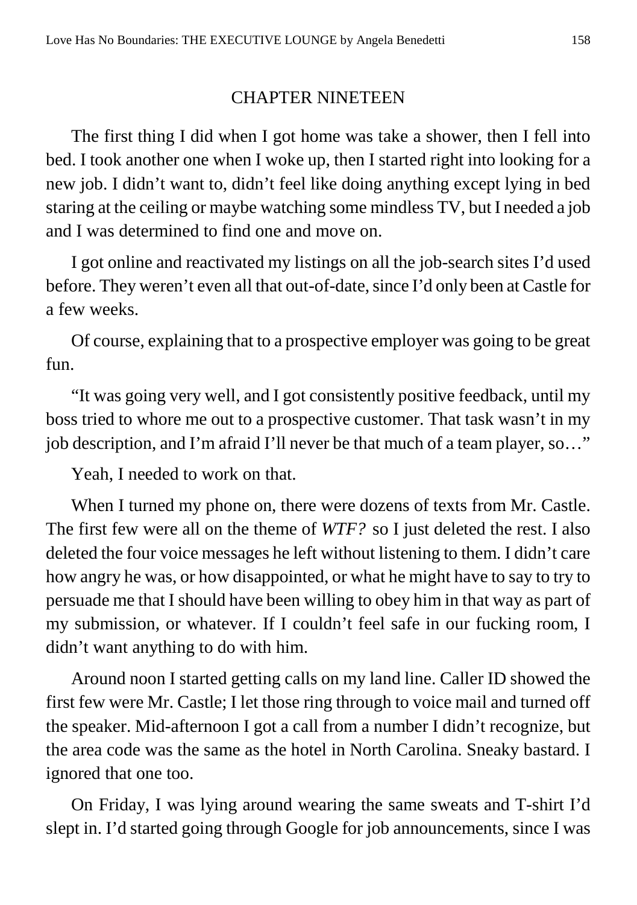## CHAPTER NINETEEN

The first thing I did when I got home was take a shower, then I fell into bed. I took another one when I woke up, then I started right into looking for a new job. I didn't want to, didn't feel like doing anything except lying in bed staring at the ceiling or maybe watching some mindless TV, but I needed a job and I was determined to find one and move on.

I got online and reactivated my listings on all the job-search sites I'd used before. They weren't even all that out-of-date, since I'd only been at Castle for a few weeks.

Of course, explaining that to a prospective employer was going to be great fun.

"It was going very well, and I got consistently positive feedback, until my boss tried to whore me out to a prospective customer. That task wasn't in my job description, and I'm afraid I'll never be that much of a team player, so…"

Yeah, I needed to work on that.

When I turned my phone on, there were dozens of texts from Mr. Castle. The first few were all on the theme of *WTF?* so I just deleted the rest. I also deleted the four voice messages he left without listening to them. I didn't care how angry he was, or how disappointed, or what he might have to say to try to persuade me that I should have been willing to obey him in that way as part of my submission, or whatever. If I couldn't feel safe in our fucking room, I didn't want anything to do with him.

Around noon I started getting calls on my land line. Caller ID showed the first few were Mr. Castle; I let those ring through to voice mail and turned off the speaker. Mid-afternoon I got a call from a number I didn't recognize, but the area code was the same as the hotel in North Carolina. Sneaky bastard. I ignored that one too.

On Friday, I was lying around wearing the same sweats and T-shirt I'd slept in. I'd started going through Google for job announcements, since I was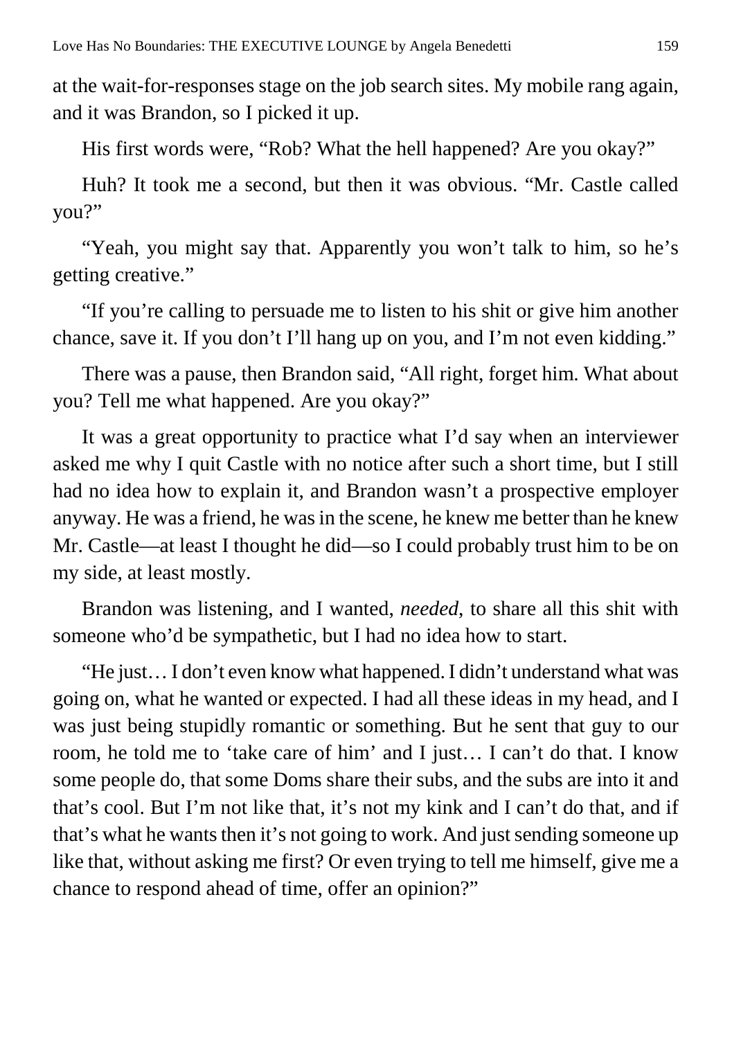at the wait-for-responses stage on the job search sites. My mobile rang again, and it was Brandon, so I picked it up.

His first words were, "Rob? What the hell happened? Are you okay?"

Huh? It took me a second, but then it was obvious. "Mr. Castle called you?"

"Yeah, you might say that. Apparently you won't talk to him, so he's getting creative."

"If you're calling to persuade me to listen to his shit or give him another chance, save it. If you don't I'll hang up on you, and I'm not even kidding."

There was a pause, then Brandon said, "All right, forget him. What about you? Tell me what happened. Are you okay?"

It was a great opportunity to practice what I'd say when an interviewer asked me why I quit Castle with no notice after such a short time, but I still had no idea how to explain it, and Brandon wasn't a prospective employer anyway. He was a friend, he was in the scene, he knew me better than he knew Mr. Castle—at least I thought he did—so I could probably trust him to be on my side, at least mostly.

Brandon was listening, and I wanted, *needed*, to share all this shit with someone who'd be sympathetic, but I had no idea how to start.

"He just… I don't even know what happened. I didn't understand what was going on, what he wanted or expected. I had all these ideas in my head, and I was just being stupidly romantic or something. But he sent that guy to our room, he told me to 'take care of him' and I just… I can't do that. I know some people do, that some Doms share their subs, and the subs are into it and that's cool. But I'm not like that, it's not my kink and I can't do that, and if that's what he wants then it's not going to work. And just sending someone up like that, without asking me first? Or even trying to tell me himself, give me a chance to respond ahead of time, offer an opinion?"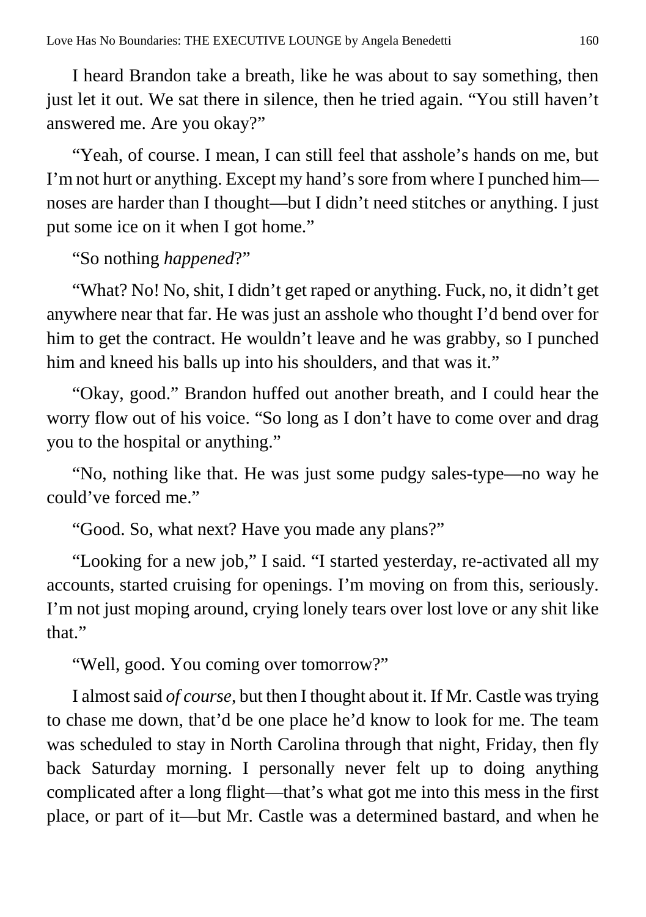I heard Brandon take a breath, like he was about to say something, then just let it out. We sat there in silence, then he tried again. “You still haven’t answered me. Are you okay?”

“Yeah, of course. I mean, I can still feel that asshole’s hands on me, but I’m not hurt or anything. Except my hand’s sore from where I punched him—noses are harder than I thought—but I didn’t need stitches or anything. I just put some ice on it when I got home.”

“So nothing *happened*?”

“What? No! No, shit, I didn’t get raped or anything. Fuck, no, it didn’t get anywhere near that far. He was just an asshole who thought I’d bend over for him to get the contract. He wouldn’t leave and he was grabby, so I punched him and kneed his balls up into his shoulders, and that was it.”

“Okay, good.” Brandon huffed out another breath, and I could hear the worry flow out of his voice. “So long as I don’t have to come over and drag you to the hospital or anything.”

“No, nothing like that. He was just some pudgy sales-type—no way he could’ve forced me.”

“Good. So, what next? Have you made any plans?”

“Looking for a new job,” I said. “I started yesterday, re-activated all my accounts, started cruising for openings. I’m moving on from this, seriously. I’m not just moping around, crying lonely tears over lost love or any shit like that.”

“Well, good. You coming over tomorrow?”

I almost said *of course*, but then I thought about it. If Mr. Castle was trying to chase me down, that’d be one place he’d know to look for me. The team was scheduled to stay in North Carolina through that night, Friday, then fly back Saturday morning. I personally never felt up to doing anything complicated after a long flight—that’s what got me into this mess in the first place, or part of it—but Mr. Castle was a determined bastard, and when he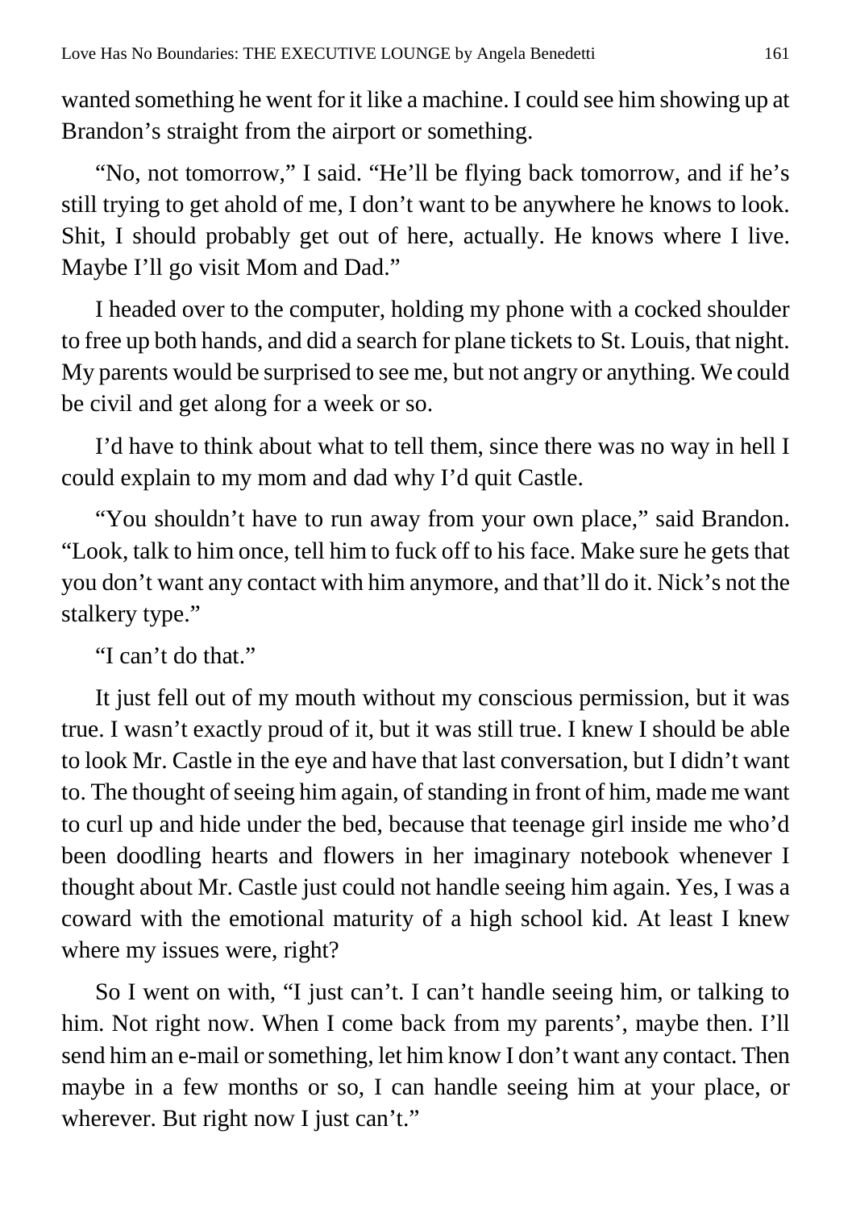wanted something he went for it like a machine. I could see him showing up at Brandon's straight from the airport or something.

"No, not tomorrow," I said. "He'll be flying back tomorrow, and if he's still trying to get ahold of me, I don't want to be anywhere he knows to look. Shit, I should probably get out of here, actually. He knows where I live. Maybe I'll go visit Mom and Dad."

I headed over to the computer, holding my phone with a cocked shoulder to free up both hands, and did a search for plane tickets to St. Louis, that night. My parents would be surprised to see me, but not angry or anything. We could be civil and get along for a week or so.

I'd have to think about what to tell them, since there was no way in hell I could explain to my mom and dad why I'd quit Castle.

"You shouldn't have to run away from your own place," said Brandon. "Look, talk to him once, tell him to fuck off to his face. Make sure he gets that you don't want any contact with him anymore, and that'll do it. Nick's not the stalkery type."

"I can't do that."

It just fell out of my mouth without my conscious permission, but it was true. I wasn't exactly proud of it, but it was still true. I knew I should be able to look Mr. Castle in the eye and have that last conversation, but I didn't want to. The thought of seeing him again, of standing in front of him, made me want to curl up and hide under the bed, because that teenage girl inside me who'd been doodling hearts and flowers in her imaginary notebook whenever I thought about Mr. Castle just could not handle seeing him again. Yes, I was a coward with the emotional maturity of a high school kid. At least I knew where my issues were, right?

So I went on with, "I just can't. I can't handle seeing him, or talking to him. Not right now. When I come back from my parents', maybe then. I'll send him an e-mail or something, let him know I don't want any contact. Then maybe in a few months or so, I can handle seeing him at your place, or wherever. But right now I just can't."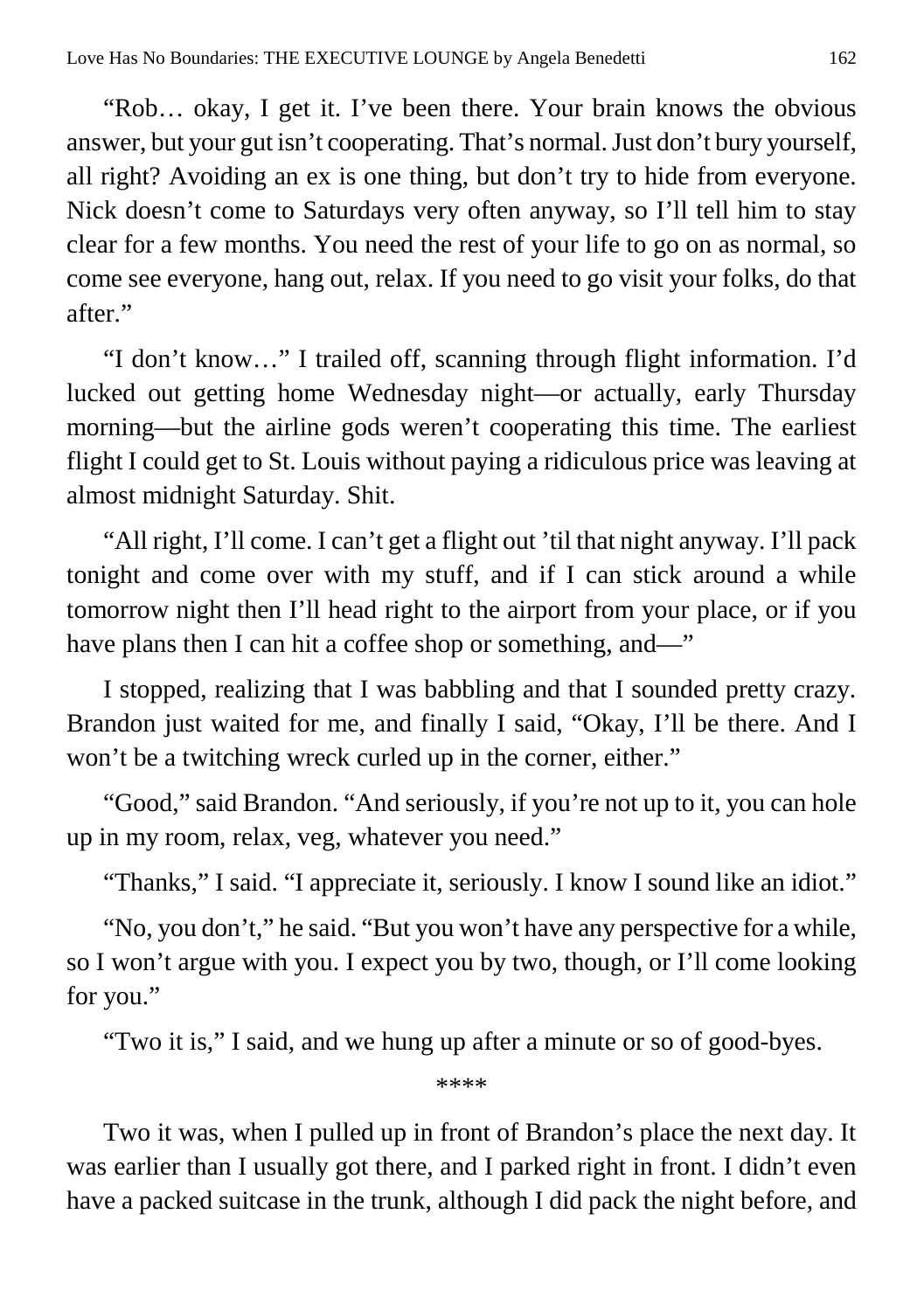"Rob… okay, I get it. I've been there. Your brain knows the obvious answer, but your gut isn't cooperating. That's normal. Just don't bury yourself, all right? Avoiding an ex is one thing, but don't try to hide from everyone. Nick doesn't come to Saturdays very often anyway, so I'll tell him to stay clear for a few months. You need the rest of your life to go on as normal, so come see everyone, hang out, relax. If you need to go visit your folks, do that after."

"I don't know…" I trailed off, scanning through flight information. I'd lucked out getting home Wednesday night—or actually, early Thursday morning—but the airline gods weren't cooperating this time. The earliest flight I could get to St. Louis without paying a ridiculous price was leaving at almost midnight Saturday. Shit.

"All right, I'll come. I can't get a flight out 'til that night anyway. I'll pack tonight and come over with my stuff, and if I can stick around a while tomorrow night then I'll head right to the airport from your place, or if you have plans then I can hit a coffee shop or something, and—"

I stopped, realizing that I was babbling and that I sounded pretty crazy. Brandon just waited for me, and finally I said, "Okay, I'll be there. And I won't be a twitching wreck curled up in the corner, either."

"Good," said Brandon. "And seriously, if you're not up to it, you can hole up in my room, relax, veg, whatever you need."

"Thanks," I said. "I appreciate it, seriously. I know I sound like an idiot."

"No, you don't," he said. "But you won't have any perspective for a while, so I won't argue with you. I expect you by two, though, or I'll come looking for you."

"Two it is," I said, and we hung up after a minute or so of good-byes.

\*\*\*\*

Two it was, when I pulled up in front of Brandon's place the next day. It was earlier than I usually got there, and I parked right in front. I didn't even have a packed suitcase in the trunk, although I did pack the night before, and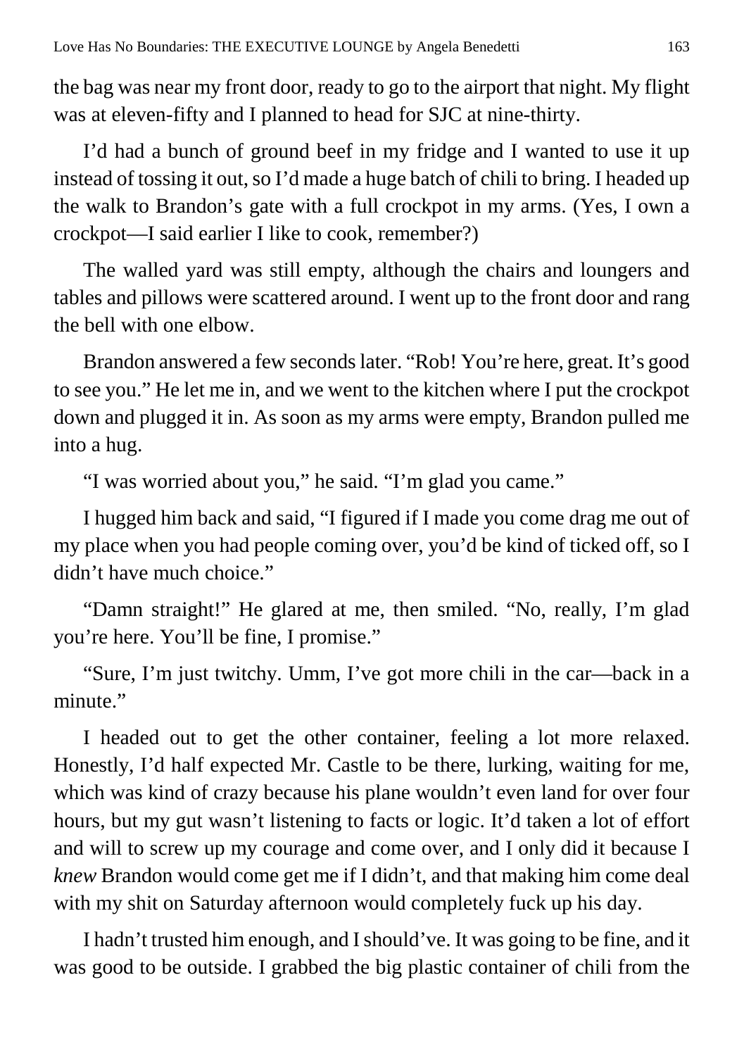the bag was near my front door, ready to go to the airport that night. My flight was at eleven-fifty and I planned to head for SJC at nine-thirty.

I'd had a bunch of ground beef in my fridge and I wanted to use it up instead of tossing it out, so I'd made a huge batch of chili to bring. I headed up the walk to Brandon's gate with a full crockpot in my arms. (Yes, I own a crockpot—I said earlier I like to cook, remember?)

The walled yard was still empty, although the chairs and loungers and tables and pillows were scattered around. I went up to the front door and rang the bell with one elbow.

Brandon answered a few seconds later. "Rob! You're here, great. It's good to see you." He let me in, and we went to the kitchen where I put the crockpot down and plugged it in. As soon as my arms were empty, Brandon pulled me into a hug.

"I was worried about you," he said. "I'm glad you came."

I hugged him back and said, "I figured if I made you come drag me out of my place when you had people coming over, you'd be kind of ticked off, so I didn't have much choice."

"Damn straight!" He glared at me, then smiled. "No, really, I'm glad you're here. You'll be fine, I promise."

"Sure, I'm just twitchy. Umm, I've got more chili in the car—back in a minute."

I headed out to get the other container, feeling a lot more relaxed. Honestly, I'd half expected Mr. Castle to be there, lurking, waiting for me, which was kind of crazy because his plane wouldn't even land for over four hours, but my gut wasn't listening to facts or logic. It'd taken a lot of effort and will to screw up my courage and come over, and I only did it because I *knew* Brandon would come get me if I didn't, and that making him come deal with my shit on Saturday afternoon would completely fuck up his day.

I hadn't trusted him enough, and I should've. It was going to be fine, and it was good to be outside. I grabbed the big plastic container of chili from the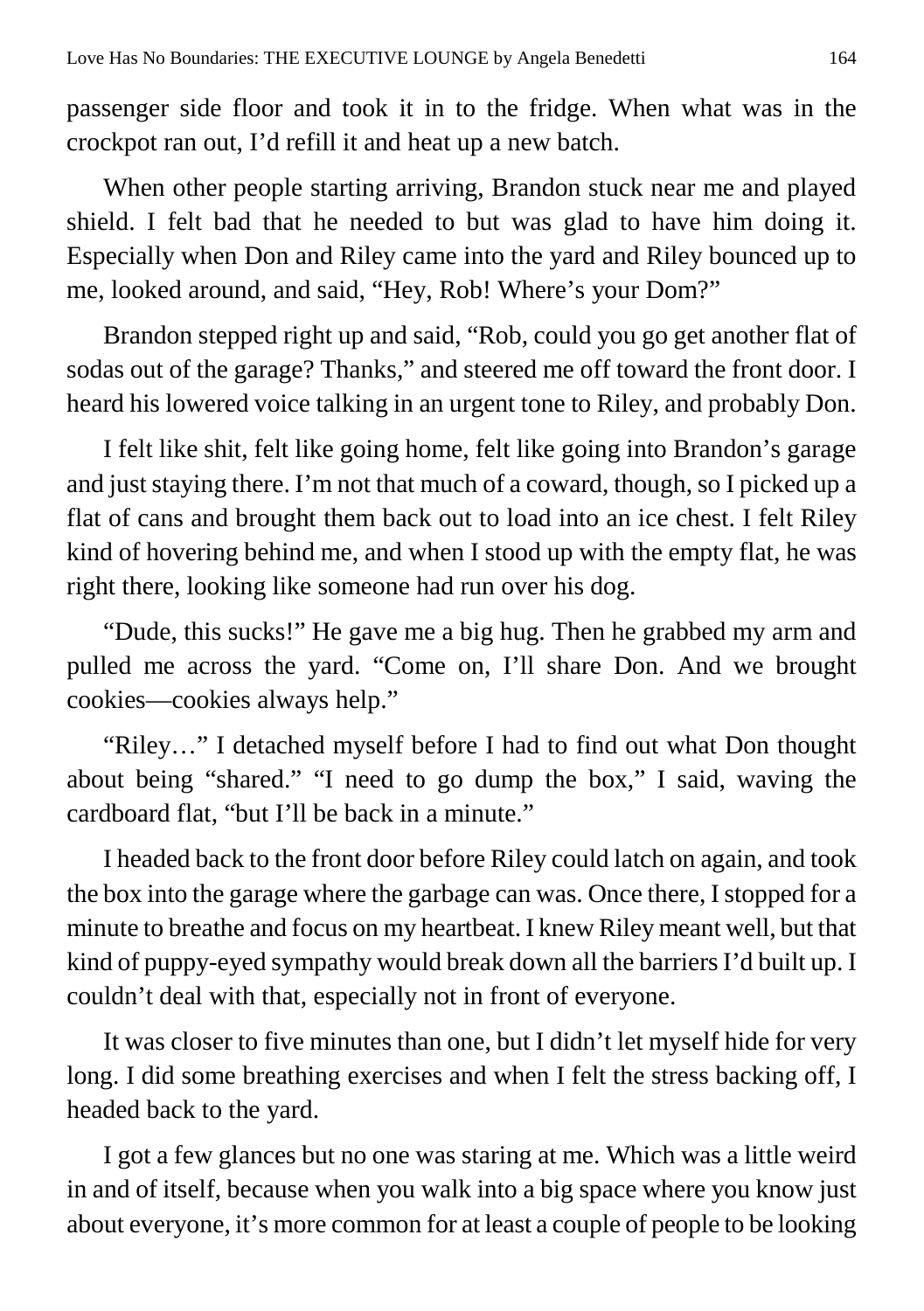passenger side floor and took it in to the fridge. When what was in the crockpot ran out, I'd refill it and heat up a new batch.

When other people starting arriving, Brandon stuck near me and played shield. I felt bad that he needed to but was glad to have him doing it. Especially when Don and Riley came into the yard and Riley bounced up to me, looked around, and said, "Hey, Rob! Where's your Dom?"

Brandon stepped right up and said, "Rob, could you go get another flat of sodas out of the garage? Thanks," and steered me off toward the front door. I heard his lowered voice talking in an urgent tone to Riley, and probably Don.

I felt like shit, felt like going home, felt like going into Brandon's garage and just staying there. I'm not that much of a coward, though, so I picked up a flat of cans and brought them back out to load into an ice chest. I felt Riley kind of hovering behind me, and when I stood up with the empty flat, he was right there, looking like someone had run over his dog.

"Dude, this sucks!" He gave me a big hug. Then he grabbed my arm and pulled me across the yard. "Come on, I'll share Don. And we brought cookies—cookies always help."

"Riley…" I detached myself before I had to find out what Don thought about being "shared." "I need to go dump the box," I said, waving the cardboard flat, "but I'll be back in a minute."

I headed back to the front door before Riley could latch on again, and took the box into the garage where the garbage can was. Once there, I stopped for a minute to breathe and focus on my heartbeat. I knew Riley meant well, but that kind of puppy-eyed sympathy would break down all the barriers I'd built up. I couldn't deal with that, especially not in front of everyone.

It was closer to five minutes than one, but I didn't let myself hide for very long. I did some breathing exercises and when I felt the stress backing off, I headed back to the yard.

I got a few glances but no one was staring at me. Which was a little weird in and of itself, because when you walk into a big space where you know just about everyone, it's more common for at least a couple of people to be looking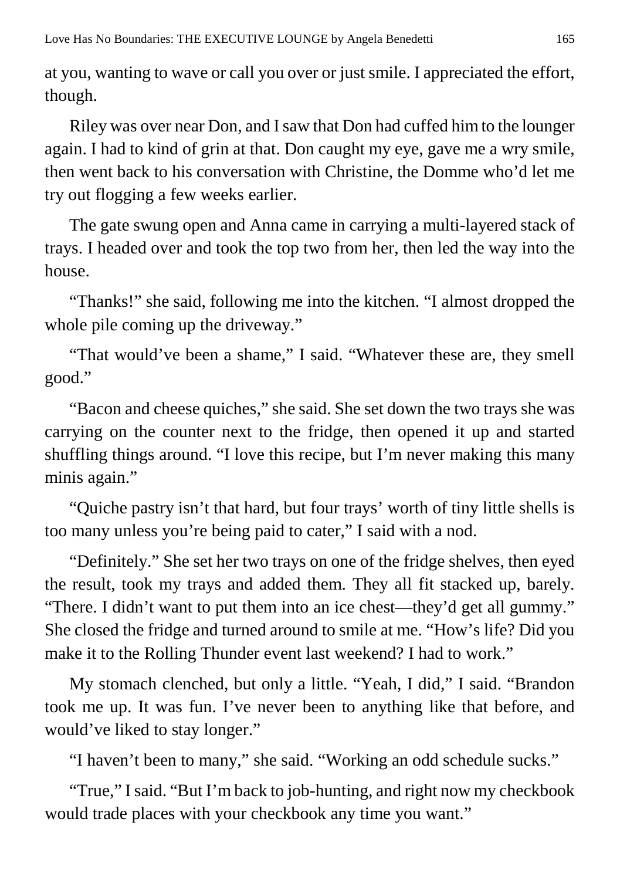at you, wanting to wave or call you over or just smile. I appreciated the effort, though.

Riley was over near Don, and I saw that Don had cuffed him to the lounger again. I had to kind of grin at that. Don caught my eye, gave me a wry smile, then went back to his conversation with Christine, the Domme who'd let me try out flogging a few weeks earlier.

The gate swung open and Anna came in carrying a multi-layered stack of trays. I headed over and took the top two from her, then led the way into the house.

"Thanks!" she said, following me into the kitchen. "I almost dropped the whole pile coming up the driveway."

"That would've been a shame," I said. "Whatever these are, they smell good."

"Bacon and cheese quiches," she said. She set down the two trays she was carrying on the counter next to the fridge, then opened it up and started shuffling things around. "I love this recipe, but I'm never making this many minis again."

"Quiche pastry isn't that hard, but four trays' worth of tiny little shells is too many unless you're being paid to cater," I said with a nod.

"Definitely." She set her two trays on one of the fridge shelves, then eyed the result, took my trays and added them. They all fit stacked up, barely. "There. I didn't want to put them into an ice chest—they'd get all gummy." She closed the fridge and turned around to smile at me. "How's life? Did you make it to the Rolling Thunder event last weekend? I had to work."

My stomach clenched, but only a little. "Yeah, I did," I said. "Brandon took me up. It was fun. I've never been to anything like that before, and would've liked to stay longer."

"I haven't been to many," she said. "Working an odd schedule sucks."

"True," I said. "But I'm back to job-hunting, and right now my checkbook would trade places with your checkbook any time you want."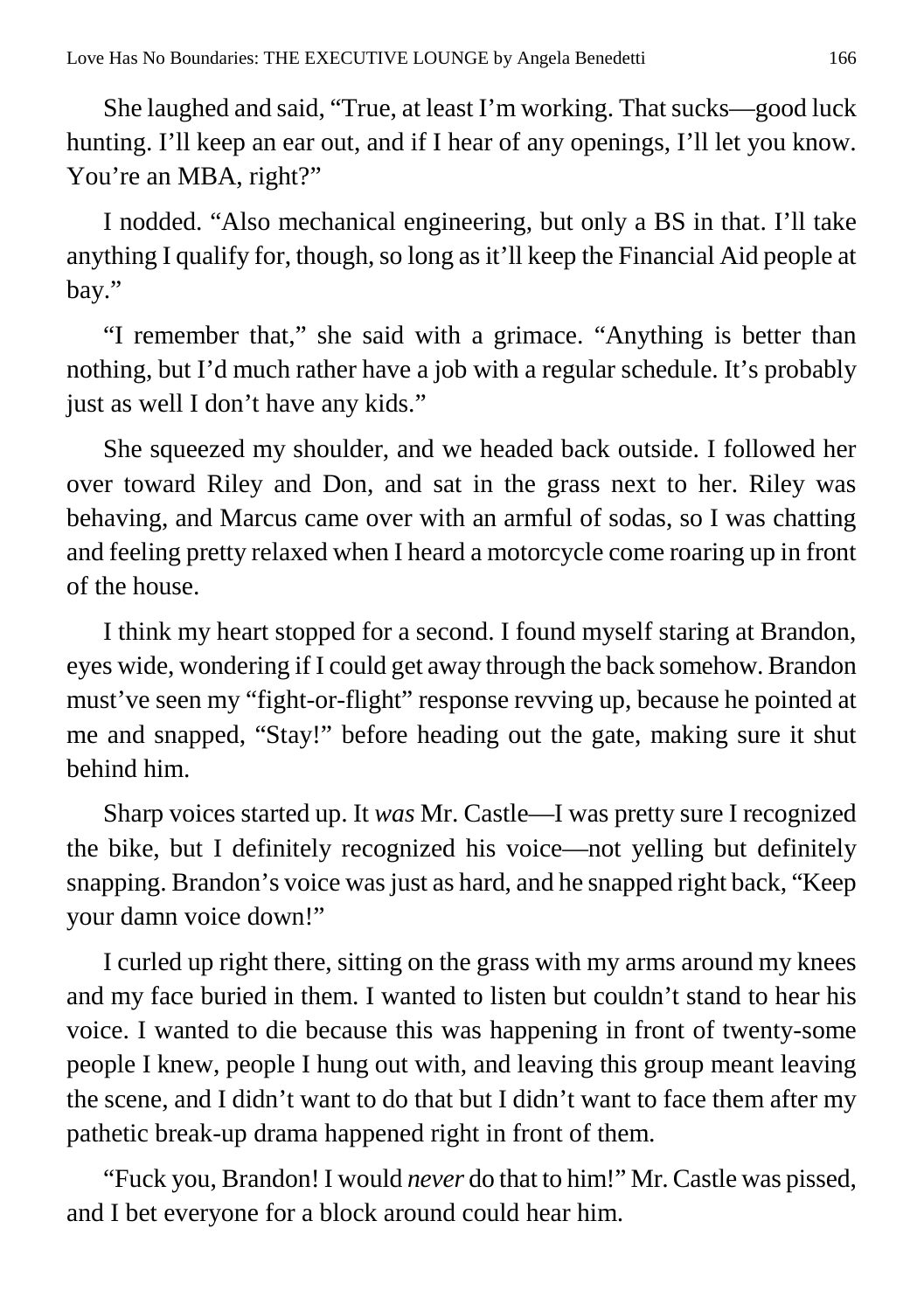She laughed and said, "True, at least I'm working. That sucks—good luck hunting. I'll keep an ear out, and if I hear of any openings, I'll let you know. You're an MBA, right?"

I nodded. "Also mechanical engineering, but only a BS in that. I'll take anything I qualify for, though, so long as it'll keep the Financial Aid people at bay."

"I remember that," she said with a grimace. "Anything is better than nothing, but I'd much rather have a job with a regular schedule. It's probably just as well I don't have any kids."

She squeezed my shoulder, and we headed back outside. I followed her over toward Riley and Don, and sat in the grass next to her. Riley was behaving, and Marcus came over with an armful of sodas, so I was chatting and feeling pretty relaxed when I heard a motorcycle come roaring up in front of the house.

I think my heart stopped for a second. I found myself staring at Brandon, eyes wide, wondering if I could get away through the back somehow. Brandon must've seen my "fight-or-flight" response revving up, because he pointed at me and snapped, "Stay!" before heading out the gate, making sure it shut behind him.

Sharp voices started up. It *was* Mr. Castle—I was pretty sure I recognized the bike, but I definitely recognized his voice—not yelling but definitely snapping. Brandon's voice was just as hard, and he snapped right back, "Keep your damn voice down!"

I curled up right there, sitting on the grass with my arms around my knees and my face buried in them. I wanted to listen but couldn't stand to hear his voice. I wanted to die because this was happening in front of twenty-some people I knew, people I hung out with, and leaving this group meant leaving the scene, and I didn't want to do that but I didn't want to face them after my pathetic break-up drama happened right in front of them.

"Fuck you, Brandon! I would *never* do that to him!" Mr. Castle was pissed, and I bet everyone for a block around could hear him.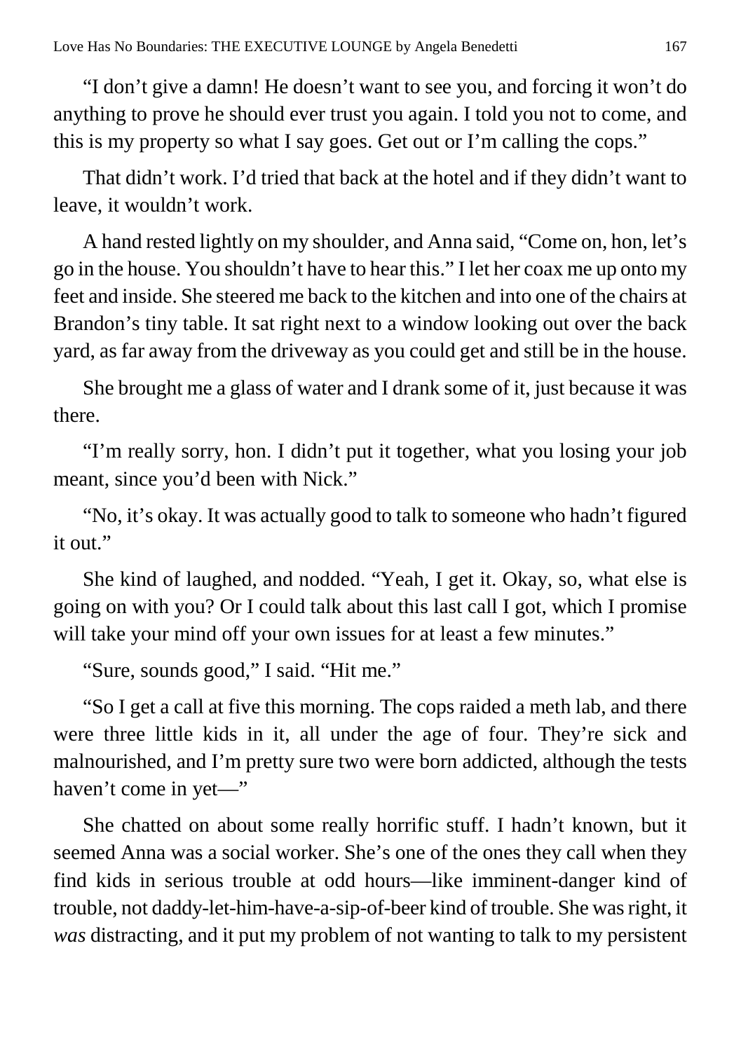"I don't give a damn! He doesn't want to see you, and forcing it won't do anything to prove he should ever trust you again. I told you not to come, and this is my property so what I say goes. Get out or I'm calling the cops."

That didn't work. I'd tried that back at the hotel and if they didn't want to leave, it wouldn't work.

A hand rested lightly on my shoulder, and Anna said, "Come on, hon, let's go in the house. You shouldn't have to hear this." I let her coax me up onto my feet and inside. She steered me back to the kitchen and into one of the chairs at Brandon's tiny table. It sat right next to a window looking out over the back yard, as far away from the driveway as you could get and still be in the house.

She brought me a glass of water and I drank some of it, just because it was there.

"I'm really sorry, hon. I didn't put it together, what you losing your job meant, since you'd been with Nick."

"No, it's okay. It was actually good to talk to someone who hadn't figured it out."

She kind of laughed, and nodded. "Yeah, I get it. Okay, so, what else is going on with you? Or I could talk about this last call I got, which I promise will take your mind off your own issues for at least a few minutes."

"Sure, sounds good," I said. "Hit me."

"So I get a call at five this morning. The cops raided a meth lab, and there were three little kids in it, all under the age of four. They're sick and malnourished, and I'm pretty sure two were born addicted, although the tests haven't come in yet—"

She chatted on about some really horrific stuff. I hadn't known, but it seemed Anna was a social worker. She's one of the ones they call when they find kids in serious trouble at odd hours—like imminent-danger kind of trouble, not daddy-let-him-have-a-sip-of-beer kind of trouble. She was right, it *was* distracting, and it put my problem of not wanting to talk to my persistent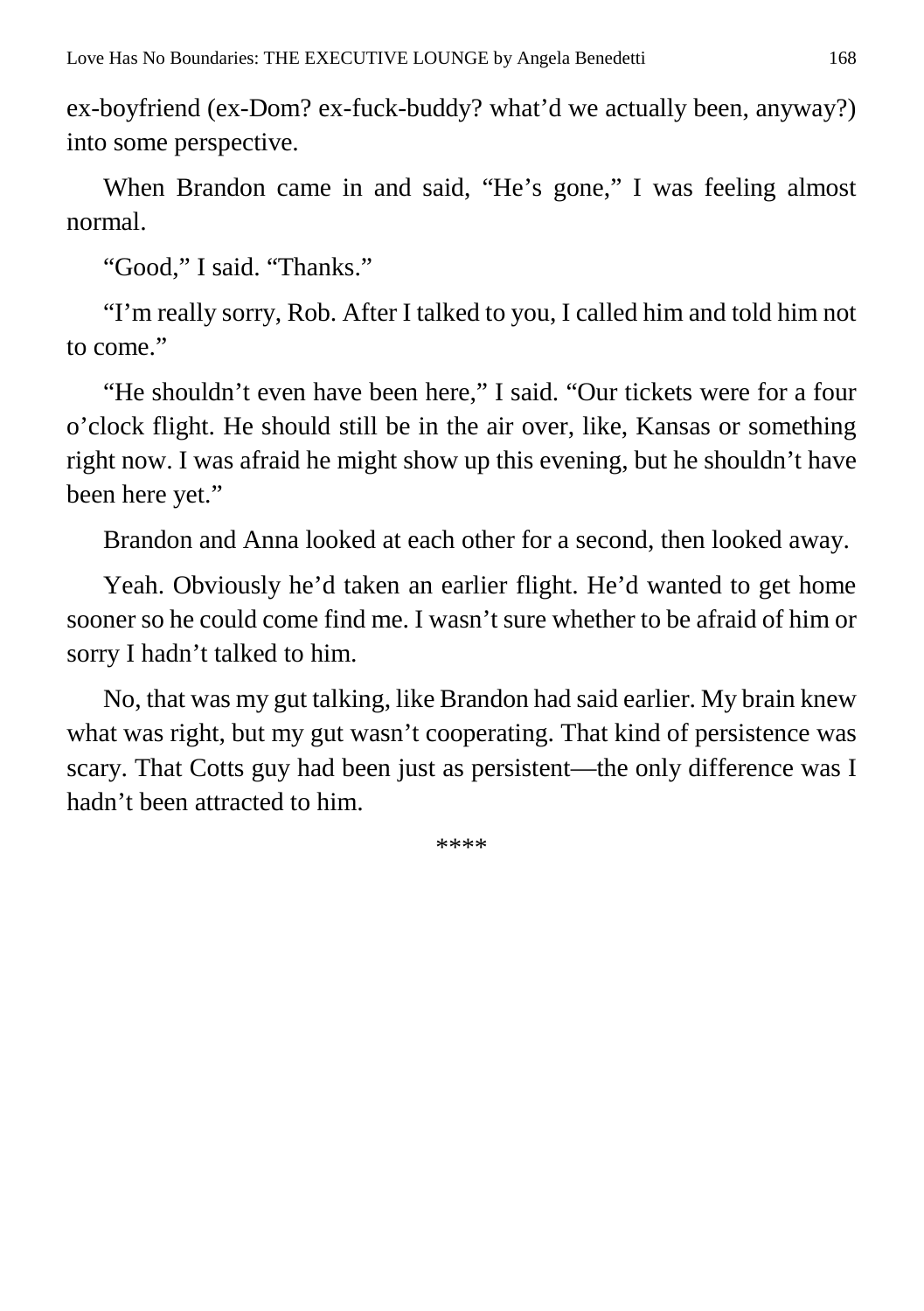ex-boyfriend (ex-Dom? ex-fuck-buddy? what'd we actually been, anyway?) into some perspective.

When Brandon came in and said, "He's gone," I was feeling almost normal.

"Good," I said. "Thanks."

"I'm really sorry, Rob. After I talked to you, I called him and told him not to come."

"He shouldn't even have been here," I said. "Our tickets were for a four o'clock flight. He should still be in the air over, like, Kansas or something right now. I was afraid he might show up this evening, but he shouldn't have been here yet."

Brandon and Anna looked at each other for a second, then looked away.

Yeah. Obviously he'd taken an earlier flight. He'd wanted to get home sooner so he could come find me. I wasn't sure whether to be afraid of him or sorry I hadn't talked to him.

No, that was my gut talking, like Brandon had said earlier. My brain knew what was right, but my gut wasn't cooperating. That kind of persistence was scary. That Cotts guy had been just as persistent—the only difference was I hadn't been attracted to him.

****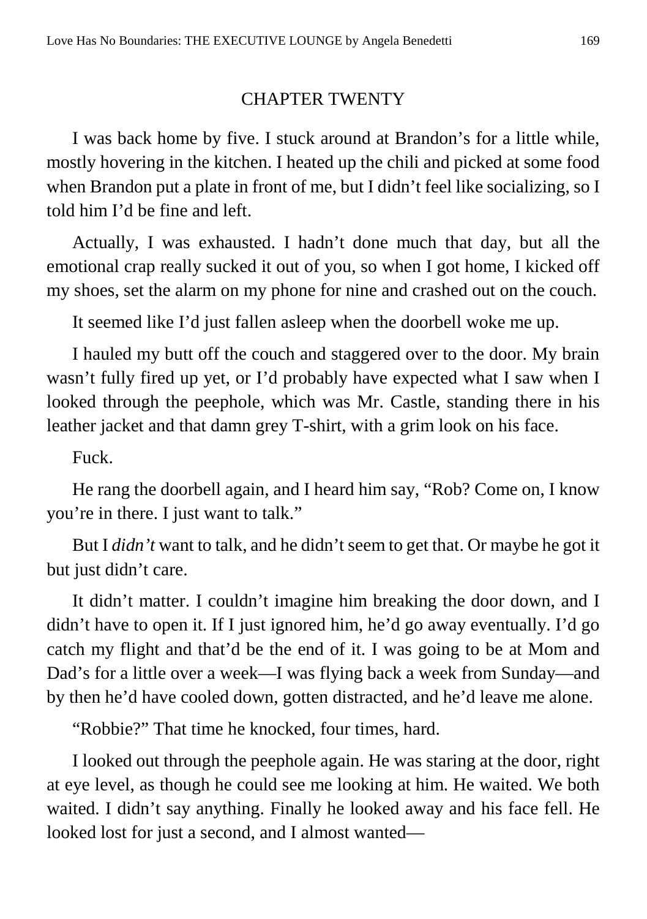## CHAPTER TWENTY

I was back home by five. I stuck around at Brandon's for a little while, mostly hovering in the kitchen. I heated up the chili and picked at some food when Brandon put a plate in front of me, but I didn't feel like socializing, so I told him I'd be fine and left.

Actually, I was exhausted. I hadn't done much that day, but all the emotional crap really sucked it out of you, so when I got home, I kicked off my shoes, set the alarm on my phone for nine and crashed out on the couch.

It seemed like I'd just fallen asleep when the doorbell woke me up.

I hauled my butt off the couch and staggered over to the door. My brain wasn't fully fired up yet, or I'd probably have expected what I saw when I looked through the peephole, which was Mr. Castle, standing there in his leather jacket and that damn grey T-shirt, with a grim look on his face.

Fuck.

He rang the doorbell again, and I heard him say, "Rob? Come on, I know you're in there. I just want to talk."

But I *didn't* want to talk, and he didn't seem to get that. Or maybe he got it but just didn't care.

It didn't matter. I couldn't imagine him breaking the door down, and I didn't have to open it. If I just ignored him, he'd go away eventually. I'd go catch my flight and that'd be the end of it. I was going to be at Mom and Dad's for a little over a week—I was flying back a week from Sunday—and by then he'd have cooled down, gotten distracted, and he'd leave me alone.

"Robbie?" That time he knocked, four times, hard.

I looked out through the peephole again. He was staring at the door, right at eye level, as though he could see me looking at him. He waited. We both waited. I didn't say anything. Finally he looked away and his face fell. He looked lost for just a second, and I almost wanted—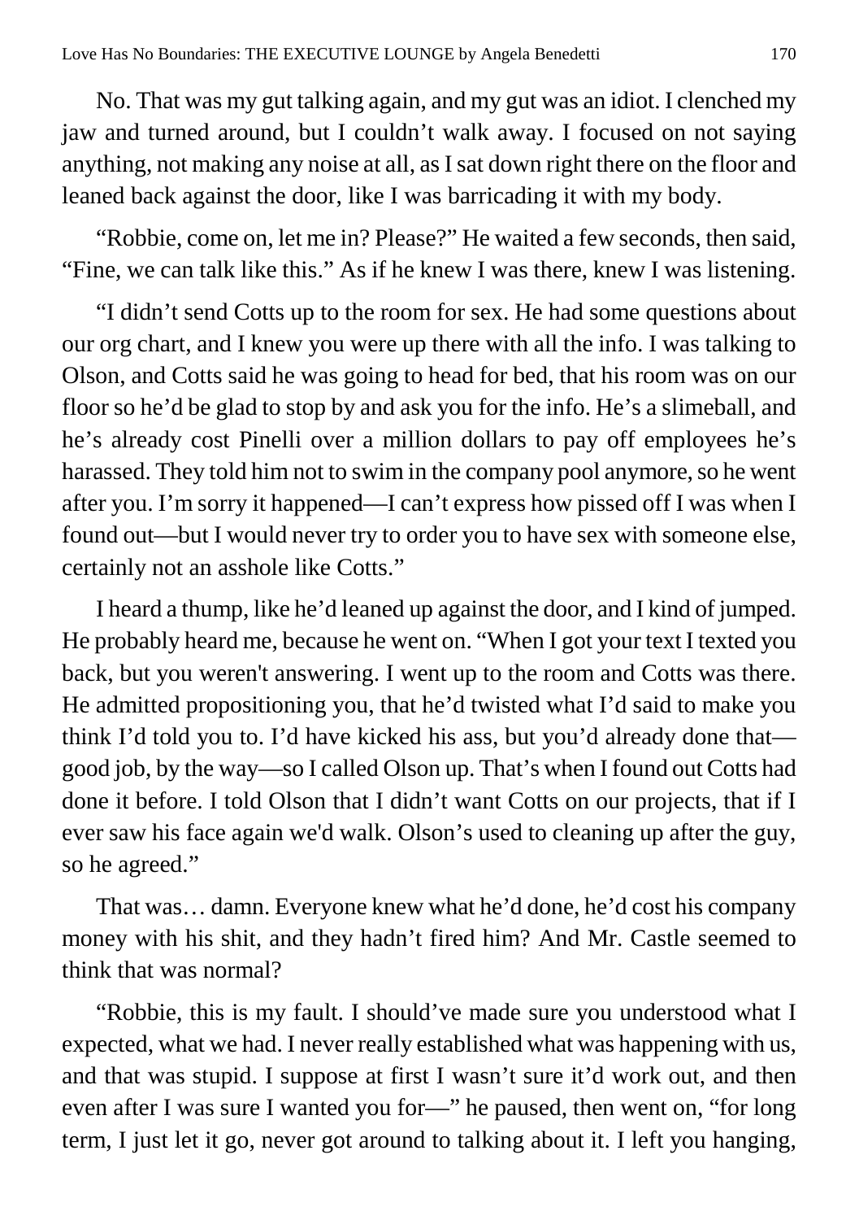No. That was my gut talking again, and my gut was an idiot. I clenched my jaw and turned around, but I couldn't walk away. I focused on not saying anything, not making any noise at all, as I sat down right there on the floor and leaned back against the door, like I was barricading it with my body.

"Robbie, come on, let me in? Please?" He waited a few seconds, then said, "Fine, we can talk like this." As if he knew I was there, knew I was listening.

"I didn't send Cotts up to the room for sex. He had some questions about our org chart, and I knew you were up there with all the info. I was talking to Olson, and Cotts said he was going to head for bed, that his room was on our floor so he'd be glad to stop by and ask you for the info. He's a slimeball, and he's already cost Pinelli over a million dollars to pay off employees he's harassed. They told him not to swim in the company pool anymore, so he went after you. I'm sorry it happened—I can't express how pissed off I was when I found out—but I would never try to order you to have sex with someone else, certainly not an asshole like Cotts."

I heard a thump, like he'd leaned up against the door, and I kind of jumped. He probably heard me, because he went on. "When I got your text I texted you back, but you weren't answering. I went up to the room and Cotts was there. He admitted propositioning you, that he'd twisted what I'd said to make you think I'd told you to. I'd have kicked his ass, but you'd already done that—good job, by the way—so I called Olson up. That's when I found out Cotts had done it before. I told Olson that I didn't want Cotts on our projects, that if I ever saw his face again we'd walk. Olson's used to cleaning up after the guy, so he agreed."

That was… damn. Everyone knew what he'd done, he'd cost his company money with his shit, and they hadn't fired him? And Mr. Castle seemed to think that was normal?

"Robbie, this is my fault. I should've made sure you understood what I expected, what we had. I never really established what was happening with us, and that was stupid. I suppose at first I wasn't sure it'd work out, and then even after I was sure I wanted you for—" he paused, then went on, "for long term, I just let it go, never got around to talking about it. I left you hanging,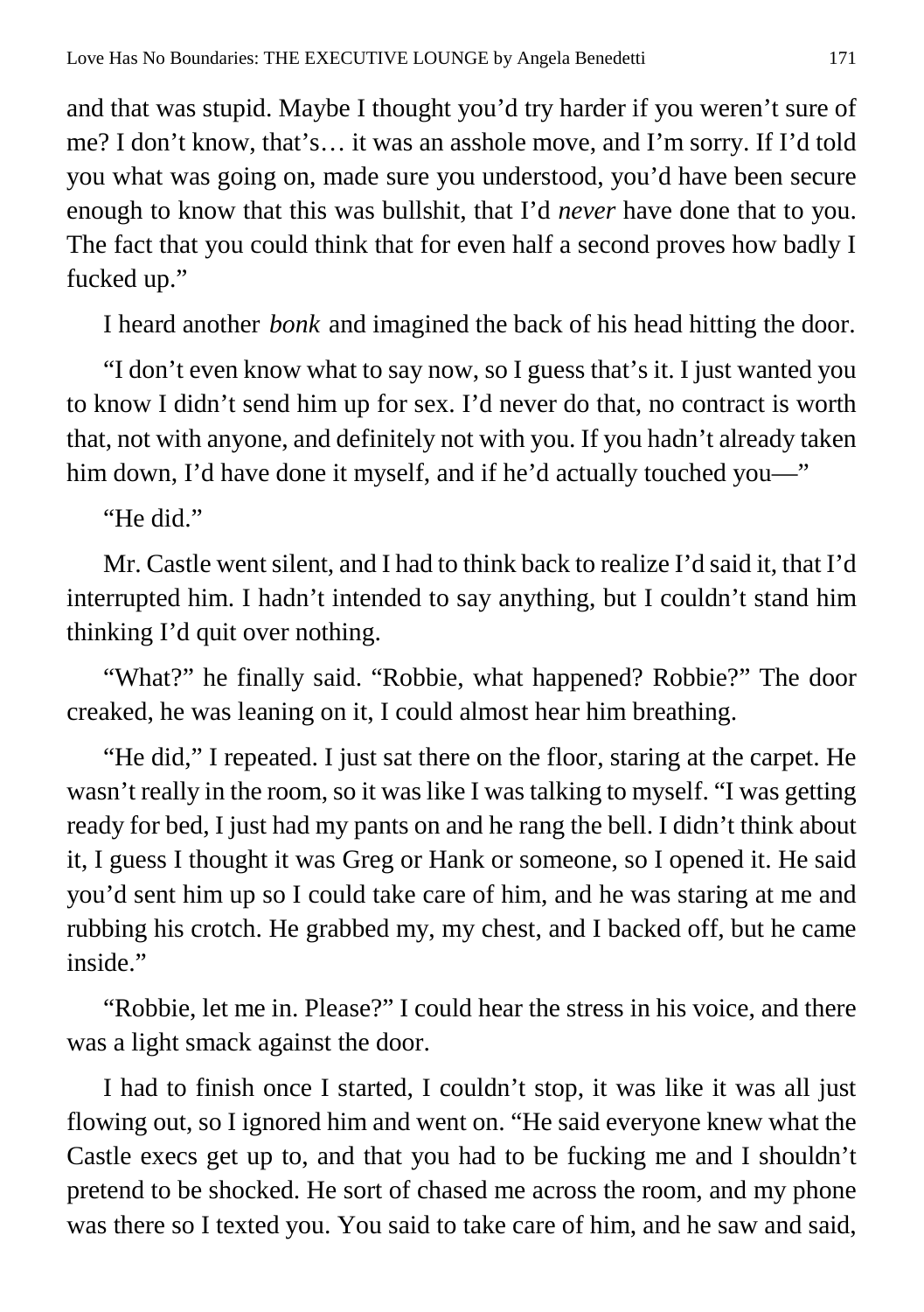and that was stupid. Maybe I thought you'd try harder if you weren't sure of me? I don't know, that's… it was an asshole move, and I'm sorry. If I'd told you what was going on, made sure you understood, you'd have been secure enough to know that this was bullshit, that I'd *never* have done that to you. The fact that you could think that for even half a second proves how badly I fucked up."

I heard another *bonk* and imagined the back of his head hitting the door.

"I don't even know what to say now, so I guess that's it. I just wanted you to know I didn't send him up for sex. I'd never do that, no contract is worth that, not with anyone, and definitely not with you. If you hadn't already taken him down, I'd have done it myself, and if he'd actually touched you—"

"He did."

Mr. Castle went silent, and I had to think back to realize I'd said it, that I'd interrupted him. I hadn't intended to say anything, but I couldn't stand him thinking I'd quit over nothing.

"What?" he finally said. "Robbie, what happened? Robbie?" The door creaked, he was leaning on it, I could almost hear him breathing.

"He did," I repeated. I just sat there on the floor, staring at the carpet. He wasn't really in the room, so it was like I was talking to myself. "I was getting ready for bed, I just had my pants on and he rang the bell. I didn't think about it, I guess I thought it was Greg or Hank or someone, so I opened it. He said you'd sent him up so I could take care of him, and he was staring at me and rubbing his crotch. He grabbed my, my chest, and I backed off, but he came inside."

"Robbie, let me in. Please?" I could hear the stress in his voice, and there was a light smack against the door.

I had to finish once I started, I couldn't stop, it was like it was all just flowing out, so I ignored him and went on. "He said everyone knew what the Castle execs get up to, and that you had to be fucking me and I shouldn't pretend to be shocked. He sort of chased me across the room, and my phone was there so I texted you. You said to take care of him, and he saw and said,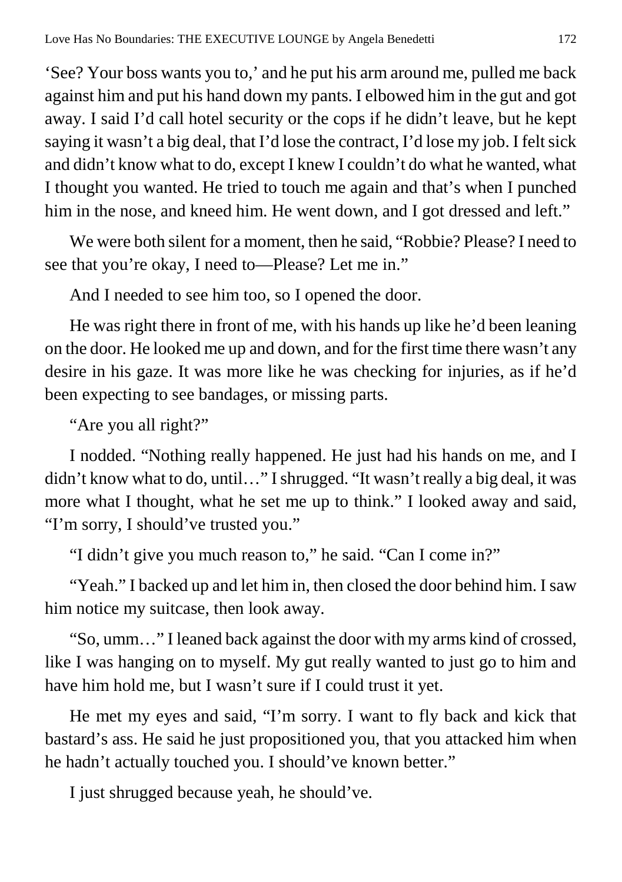'See? Your boss wants you to,' and he put his arm around me, pulled me back against him and put his hand down my pants. I elbowed him in the gut and got away. I said I'd call hotel security or the cops if he didn't leave, but he kept saying it wasn't a big deal, that I'd lose the contract, I'd lose my job. I felt sick and didn't know what to do, except I knew I couldn't do what he wanted, what I thought you wanted. He tried to touch me again and that's when I punched him in the nose, and kneed him. He went down, and I got dressed and left."

We were both silent for a moment, then he said, "Robbie? Please? I need to see that you're okay, I need to—Please? Let me in."

And I needed to see him too, so I opened the door.

He was right there in front of me, with his hands up like he'd been leaning on the door. He looked me up and down, and for the first time there wasn't any desire in his gaze. It was more like he was checking for injuries, as if he'd been expecting to see bandages, or missing parts.

"Are you all right?"

I nodded. "Nothing really happened. He just had his hands on me, and I didn't know what to do, until…" I shrugged. "It wasn't really a big deal, it was more what I thought, what he set me up to think." I looked away and said, "I'm sorry, I should've trusted you."

"I didn't give you much reason to," he said. "Can I come in?"

"Yeah." I backed up and let him in, then closed the door behind him. I saw him notice my suitcase, then look away.

"So, umm…" I leaned back against the door with my arms kind of crossed, like I was hanging on to myself. My gut really wanted to just go to him and have him hold me, but I wasn't sure if I could trust it yet.

He met my eyes and said, "I'm sorry. I want to fly back and kick that bastard's ass. He said he just propositioned you, that you attacked him when he hadn't actually touched you. I should've known better."

I just shrugged because yeah, he should've.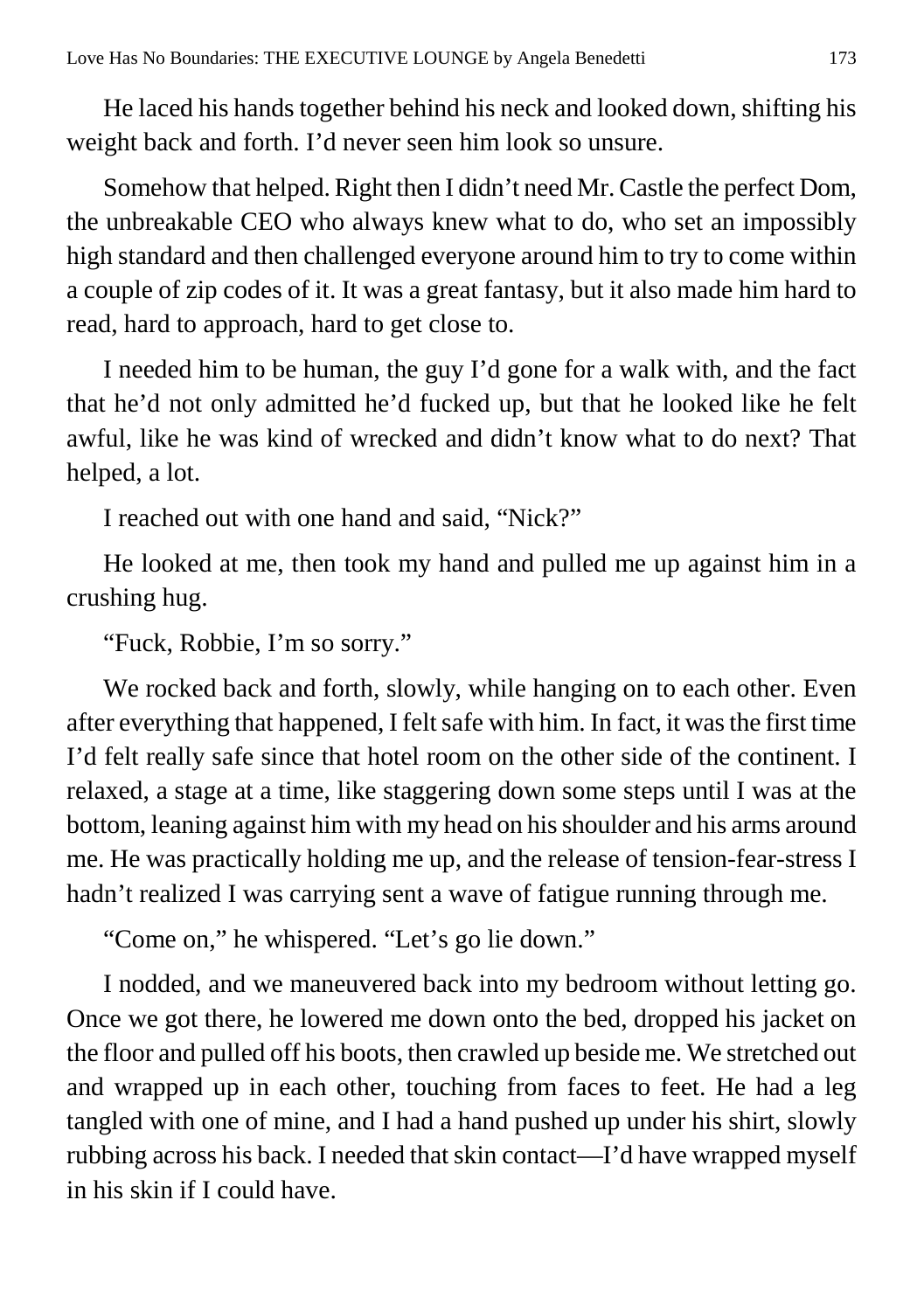He laced his hands together behind his neck and looked down, shifting his weight back and forth. I'd never seen him look so unsure.

Somehow that helped. Right then I didn't need Mr. Castle the perfect Dom, the unbreakable CEO who always knew what to do, who set an impossibly high standard and then challenged everyone around him to try to come within a couple of zip codes of it. It was a great fantasy, but it also made him hard to read, hard to approach, hard to get close to.

I needed him to be human, the guy I'd gone for a walk with, and the fact that he'd not only admitted he'd fucked up, but that he looked like he felt awful, like he was kind of wrecked and didn't know what to do next? That helped, a lot.

I reached out with one hand and said, "Nick?"

He looked at me, then took my hand and pulled me up against him in a crushing hug.

"Fuck, Robbie, I'm so sorry."

We rocked back and forth, slowly, while hanging on to each other. Even after everything that happened, I felt safe with him. In fact, it was the first time I'd felt really safe since that hotel room on the other side of the continent. I relaxed, a stage at a time, like staggering down some steps until I was at the bottom, leaning against him with my head on his shoulder and his arms around me. He was practically holding me up, and the release of tension-fear-stress I hadn't realized I was carrying sent a wave of fatigue running through me.

"Come on," he whispered. "Let's go lie down."

I nodded, and we maneuvered back into my bedroom without letting go. Once we got there, he lowered me down onto the bed, dropped his jacket on the floor and pulled off his boots, then crawled up beside me. We stretched out and wrapped up in each other, touching from faces to feet. He had a leg tangled with one of mine, and I had a hand pushed up under his shirt, slowly rubbing across his back. I needed that skin contact—I'd have wrapped myself in his skin if I could have.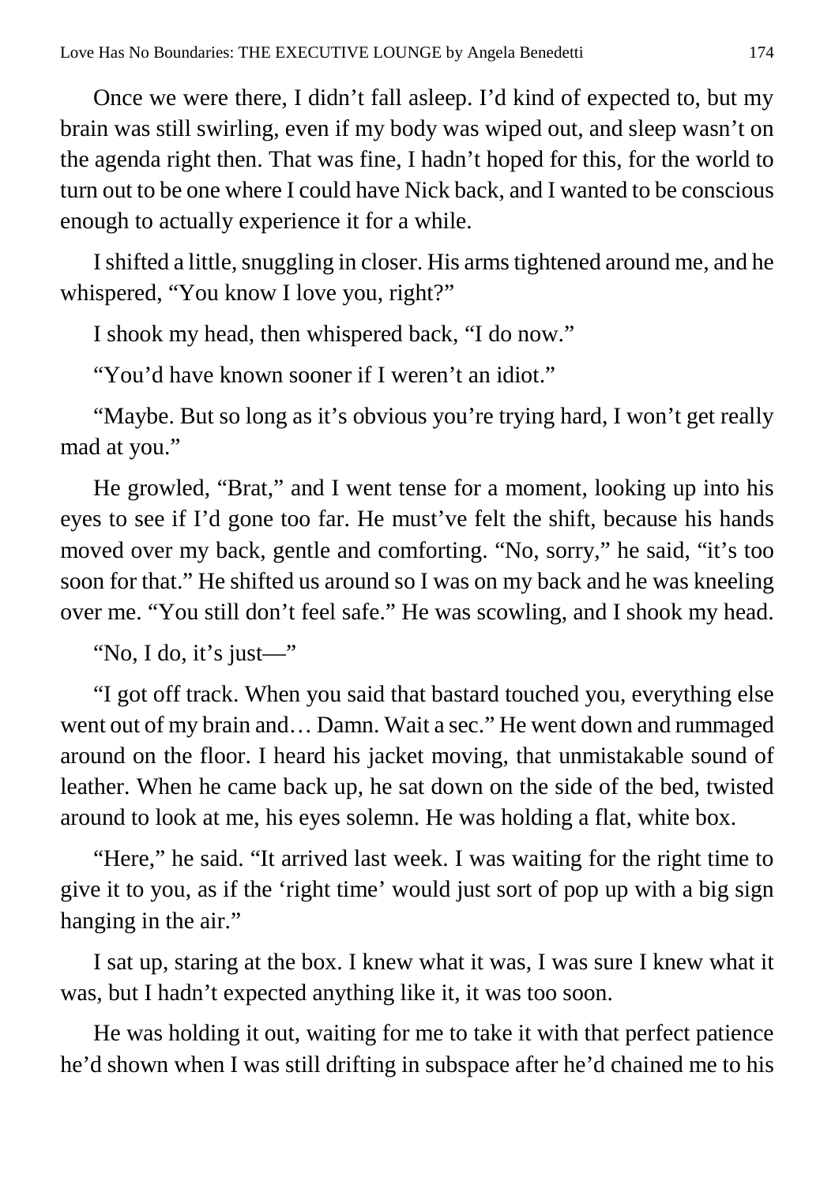Once we were there, I didn't fall asleep. I'd kind of expected to, but my brain was still swirling, even if my body was wiped out, and sleep wasn't on the agenda right then. That was fine, I hadn't hoped for this, for the world to turn out to be one where I could have Nick back, and I wanted to be conscious enough to actually experience it for a while.

I shifted a little, snuggling in closer. His arms tightened around me, and he whispered, "You know I love you, right?"

I shook my head, then whispered back, "I do now."

"You'd have known sooner if I weren't an idiot."

"Maybe. But so long as it's obvious you're trying hard, I won't get really mad at you."

He growled, "Brat," and I went tense for a moment, looking up into his eyes to see if I'd gone too far. He must've felt the shift, because his hands moved over my back, gentle and comforting. "No, sorry," he said, "it's too soon for that." He shifted us around so I was on my back and he was kneeling over me. "You still don't feel safe." He was scowling, and I shook my head.

"No, I do, it's just—"

"I got off track. When you said that bastard touched you, everything else went out of my brain and… Damn. Wait a sec." He went down and rummaged around on the floor. I heard his jacket moving, that unmistakable sound of leather. When he came back up, he sat down on the side of the bed, twisted around to look at me, his eyes solemn. He was holding a flat, white box.

"Here," he said. "It arrived last week. I was waiting for the right time to give it to you, as if the 'right time' would just sort of pop up with a big sign hanging in the air."

I sat up, staring at the box. I knew what it was, I was sure I knew what it was, but I hadn't expected anything like it, it was too soon.

He was holding it out, waiting for me to take it with that perfect patience he'd shown when I was still drifting in subspace after he'd chained me to his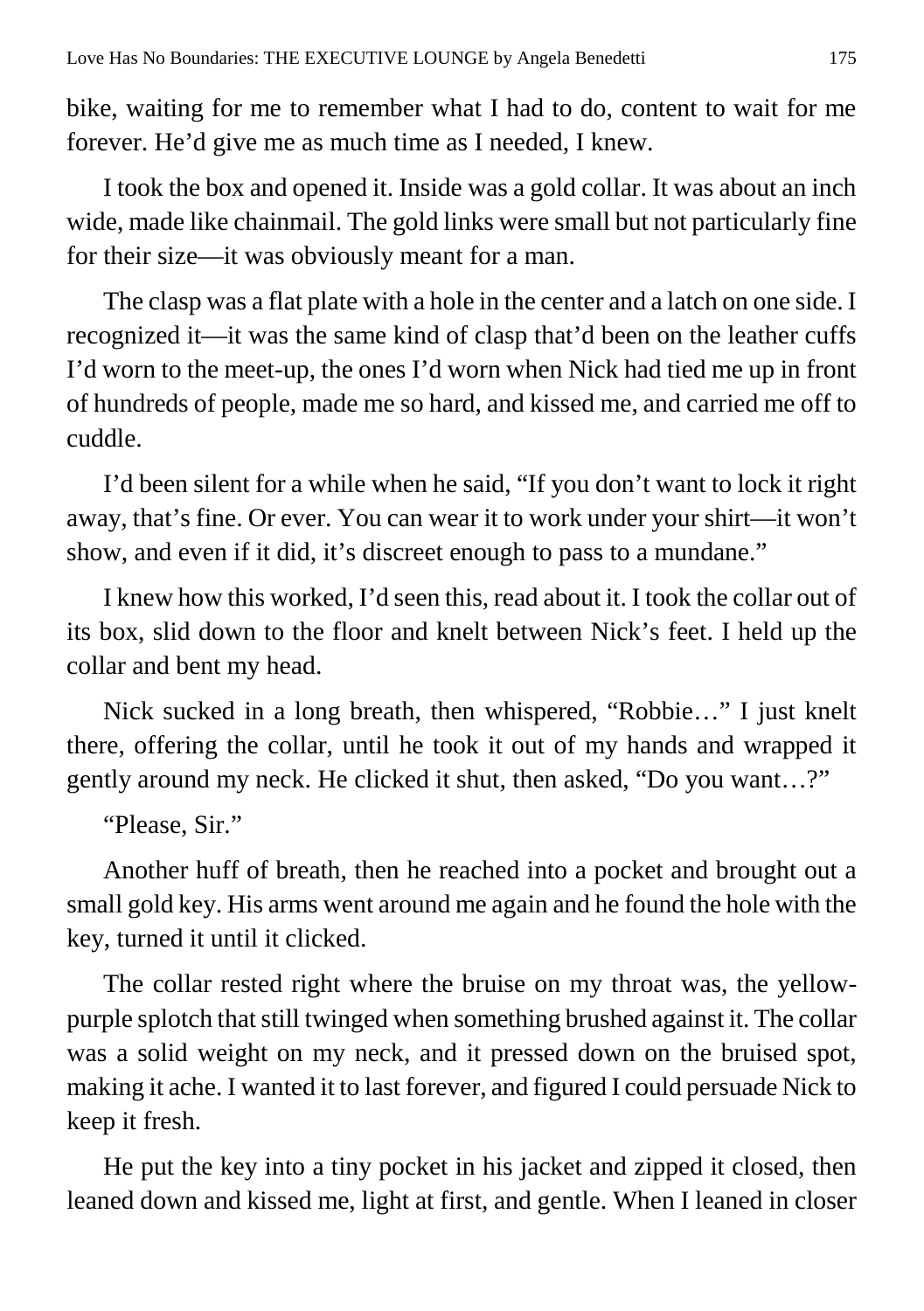bike, waiting for me to remember what I had to do, content to wait for me forever. He'd give me as much time as I needed, I knew.

I took the box and opened it. Inside was a gold collar. It was about an inch wide, made like chainmail. The gold links were small but not particularly fine for their size—it was obviously meant for a man.

The clasp was a flat plate with a hole in the center and a latch on one side. I recognized it—it was the same kind of clasp that'd been on the leather cuffs I'd worn to the meet-up, the ones I'd worn when Nick had tied me up in front of hundreds of people, made me so hard, and kissed me, and carried me off to cuddle.

I'd been silent for a while when he said, "If you don't want to lock it right away, that's fine. Or ever. You can wear it to work under your shirt—it won't show, and even if it did, it's discreet enough to pass to a mundane."

I knew how this worked, I'd seen this, read about it. I took the collar out of its box, slid down to the floor and knelt between Nick's feet. I held up the collar and bent my head.

Nick sucked in a long breath, then whispered, "Robbie…" I just knelt there, offering the collar, until he took it out of my hands and wrapped it gently around my neck. He clicked it shut, then asked, "Do you want…?"

"Please, Sir."

Another huff of breath, then he reached into a pocket and brought out a small gold key. His arms went around me again and he found the hole with the key, turned it until it clicked.

The collar rested right where the bruise on my throat was, the yellow-purple splotch that still twinged when something brushed against it. The collar was a solid weight on my neck, and it pressed down on the bruised spot, making it ache. I wanted it to last forever, and figured I could persuade Nick to keep it fresh.

He put the key into a tiny pocket in his jacket and zipped it closed, then leaned down and kissed me, light at first, and gentle. When I leaned in closer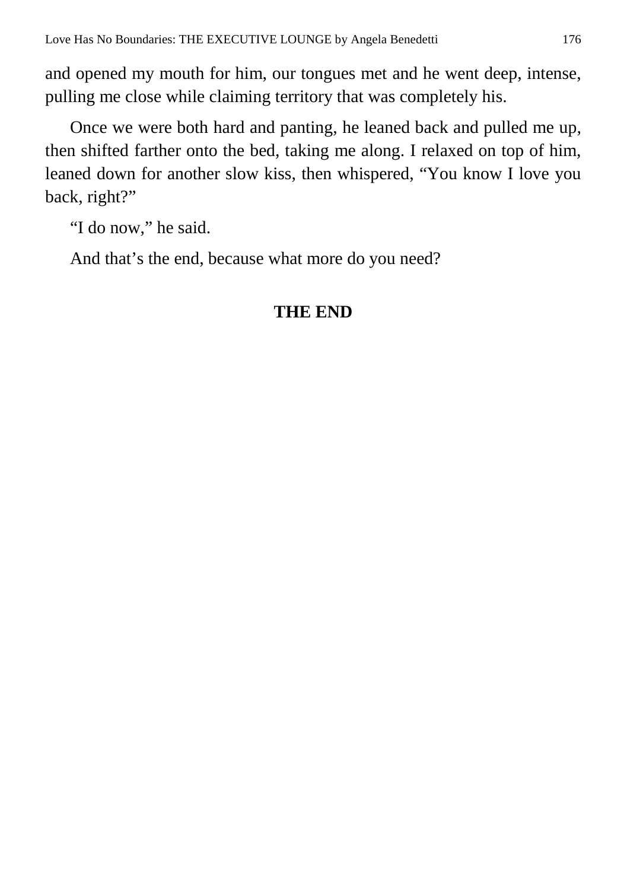and opened my mouth for him, our tongues met and he went deep, intense, pulling me close while claiming territory that was completely his.

Once we were both hard and panting, he leaned back and pulled me up, then shifted farther onto the bed, taking me along. I relaxed on top of him, leaned down for another slow kiss, then whispered, “You know I love you back, right?”

“I do now,” he said.

And that’s the end, because what more do you need?

**THE END**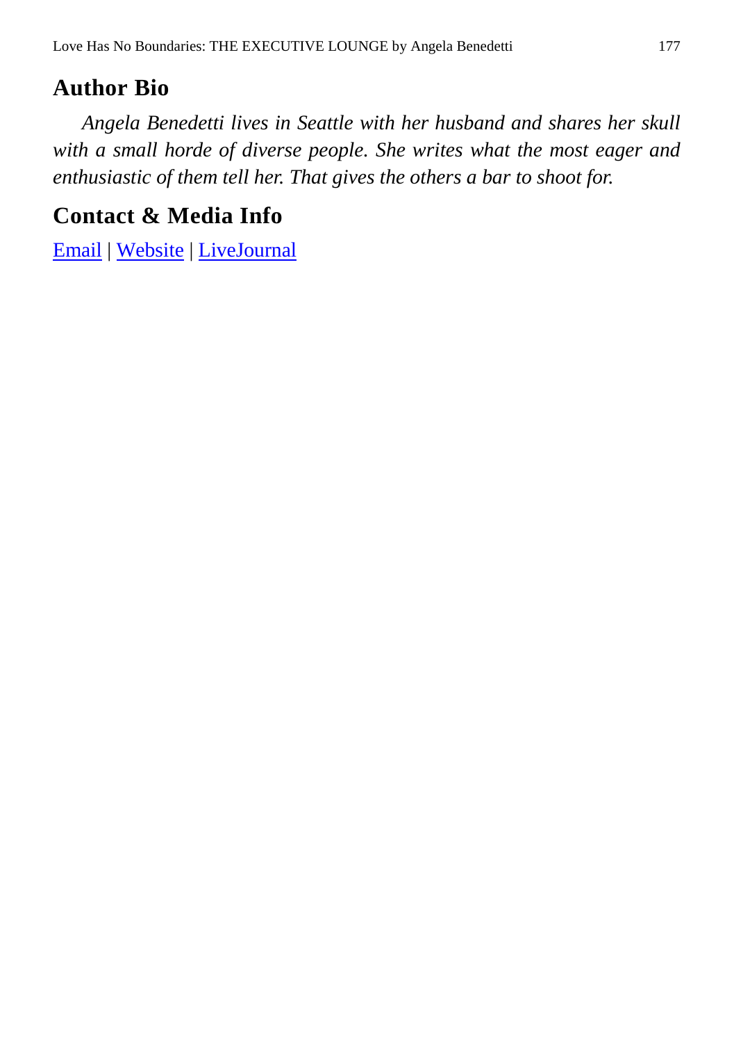## Author Bio

*Angela Benedetti lives in Seattle with her husband and shares her skull with a small horde of diverse people. She writes what the most eager and enthusiastic of them tell her. That gives the others a bar to shoot for.*

## Contact & Media Info

Email | Website | LiveJournal